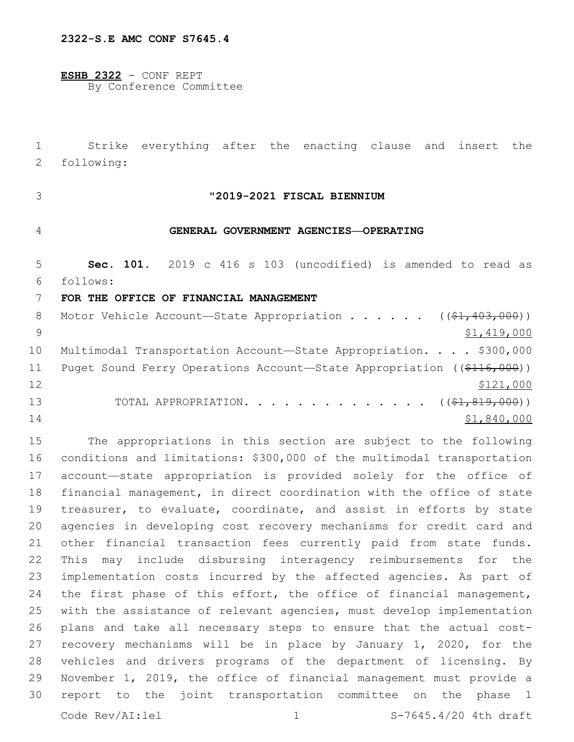2322-S.E AMC CONF S7645.4

**ESHB 2322** - CONF REPT
By Conference Committee

Strike everything after the enacting clause and insert the following:

## "2019-2021 FISCAL BIENNIUM

## GENERAL GOVERNMENT AGENCIES—OPERATING

**Sec. 101.** 2019 c 416 s 103 (uncodified) is amended to read as follows:

**FOR THE OFFICE OF FINANCIAL MANAGEMENT**

Motor Vehicle Account—State Appropriation . . . . . . ((~~$1,403,000~~))
$1,419,000

Multimodal Transportation Account—State Appropriation. . . . $300,000

Puget Sound Ferry Operations Account—State Appropriation ((~~$116,000~~))
$121,000

TOTAL APPROPRIATION. . . . . . . . . . . . . . ((~~$1,819,000~~))
$1,840,000

The appropriations in this section are subject to the following conditions and limitations: $300,000 of the multimodal transportation account—state appropriation is provided solely for the office of financial management, in direct coordination with the office of state treasurer, to evaluate, coordinate, and assist in efforts by state agencies in developing cost recovery mechanisms for credit card and other financial transaction fees currently paid from state funds. This may include disbursing interagency reimbursements for the implementation costs incurred by the affected agencies. As part of the first phase of this effort, the office of financial management, with the assistance of relevant agencies, must develop implementation plans and take all necessary steps to ensure that the actual cost-recovery mechanisms will be in place by January 1, 2020, for the vehicles and drivers programs of the department of licensing. By November 1, 2019, the office of financial management must provide a report to the joint transportation committee on the phase 1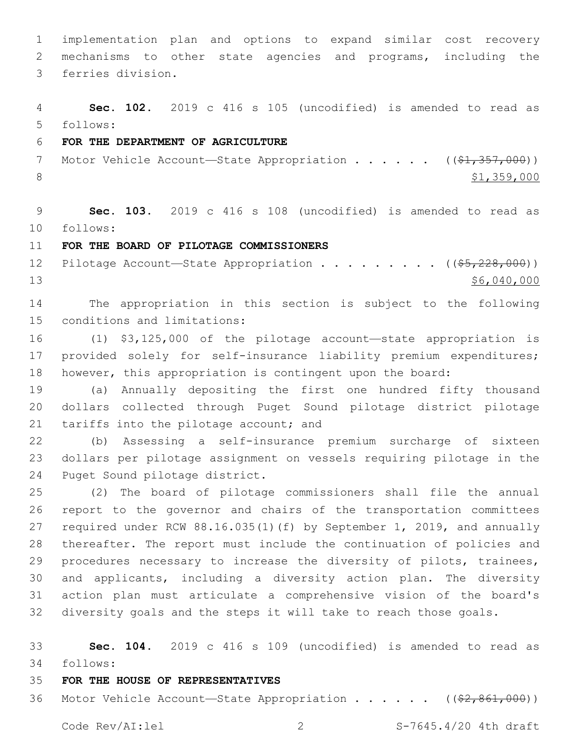implementation plan and options to expand similar cost recovery mechanisms to other state agencies and programs, including the ferries division.

**Sec. 102.** 2019 c 416 s 105 (uncodified) is amended to read as follows:

**FOR THE DEPARTMENT OF AGRICULTURE**

Motor Vehicle Account—State Appropriation . . . . . . (( ~~$1,357,000~~ ))
$1,359,000

**Sec. 103.** 2019 c 416 s 108 (uncodified) is amended to read as follows:

**FOR THE BOARD OF PILOTAGE COMMISSIONERS**

Pilotage Account—State Appropriation . . . . . . . . . (( ~~$5,228,000~~ ))
$6,040,000

The appropriation in this section is subject to the following conditions and limitations:

(1) $3,125,000 of the pilotage account—state appropriation is provided solely for self-insurance liability premium expenditures; however, this appropriation is contingent upon the board:

(a) Annually depositing the first one hundred fifty thousand dollars collected through Puget Sound pilotage district pilotage tariffs into the pilotage account; and

(b) Assessing a self-insurance premium surcharge of sixteen dollars per pilotage assignment on vessels requiring pilotage in the Puget Sound pilotage district.

(2) The board of pilotage commissioners shall file the annual report to the governor and chairs of the transportation committees required under RCW 88.16.035(1)(f) by September 1, 2019, and annually thereafter. The report must include the continuation of policies and procedures necessary to increase the diversity of pilots, trainees, and applicants, including a diversity action plan. The diversity action plan must articulate a comprehensive vision of the board's diversity goals and the steps it will take to reach those goals.

**Sec. 104.** 2019 c 416 s 109 (uncodified) is amended to read as follows:

**FOR THE HOUSE OF REPRESENTATIVES**

Motor Vehicle Account—State Appropriation . . . . . . (( ~~$2,861,000~~ ))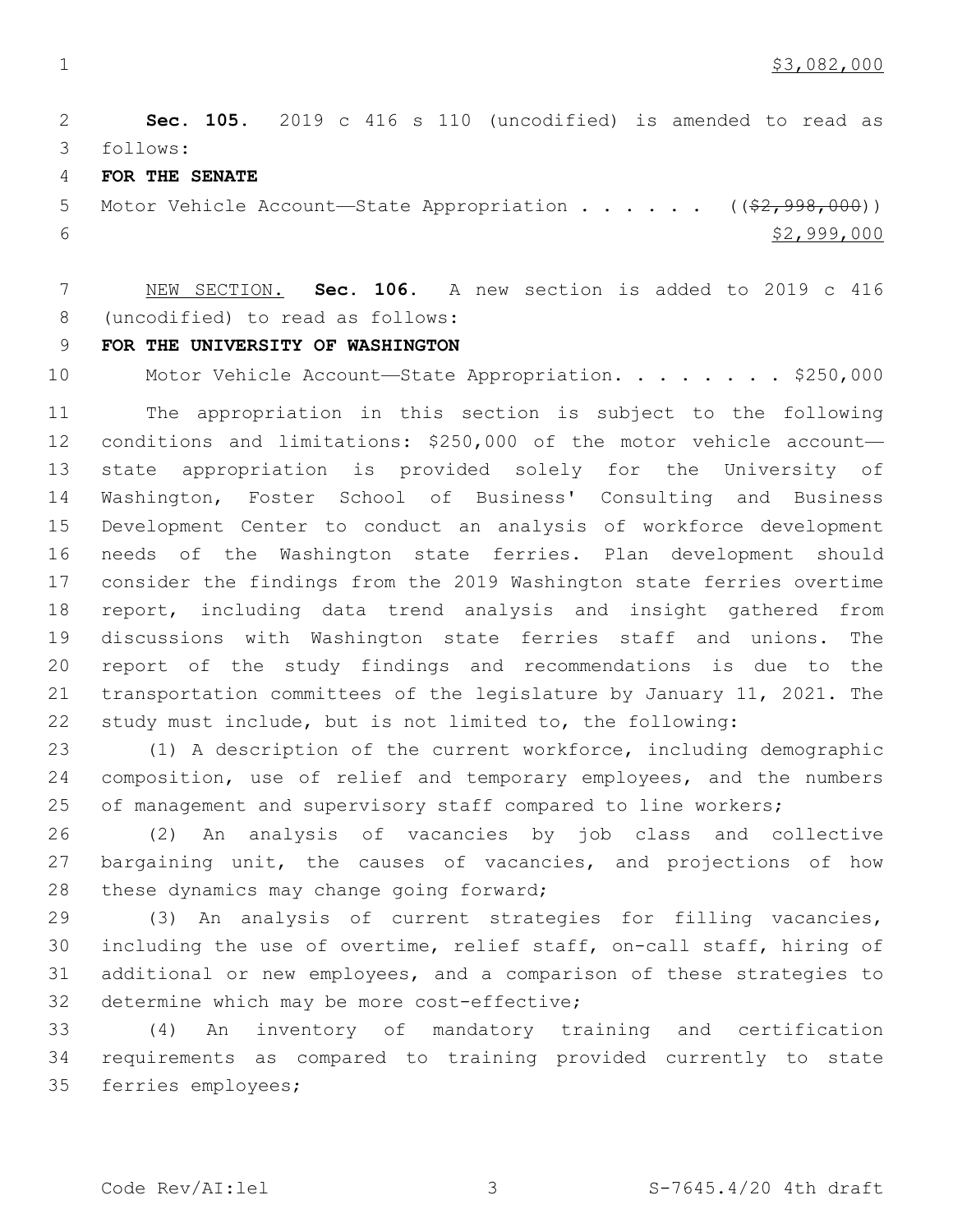$3,082,000

**Sec. 105.** 2019 c 416 s 110 (uncodified) is amended to read as follows:

**FOR THE SENATE**

Motor Vehicle Account—State Appropriation . . . . . . (($2,998,000))
$2,999,000

NEW SECTION. **Sec. 106.** A new section is added to 2019 c 416 (uncodified) to read as follows:

**FOR THE UNIVERSITY OF WASHINGTON**

Motor Vehicle Account—State Appropriation. . . . . . . . $250,000

The appropriation in this section is subject to the following conditions and limitations: $250,000 of the motor vehicle account—state appropriation is provided solely for the University of Washington, Foster School of Business' Consulting and Business Development Center to conduct an analysis of workforce development needs of the Washington state ferries. Plan development should consider the findings from the 2019 Washington state ferries overtime report, including data trend analysis and insight gathered from discussions with Washington state ferries staff and unions. The report of the study findings and recommendations is due to the transportation committees of the legislature by January 11, 2021. The study must include, but is not limited to, the following:

(1) A description of the current workforce, including demographic composition, use of relief and temporary employees, and the numbers of management and supervisory staff compared to line workers;

(2) An analysis of vacancies by job class and collective bargaining unit, the causes of vacancies, and projections of how these dynamics may change going forward;

(3) An analysis of current strategies for filling vacancies, including the use of overtime, relief staff, on-call staff, hiring of additional or new employees, and a comparison of these strategies to determine which may be more cost-effective;

(4) An inventory of mandatory training and certification requirements as compared to training provided currently to state ferries employees;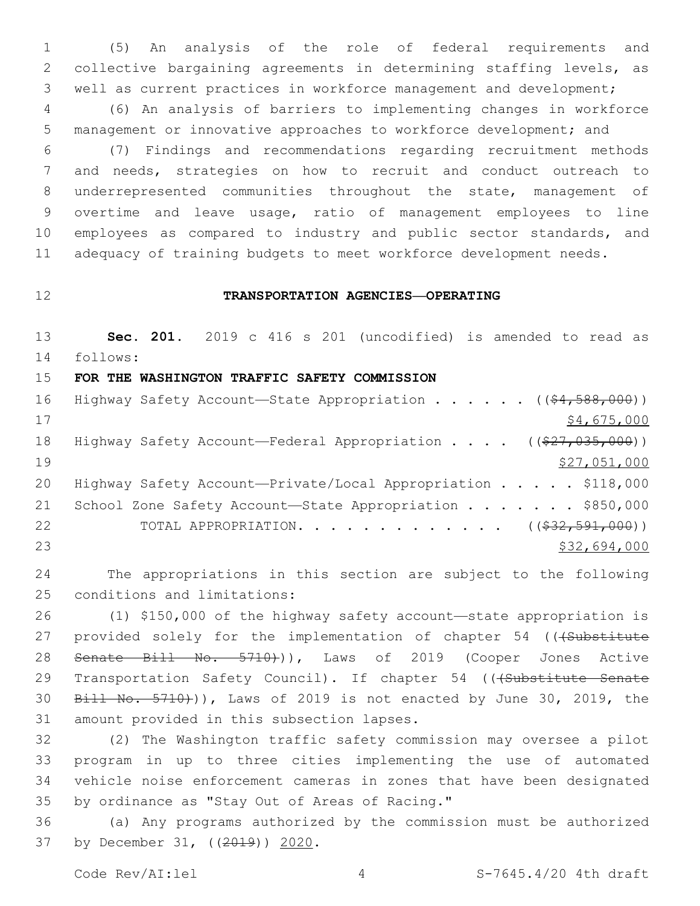(5) An analysis of the role of federal requirements and collective bargaining agreements in determining staffing levels, as well as current practices in workforce management and development;

(6) An analysis of barriers to implementing changes in workforce management or innovative approaches to workforce development; and

(7) Findings and recommendations regarding recruitment methods and needs, strategies on how to recruit and conduct outreach to underrepresented communities throughout the state, management of overtime and leave usage, ratio of management employees to line employees as compared to industry and public sector standards, and adequacy of training budgets to meet workforce development needs.

**TRANSPORTATION AGENCIES—OPERATING**

**Sec. 201.** 2019 c 416 s 201 (uncodified) is amended to read as follows:

**FOR THE WASHINGTON TRAFFIC SAFETY COMMISSION**

Highway Safety Account—State Appropriation . . . . . . ((~~$4,588,000~~))
$4,675,000

Highway Safety Account—Federal Appropriation . . . . ((~~$27,035,000~~))
$27,051,000

Highway Safety Account—Private/Local Appropriation . . . . . $118,000

School Zone Safety Account—State Appropriation . . . . . . . $850,000

TOTAL APPROPRIATION. . . . . . . . . . . . . ((~~$32,591,000~~))
$32,694,000

The appropriations in this section are subject to the following conditions and limitations:

(1) $150,000 of the highway safety account—state appropriation is provided solely for the implementation of chapter 54 ((~~(Substitute Senate Bill No. 5710)~~)), Laws of 2019 (Cooper Jones Active Transportation Safety Council). If chapter 54 ((~~(Substitute Senate Bill No. 5710)~~)), Laws of 2019 is not enacted by June 30, 2019, the amount provided in this subsection lapses.

(2) The Washington traffic safety commission may oversee a pilot program in up to three cities implementing the use of automated vehicle noise enforcement cameras in zones that have been designated by ordinance as "Stay Out of Areas of Racing."

(a) Any programs authorized by the commission must be authorized by December 31, ((~~2019~~)) 2020.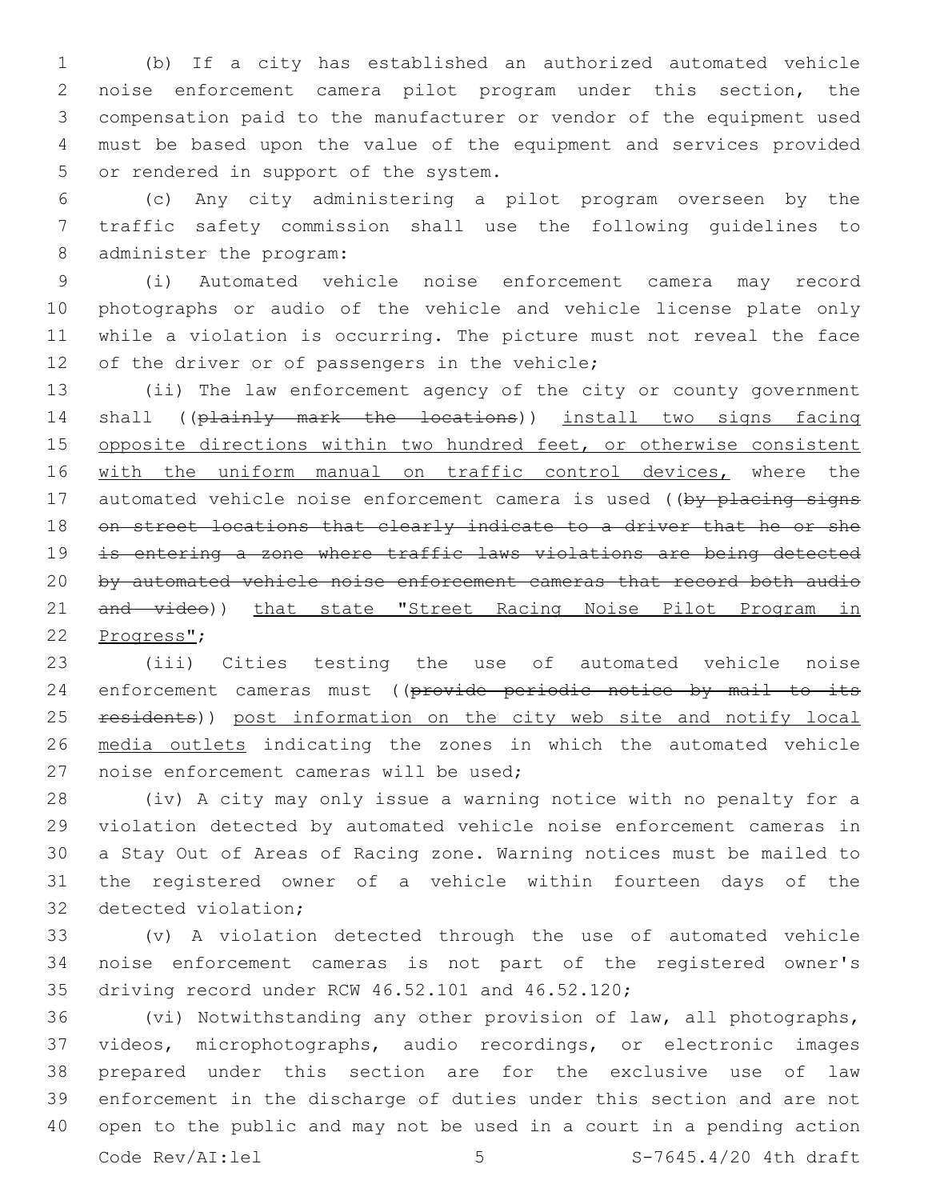(b) If a city has established an authorized automated vehicle noise enforcement camera pilot program under this section, the compensation paid to the manufacturer or vendor of the equipment used must be based upon the value of the equipment and services provided or rendered in support of the system.

(c) Any city administering a pilot program overseen by the traffic safety commission shall use the following guidelines to administer the program:

(i) Automated vehicle noise enforcement camera may record photographs or audio of the vehicle and vehicle license plate only while a violation is occurring. The picture must not reveal the face of the driver or of passengers in the vehicle;

(ii) The law enforcement agency of the city or county government shall ((~~plainly mark the locations~~)) <u>install two signs facing opposite directions within two hundred feet, or otherwise consistent with the uniform manual on traffic control devices,</u> where the automated vehicle noise enforcement camera is used ((~~by placing signs on street locations that clearly indicate to a driver that he or she is entering a zone where traffic laws violations are being detected by automated vehicle noise enforcement cameras that record both audio and video~~)) <u>that state "Street Racing Noise Pilot Program in Progress"</u>;

(iii) Cities testing the use of automated vehicle noise enforcement cameras must ((~~provide periodic notice by mail to its residents~~)) <u>post information on the city web site and notify local media outlets</u> indicating the zones in which the automated vehicle noise enforcement cameras will be used;

(iv) A city may only issue a warning notice with no penalty for a violation detected by automated vehicle noise enforcement cameras in a Stay Out of Areas of Racing zone. Warning notices must be mailed to the registered owner of a vehicle within fourteen days of the detected violation;

(v) A violation detected through the use of automated vehicle noise enforcement cameras is not part of the registered owner's driving record under RCW 46.52.101 and 46.52.120;

(vi) Notwithstanding any other provision of law, all photographs, videos, microphotographs, audio recordings, or electronic images prepared under this section are for the exclusive use of law enforcement in the discharge of duties under this section and are not open to the public and may not be used in a court in a pending action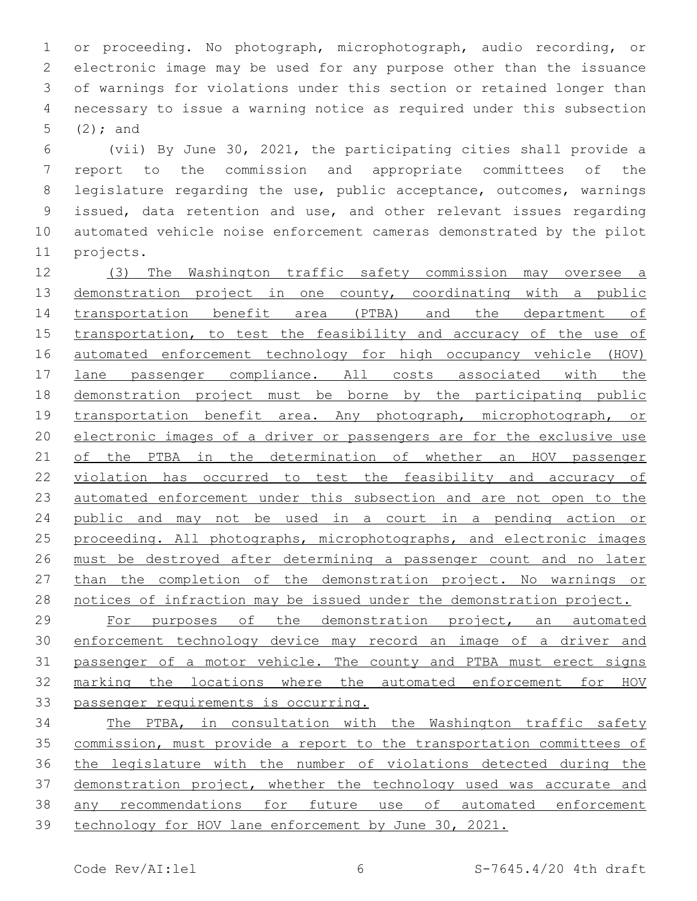or proceeding. No photograph, microphotograph, audio recording, or electronic image may be used for any purpose other than the issuance of warnings for violations under this section or retained longer than necessary to issue a warning notice as required under this subsection (2); and

(vii) By June 30, 2021, the participating cities shall provide a report to the commission and appropriate committees of the legislature regarding the use, public acceptance, outcomes, warnings issued, data retention and use, and other relevant issues regarding automated vehicle noise enforcement cameras demonstrated by the pilot projects.

(3) The Washington traffic safety commission may oversee a demonstration project in one county, coordinating with a public transportation benefit area (PTBA) and the department of transportation, to test the feasibility and accuracy of the use of automated enforcement technology for high occupancy vehicle (HOV) lane passenger compliance. All costs associated with the demonstration project must be borne by the participating public transportation benefit area. Any photograph, microphotograph, or electronic images of a driver or passengers are for the exclusive use of the PTBA in the determination of whether an HOV passenger violation has occurred to test the feasibility and accuracy of automated enforcement under this subsection and are not open to the public and may not be used in a court in a pending action or proceeding. All photographs, microphotographs, and electronic images must be destroyed after determining a passenger count and no later than the completion of the demonstration project. No warnings or notices of infraction may be issued under the demonstration project.

For purposes of the demonstration project, an automated enforcement technology device may record an image of a driver and passenger of a motor vehicle. The county and PTBA must erect signs marking the locations where the automated enforcement for HOV passenger requirements is occurring.

The PTBA, in consultation with the Washington traffic safety commission, must provide a report to the transportation committees of the legislature with the number of violations detected during the demonstration project, whether the technology used was accurate and any recommendations for future use of automated enforcement technology for HOV lane enforcement by June 30, 2021.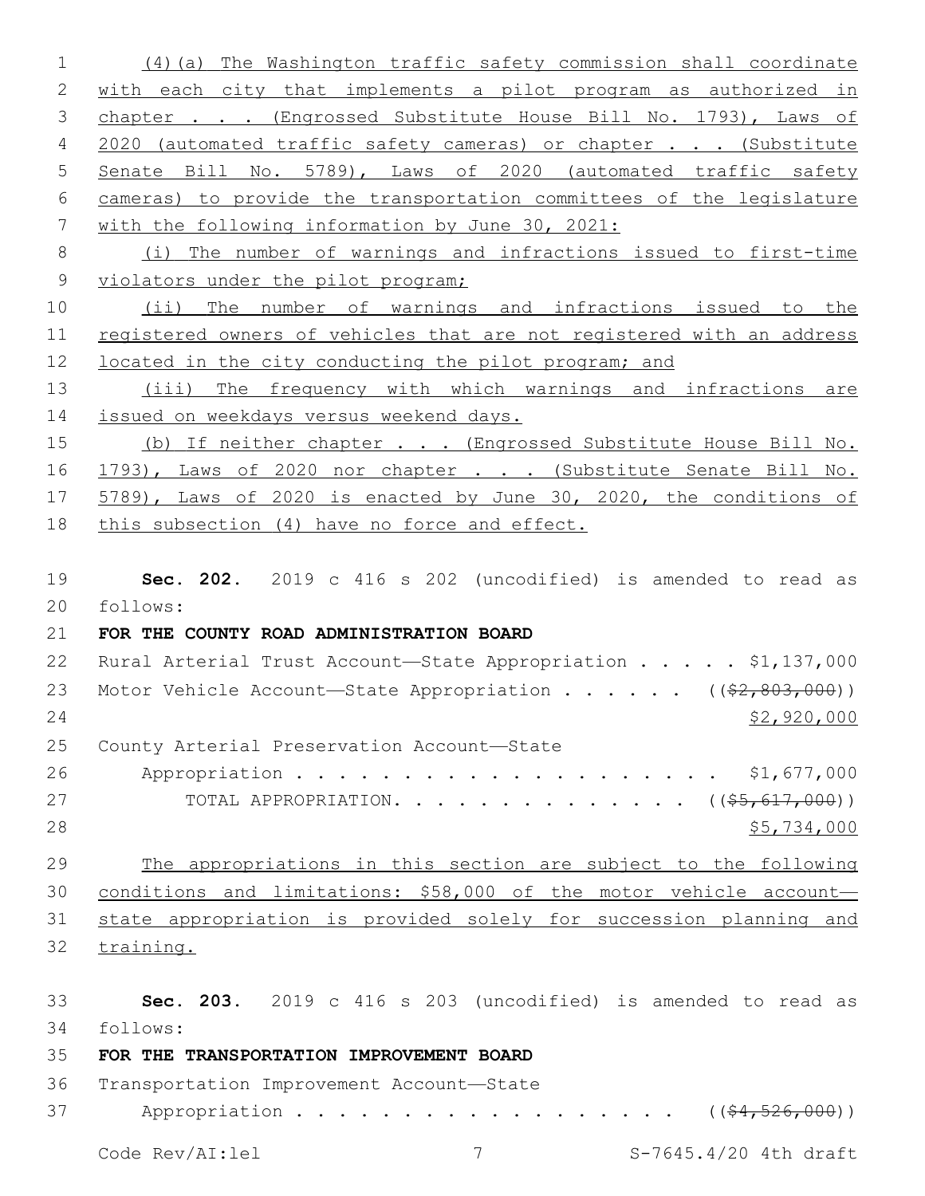(4)(a) The Washington traffic safety commission shall coordinate with each city that implements a pilot program as authorized in chapter . . . (Engrossed Substitute House Bill No. 1793), Laws of 2020 (automated traffic safety cameras) or chapter . . . (Substitute Senate Bill No. 5789), Laws of 2020 (automated traffic safety cameras) to provide the transportation committees of the legislature with the following information by June 30, 2021:

(i) The number of warnings and infractions issued to first-time violators under the pilot program;

(ii) The number of warnings and infractions issued to the registered owners of vehicles that are not registered with an address located in the city conducting the pilot program; and

(iii) The frequency with which warnings and infractions are issued on weekdays versus weekend days.

(b) If neither chapter . . . (Engrossed Substitute House Bill No. 1793), Laws of 2020 nor chapter . . . (Substitute Senate Bill No. 5789), Laws of 2020 is enacted by June 30, 2020, the conditions of this subsection (4) have no force and effect.

**Sec. 202.** 2019 c 416 s 202 (uncodified) is amended to read as follows:

**FOR THE COUNTY ROAD ADMINISTRATION BOARD**

Rural Arterial Trust Account—State Appropriation . . . . . $1,137,000

Motor Vehicle Account—State Appropriation . . . . . . (($2,803,000)) $2,920,000

County Arterial Preservation Account—State Appropriation . . . . . . . . . . . . . . . . . . . . . $1,677,000

TOTAL APPROPRIATION. . . . . . . . . . . . . . (($5,617,000)) $5,734,000

The appropriations in this section are subject to the following conditions and limitations: $58,000 of the motor vehicle account—state appropriation is provided solely for succession planning and training.

**Sec. 203.** 2019 c 416 s 203 (uncodified) is amended to read as follows:

**FOR THE TRANSPORTATION IMPROVEMENT BOARD**

Transportation Improvement Account—State Appropriation . . . . . . . . . . . . . . . . . . . (($4,526,000))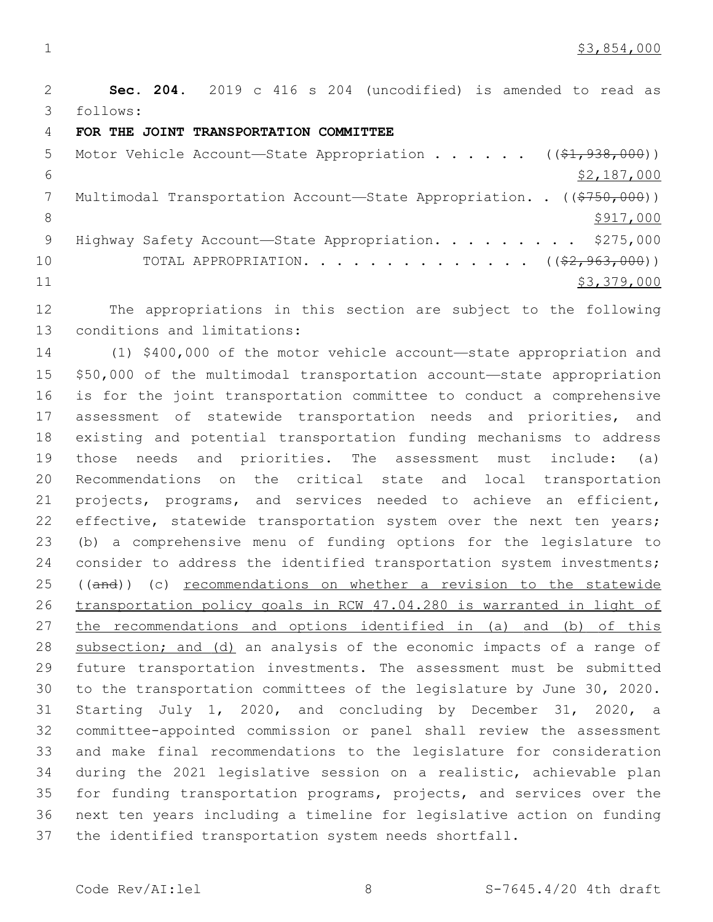$3,854,000

**Sec. 204.** 2019 c 416 s 204 (uncodified) is amended to read as follows:

**FOR THE JOINT TRANSPORTATION COMMITTEE**

Motor Vehicle Account—State Appropriation . . . . . . ((~~$1,938,000~~))
$2,187,000

Multimodal Transportation Account—State Appropriation. . ((~~$750,000~~))
$917,000

Highway Safety Account—State Appropriation. . . . . . . . . $275,000

TOTAL APPROPRIATION. . . . . . . . . . . . . . ((~~$2,963,000~~))
$3,379,000

The appropriations in this section are subject to the following conditions and limitations:

(1) $400,000 of the motor vehicle account—state appropriation and $50,000 of the multimodal transportation account—state appropriation is for the joint transportation committee to conduct a comprehensive assessment of statewide transportation needs and priorities, and existing and potential transportation funding mechanisms to address those needs and priorities. The assessment must include: (a) Recommendations on the critical state and local transportation projects, programs, and services needed to achieve an efficient, effective, statewide transportation system over the next ten years; (b) a comprehensive menu of funding options for the legislature to consider to address the identified transportation system investments; ((~~and~~)) (c) <u>recommendations on whether a revision to the statewide transportation policy goals in RCW 47.04.280 is warranted in light of the recommendations and options identified in (a) and (b) of this subsection; and (d)</u> an analysis of the economic impacts of a range of future transportation investments. The assessment must be submitted to the transportation committees of the legislature by June 30, 2020. Starting July 1, 2020, and concluding by December 31, 2020, a committee-appointed commission or panel shall review the assessment and make final recommendations to the legislature for consideration during the 2021 legislative session on a realistic, achievable plan for funding transportation programs, projects, and services over the next ten years including a timeline for legislative action on funding the identified transportation system needs shortfall.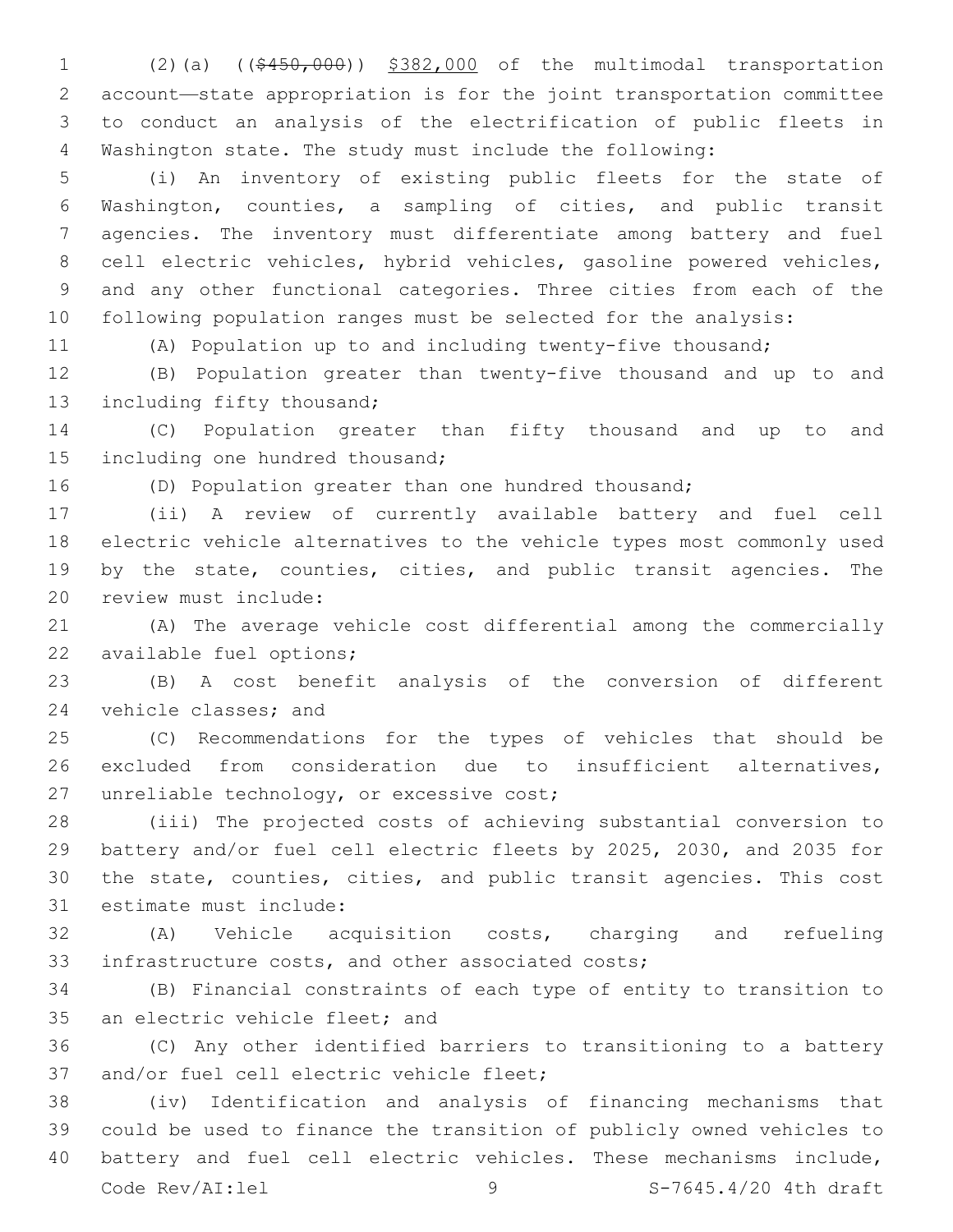(2)(a) ((~~$450,000~~)) <u>$382,000</u> of the multimodal transportation account—state appropriation is for the joint transportation committee to conduct an analysis of the electrification of public fleets in Washington state. The study must include the following:

(i) An inventory of existing public fleets for the state of Washington, counties, a sampling of cities, and public transit agencies. The inventory must differentiate among battery and fuel cell electric vehicles, hybrid vehicles, gasoline powered vehicles, and any other functional categories. Three cities from each of the following population ranges must be selected for the analysis:

(A) Population up to and including twenty-five thousand;

(B) Population greater than twenty-five thousand and up to and including fifty thousand;

(C) Population greater than fifty thousand and up to and including one hundred thousand;

(D) Population greater than one hundred thousand;

(ii) A review of currently available battery and fuel cell electric vehicle alternatives to the vehicle types most commonly used by the state, counties, cities, and public transit agencies. The review must include:

(A) The average vehicle cost differential among the commercially available fuel options;

(B) A cost benefit analysis of the conversion of different vehicle classes; and

(C) Recommendations for the types of vehicles that should be excluded from consideration due to insufficient alternatives, unreliable technology, or excessive cost;

(iii) The projected costs of achieving substantial conversion to battery and/or fuel cell electric fleets by 2025, 2030, and 2035 for the state, counties, cities, and public transit agencies. This cost estimate must include:

(A) Vehicle acquisition costs, charging and refueling infrastructure costs, and other associated costs;

(B) Financial constraints of each type of entity to transition to an electric vehicle fleet; and

(C) Any other identified barriers to transitioning to a battery and/or fuel cell electric vehicle fleet;

(iv) Identification and analysis of financing mechanisms that could be used to finance the transition of publicly owned vehicles to battery and fuel cell electric vehicles. These mechanisms include,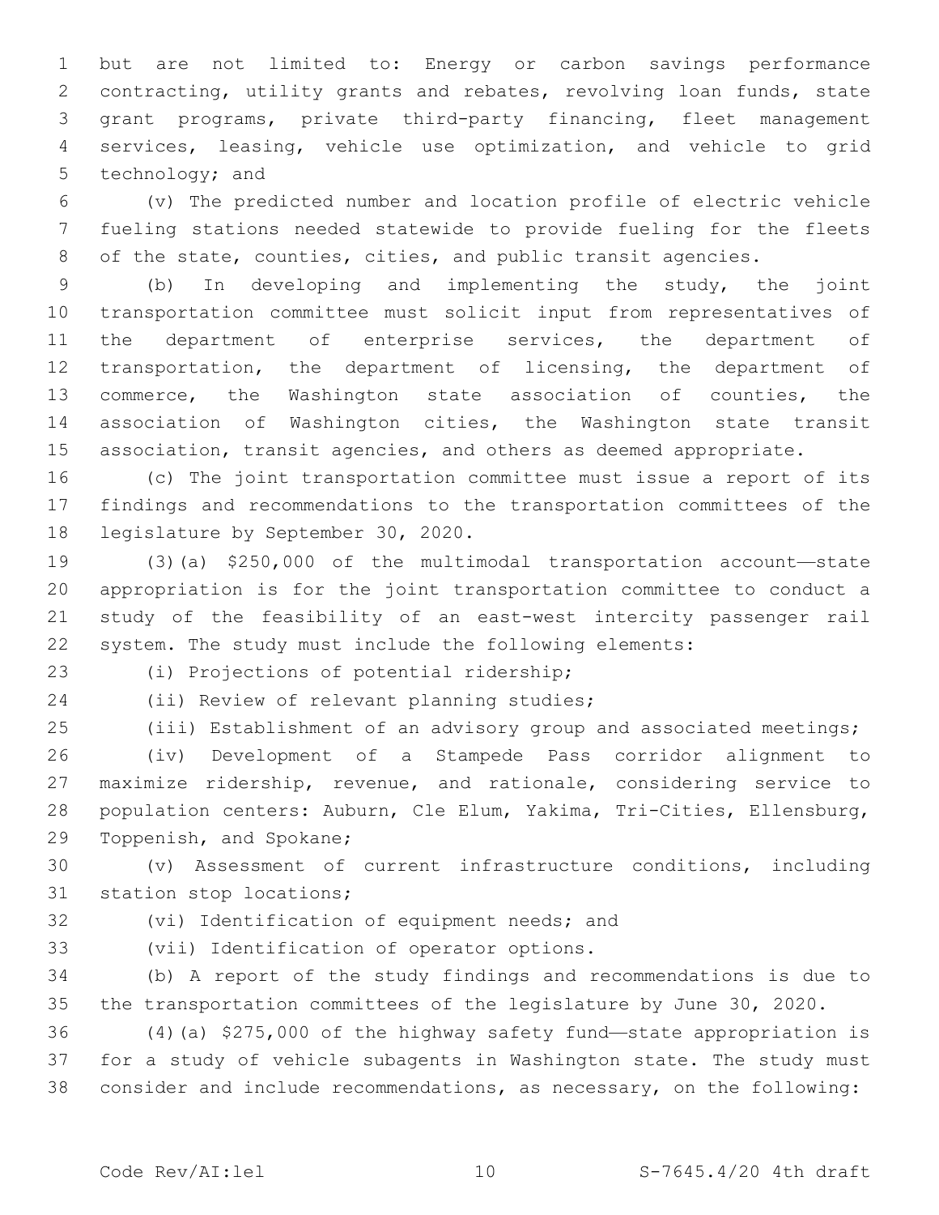but are not limited to: Energy or carbon savings performance contracting, utility grants and rebates, revolving loan funds, state grant programs, private third-party financing, fleet management services, leasing, vehicle use optimization, and vehicle to grid technology; and

(v) The predicted number and location profile of electric vehicle fueling stations needed statewide to provide fueling for the fleets of the state, counties, cities, and public transit agencies.

(b) In developing and implementing the study, the joint transportation committee must solicit input from representatives of the department of enterprise services, the department of transportation, the department of licensing, the department of commerce, the Washington state association of counties, the association of Washington cities, the Washington state transit association, transit agencies, and others as deemed appropriate.

(c) The joint transportation committee must issue a report of its findings and recommendations to the transportation committees of the legislature by September 30, 2020.

(3)(a) $250,000 of the multimodal transportation account—state appropriation is for the joint transportation committee to conduct a study of the feasibility of an east-west intercity passenger rail system. The study must include the following elements:

(i) Projections of potential ridership;

(ii) Review of relevant planning studies;

(iii) Establishment of an advisory group and associated meetings;

(iv) Development of a Stampede Pass corridor alignment to maximize ridership, revenue, and rationale, considering service to population centers: Auburn, Cle Elum, Yakima, Tri-Cities, Ellensburg, Toppenish, and Spokane;

(v) Assessment of current infrastructure conditions, including station stop locations;

(vi) Identification of equipment needs; and

(vii) Identification of operator options.

(b) A report of the study findings and recommendations is due to the transportation committees of the legislature by June 30, 2020.

(4)(a) $275,000 of the highway safety fund—state appropriation is for a study of vehicle subagents in Washington state. The study must consider and include recommendations, as necessary, on the following: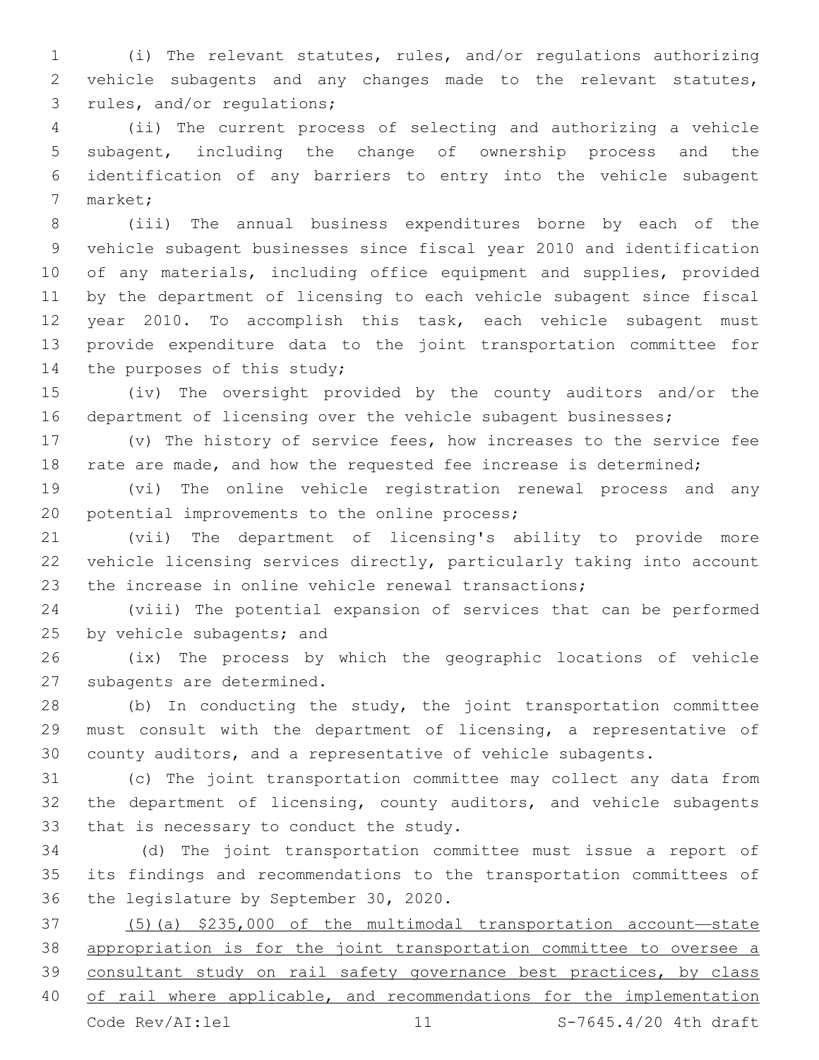(i) The relevant statutes, rules, and/or regulations authorizing vehicle subagents and any changes made to the relevant statutes, rules, and/or regulations;

(ii) The current process of selecting and authorizing a vehicle subagent, including the change of ownership process and the identification of any barriers to entry into the vehicle subagent market;

(iii) The annual business expenditures borne by each of the vehicle subagent businesses since fiscal year 2010 and identification of any materials, including office equipment and supplies, provided by the department of licensing to each vehicle subagent since fiscal year 2010. To accomplish this task, each vehicle subagent must provide expenditure data to the joint transportation committee for the purposes of this study;

(iv) The oversight provided by the county auditors and/or the department of licensing over the vehicle subagent businesses;

(v) The history of service fees, how increases to the service fee rate are made, and how the requested fee increase is determined;

(vi) The online vehicle registration renewal process and any potential improvements to the online process;

(vii) The department of licensing's ability to provide more vehicle licensing services directly, particularly taking into account the increase in online vehicle renewal transactions;

(viii) The potential expansion of services that can be performed by vehicle subagents; and

(ix) The process by which the geographic locations of vehicle subagents are determined.

(b) In conducting the study, the joint transportation committee must consult with the department of licensing, a representative of county auditors, and a representative of vehicle subagents.

(c) The joint transportation committee may collect any data from the department of licensing, county auditors, and vehicle subagents that is necessary to conduct the study.

(d) The joint transportation committee must issue a report of its findings and recommendations to the transportation committees of the legislature by September 30, 2020.

(5)(a) $235,000 of the multimodal transportation account—state appropriation is for the joint transportation committee to oversee a consultant study on rail safety governance best practices, by class of rail where applicable, and recommendations for the implementation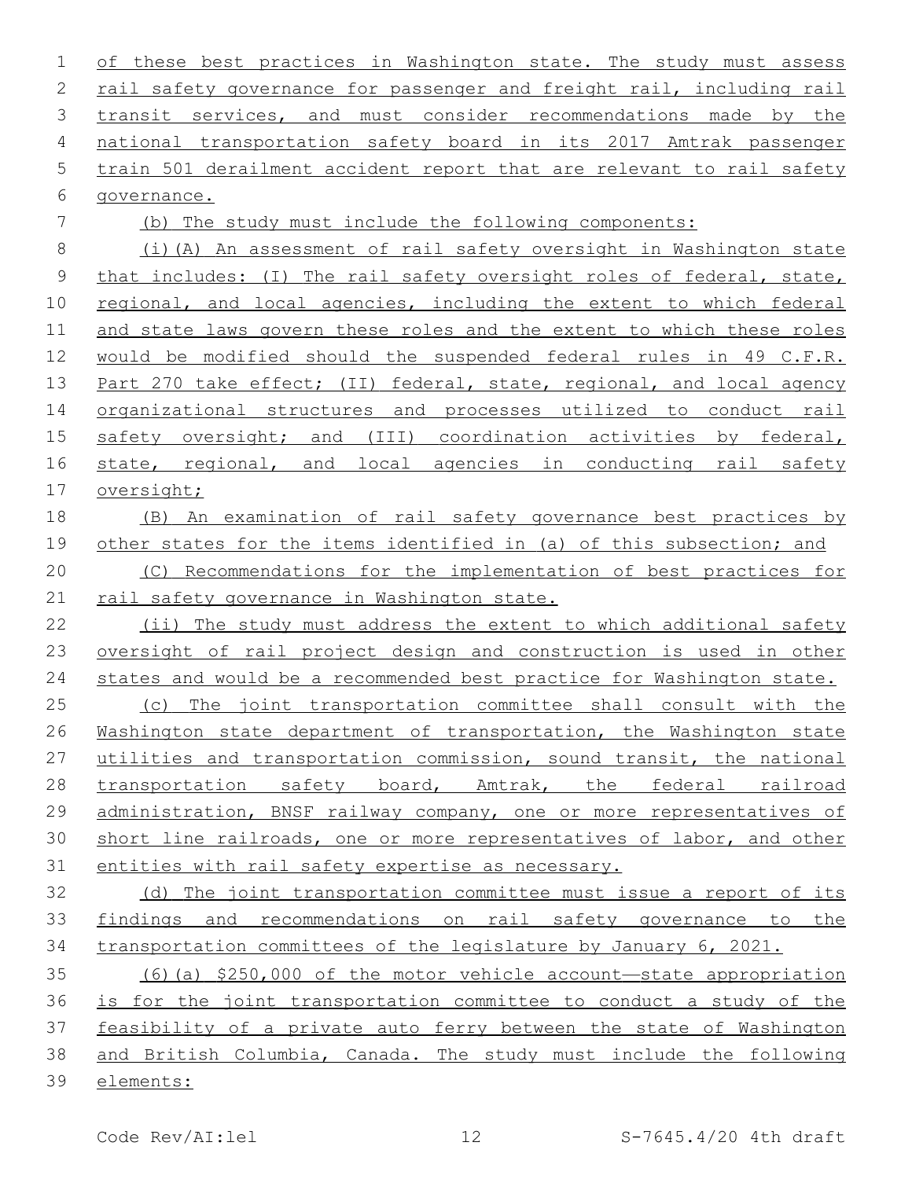of these best practices in Washington state. The study must assess rail safety governance for passenger and freight rail, including rail transit services, and must consider recommendations made by the national transportation safety board in its 2017 Amtrak passenger train 501 derailment accident report that are relevant to rail safety governance.

(b) The study must include the following components:

(i)(A) An assessment of rail safety oversight in Washington state that includes: (I) The rail safety oversight roles of federal, state, regional, and local agencies, including the extent to which federal and state laws govern these roles and the extent to which these roles would be modified should the suspended federal rules in 49 C.F.R. Part 270 take effect; (II) federal, state, regional, and local agency organizational structures and processes utilized to conduct rail safety oversight; and (III) coordination activities by federal, state, regional, and local agencies in conducting rail safety oversight;

(B) An examination of rail safety governance best practices by other states for the items identified in (a) of this subsection; and

(C) Recommendations for the implementation of best practices for rail safety governance in Washington state.

(ii) The study must address the extent to which additional safety oversight of rail project design and construction is used in other states and would be a recommended best practice for Washington state.

(c) The joint transportation committee shall consult with the Washington state department of transportation, the Washington state utilities and transportation commission, sound transit, the national transportation safety board, Amtrak, the federal railroad administration, BNSF railway company, one or more representatives of short line railroads, one or more representatives of labor, and other entities with rail safety expertise as necessary.

(d) The joint transportation committee must issue a report of its findings and recommendations on rail safety governance to the transportation committees of the legislature by January 6, 2021.

(6)(a) $250,000 of the motor vehicle account—state appropriation is for the joint transportation committee to conduct a study of the feasibility of a private auto ferry between the state of Washington and British Columbia, Canada. The study must include the following elements: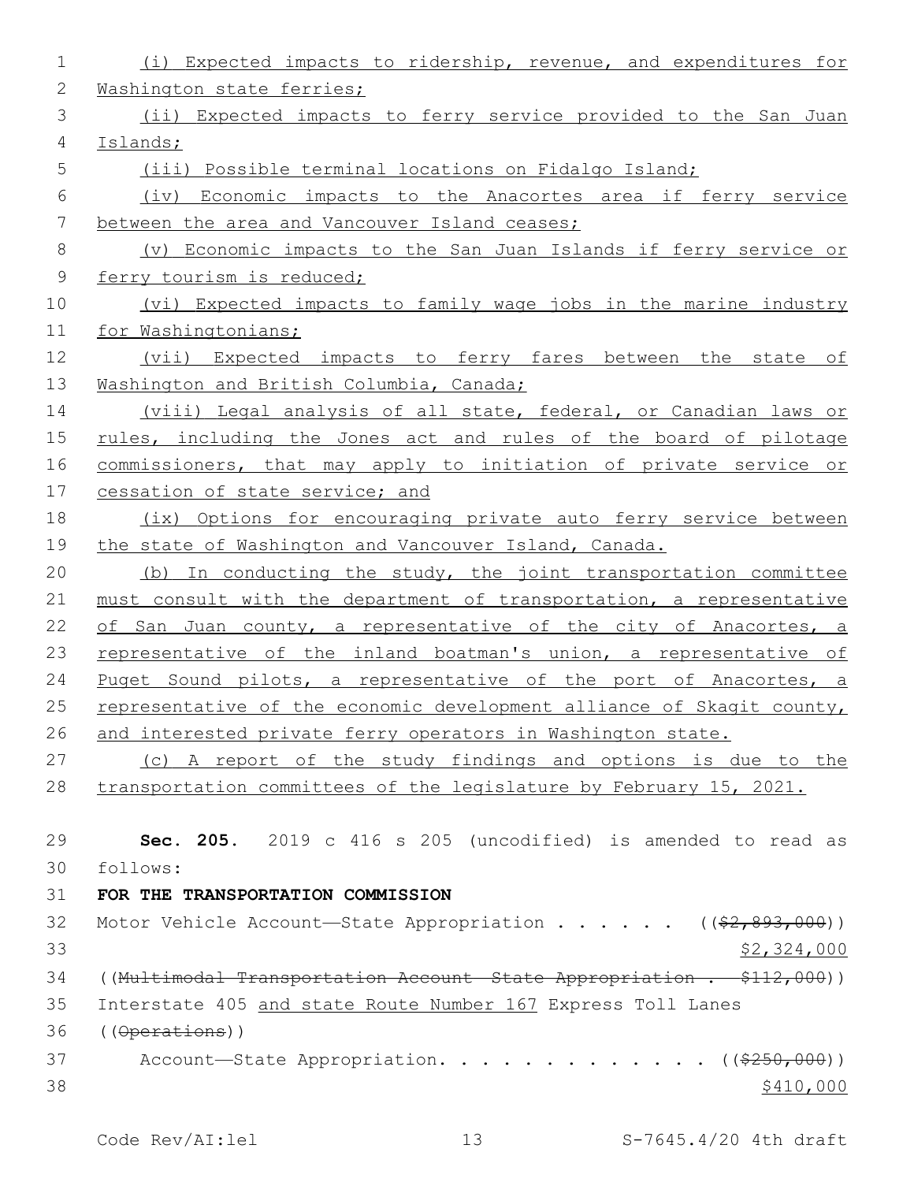(i) Expected impacts to ridership, revenue, and expenditures for Washington state ferries;

(ii) Expected impacts to ferry service provided to the San Juan Islands;

(iii) Possible terminal locations on Fidalgo Island;

(iv) Economic impacts to the Anacortes area if ferry service between the area and Vancouver Island ceases;

(v) Economic impacts to the San Juan Islands if ferry service or ferry tourism is reduced;

(vi) Expected impacts to family wage jobs in the marine industry for Washingtonians;

(vii) Expected impacts to ferry fares between the state of Washington and British Columbia, Canada;

(viii) Legal analysis of all state, federal, or Canadian laws or rules, including the Jones act and rules of the board of pilotage commissioners, that may apply to initiation of private service or cessation of state service; and

(ix) Options for encouraging private auto ferry service between the state of Washington and Vancouver Island, Canada.

(b) In conducting the study, the joint transportation committee must consult with the department of transportation, a representative of San Juan county, a representative of the city of Anacortes, a representative of the inland boatman's union, a representative of Puget Sound pilots, a representative of the port of Anacortes, a representative of the economic development alliance of Skagit county, and interested private ferry operators in Washington state.

(c) A report of the study findings and options is due to the transportation committees of the legislature by February 15, 2021.

**Sec. 205.** 2019 c 416 s 205 (uncodified) is amended to read as follows:

**FOR THE TRANSPORTATION COMMISSION**

Motor Vehicle Account—State Appropriation . . . . . . (($2,893,000))
$2,324,000

((Multimodal Transportation Account—State Appropriation . . $112,000))

Interstate 405 and state Route Number 167 Express Toll Lanes ((Operations))
Account—State Appropriation. . . . . . . . . . . . . (($250,000))
$410,000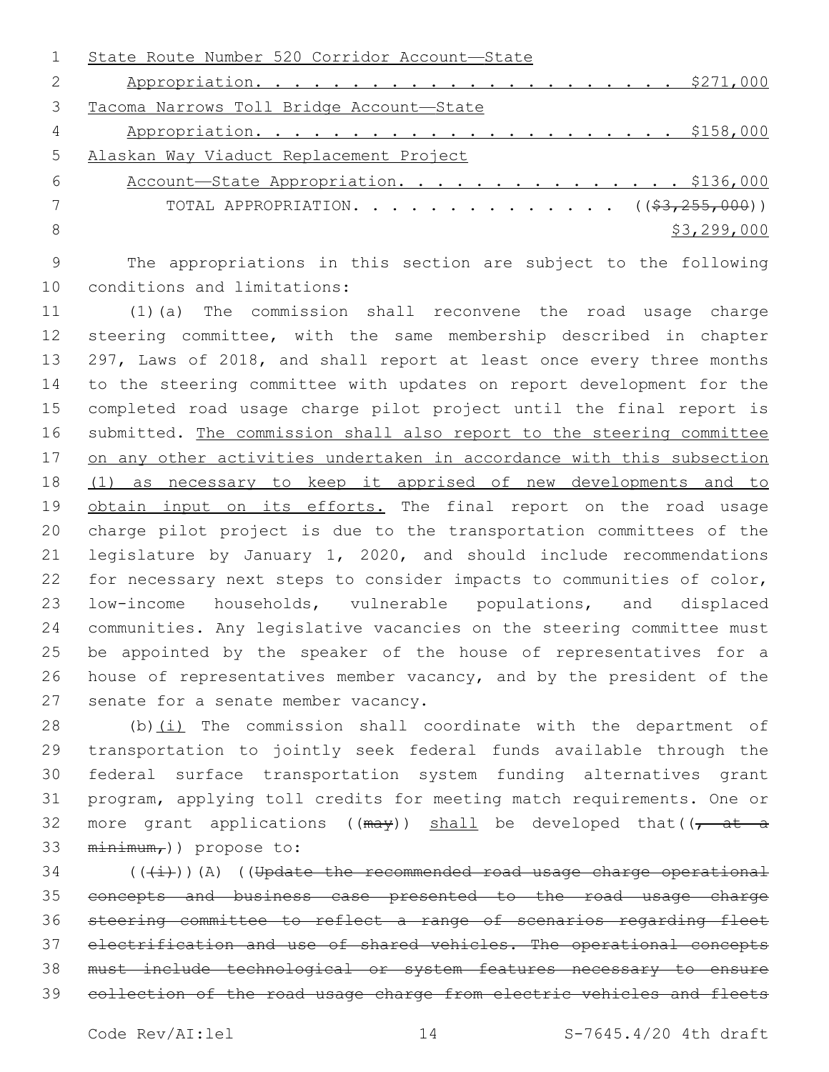State Route Number 520 Corridor Account—State Appropriation. . . . . . . . . . . . . . . . . . . . . . $271,000

Tacoma Narrows Toll Bridge Account—State Appropriation. . . . . . . . . . . . . . . . . . . . . . $158,000

Alaskan Way Viaduct Replacement Project Account—State Appropriation. . . . . . . . . . . . . . . $136,000

TOTAL APPROPRIATION. . . . . . . . . . . . . . ((~~$3,255,000~~))
$3,299,000

The appropriations in this section are subject to the following conditions and limitations:

(1)(a) The commission shall reconvene the road usage charge steering committee, with the same membership described in chapter 297, Laws of 2018, and shall report at least once every three months to the steering committee with updates on report development for the completed road usage charge pilot project until the final report is submitted. The commission shall also report to the steering committee on any other activities undertaken in accordance with this subsection (1) as necessary to keep it apprised of new developments and to obtain input on its efforts. The final report on the road usage charge pilot project is due to the transportation committees of the legislature by January 1, 2020, and should include recommendations for necessary next steps to consider impacts to communities of color, low-income households, vulnerable populations, and displaced communities. Any legislative vacancies on the steering committee must be appointed by the speaker of the house of representatives for a house of representatives member vacancy, and by the president of the senate for a senate member vacancy.

(b)(i) The commission shall coordinate with the department of transportation to jointly seek federal funds available through the federal surface transportation system funding alternatives grant program, applying toll credits for meeting match requirements. One or more grant applications ((~~may~~)) shall be developed that((~~, at a minimum,~~)) propose to:

((~~(i)~~))(A) ((~~Update the recommended road usage charge operational concepts and business case presented to the road usage charge steering committee to reflect a range of scenarios regarding fleet electrification and use of shared vehicles. The operational concepts must include technological or system features necessary to ensure collection of the road usage charge from electric vehicles and fleets~~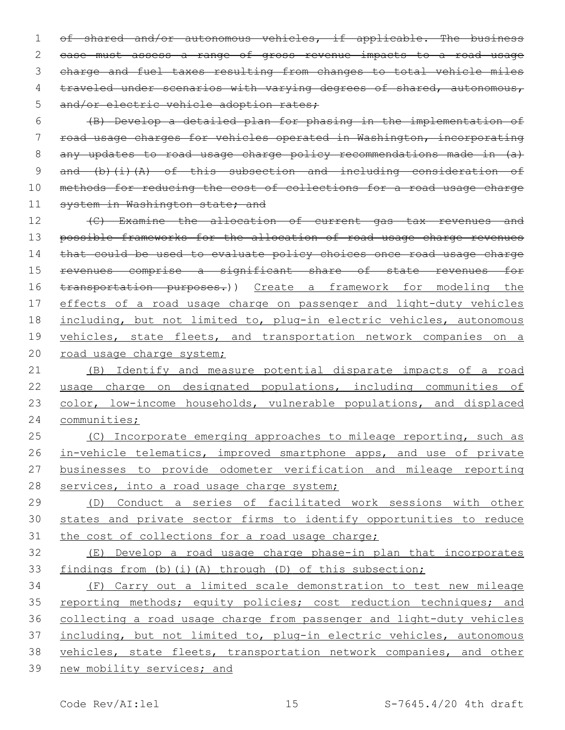~~of shared and/or autonomous vehicles, if applicable. The business case must assess a range of gross revenue impacts to a road usage charge and fuel taxes resulting from changes to total vehicle miles traveled under scenarios with varying degrees of shared, autonomous, and/or electric vehicle adoption rates;~~

~~(B) Develop a detailed plan for phasing in the implementation of road usage charges for vehicles operated in Washington, incorporating any updates to road usage charge policy recommendations made in (a) and (b)(i)(A) of this subsection and including consideration of methods for reducing the cost of collections for a road usage charge system in Washington state; and~~

~~(C) Examine the allocation of current gas tax revenues and possible frameworks for the allocation of road usage charge revenues that could be used to evaluate policy choices once road usage charge revenues comprise a significant share of state revenues for transportation purposes.~~)) <u>Create a framework for modeling the effects of a road usage charge on passenger and light-duty vehicles including, but not limited to, plug-in electric vehicles, autonomous vehicles, state fleets, and transportation network companies on a road usage charge system;</u>

<u>(B) Identify and measure potential disparate impacts of a road usage charge on designated populations, including communities of color, low-income households, vulnerable populations, and displaced communities;</u>

<u>(C) Incorporate emerging approaches to mileage reporting, such as in-vehicle telematics, improved smartphone apps, and use of private businesses to provide odometer verification and mileage reporting services, into a road usage charge system;</u>

<u>(D) Conduct a series of facilitated work sessions with other states and private sector firms to identify opportunities to reduce the cost of collections for a road usage charge;</u>

<u>(E) Develop a road usage charge phase-in plan that incorporates findings from (b)(i)(A) through (D) of this subsection;</u>

<u>(F) Carry out a limited scale demonstration to test new mileage reporting methods; equity policies; cost reduction techniques; and collecting a road usage charge from passenger and light-duty vehicles including, but not limited to, plug-in electric vehicles, autonomous vehicles, state fleets, transportation network companies, and other new mobility services; and</u>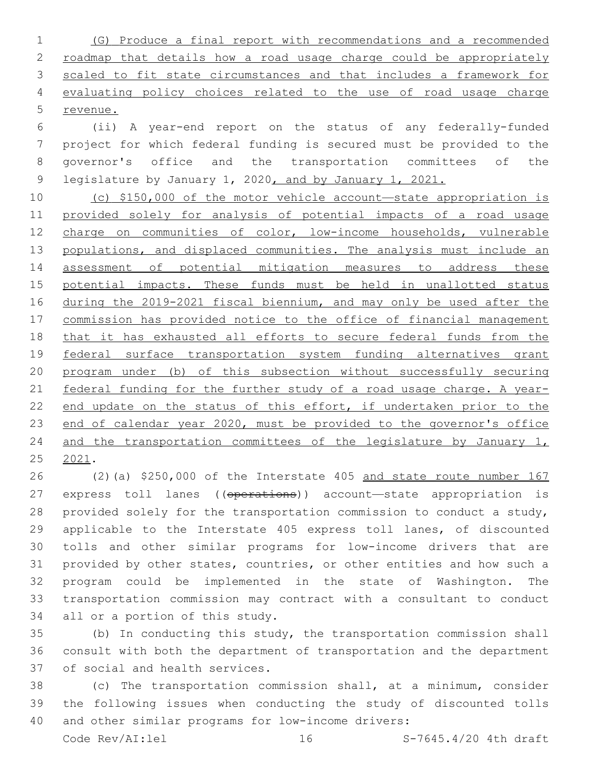(G) Produce a final report with recommendations and a recommended roadmap that details how a road usage charge could be appropriately scaled to fit state circumstances and that includes a framework for evaluating policy choices related to the use of road usage charge revenue.

(ii) A year-end report on the status of any federally-funded project for which federal funding is secured must be provided to the governor's office and the transportation committees of the legislature by January 1, 2020, and by January 1, 2021.

(c) $150,000 of the motor vehicle account—state appropriation is provided solely for analysis of potential impacts of a road usage charge on communities of color, low-income households, vulnerable populations, and displaced communities. The analysis must include an assessment of potential mitigation measures to address these potential impacts. These funds must be held in unallotted status during the 2019-2021 fiscal biennium, and may only be used after the commission has provided notice to the office of financial management that it has exhausted all efforts to secure federal funds from the federal surface transportation system funding alternatives grant program under (b) of this subsection without successfully securing federal funding for the further study of a road usage charge. A year-end update on the status of this effort, if undertaken prior to the end of calendar year 2020, must be provided to the governor's office and the transportation committees of the legislature by January 1, 2021.

(2)(a) $250,000 of the Interstate 405 and state route number 167 express toll lanes ((operations)) account—state appropriation is provided solely for the transportation commission to conduct a study, applicable to the Interstate 405 express toll lanes, of discounted tolls and other similar programs for low-income drivers that are provided by other states, countries, or other entities and how such a program could be implemented in the state of Washington. The transportation commission may contract with a consultant to conduct all or a portion of this study.

(b) In conducting this study, the transportation commission shall consult with both the department of transportation and the department of social and health services.

(c) The transportation commission shall, at a minimum, consider the following issues when conducting the study of discounted tolls and other similar programs for low-income drivers: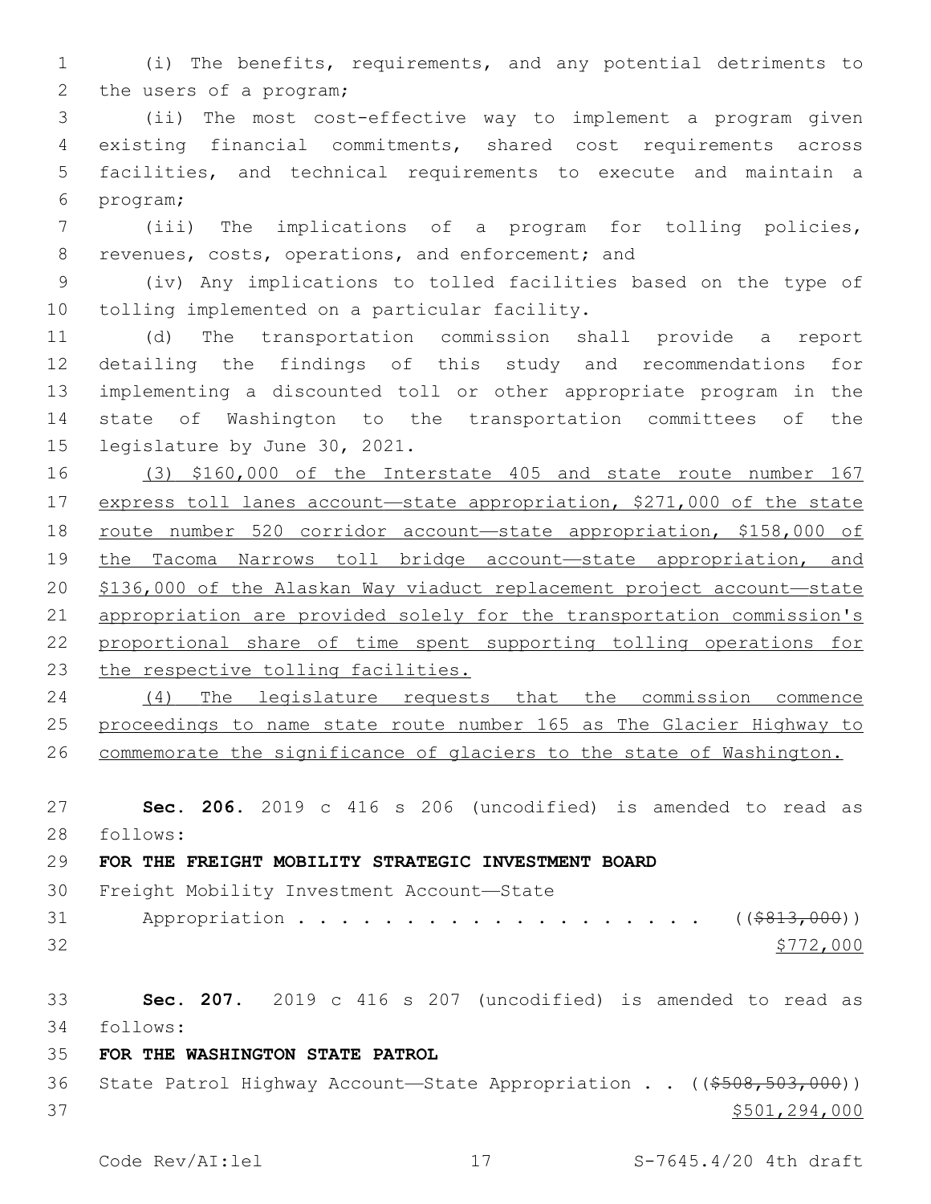(i) The benefits, requirements, and any potential detriments to the users of a program;

(ii) The most cost-effective way to implement a program given existing financial commitments, shared cost requirements across facilities, and technical requirements to execute and maintain a program;

(iii) The implications of a program for tolling policies, revenues, costs, operations, and enforcement; and

(iv) Any implications to tolled facilities based on the type of tolling implemented on a particular facility.

(d) The transportation commission shall provide a report detailing the findings of this study and recommendations for implementing a discounted toll or other appropriate program in the state of Washington to the transportation committees of the legislature by June 30, 2021.

<u>(3) $160,000 of the Interstate 405 and state route number 167 express toll lanes account—state appropriation, $271,000 of the state route number 520 corridor account—state appropriation, $158,000 of the Tacoma Narrows toll bridge account—state appropriation, and $136,000 of the Alaskan Way viaduct replacement project account—state appropriation are provided solely for the transportation commission's proportional share of time spent supporting tolling operations for the respective tolling facilities.</u>

<u>(4) The legislature requests that the commission commence proceedings to name state route number 165 as The Glacier Highway to commemorate the significance of glaciers to the state of Washington.</u>

**Sec. 206.** 2019 c 416 s 206 (uncodified) is amended to read as follows:

**FOR THE FREIGHT MOBILITY STRATEGIC INVESTMENT BOARD**

Freight Mobility Investment Account—State Appropriation . . . . . . . . . . . . . . . . . . . . ((~~$813,000~~)) <u>$772,000</u>

**Sec. 207.** 2019 c 416 s 207 (uncodified) is amended to read as follows:

**FOR THE WASHINGTON STATE PATROL**

State Patrol Highway Account—State Appropriation . . ((~~$508,503,000~~)) <u>$501,294,000</u>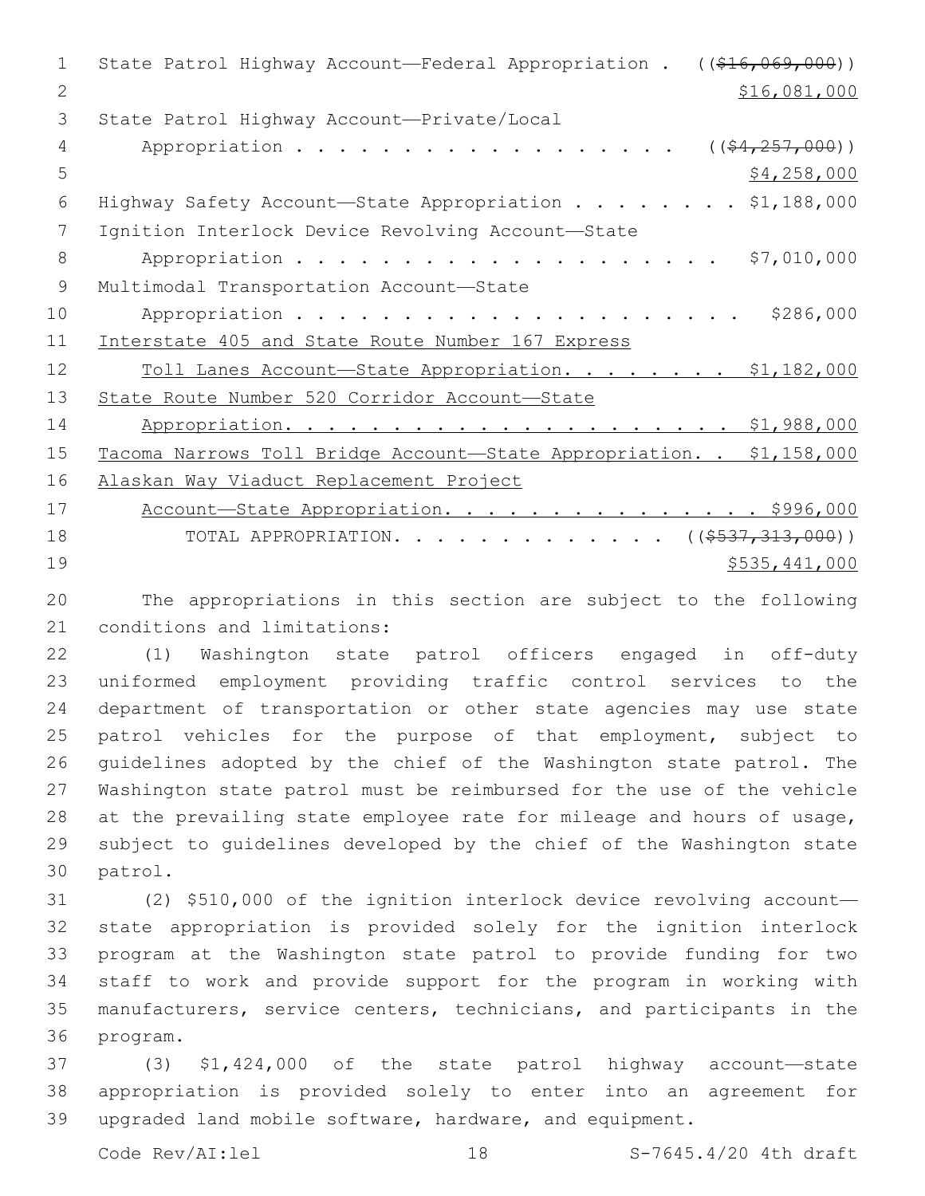State Patrol Highway Account—Federal Appropriation . ((~~$16,069,000~~))
$16,081,000

State Patrol Highway Account—Private/Local Appropriation . . . . . . . . . . . . . . . . . . ((~~$4,257,000~~))
$4,258,000

Highway Safety Account—State Appropriation . . . . . . . . $1,188,000

Ignition Interlock Device Revolving Account—State Appropriation . . . . . . . . . . . . . . . . . . . . . $7,010,000

Multimodal Transportation Account—State Appropriation . . . . . . . . . . . . . . . . . . . . . $286,000

<u>Interstate 405 and State Route Number 167 Express Toll Lanes Account—State Appropriation. . . . . . . . $1,182,000</u>

<u>State Route Number 520 Corridor Account—State Appropriation. . . . . . . . . . . . . . . . . . . . . $1,988,000</u>

<u>Tacoma Narrows Toll Bridge Account—State Appropriation. . $1,158,000</u>

<u>Alaskan Way Viaduct Replacement Project Account—State Appropriation. . . . . . . . . . . . . . . . $996,000</u>

TOTAL APPROPRIATION. . . . . . . . . . . . . ((~~$537,313,000~~))
$535,441,000

The appropriations in this section are subject to the following conditions and limitations:

(1) Washington state patrol officers engaged in off-duty uniformed employment providing traffic control services to the department of transportation or other state agencies may use state patrol vehicles for the purpose of that employment, subject to guidelines adopted by the chief of the Washington state patrol. The Washington state patrol must be reimbursed for the use of the vehicle at the prevailing state employee rate for mileage and hours of usage, subject to guidelines developed by the chief of the Washington state patrol.

(2) $510,000 of the ignition interlock device revolving account—state appropriation is provided solely for the ignition interlock program at the Washington state patrol to provide funding for two staff to work and provide support for the program in working with manufacturers, service centers, technicians, and participants in the program.

(3) $1,424,000 of the state patrol highway account—state appropriation is provided solely to enter into an agreement for upgraded land mobile software, hardware, and equipment.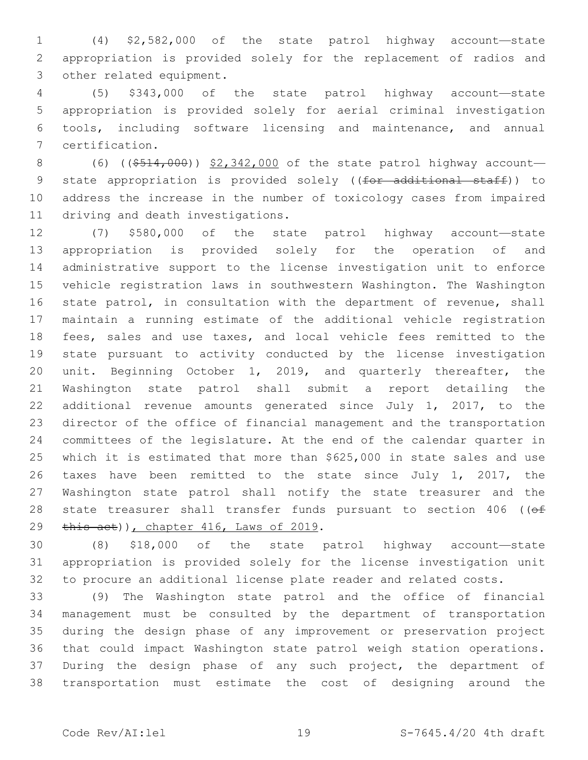(4) $2,582,000 of the state patrol highway account—state appropriation is provided solely for the replacement of radios and other related equipment.

(5) $343,000 of the state patrol highway account—state appropriation is provided solely for aerial criminal investigation tools, including software licensing and maintenance, and annual certification.

(6) ((~~$514,000~~)) <u>$2,342,000</u> of the state patrol highway account—state appropriation is provided solely ((~~for additional staff~~)) to address the increase in the number of toxicology cases from impaired driving and death investigations.

(7) $580,000 of the state patrol highway account—state appropriation is provided solely for the operation of and administrative support to the license investigation unit to enforce vehicle registration laws in southwestern Washington. The Washington state patrol, in consultation with the department of revenue, shall maintain a running estimate of the additional vehicle registration fees, sales and use taxes, and local vehicle fees remitted to the state pursuant to activity conducted by the license investigation unit. Beginning October 1, 2019, and quarterly thereafter, the Washington state patrol shall submit a report detailing the additional revenue amounts generated since July 1, 2017, to the director of the office of financial management and the transportation committees of the legislature. At the end of the calendar quarter in which it is estimated that more than $625,000 in state sales and use taxes have been remitted to the state since July 1, 2017, the Washington state patrol shall notify the state treasurer and the state treasurer shall transfer funds pursuant to section 406 ((~~of this act~~))<u>, chapter 416, Laws of 2019</u>.

(8) $18,000 of the state patrol highway account—state appropriation is provided solely for the license investigation unit to procure an additional license plate reader and related costs.

(9) The Washington state patrol and the office of financial management must be consulted by the department of transportation during the design phase of any improvement or preservation project that could impact Washington state patrol weigh station operations. During the design phase of any such project, the department of transportation must estimate the cost of designing around the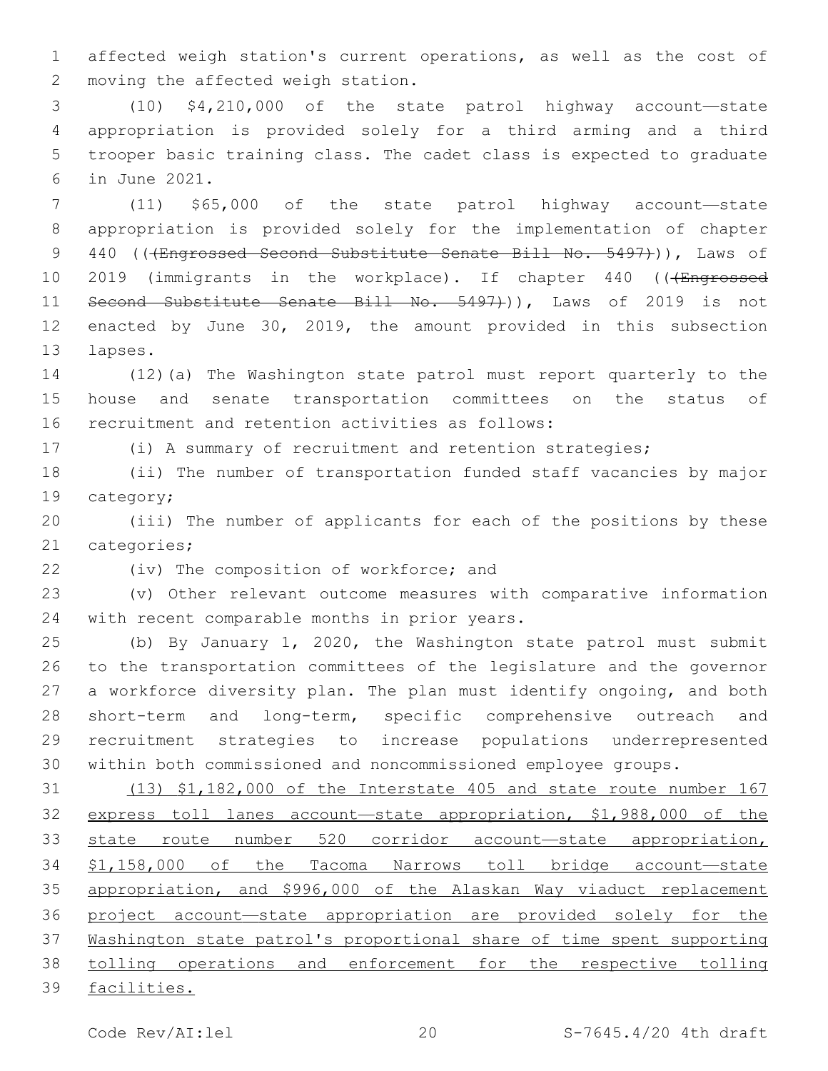affected weigh station's current operations, as well as the cost of moving the affected weigh station.

(10) $4,210,000 of the state patrol highway account—state appropriation is provided solely for a third arming and a third trooper basic training class. The cadet class is expected to graduate in June 2021.

(11) $65,000 of the state patrol highway account—state appropriation is provided solely for the implementation of chapter 440 ((~~(Engrossed Second Substitute Senate Bill No. 5497)~~)), Laws of 2019 (immigrants in the workplace). If chapter 440 ((~~(Engrossed Second Substitute Senate Bill No. 5497)~~)), Laws of 2019 is not enacted by June 30, 2019, the amount provided in this subsection lapses.

(12)(a) The Washington state patrol must report quarterly to the house and senate transportation committees on the status of recruitment and retention activities as follows:

(i) A summary of recruitment and retention strategies;

(ii) The number of transportation funded staff vacancies by major category;

(iii) The number of applicants for each of the positions by these categories;

(iv) The composition of workforce; and

(v) Other relevant outcome measures with comparative information with recent comparable months in prior years.

(b) By January 1, 2020, the Washington state patrol must submit to the transportation committees of the legislature and the governor a workforce diversity plan. The plan must identify ongoing, and both short-term and long-term, specific comprehensive outreach and recruitment strategies to increase populations underrepresented within both commissioned and noncommissioned employee groups.

<u>(13) $1,182,000 of the Interstate 405 and state route number 167 express toll lanes account—state appropriation, $1,988,000 of the state route number 520 corridor account—state appropriation, $1,158,000 of the Tacoma Narrows toll bridge account—state appropriation, and $996,000 of the Alaskan Way viaduct replacement project account—state appropriation are provided solely for the Washington state patrol's proportional share of time spent supporting tolling operations and enforcement for the respective tolling facilities.</u>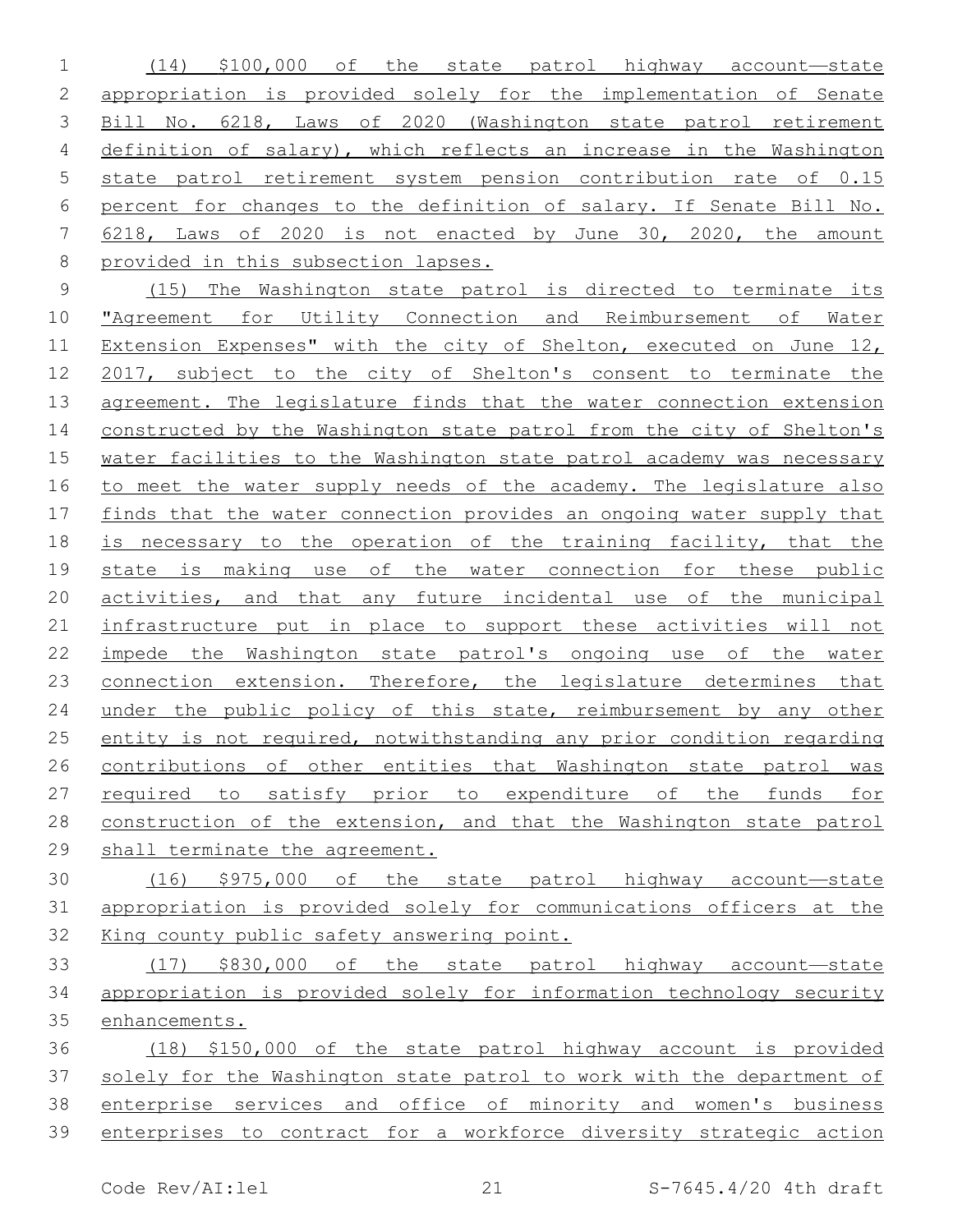(14) \$100,000 of the state patrol highway account—state appropriation is provided solely for the implementation of Senate Bill No. 6218, Laws of 2020 (Washington state patrol retirement definition of salary), which reflects an increase in the Washington state patrol retirement system pension contribution rate of 0.15 percent for changes to the definition of salary. If Senate Bill No. 6218, Laws of 2020 is not enacted by June 30, 2020, the amount provided in this subsection lapses.

(15) The Washington state patrol is directed to terminate its "Agreement for Utility Connection and Reimbursement of Water Extension Expenses" with the city of Shelton, executed on June 12, 2017, subject to the city of Shelton's consent to terminate the agreement. The legislature finds that the water connection extension constructed by the Washington state patrol from the city of Shelton's water facilities to the Washington state patrol academy was necessary to meet the water supply needs of the academy. The legislature also finds that the water connection provides an ongoing water supply that is necessary to the operation of the training facility, that the state is making use of the water connection for these public activities, and that any future incidental use of the municipal infrastructure put in place to support these activities will not impede the Washington state patrol's ongoing use of the water connection extension. Therefore, the legislature determines that under the public policy of this state, reimbursement by any other entity is not required, notwithstanding any prior condition regarding contributions of other entities that Washington state patrol was required to satisfy prior to expenditure of the funds for construction of the extension, and that the Washington state patrol shall terminate the agreement.

(16) \$975,000 of the state patrol highway account—state appropriation is provided solely for communications officers at the King county public safety answering point.

(17) \$830,000 of the state patrol highway account—state appropriation is provided solely for information technology security enhancements.

(18) \$150,000 of the state patrol highway account is provided solely for the Washington state patrol to work with the department of enterprise services and office of minority and women's business enterprises to contract for a workforce diversity strategic action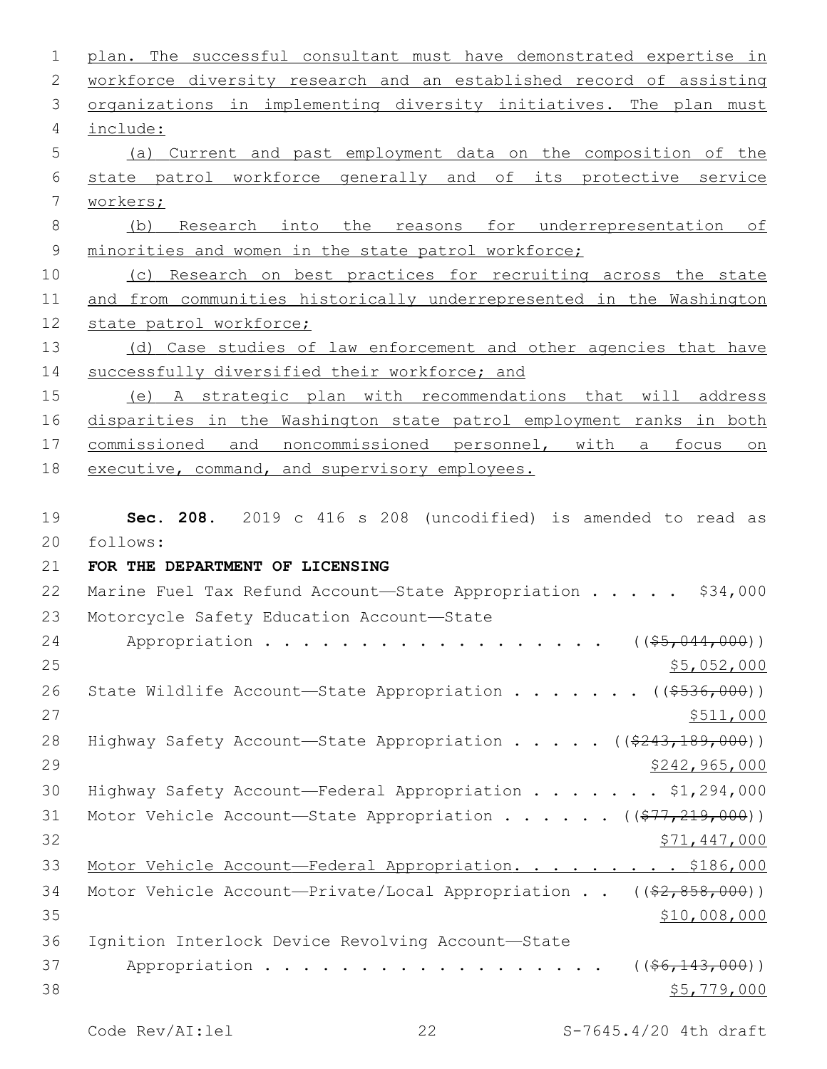plan. The successful consultant must have demonstrated expertise in workforce diversity research and an established record of assisting organizations in implementing diversity initiatives. The plan must include:

(a) Current and past employment data on the composition of the state patrol workforce generally and of its protective service workers;

(b) Research into the reasons for underrepresentation of minorities and women in the state patrol workforce;

(c) Research on best practices for recruiting across the state and from communities historically underrepresented in the Washington state patrol workforce;

(d) Case studies of law enforcement and other agencies that have successfully diversified their workforce; and

(e) A strategic plan with recommendations that will address disparities in the Washington state patrol employment ranks in both commissioned and noncommissioned personnel, with a focus on executive, command, and supervisory employees.

**Sec. 208.** 2019 c 416 s 208 (uncodified) is amended to read as follows:

**FOR THE DEPARTMENT OF LICENSING**

Marine Fuel Tax Refund Account—State Appropriation . . . . . $34,000

Motorcycle Safety Education Account—State Appropriation . . . . . . . . . . . . . . . . . . . (($5,044,000)) $5,052,000

State Wildlife Account—State Appropriation . . . . . . . (($536,000)) $511,000

Highway Safety Account—State Appropriation . . . . . (($243,189,000)) $242,965,000

Highway Safety Account—Federal Appropriation . . . . . . . $1,294,000

Motor Vehicle Account—State Appropriation . . . . . . (($77,219,000)) $71,447,000

Motor Vehicle Account—Federal Appropriation. . . . . . . . . $186,000

Motor Vehicle Account—Private/Local Appropriation . . (($2,858,000)) $10,008,000

Ignition Interlock Device Revolving Account—State Appropriation . . . . . . . . . . . . . . . . . . . (($6,143,000)) $5,779,000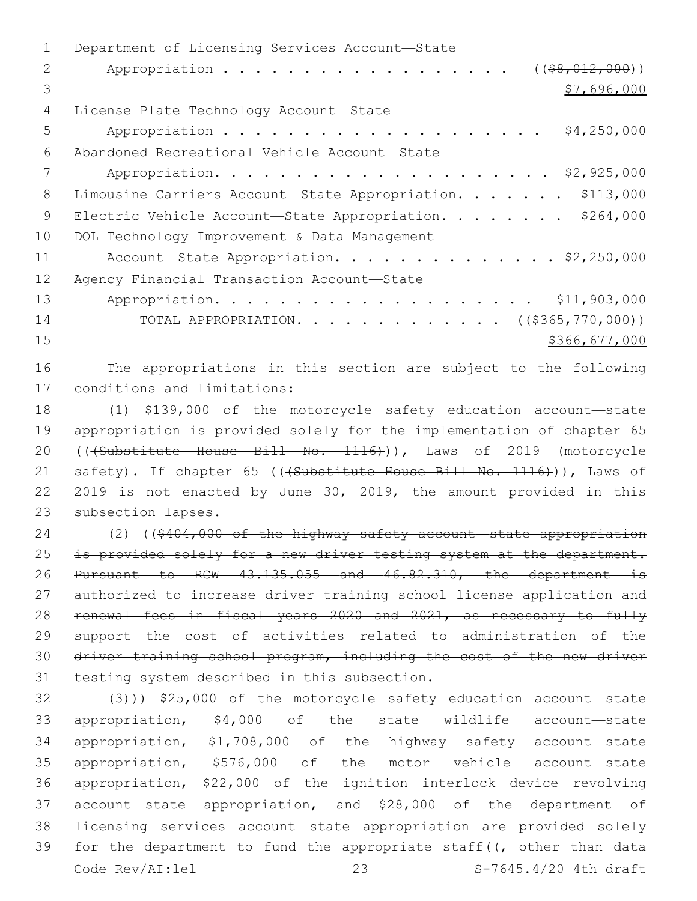Department of Licensing Services Account—State
Appropriation . . . . . . . . . . . . . . . . . . . ((~~$8,012,000~~))
<u>$7,696,000</u>

License Plate Technology Account—State
Appropriation . . . . . . . . . . . . . . . . . . . . . . $4,250,000

Abandoned Recreational Vehicle Account—State
Appropriation. . . . . . . . . . . . . . . . . . . . . . $2,925,000

Limousine Carriers Account—State Appropriation. . . . . . . $113,000

<u>Electric Vehicle Account—State Appropriation. . . . . . . . $264,000</u>

DOL Technology Improvement & Data Management
Account—State Appropriation. . . . . . . . . . . . . . . $2,250,000

Agency Financial Transaction Account—State
Appropriation. . . . . . . . . . . . . . . . . . . . . . $11,903,000

TOTAL APPROPRIATION. . . . . . . . . . . . . . ((~~$365,770,000~~))
<u>$366,677,000</u>

The appropriations in this section are subject to the following conditions and limitations:

(1) $139,000 of the motorcycle safety education account—state appropriation is provided solely for the implementation of chapter 65 ((~~(Substitute House Bill No. 1116)~~)), Laws of 2019 (motorcycle safety). If chapter 65 ((~~(Substitute House Bill No. 1116)~~)), Laws of 2019 is not enacted by June 30, 2019, the amount provided in this subsection lapses.

(2) ((~~$404,000 of the highway safety account—state appropriation is provided solely for a new driver testing system at the department. Pursuant to RCW 43.135.055 and 46.82.310, the department is authorized to increase driver training school license application and renewal fees in fiscal years 2020 and 2021, as necessary to fully support the cost of activities related to administration of the driver training school program, including the cost of the new driver testing system described in this subsection.~~

~~(3)~~)) $25,000 of the motorcycle safety education account—state appropriation, $4,000 of the state wildlife account—state appropriation, $1,708,000 of the highway safety account—state appropriation, $576,000 of the motor vehicle account—state appropriation, $22,000 of the ignition interlock device revolving account—state appropriation, and $28,000 of the department of licensing services account—state appropriation are provided solely for the department to fund the appropriate staff((~~, other than data~~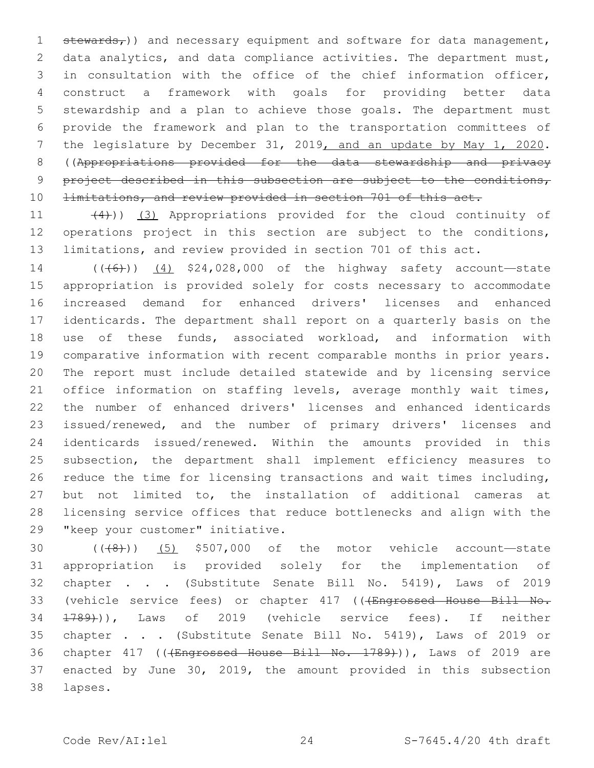stewards,)) and necessary equipment and software for data management, data analytics, and data compliance activities. The department must, in consultation with the office of the chief information officer, construct a framework with goals for providing better data stewardship and a plan to achieve those goals. The department must provide the framework and plan to the transportation committees of the legislature by December 31, 2019, and an update by May 1, 2020. ((Appropriations provided for the data stewardship and privacy project described in this subsection are subject to the conditions, limitations, and review provided in section 701 of this act.

(4))) (3) Appropriations provided for the cloud continuity of operations project in this section are subject to the conditions, limitations, and review provided in section 701 of this act.

(((6))) (4) $24,028,000 of the highway safety account—state appropriation is provided solely for costs necessary to accommodate increased demand for enhanced drivers' licenses and enhanced identicards. The department shall report on a quarterly basis on the use of these funds, associated workload, and information with comparative information with recent comparable months in prior years. The report must include detailed statewide and by licensing service office information on staffing levels, average monthly wait times, the number of enhanced drivers' licenses and enhanced identicards issued/renewed, and the number of primary drivers' licenses and identicards issued/renewed. Within the amounts provided in this subsection, the department shall implement efficiency measures to reduce the time for licensing transactions and wait times including, but not limited to, the installation of additional cameras at licensing service offices that reduce bottlenecks and align with the "keep your customer" initiative.

(((8))) (5) $507,000 of the motor vehicle account—state appropriation is provided solely for the implementation of chapter . . . (Substitute Senate Bill No. 5419), Laws of 2019 (vehicle service fees) or chapter 417 (((Engrossed House Bill No. 1789))), Laws of 2019 (vehicle service fees). If neither chapter . . . (Substitute Senate Bill No. 5419), Laws of 2019 or chapter 417 (((Engrossed House Bill No. 1789))), Laws of 2019 are enacted by June 30, 2019, the amount provided in this subsection lapses.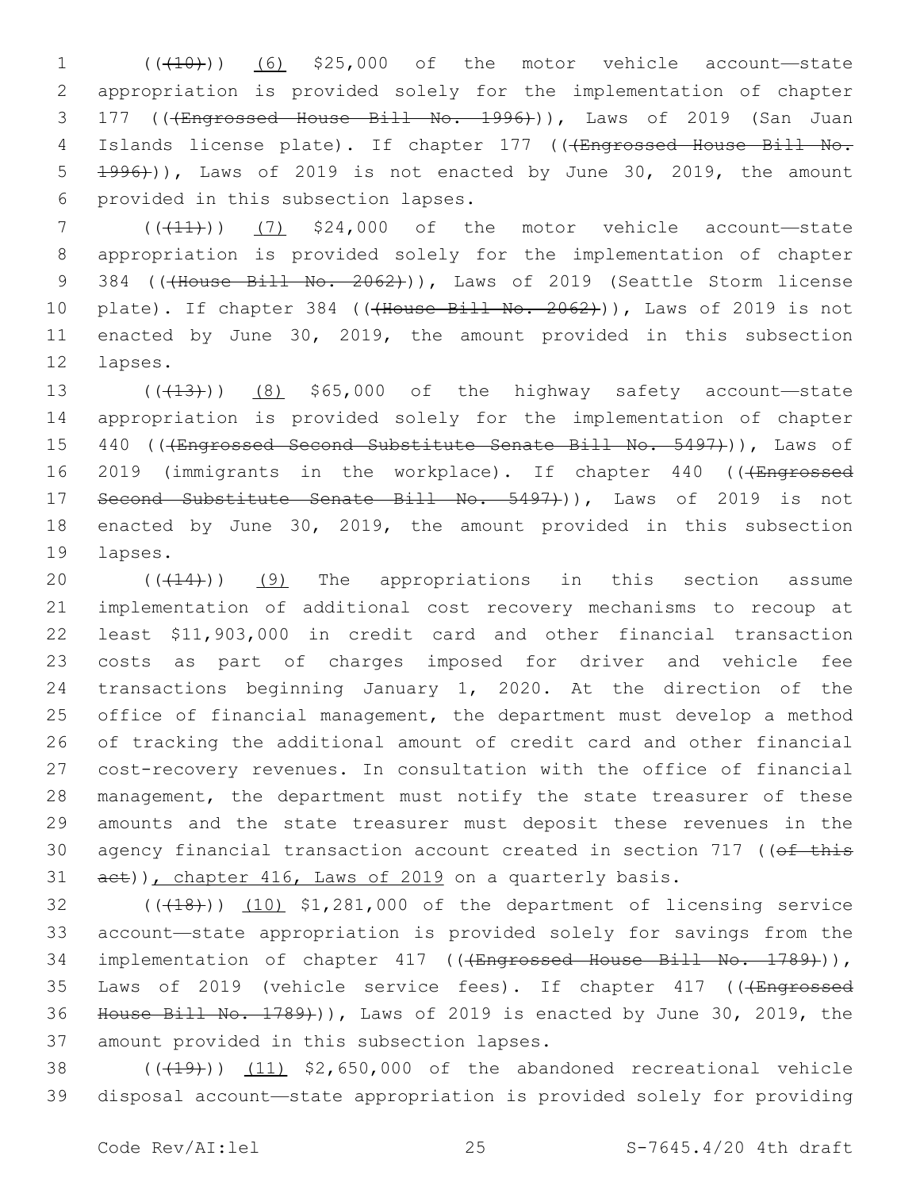((~~(10)~~)) (6) $25,000 of the motor vehicle account—state appropriation is provided solely for the implementation of chapter 177 ((~~(Engrossed House Bill No. 1996)~~)), Laws of 2019 (San Juan Islands license plate). If chapter 177 ((~~(Engrossed House Bill No. 1996)~~)), Laws of 2019 is not enacted by June 30, 2019, the amount provided in this subsection lapses.

((~~(11)~~)) (7) $24,000 of the motor vehicle account—state appropriation is provided solely for the implementation of chapter 384 ((~~(House Bill No. 2062)~~)), Laws of 2019 (Seattle Storm license plate). If chapter 384 ((~~(House Bill No. 2062)~~)), Laws of 2019 is not enacted by June 30, 2019, the amount provided in this subsection lapses.

((~~(13)~~)) (8) $65,000 of the highway safety account—state appropriation is provided solely for the implementation of chapter 440 ((~~(Engrossed Second Substitute Senate Bill No. 5497)~~)), Laws of 2019 (immigrants in the workplace). If chapter 440 ((~~(Engrossed Second Substitute Senate Bill No. 5497)~~)), Laws of 2019 is not enacted by June 30, 2019, the amount provided in this subsection lapses.

((~~(14)~~)) (9) The appropriations in this section assume implementation of additional cost recovery mechanisms to recoup at least $11,903,000 in credit card and other financial transaction costs as part of charges imposed for driver and vehicle fee transactions beginning January 1, 2020. At the direction of the office of financial management, the department must develop a method of tracking the additional amount of credit card and other financial cost-recovery revenues. In consultation with the office of financial management, the department must notify the state treasurer of these amounts and the state treasurer must deposit these revenues in the agency financial transaction account created in section 717 ((~~of this act~~)), chapter 416, Laws of 2019 on a quarterly basis.

((~~(18)~~)) (10) $1,281,000 of the department of licensing service account—state appropriation is provided solely for savings from the implementation of chapter 417 ((~~(Engrossed House Bill No. 1789)~~)), Laws of 2019 (vehicle service fees). If chapter 417 ((~~(Engrossed House Bill No. 1789)~~)), Laws of 2019 is enacted by June 30, 2019, the amount provided in this subsection lapses.

((~~(19)~~)) (11) $2,650,000 of the abandoned recreational vehicle disposal account—state appropriation is provided solely for providing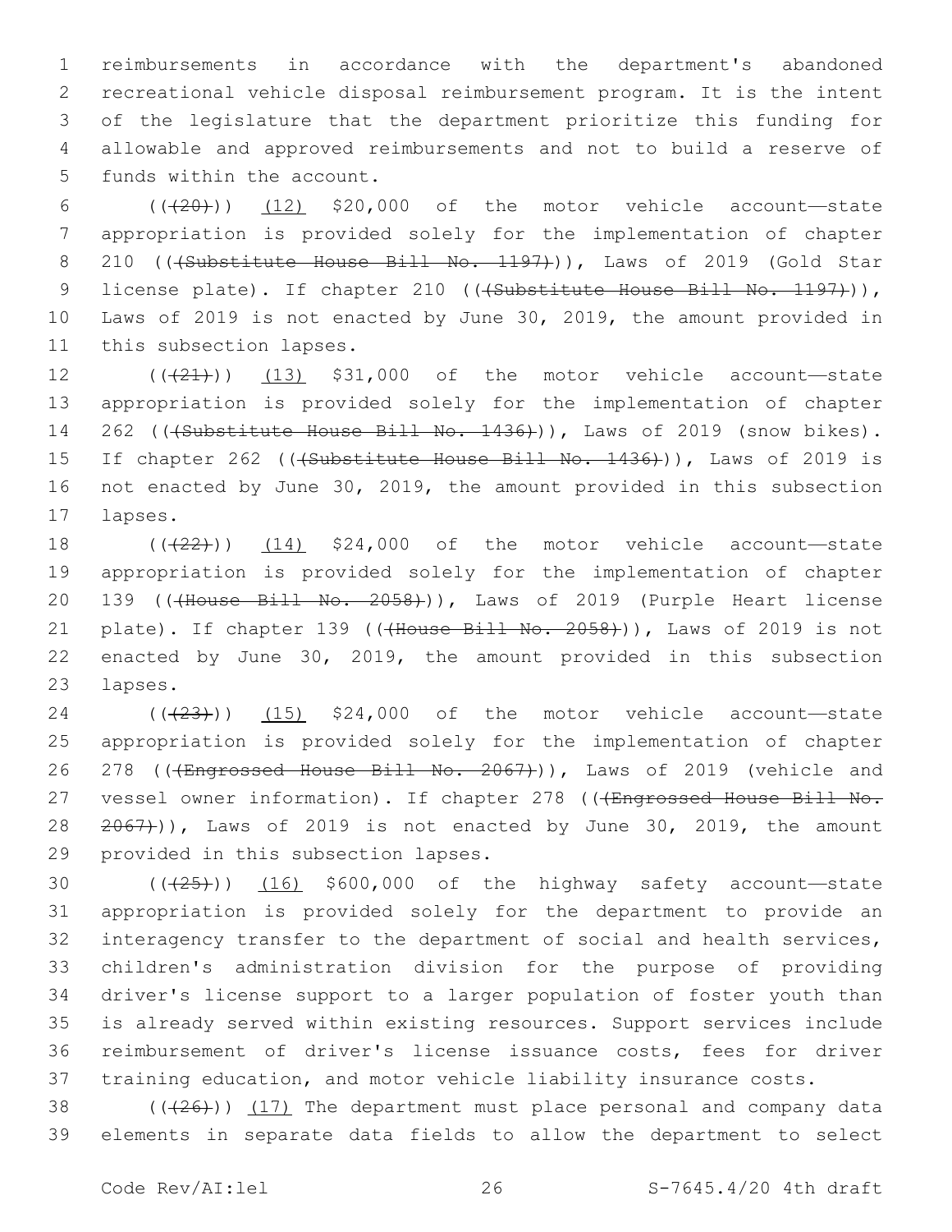reimbursements in accordance with the department's abandoned recreational vehicle disposal reimbursement program. It is the intent of the legislature that the department prioritize this funding for allowable and approved reimbursements and not to build a reserve of funds within the account.

((~~(20)~~)) (12) $20,000 of the motor vehicle account—state appropriation is provided solely for the implementation of chapter 210 ((~~(Substitute House Bill No. 1197)~~)), Laws of 2019 (Gold Star license plate). If chapter 210 ((~~(Substitute House Bill No. 1197)~~)), Laws of 2019 is not enacted by June 30, 2019, the amount provided in this subsection lapses.

((~~(21)~~)) (13) $31,000 of the motor vehicle account—state appropriation is provided solely for the implementation of chapter 262 ((~~(Substitute House Bill No. 1436)~~)), Laws of 2019 (snow bikes). If chapter 262 ((~~(Substitute House Bill No. 1436)~~)), Laws of 2019 is not enacted by June 30, 2019, the amount provided in this subsection lapses.

((~~(22)~~)) (14) $24,000 of the motor vehicle account—state appropriation is provided solely for the implementation of chapter 139 ((~~(House Bill No. 2058)~~)), Laws of 2019 (Purple Heart license plate). If chapter 139 ((~~(House Bill No. 2058)~~)), Laws of 2019 is not enacted by June 30, 2019, the amount provided in this subsection lapses.

((~~(23)~~)) (15) $24,000 of the motor vehicle account—state appropriation is provided solely for the implementation of chapter 278 ((~~(Engrossed House Bill No. 2067)~~)), Laws of 2019 (vehicle and vessel owner information). If chapter 278 ((~~(Engrossed House Bill No. 2067)~~)), Laws of 2019 is not enacted by June 30, 2019, the amount provided in this subsection lapses.

((~~(25)~~)) (16) $600,000 of the highway safety account—state appropriation is provided solely for the department to provide an interagency transfer to the department of social and health services, children's administration division for the purpose of providing driver's license support to a larger population of foster youth than is already served within existing resources. Support services include reimbursement of driver's license issuance costs, fees for driver training education, and motor vehicle liability insurance costs.

((~~(26)~~)) (17) The department must place personal and company data elements in separate data fields to allow the department to select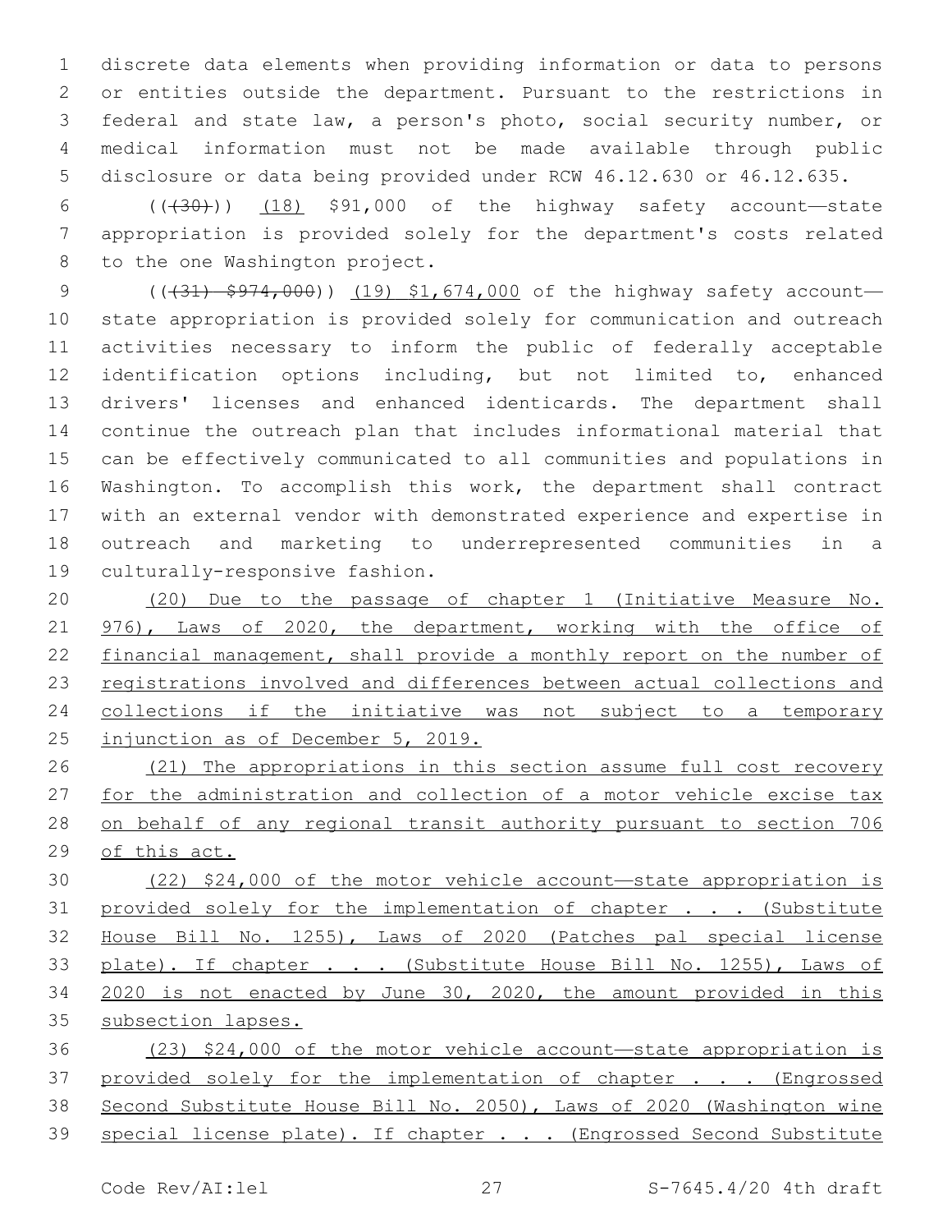discrete data elements when providing information or data to persons or entities outside the department. Pursuant to the restrictions in federal and state law, a person's photo, social security number, or medical information must not be made available through public disclosure or data being provided under RCW 46.12.630 or 46.12.635.

(((30))) (18) $91,000 of the highway safety account—state appropriation is provided solely for the department's costs related to the one Washington project.

(((31) $974,000)) (19) $1,674,000 of the highway safety account—state appropriation is provided solely for communication and outreach activities necessary to inform the public of federally acceptable identification options including, but not limited to, enhanced drivers' licenses and enhanced identicards. The department shall continue the outreach plan that includes informational material that can be effectively communicated to all communities and populations in Washington. To accomplish this work, the department shall contract with an external vendor with demonstrated experience and expertise in outreach and marketing to underrepresented communities in a culturally-responsive fashion.

(20) Due to the passage of chapter 1 (Initiative Measure No. 976), Laws of 2020, the department, working with the office of financial management, shall provide a monthly report on the number of registrations involved and differences between actual collections and collections if the initiative was not subject to a temporary injunction as of December 5, 2019.

(21) The appropriations in this section assume full cost recovery for the administration and collection of a motor vehicle excise tax on behalf of any regional transit authority pursuant to section 706 of this act.

(22) $24,000 of the motor vehicle account—state appropriation is provided solely for the implementation of chapter . . . (Substitute House Bill No. 1255), Laws of 2020 (Patches pal special license plate). If chapter . . . (Substitute House Bill No. 1255), Laws of 2020 is not enacted by June 30, 2020, the amount provided in this subsection lapses.

(23) $24,000 of the motor vehicle account—state appropriation is provided solely for the implementation of chapter . . . (Engrossed Second Substitute House Bill No. 2050), Laws of 2020 (Washington wine special license plate). If chapter . . . (Engrossed Second Substitute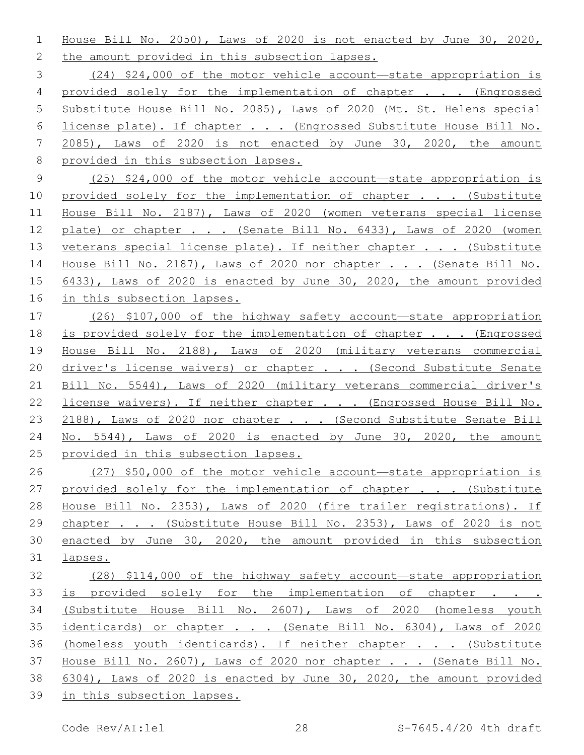House Bill No. 2050), Laws of 2020 is not enacted by June 30, 2020, the amount provided in this subsection lapses.

(24) $24,000 of the motor vehicle account—state appropriation is provided solely for the implementation of chapter . . . (Engrossed Substitute House Bill No. 2085), Laws of 2020 (Mt. St. Helens special license plate). If chapter . . . (Engrossed Substitute House Bill No. 2085), Laws of 2020 is not enacted by June 30, 2020, the amount provided in this subsection lapses.

(25) $24,000 of the motor vehicle account—state appropriation is provided solely for the implementation of chapter . . . (Substitute House Bill No. 2187), Laws of 2020 (women veterans special license plate) or chapter . . . (Senate Bill No. 6433), Laws of 2020 (women veterans special license plate). If neither chapter . . . (Substitute House Bill No. 2187), Laws of 2020 nor chapter . . . (Senate Bill No. 6433), Laws of 2020 is enacted by June 30, 2020, the amount provided in this subsection lapses.

(26) $107,000 of the highway safety account—state appropriation is provided solely for the implementation of chapter . . . (Engrossed House Bill No. 2188), Laws of 2020 (military veterans commercial driver's license waivers) or chapter . . . (Second Substitute Senate Bill No. 5544), Laws of 2020 (military veterans commercial driver's license waivers). If neither chapter . . . (Engrossed House Bill No. 2188), Laws of 2020 nor chapter . . . (Second Substitute Senate Bill No. 5544), Laws of 2020 is enacted by June 30, 2020, the amount provided in this subsection lapses.

(27) $50,000 of the motor vehicle account—state appropriation is provided solely for the implementation of chapter . . . (Substitute House Bill No. 2353), Laws of 2020 (fire trailer registrations). If chapter . . . (Substitute House Bill No. 2353), Laws of 2020 is not enacted by June 30, 2020, the amount provided in this subsection lapses.

(28) $114,000 of the highway safety account—state appropriation is provided solely for the implementation of chapter . . . (Substitute House Bill No. 2607), Laws of 2020 (homeless youth identicards) or chapter . . . (Senate Bill No. 6304), Laws of 2020 (homeless youth identicards). If neither chapter . . . (Substitute House Bill No. 2607), Laws of 2020 nor chapter . . . (Senate Bill No. 6304), Laws of 2020 is enacted by June 30, 2020, the amount provided in this subsection lapses.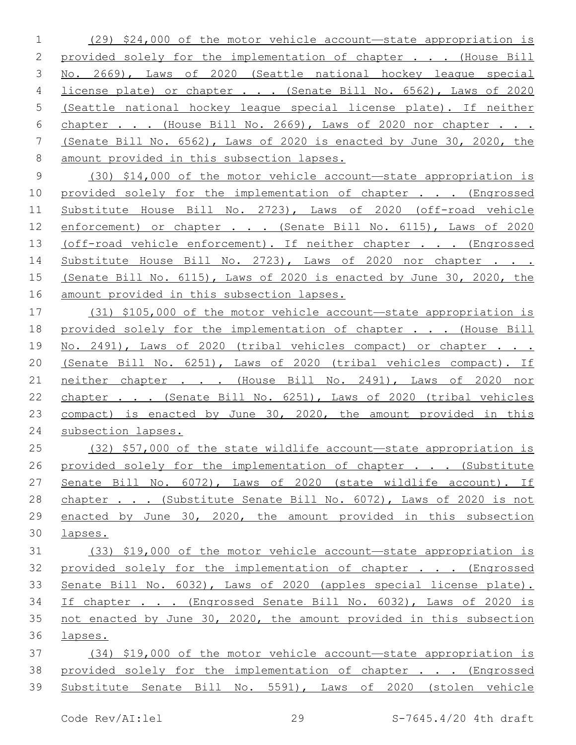(29) $24,000 of the motor vehicle account—state appropriation is provided solely for the implementation of chapter . . . (House Bill No. 2669), Laws of 2020 (Seattle national hockey league special license plate) or chapter . . . (Senate Bill No. 6562), Laws of 2020 (Seattle national hockey league special license plate). If neither chapter . . . (House Bill No. 2669), Laws of 2020 nor chapter . . . (Senate Bill No. 6562), Laws of 2020 is enacted by June 30, 2020, the amount provided in this subsection lapses.

(30) $14,000 of the motor vehicle account—state appropriation is provided solely for the implementation of chapter . . . (Engrossed Substitute House Bill No. 2723), Laws of 2020 (off-road vehicle enforcement) or chapter . . . (Senate Bill No. 6115), Laws of 2020 (off-road vehicle enforcement). If neither chapter . . . (Engrossed Substitute House Bill No. 2723), Laws of 2020 nor chapter . . . (Senate Bill No. 6115), Laws of 2020 is enacted by June 30, 2020, the amount provided in this subsection lapses.

(31) $105,000 of the motor vehicle account—state appropriation is provided solely for the implementation of chapter . . . (House Bill No. 2491), Laws of 2020 (tribal vehicles compact) or chapter . . . (Senate Bill No. 6251), Laws of 2020 (tribal vehicles compact). If neither chapter . . . (House Bill No. 2491), Laws of 2020 nor chapter . . . (Senate Bill No. 6251), Laws of 2020 (tribal vehicles compact) is enacted by June 30, 2020, the amount provided in this subsection lapses.

(32) $57,000 of the state wildlife account—state appropriation is provided solely for the implementation of chapter . . . (Substitute Senate Bill No. 6072), Laws of 2020 (state wildlife account). If chapter . . . (Substitute Senate Bill No. 6072), Laws of 2020 is not enacted by June 30, 2020, the amount provided in this subsection lapses.

(33) $19,000 of the motor vehicle account—state appropriation is provided solely for the implementation of chapter . . . (Engrossed Senate Bill No. 6032), Laws of 2020 (apples special license plate). If chapter . . . (Engrossed Senate Bill No. 6032), Laws of 2020 is not enacted by June 30, 2020, the amount provided in this subsection lapses.

(34) $19,000 of the motor vehicle account—state appropriation is provided solely for the implementation of chapter . . . (Engrossed Substitute Senate Bill No. 5591), Laws of 2020 (stolen vehicle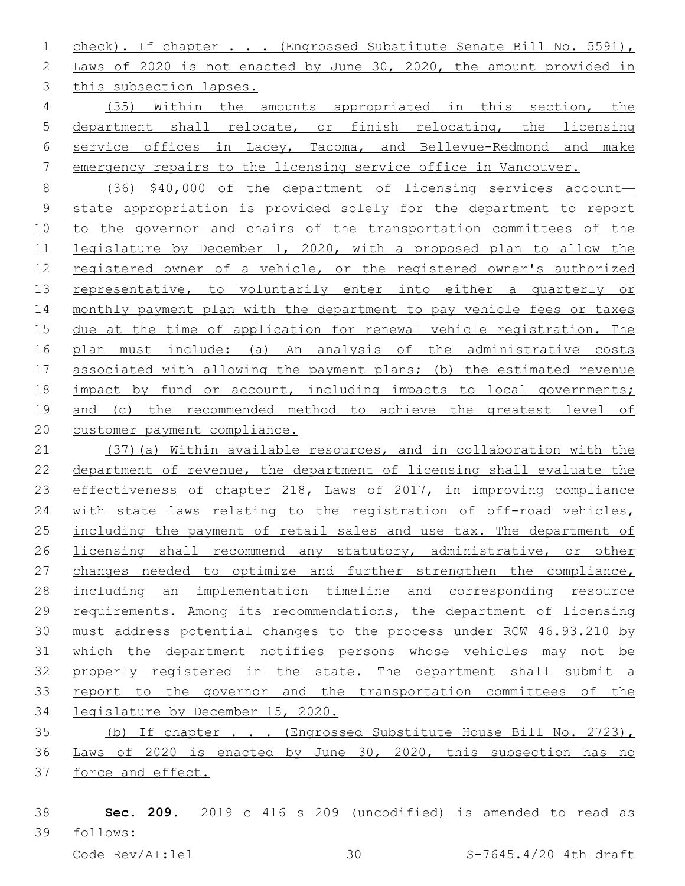check). If chapter . . . (Engrossed Substitute Senate Bill No. 5591), Laws of 2020 is not enacted by June 30, 2020, the amount provided in this subsection lapses.

(35) Within the amounts appropriated in this section, the department shall relocate, or finish relocating, the licensing service offices in Lacey, Tacoma, and Bellevue-Redmond and make emergency repairs to the licensing service office in Vancouver.

(36) $40,000 of the department of licensing services account—state appropriation is provided solely for the department to report to the governor and chairs of the transportation committees of the legislature by December 1, 2020, with a proposed plan to allow the registered owner of a vehicle, or the registered owner's authorized representative, to voluntarily enter into either a quarterly or monthly payment plan with the department to pay vehicle fees or taxes due at the time of application for renewal vehicle registration. The plan must include: (a) An analysis of the administrative costs associated with allowing the payment plans; (b) the estimated revenue impact by fund or account, including impacts to local governments; and (c) the recommended method to achieve the greatest level of customer payment compliance.

(37)(a) Within available resources, and in collaboration with the department of revenue, the department of licensing shall evaluate the effectiveness of chapter 218, Laws of 2017, in improving compliance with state laws relating to the registration of off-road vehicles, including the payment of retail sales and use tax. The department of licensing shall recommend any statutory, administrative, or other changes needed to optimize and further strengthen the compliance, including an implementation timeline and corresponding resource requirements. Among its recommendations, the department of licensing must address potential changes to the process under RCW 46.93.210 by which the department notifies persons whose vehicles may not be properly registered in the state. The department shall submit a report to the governor and the transportation committees of the legislature by December 15, 2020.

(b) If chapter . . . (Engrossed Substitute House Bill No. 2723), Laws of 2020 is enacted by June 30, 2020, this subsection has no force and effect.

**Sec. 209.** 2019 c 416 s 209 (uncodified) is amended to read as follows: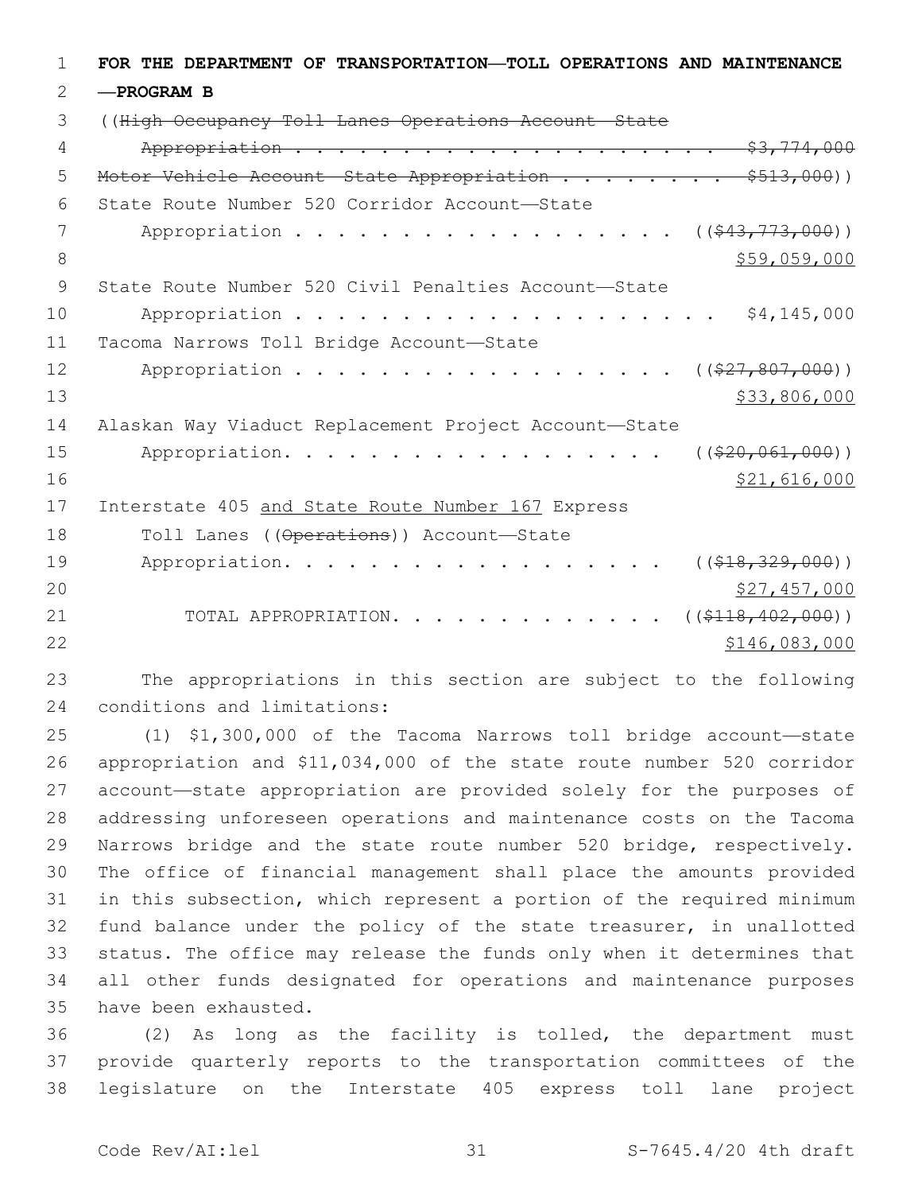**FOR THE DEPARTMENT OF TRANSPORTATION—TOLL OPERATIONS AND MAINTENANCE —PROGRAM B**

((~~High Occupancy Toll Lanes Operations Account—State Appropriation . . . . . . . . . . . . . . . . . . . . . . $3,774,000~~
~~Motor Vehicle Account—State Appropriation . . . . . . . . . $513,000~~))
State Route Number 520 Corridor Account—State
Appropriation . . . . . . . . . . . . . . . . . . . . (($~~43,773,000~~))
$59,059,000
State Route Number 520 Civil Penalties Account—State
Appropriation . . . . . . . . . . . . . . . . . . . . . $4,145,000
Tacoma Narrows Toll Bridge Account—State
Appropriation . . . . . . . . . . . . . . . . . . . . (($~~27,807,000~~))
$33,806,000
Alaskan Way Viaduct Replacement Project Account—State
Appropriation. . . . . . . . . . . . . . . . . . . . (($~~20,061,000~~))
$21,616,000
Interstate 405 <u>and State Route Number 167</u> Express
Toll Lanes ((~~Operations~~)) Account—State
Appropriation. . . . . . . . . . . . . . . . . . . . (($~~18,329,000~~))
$27,457,000
TOTAL APPROPRIATION. . . . . . . . . . . . . . (($~~118,402,000~~))
$146,083,000

The appropriations in this section are subject to the following conditions and limitations:

(1) $1,300,000 of the Tacoma Narrows toll bridge account—state appropriation and $11,034,000 of the state route number 520 corridor account—state appropriation are provided solely for the purposes of addressing unforeseen operations and maintenance costs on the Tacoma Narrows bridge and the state route number 520 bridge, respectively. The office of financial management shall place the amounts provided in this subsection, which represent a portion of the required minimum fund balance under the policy of the state treasurer, in unallotted status. The office may release the funds only when it determines that all other funds designated for operations and maintenance purposes have been exhausted.

(2) As long as the facility is tolled, the department must provide quarterly reports to the transportation committees of the legislature on the Interstate 405 express toll lane project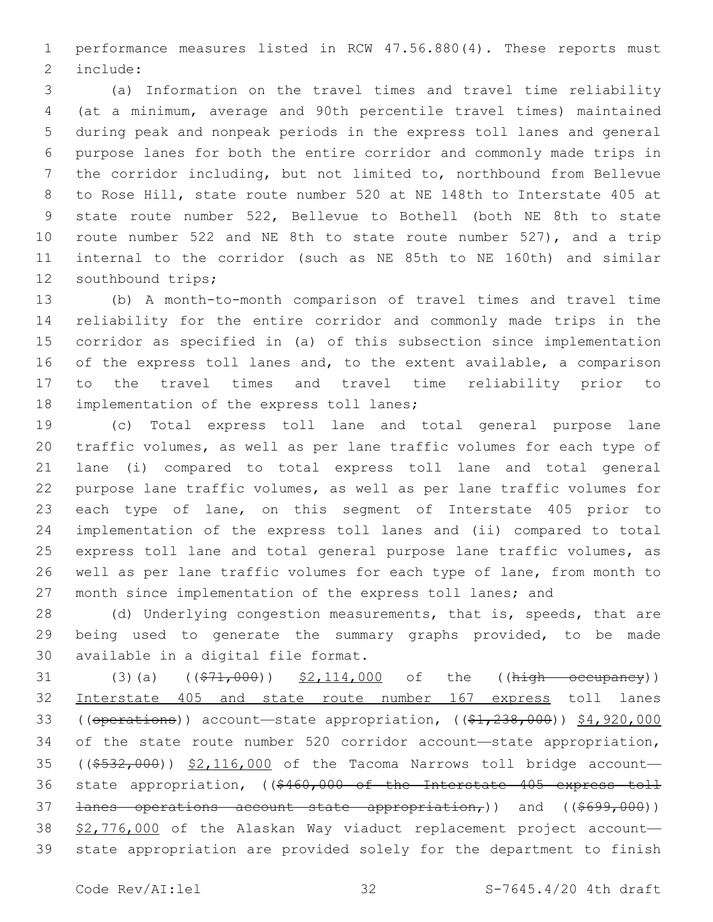performance measures listed in RCW 47.56.880(4). These reports must include:

(a) Information on the travel times and travel time reliability (at a minimum, average and 90th percentile travel times) maintained during peak and nonpeak periods in the express toll lanes and general purpose lanes for both the entire corridor and commonly made trips in the corridor including, but not limited to, northbound from Bellevue to Rose Hill, state route number 520 at NE 148th to Interstate 405 at state route number 522, Bellevue to Bothell (both NE 8th to state route number 522 and NE 8th to state route number 527), and a trip internal to the corridor (such as NE 85th to NE 160th) and similar southbound trips;

(b) A month-to-month comparison of travel times and travel time reliability for the entire corridor and commonly made trips in the corridor as specified in (a) of this subsection since implementation of the express toll lanes and, to the extent available, a comparison to the travel times and travel time reliability prior to implementation of the express toll lanes;

(c) Total express toll lane and total general purpose lane traffic volumes, as well as per lane traffic volumes for each type of lane (i) compared to total express toll lane and total general purpose lane traffic volumes, as well as per lane traffic volumes for each type of lane, on this segment of Interstate 405 prior to implementation of the express toll lanes and (ii) compared to total express toll lane and total general purpose lane traffic volumes, as well as per lane traffic volumes for each type of lane, from month to month since implementation of the express toll lanes; and

(d) Underlying congestion measurements, that is, speeds, that are being used to generate the summary graphs provided, to be made available in a digital file format.

(3)(a) ((~~$71,000~~)) $2,114,000 of the ((~~high occupancy~~)) Interstate 405 and state route number 167 express toll lanes ((~~operations~~)) account—state appropriation, ((~~$1,238,000~~)) $4,920,000 of the state route number 520 corridor account—state appropriation, ((~~$532,000~~)) $2,116,000 of the Tacoma Narrows toll bridge account—state appropriation, ((~~$460,000 of the Interstate 405 express toll lanes operations account—state appropriation,~~)) and ((~~$699,000~~)) $2,776,000 of the Alaskan Way viaduct replacement project account—state appropriation are provided solely for the department to finish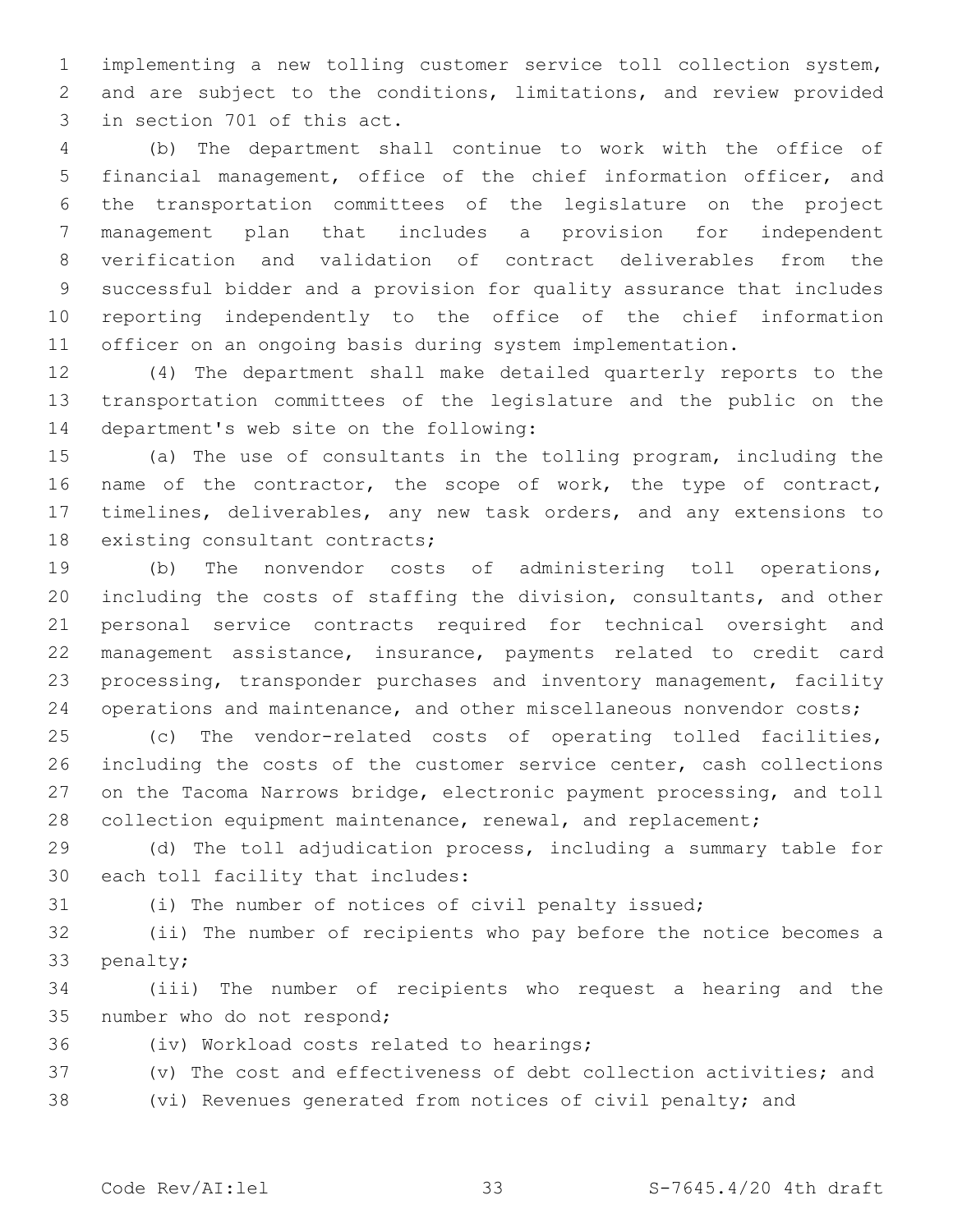implementing a new tolling customer service toll collection system, and are subject to the conditions, limitations, and review provided in section 701 of this act.

(b) The department shall continue to work with the office of financial management, office of the chief information officer, and the transportation committees of the legislature on the project management plan that includes a provision for independent verification and validation of contract deliverables from the successful bidder and a provision for quality assurance that includes reporting independently to the office of the chief information officer on an ongoing basis during system implementation.

(4) The department shall make detailed quarterly reports to the transportation committees of the legislature and the public on the department's web site on the following:

(a) The use of consultants in the tolling program, including the name of the contractor, the scope of work, the type of contract, timelines, deliverables, any new task orders, and any extensions to existing consultant contracts;

(b) The nonvendor costs of administering toll operations, including the costs of staffing the division, consultants, and other personal service contracts required for technical oversight and management assistance, insurance, payments related to credit card processing, transponder purchases and inventory management, facility operations and maintenance, and other miscellaneous nonvendor costs;

(c) The vendor-related costs of operating tolled facilities, including the costs of the customer service center, cash collections on the Tacoma Narrows bridge, electronic payment processing, and toll collection equipment maintenance, renewal, and replacement;

(d) The toll adjudication process, including a summary table for each toll facility that includes:

(i) The number of notices of civil penalty issued;

(ii) The number of recipients who pay before the notice becomes a penalty;

(iii) The number of recipients who request a hearing and the number who do not respond;

(iv) Workload costs related to hearings;

(v) The cost and effectiveness of debt collection activities; and

(vi) Revenues generated from notices of civil penalty; and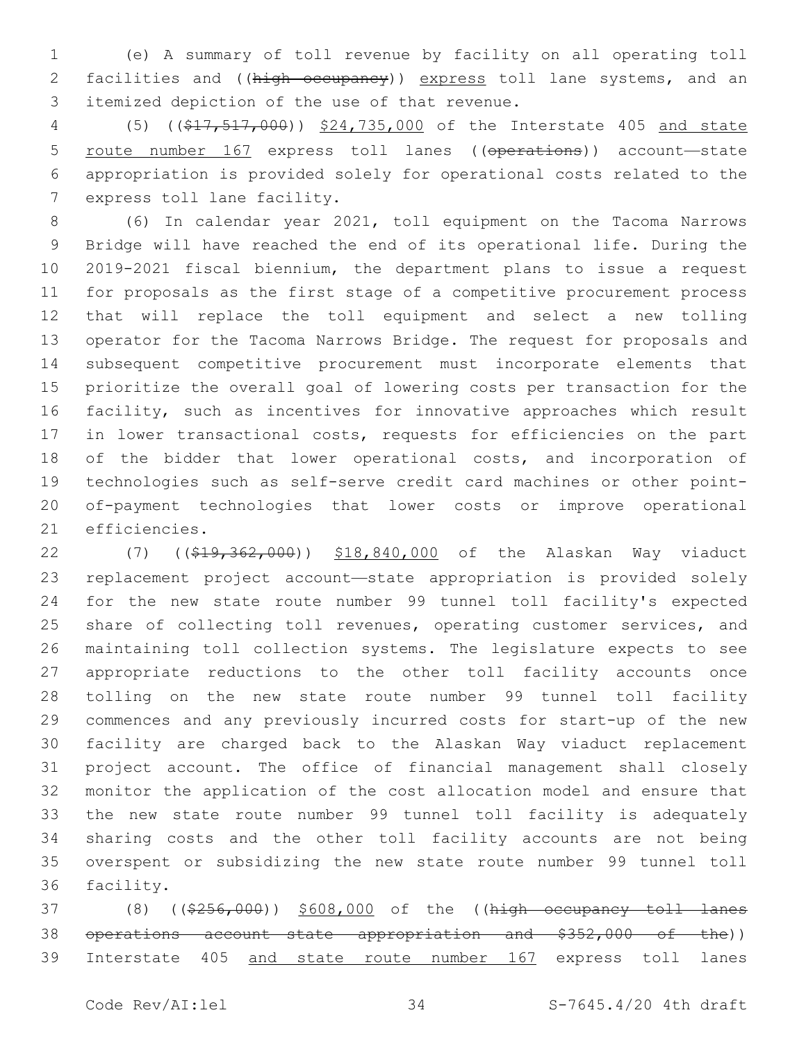(e) A summary of toll revenue by facility on all operating toll facilities and ((~~high occupancy~~)) <u>express</u> toll lane systems, and an itemized depiction of the use of that revenue.

(5) ((~~$17,517,000~~)) <u>$24,735,000</u> of the Interstate 405 <u>and state route number 167</u> express toll lanes ((~~operations~~)) account—state appropriation is provided solely for operational costs related to the express toll lane facility.

(6) In calendar year 2021, toll equipment on the Tacoma Narrows Bridge will have reached the end of its operational life. During the 2019-2021 fiscal biennium, the department plans to issue a request for proposals as the first stage of a competitive procurement process that will replace the toll equipment and select a new tolling operator for the Tacoma Narrows Bridge. The request for proposals and subsequent competitive procurement must incorporate elements that prioritize the overall goal of lowering costs per transaction for the facility, such as incentives for innovative approaches which result in lower transactional costs, requests for efficiencies on the part of the bidder that lower operational costs, and incorporation of technologies such as self-serve credit card machines or other point-of-payment technologies that lower costs or improve operational efficiencies.

(7) ((~~$19,362,000~~)) <u>$18,840,000</u> of the Alaskan Way viaduct replacement project account—state appropriation is provided solely for the new state route number 99 tunnel toll facility's expected share of collecting toll revenues, operating customer services, and maintaining toll collection systems. The legislature expects to see appropriate reductions to the other toll facility accounts once tolling on the new state route number 99 tunnel toll facility commences and any previously incurred costs for start-up of the new facility are charged back to the Alaskan Way viaduct replacement project account. The office of financial management shall closely monitor the application of the cost allocation model and ensure that the new state route number 99 tunnel toll facility is adequately sharing costs and the other toll facility accounts are not being overspent or subsidizing the new state route number 99 tunnel toll facility.

(8) ((~~$256,000~~)) <u>$608,000</u> of the ((~~high occupancy toll lanes operations account—state appropriation and $352,000 of the~~)) Interstate 405 <u>and state route number 167</u> express toll lanes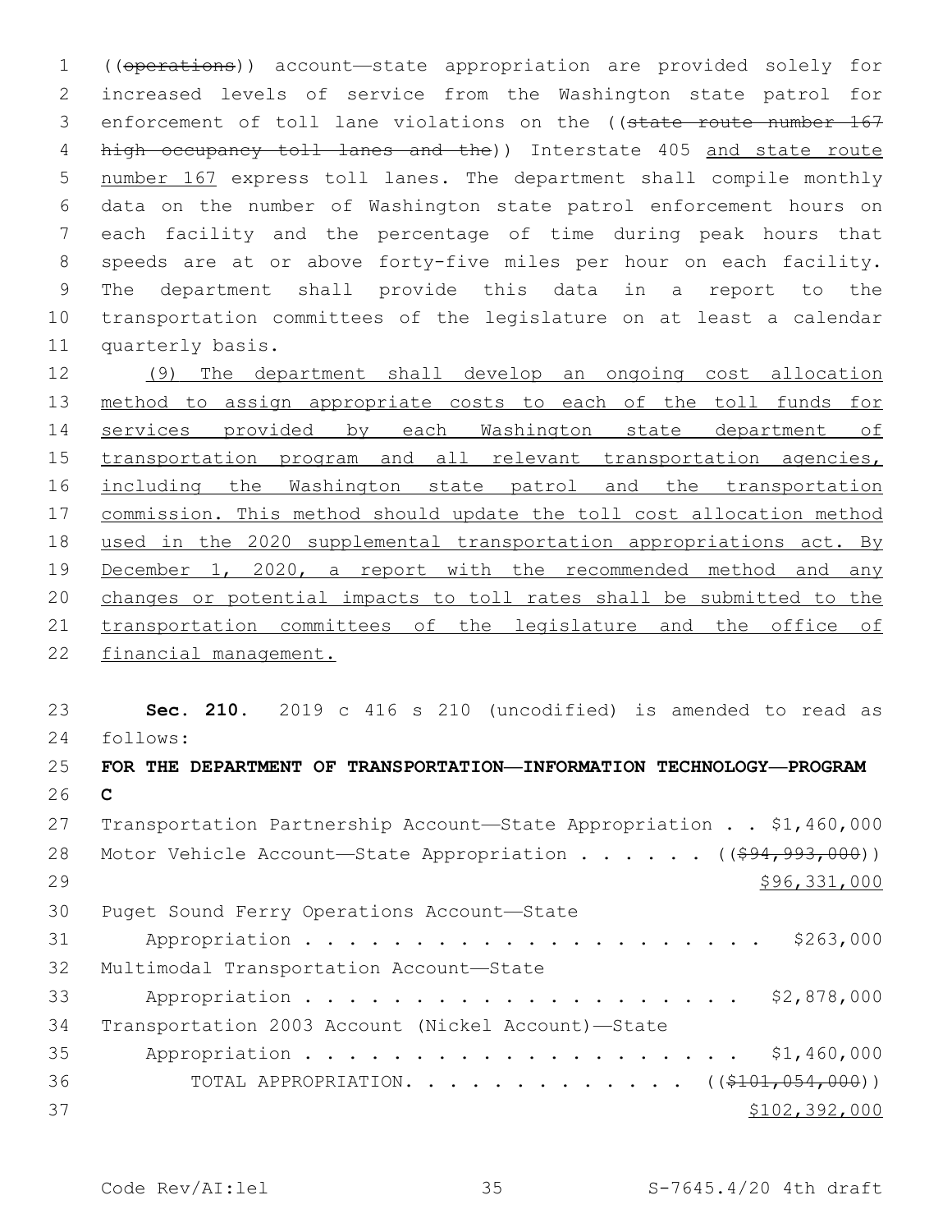((~~operations~~)) account—state appropriation are provided solely for increased levels of service from the Washington state patrol for enforcement of toll lane violations on the ((~~state route number 167 high occupancy toll lanes and the~~)) Interstate 405 <u>and state route number 167</u> express toll lanes. The department shall compile monthly data on the number of Washington state patrol enforcement hours on each facility and the percentage of time during peak hours that speeds are at or above forty-five miles per hour on each facility. The department shall provide this data in a report to the transportation committees of the legislature on at least a calendar quarterly basis.

<u>(9) The department shall develop an ongoing cost allocation method to assign appropriate costs to each of the toll funds for services provided by each Washington state department of transportation program and all relevant transportation agencies, including the Washington state patrol and the transportation commission. This method should update the toll cost allocation method used in the 2020 supplemental transportation appropriations act. By December 1, 2020, a report with the recommended method and any changes or potential impacts to toll rates shall be submitted to the transportation committees of the legislature and the office of financial management.</u>

**Sec. 210.** 2019 c 416 s 210 (uncodified) is amended to read as follows:

**FOR THE DEPARTMENT OF TRANSPORTATION—INFORMATION TECHNOLOGY—PROGRAM C**

| | |
|---|---|
| Transportation Partnership Account—State Appropriation | $1,460,000 |
| Motor Vehicle Account—State Appropriation | ((~~$94,993,000~~)) <u>$96,331,000</u> |
| Puget Sound Ferry Operations Account—State Appropriation | $263,000 |
| Multimodal Transportation Account—State Appropriation | $2,878,000 |
| Transportation 2003 Account (Nickel Account)—State Appropriation | $1,460,000 |
| TOTAL APPROPRIATION | ((~~$101,054,000~~)) <u>$102,392,000</u> |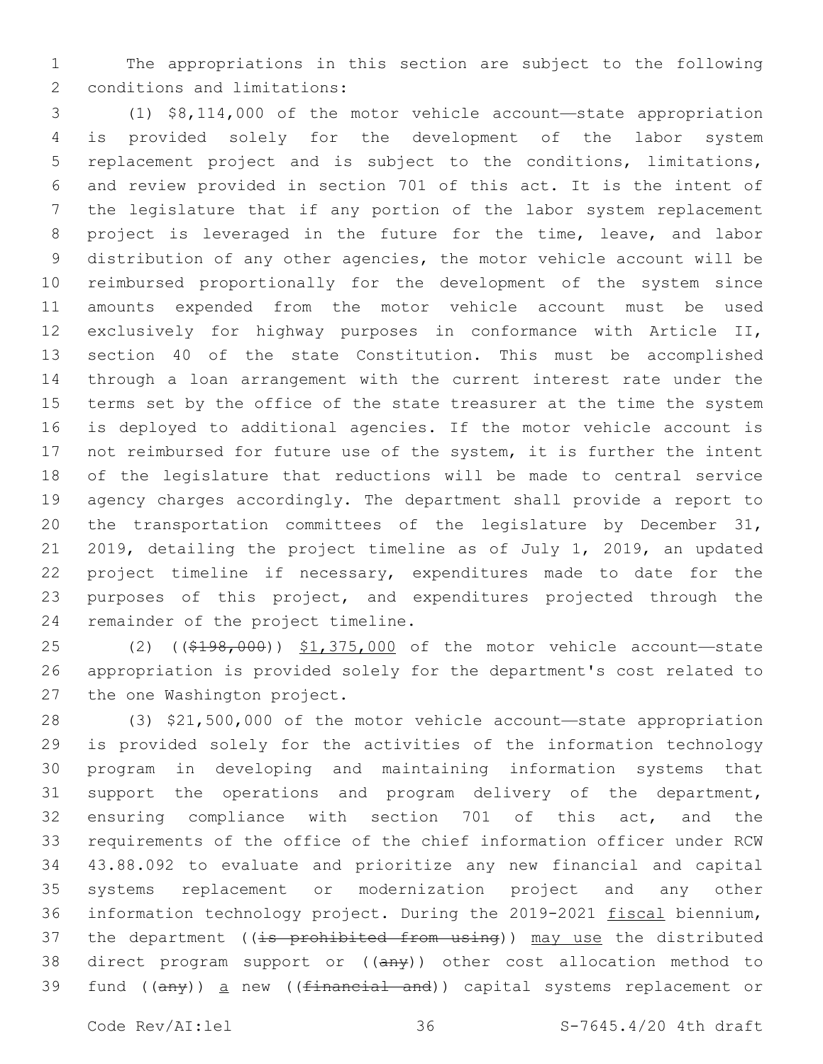The appropriations in this section are subject to the following conditions and limitations:

(1) $8,114,000 of the motor vehicle account—state appropriation is provided solely for the development of the labor system replacement project and is subject to the conditions, limitations, and review provided in section 701 of this act. It is the intent of the legislature that if any portion of the labor system replacement project is leveraged in the future for the time, leave, and labor distribution of any other agencies, the motor vehicle account will be reimbursed proportionally for the development of the system since amounts expended from the motor vehicle account must be used exclusively for highway purposes in conformance with Article II, section 40 of the state Constitution. This must be accomplished through a loan arrangement with the current interest rate under the terms set by the office of the state treasurer at the time the system is deployed to additional agencies. If the motor vehicle account is not reimbursed for future use of the system, it is further the intent of the legislature that reductions will be made to central service agency charges accordingly. The department shall provide a report to the transportation committees of the legislature by December 31, 2019, detailing the project timeline as of July 1, 2019, an updated project timeline if necessary, expenditures made to date for the purposes of this project, and expenditures projected through the remainder of the project timeline.

(2) ((~~$198,000~~)) $1,375,000 of the motor vehicle account—state appropriation is provided solely for the department's cost related to the one Washington project.

(3) $21,500,000 of the motor vehicle account—state appropriation is provided solely for the activities of the information technology program in developing and maintaining information systems that support the operations and program delivery of the department, ensuring compliance with section 701 of this act, and the requirements of the office of the chief information officer under RCW 43.88.092 to evaluate and prioritize any new financial and capital systems replacement or modernization project and any other information technology project. During the 2019-2021 fiscal biennium, the department ((~~is prohibited from using~~)) may use the distributed direct program support or ((~~any~~)) other cost allocation method to fund ((~~any~~)) a new ((~~financial and~~)) capital systems replacement or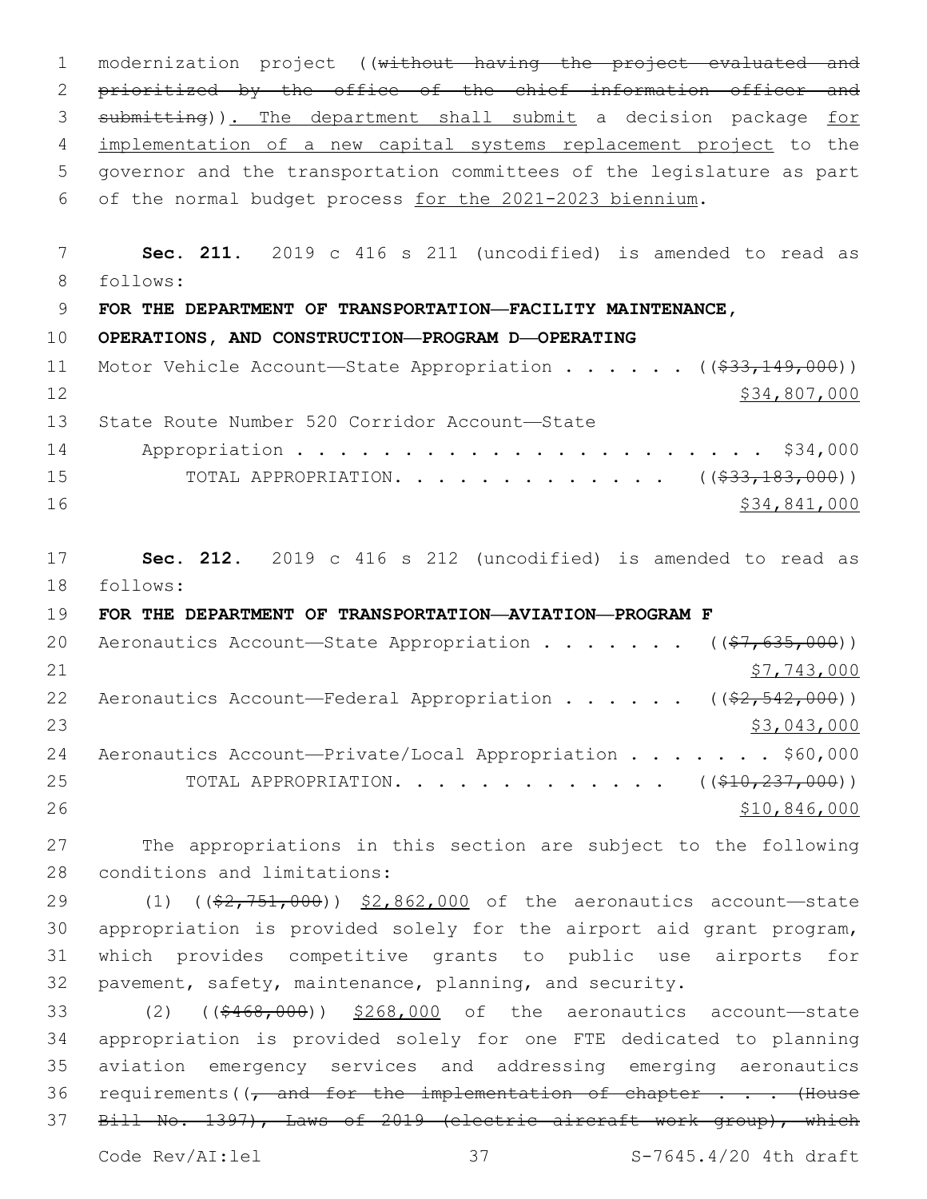modernization project ((~~without having the project evaluated and prioritized by the office of the chief information officer and submitting~~)). The department shall submit a decision package for implementation of a new capital systems replacement project to the governor and the transportation committees of the legislature as part of the normal budget process for the 2021-2023 biennium.

**Sec. 211.** 2019 c 416 s 211 (uncodified) is amended to read as follows:

**FOR THE DEPARTMENT OF TRANSPORTATION—FACILITY MAINTENANCE, OPERATIONS, AND CONSTRUCTION—PROGRAM D—OPERATING**

Motor Vehicle Account—State Appropriation . . . . . . ((~~$33,149,000~~)) $34,807,000

State Route Number 520 Corridor Account—State Appropriation . . . . . . . . . . . . . . . . . . . . . . . $34,000

TOTAL APPROPRIATION. . . . . . . . . . . . . ((~~$33,183,000~~)) $34,841,000

**Sec. 212.** 2019 c 416 s 212 (uncodified) is amended to read as follows:

**FOR THE DEPARTMENT OF TRANSPORTATION—AVIATION—PROGRAM F**

Aeronautics Account—State Appropriation . . . . . . . ((~~$7,635,000~~)) $7,743,000

Aeronautics Account—Federal Appropriation . . . . . . ((~~$2,542,000~~)) $3,043,000

Aeronautics Account—Private/Local Appropriation . . . . . . . $60,000

TOTAL APPROPRIATION. . . . . . . . . . . . . ((~~$10,237,000~~)) $10,846,000

The appropriations in this section are subject to the following conditions and limitations:

(1) ((~~$2,751,000~~)) $2,862,000 of the aeronautics account—state appropriation is provided solely for the airport aid grant program, which provides competitive grants to public use airports for pavement, safety, maintenance, planning, and security.

(2) ((~~$468,000~~)) $268,000 of the aeronautics account—state appropriation is provided solely for one FTE dedicated to planning aviation emergency services and addressing emerging aeronautics requirements((~~, and for the implementation of chapter . . . (House Bill No. 1397), Laws of 2019 (electric aircraft work group), which~~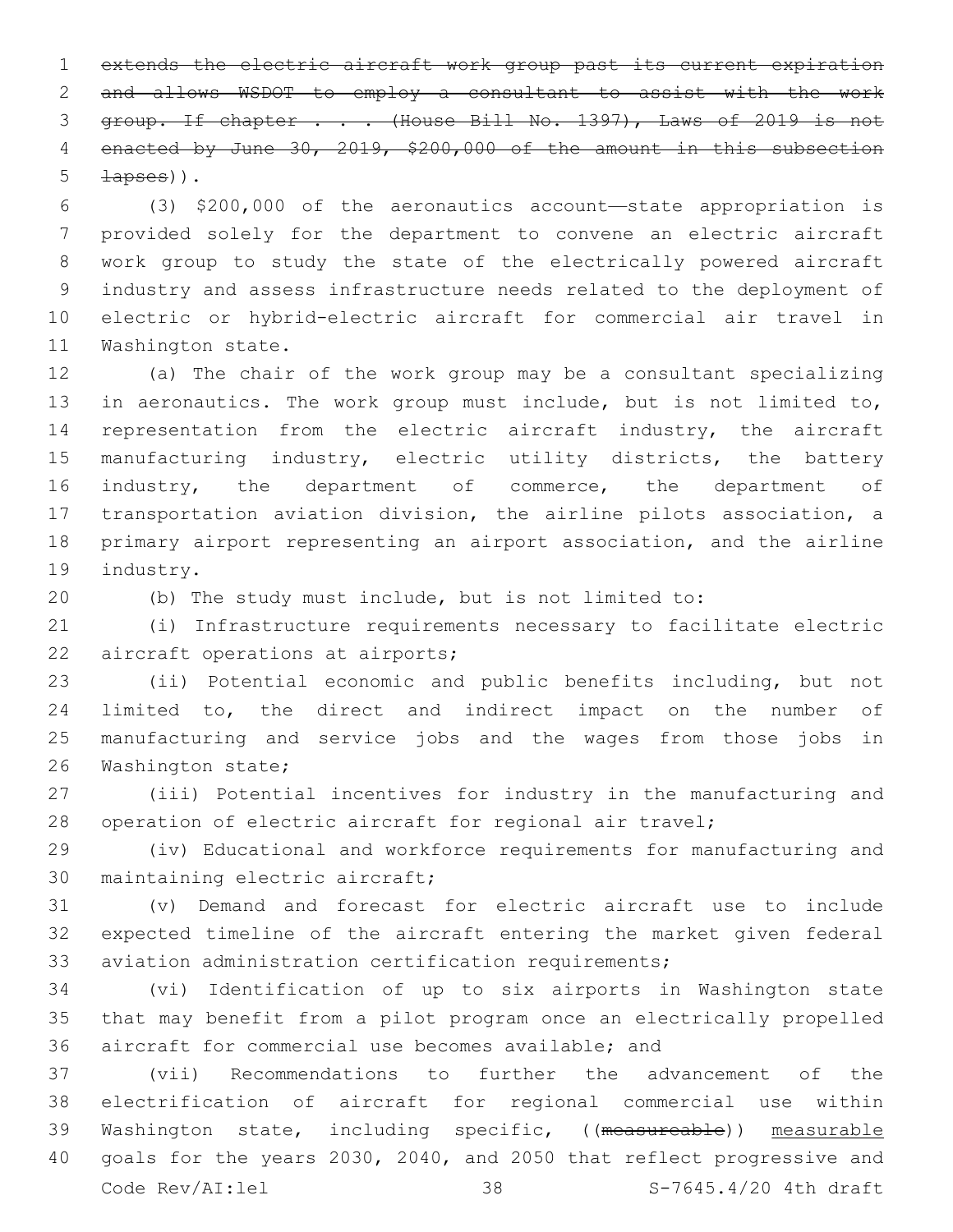~~extends the electric aircraft work group past its current expiration and allows WSDOT to employ a consultant to assist with the work group. If chapter . . . (House Bill No. 1397), Laws of 2019 is not enacted by June 30, 2019, $200,000 of the amount in this subsection lapses~~)).

(3) $200,000 of the aeronautics account—state appropriation is provided solely for the department to convene an electric aircraft work group to study the state of the electrically powered aircraft industry and assess infrastructure needs related to the deployment of electric or hybrid-electric aircraft for commercial air travel in Washington state.

(a) The chair of the work group may be a consultant specializing in aeronautics. The work group must include, but is not limited to, representation from the electric aircraft industry, the aircraft manufacturing industry, electric utility districts, the battery industry, the department of commerce, the department of transportation aviation division, the airline pilots association, a primary airport representing an airport association, and the airline industry.

(b) The study must include, but is not limited to:

(i) Infrastructure requirements necessary to facilitate electric aircraft operations at airports;

(ii) Potential economic and public benefits including, but not limited to, the direct and indirect impact on the number of manufacturing and service jobs and the wages from those jobs in Washington state;

(iii) Potential incentives for industry in the manufacturing and operation of electric aircraft for regional air travel;

(iv) Educational and workforce requirements for manufacturing and maintaining electric aircraft;

(v) Demand and forecast for electric aircraft use to include expected timeline of the aircraft entering the market given federal aviation administration certification requirements;

(vi) Identification of up to six airports in Washington state that may benefit from a pilot program once an electrically propelled aircraft for commercial use becomes available; and

(vii) Recommendations to further the advancement of the electrification of aircraft for regional commercial use within Washington state, including specific, ((~~measureable~~)) <u>measurable</u> goals for the years 2030, 2040, and 2050 that reflect progressive and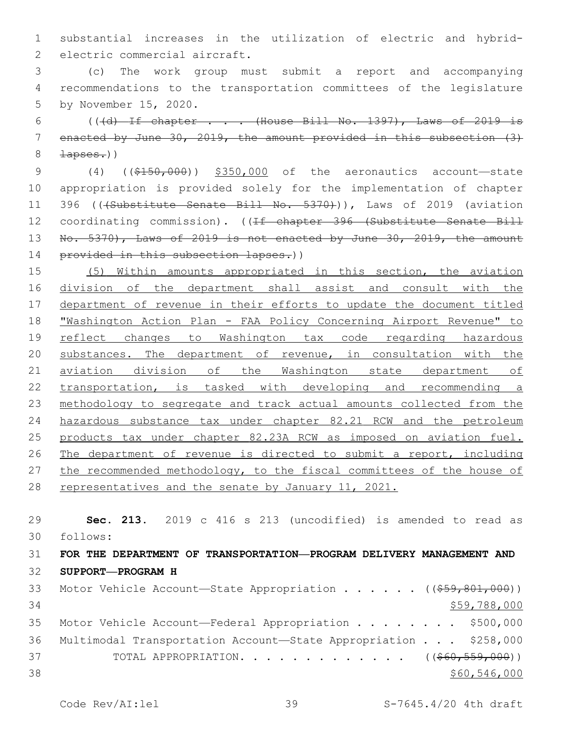substantial increases in the utilization of electric and hybrid-electric commercial aircraft.

(c) The work group must submit a report and accompanying recommendations to the transportation committees of the legislature by November 15, 2020.

(((d) If chapter . . . (House Bill No. 1397), Laws of 2019 is enacted by June 30, 2019, the amount provided in this subsection (3) lapses.))

(4) (($150,000)) $350,000 of the aeronautics account—state appropriation is provided solely for the implementation of chapter 396 (((Substitute Senate Bill No. 5370))), Laws of 2019 (aviation coordinating commission). ((If chapter 396 (Substitute Senate Bill No. 5370), Laws of 2019 is not enacted by June 30, 2019, the amount provided in this subsection lapses.))

(5) Within amounts appropriated in this section, the aviation division of the department shall assist and consult with the department of revenue in their efforts to update the document titled "Washington Action Plan - FAA Policy Concerning Airport Revenue" to reflect changes to Washington tax code regarding hazardous substances. The department of revenue, in consultation with the aviation division of the Washington state department of transportation, is tasked with developing and recommending a methodology to segregate and track actual amounts collected from the hazardous substance tax under chapter 82.21 RCW and the petroleum products tax under chapter 82.23A RCW as imposed on aviation fuel. The department of revenue is directed to submit a report, including the recommended methodology, to the fiscal committees of the house of representatives and the senate by January 11, 2021.

**Sec. 213.** 2019 c 416 s 213 (uncodified) is amended to read as follows:

**FOR THE DEPARTMENT OF TRANSPORTATION—PROGRAM DELIVERY MANAGEMENT AND SUPPORT—PROGRAM H**

Motor Vehicle Account—State Appropriation . . . . . . (($59,801,000))
$59,788,000

Motor Vehicle Account—Federal Appropriation . . . . . . . . $500,000

Multimodal Transportation Account—State Appropriation . . . $258,000

TOTAL APPROPRIATION. . . . . . . . . . . . . (($60,559,000))
$60,546,000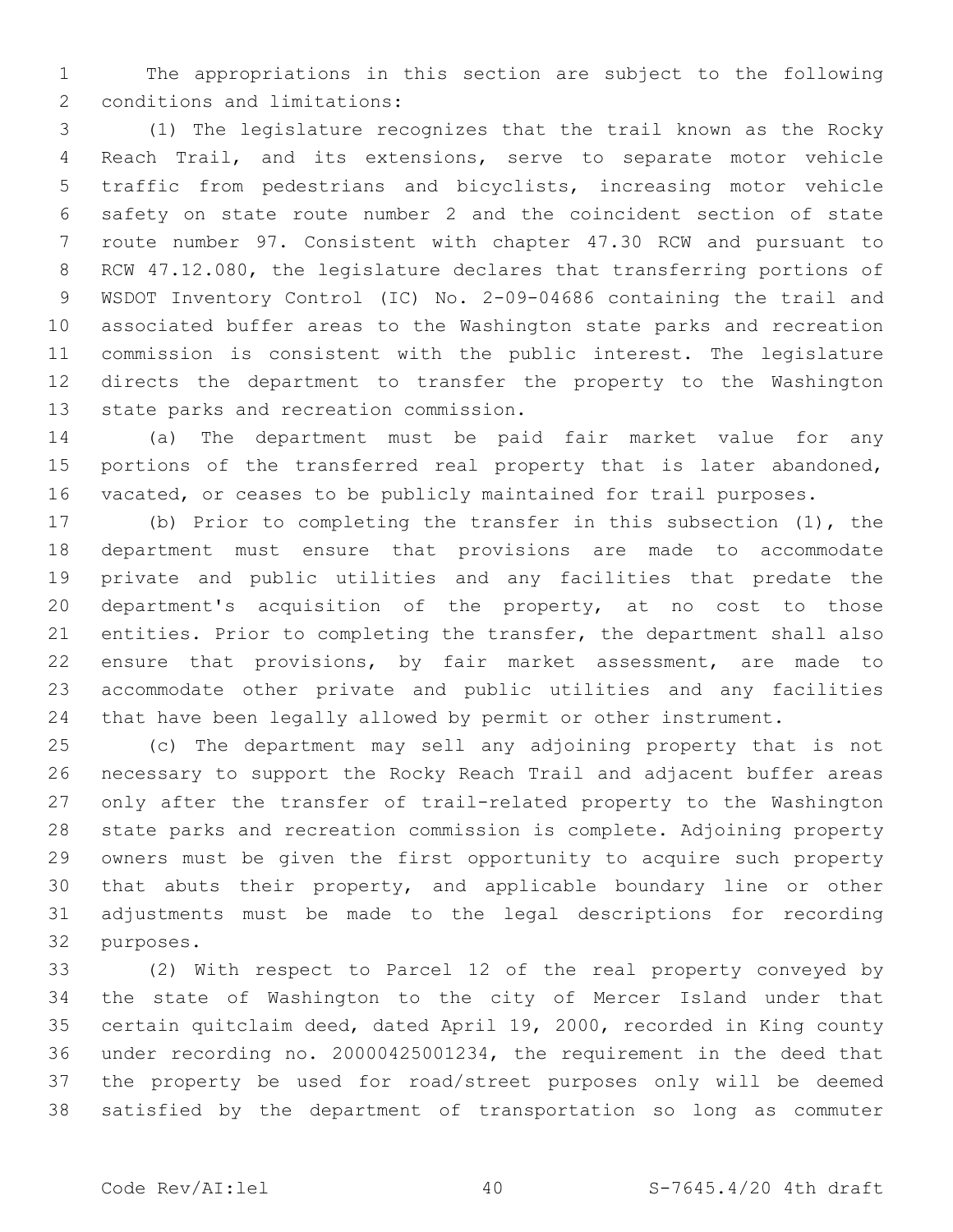The appropriations in this section are subject to the following conditions and limitations:

(1) The legislature recognizes that the trail known as the Rocky Reach Trail, and its extensions, serve to separate motor vehicle traffic from pedestrians and bicyclists, increasing motor vehicle safety on state route number 2 and the coincident section of state route number 97. Consistent with chapter 47.30 RCW and pursuant to RCW 47.12.080, the legislature declares that transferring portions of WSDOT Inventory Control (IC) No. 2-09-04686 containing the trail and associated buffer areas to the Washington state parks and recreation commission is consistent with the public interest. The legislature directs the department to transfer the property to the Washington state parks and recreation commission.

(a) The department must be paid fair market value for any portions of the transferred real property that is later abandoned, vacated, or ceases to be publicly maintained for trail purposes.

(b) Prior to completing the transfer in this subsection (1), the department must ensure that provisions are made to accommodate private and public utilities and any facilities that predate the department's acquisition of the property, at no cost to those entities. Prior to completing the transfer, the department shall also ensure that provisions, by fair market assessment, are made to accommodate other private and public utilities and any facilities that have been legally allowed by permit or other instrument.

(c) The department may sell any adjoining property that is not necessary to support the Rocky Reach Trail and adjacent buffer areas only after the transfer of trail-related property to the Washington state parks and recreation commission is complete. Adjoining property owners must be given the first opportunity to acquire such property that abuts their property, and applicable boundary line or other adjustments must be made to the legal descriptions for recording purposes.

(2) With respect to Parcel 12 of the real property conveyed by the state of Washington to the city of Mercer Island under that certain quitclaim deed, dated April 19, 2000, recorded in King county under recording no. 20000425001234, the requirement in the deed that the property be used for road/street purposes only will be deemed satisfied by the department of transportation so long as commuter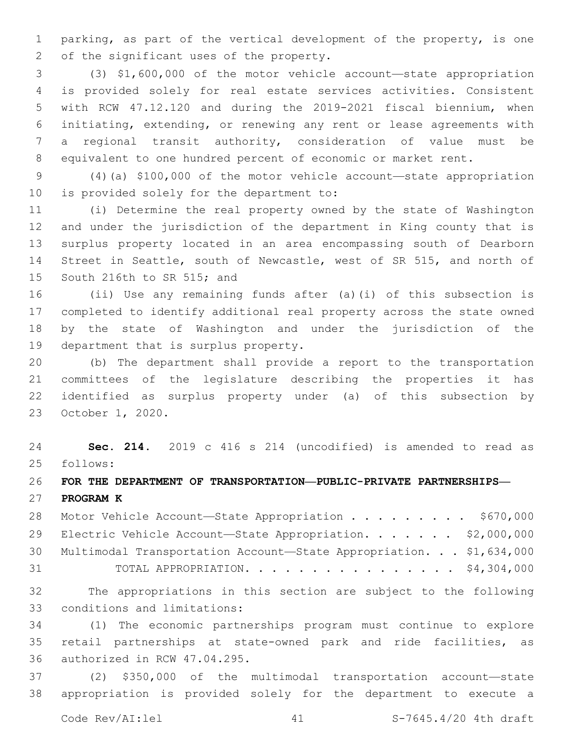parking, as part of the vertical development of the property, is one of the significant uses of the property.

(3) $1,600,000 of the motor vehicle account—state appropriation is provided solely for real estate services activities. Consistent with RCW 47.12.120 and during the 2019-2021 fiscal biennium, when initiating, extending, or renewing any rent or lease agreements with a regional transit authority, consideration of value must be equivalent to one hundred percent of economic or market rent.

(4)(a) $100,000 of the motor vehicle account—state appropriation is provided solely for the department to:

(i) Determine the real property owned by the state of Washington and under the jurisdiction of the department in King county that is surplus property located in an area encompassing south of Dearborn Street in Seattle, south of Newcastle, west of SR 515, and north of South 216th to SR 515; and

(ii) Use any remaining funds after (a)(i) of this subsection is completed to identify additional real property across the state owned by the state of Washington and under the jurisdiction of the department that is surplus property.

(b) The department shall provide a report to the transportation committees of the legislature describing the properties it has identified as surplus property under (a) of this subsection by October 1, 2020.

**Sec. 214.** 2019 c 416 s 214 (uncodified) is amended to read as follows:

**FOR THE DEPARTMENT OF TRANSPORTATION—PUBLIC-PRIVATE PARTNERSHIPS—PROGRAM K**

Motor Vehicle Account—State Appropriation . . . . . . . . . . $670,000
Electric Vehicle Account—State Appropriation. . . . . . . $2,000,000
Multimodal Transportation Account—State Appropriation. . . $1,634,000
TOTAL APPROPRIATION. . . . . . . . . . . . . . . . $4,304,000

The appropriations in this section are subject to the following conditions and limitations:

(1) The economic partnerships program must continue to explore retail partnerships at state-owned park and ride facilities, as authorized in RCW 47.04.295.

(2) $350,000 of the multimodal transportation account—state appropriation is provided solely for the department to execute a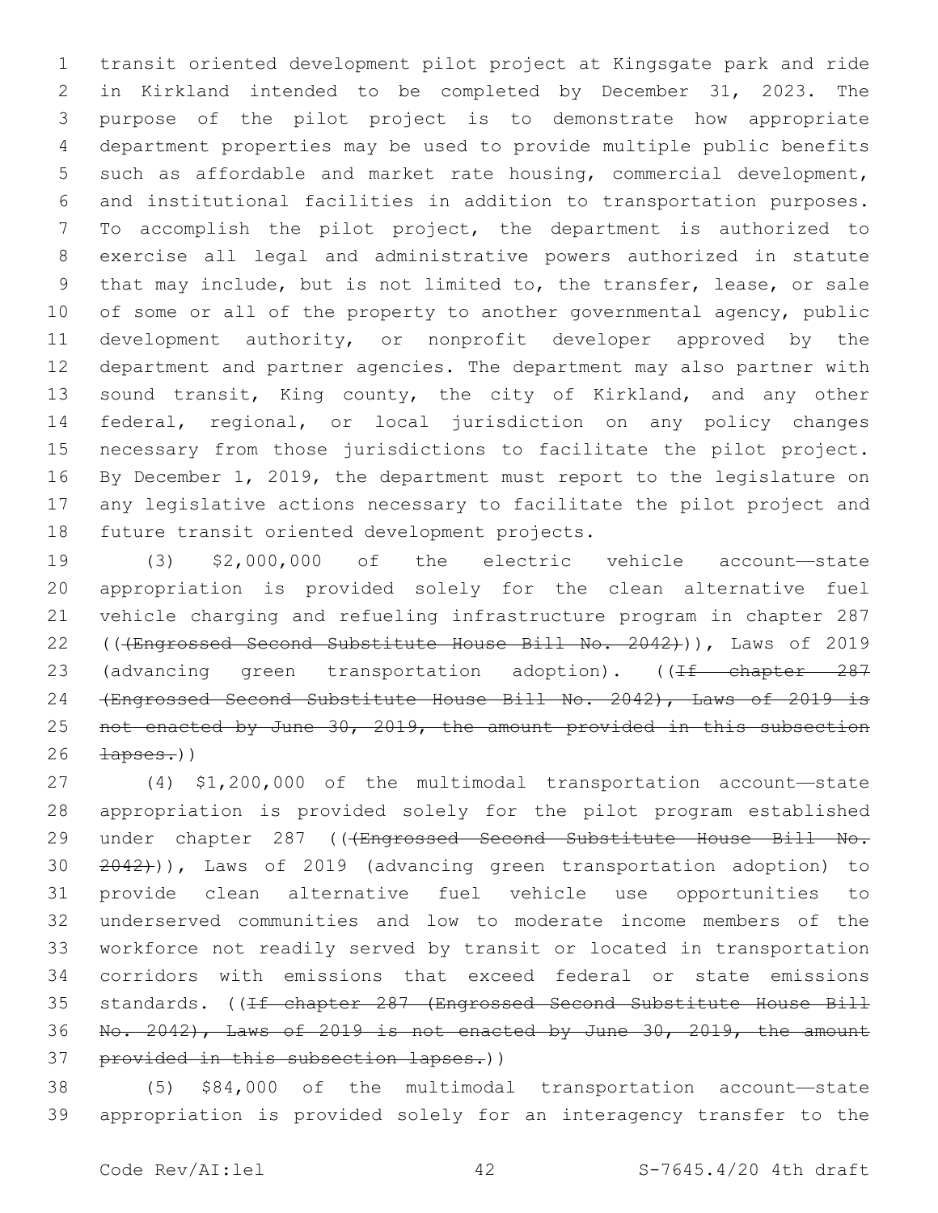transit oriented development pilot project at Kingsgate park and ride in Kirkland intended to be completed by December 31, 2023. The purpose of the pilot project is to demonstrate how appropriate department properties may be used to provide multiple public benefits such as affordable and market rate housing, commercial development, and institutional facilities in addition to transportation purposes. To accomplish the pilot project, the department is authorized to exercise all legal and administrative powers authorized in statute that may include, but is not limited to, the transfer, lease, or sale of some or all of the property to another governmental agency, public development authority, or nonprofit developer approved by the department and partner agencies. The department may also partner with sound transit, King county, the city of Kirkland, and any other federal, regional, or local jurisdiction on any policy changes necessary from those jurisdictions to facilitate the pilot project. By December 1, 2019, the department must report to the legislature on any legislative actions necessary to facilitate the pilot project and future transit oriented development projects.

(3) $2,000,000 of the electric vehicle account—state appropriation is provided solely for the clean alternative fuel vehicle charging and refueling infrastructure program in chapter 287 ((~~(Engrossed Second Substitute House Bill No. 2042)~~)), Laws of 2019 (advancing green transportation adoption). ((~~If chapter 287 (Engrossed Second Substitute House Bill No. 2042), Laws of 2019 is not enacted by June 30, 2019, the amount provided in this subsection lapses.~~))

(4) $1,200,000 of the multimodal transportation account—state appropriation is provided solely for the pilot program established under chapter 287 ((~~(Engrossed Second Substitute House Bill No. 2042)~~)), Laws of 2019 (advancing green transportation adoption) to provide clean alternative fuel vehicle use opportunities to underserved communities and low to moderate income members of the workforce not readily served by transit or located in transportation corridors with emissions that exceed federal or state emissions standards. ((~~If chapter 287 (Engrossed Second Substitute House Bill No. 2042), Laws of 2019 is not enacted by June 30, 2019, the amount provided in this subsection lapses.~~))

(5) $84,000 of the multimodal transportation account—state appropriation is provided solely for an interagency transfer to the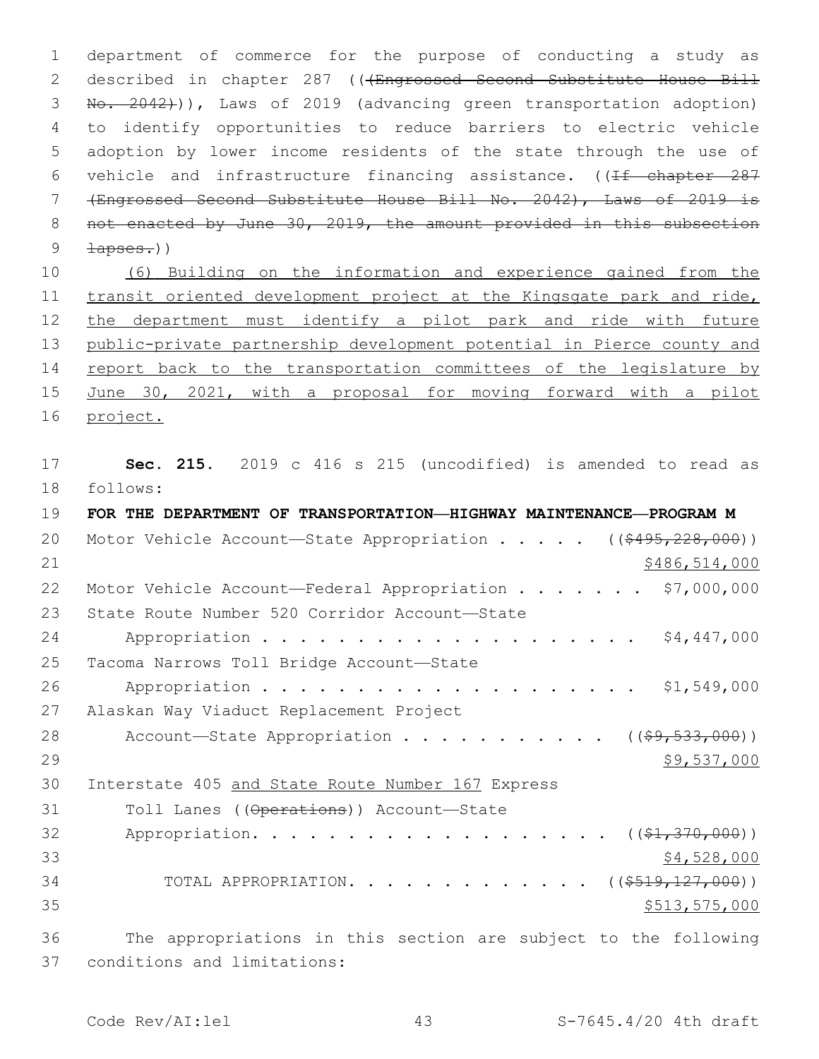department of commerce for the purpose of conducting a study as described in chapter 287 ((~~(Engrossed Second Substitute House Bill No. 2042)~~)), Laws of 2019 (advancing green transportation adoption) to identify opportunities to reduce barriers to electric vehicle adoption by lower income residents of the state through the use of vehicle and infrastructure financing assistance. ((~~If chapter 287 (Engrossed Second Substitute House Bill No. 2042), Laws of 2019 is not enacted by June 30, 2019, the amount provided in this subsection lapses.~~))

(6) Building on the information and experience gained from the transit oriented development project at the Kingsgate park and ride, the department must identify a pilot park and ride with future public-private partnership development potential in Pierce county and report back to the transportation committees of the legislature by June 30, 2021, with a proposal for moving forward with a pilot project.

**Sec. 215.** 2019 c 416 s 215 (uncodified) is amended to read as follows:

**FOR THE DEPARTMENT OF TRANSPORTATION—HIGHWAY MAINTENANCE—PROGRAM M**

Motor Vehicle Account—State Appropriation . . . . . ((~~$495,228,000~~))
$486,514,000

Motor Vehicle Account—Federal Appropriation . . . . . . . $7,000,000

State Route Number 520 Corridor Account—State Appropriation . . . . . . . . . . . . . . . . . . . . . $4,447,000

Tacoma Narrows Toll Bridge Account—State Appropriation . . . . . . . . . . . . . . . . . . . . . $1,549,000

Alaskan Way Viaduct Replacement Project Account—State Appropriation . . . . . . . . . . . ((~~$9,533,000~~))
$9,537,000

Interstate 405 and State Route Number 167 Express Toll Lanes ((~~Operations~~)) Account—State Appropriation. . . . . . . . . . . . . . . . . . . . ((~~$1,370,000~~))
$4,528,000

TOTAL APPROPRIATION. . . . . . . . . . . . . ((~~$519,127,000~~))
$513,575,000

The appropriations in this section are subject to the following conditions and limitations: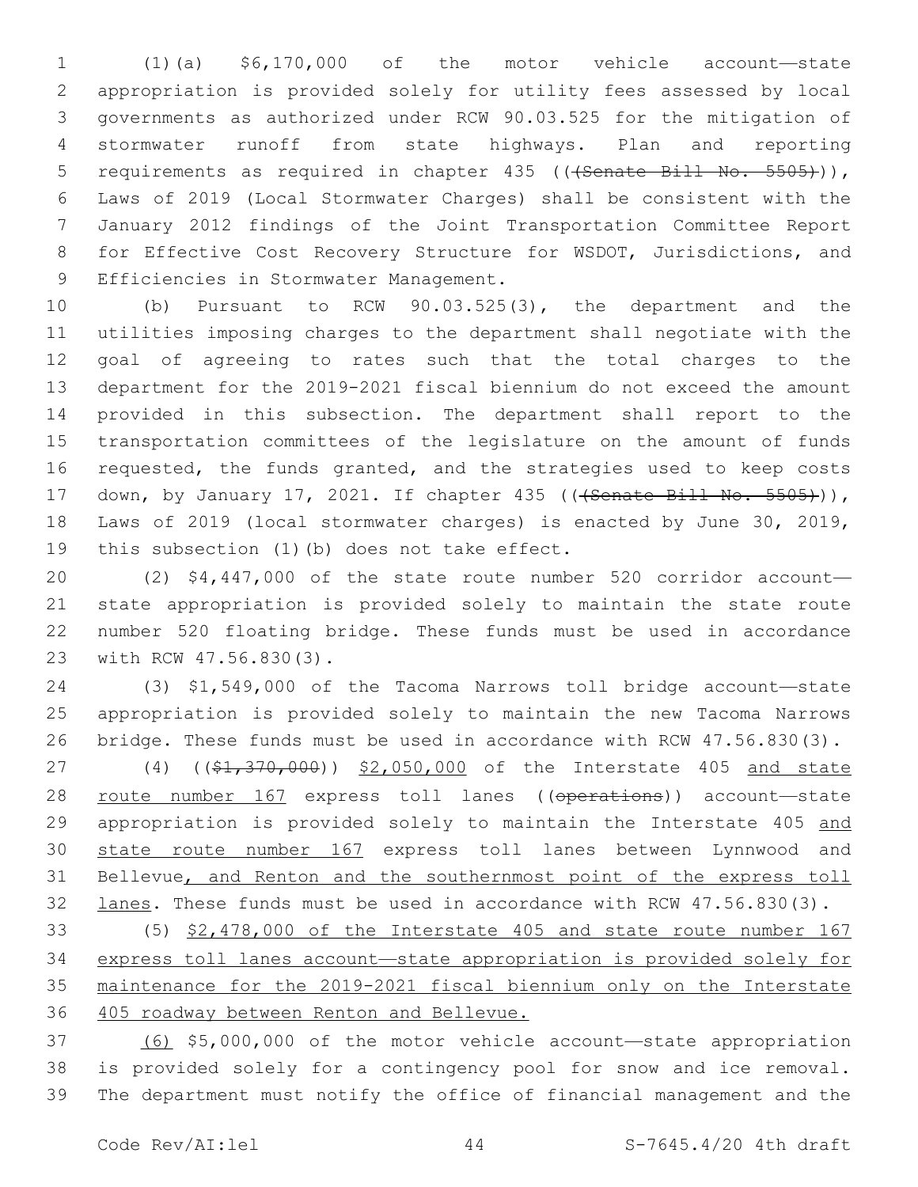(1)(a) $6,170,000 of the motor vehicle account—state appropriation is provided solely for utility fees assessed by local governments as authorized under RCW 90.03.525 for the mitigation of stormwater runoff from state highways. Plan and reporting requirements as required in chapter 435 ((~~(Senate Bill No. 5505)~~)), Laws of 2019 (Local Stormwater Charges) shall be consistent with the January 2012 findings of the Joint Transportation Committee Report for Effective Cost Recovery Structure for WSDOT, Jurisdictions, and Efficiencies in Stormwater Management.

(b) Pursuant to RCW 90.03.525(3), the department and the utilities imposing charges to the department shall negotiate with the goal of agreeing to rates such that the total charges to the department for the 2019-2021 fiscal biennium do not exceed the amount provided in this subsection. The department shall report to the transportation committees of the legislature on the amount of funds requested, the funds granted, and the strategies used to keep costs down, by January 17, 2021. If chapter 435 ((~~(Senate Bill No. 5505)~~)), Laws of 2019 (local stormwater charges) is enacted by June 30, 2019, this subsection (1)(b) does not take effect.

(2) $4,447,000 of the state route number 520 corridor account—state appropriation is provided solely to maintain the state route number 520 floating bridge. These funds must be used in accordance with RCW 47.56.830(3).

(3) $1,549,000 of the Tacoma Narrows toll bridge account—state appropriation is provided solely to maintain the new Tacoma Narrows bridge. These funds must be used in accordance with RCW 47.56.830(3).

(4) ((~~$1,370,000~~)) <u>$2,050,000</u> of the Interstate 405 <u>and state route number 167</u> express toll lanes ((~~operations~~)) account—state appropriation is provided solely to maintain the Interstate 405 <u>and state route number 167</u> express toll lanes between Lynnwood and Bellevue<u>, and Renton and the southernmost point of the express toll lanes</u>. These funds must be used in accordance with RCW 47.56.830(3).

(5) <u>$2,478,000 of the Interstate 405 and state route number 167 express toll lanes account—state appropriation is provided solely for maintenance for the 2019-2021 fiscal biennium only on the Interstate 405 roadway between Renton and Bellevue.</u>

<u>(6)</u> $5,000,000 of the motor vehicle account—state appropriation is provided solely for a contingency pool for snow and ice removal. The department must notify the office of financial management and the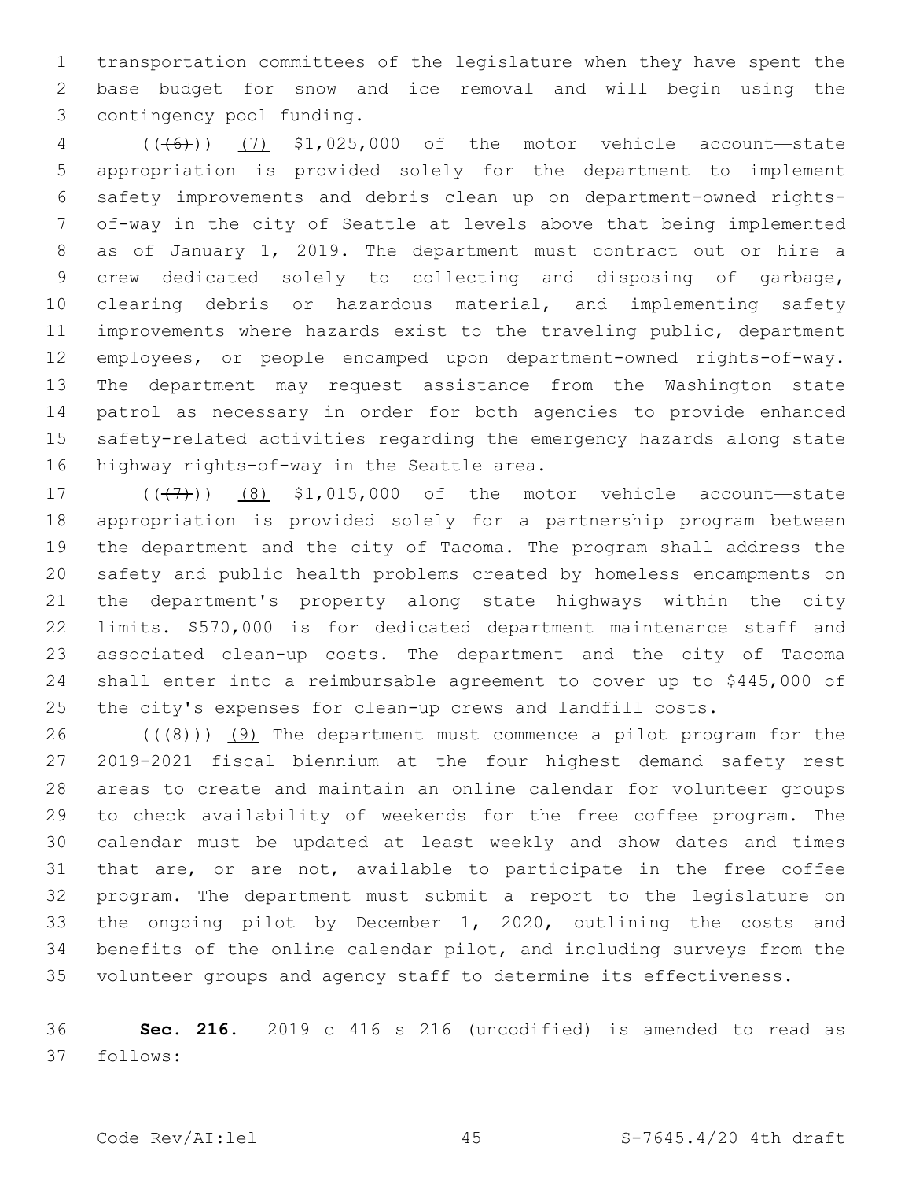transportation committees of the legislature when they have spent the base budget for snow and ice removal and will begin using the contingency pool funding.

((~~(6)~~)) (7) $1,025,000 of the motor vehicle account—state appropriation is provided solely for the department to implement safety improvements and debris clean up on department-owned rights-of-way in the city of Seattle at levels above that being implemented as of January 1, 2019. The department must contract out or hire a crew dedicated solely to collecting and disposing of garbage, clearing debris or hazardous material, and implementing safety improvements where hazards exist to the traveling public, department employees, or people encamped upon department-owned rights-of-way. The department may request assistance from the Washington state patrol as necessary in order for both agencies to provide enhanced safety-related activities regarding the emergency hazards along state highway rights-of-way in the Seattle area.

((~~(7)~~)) (8) $1,015,000 of the motor vehicle account—state appropriation is provided solely for a partnership program between the department and the city of Tacoma. The program shall address the safety and public health problems created by homeless encampments on the department's property along state highways within the city limits. $570,000 is for dedicated department maintenance staff and associated clean-up costs. The department and the city of Tacoma shall enter into a reimbursable agreement to cover up to $445,000 of the city's expenses for clean-up crews and landfill costs.

((~~(8)~~)) (9) The department must commence a pilot program for the 2019-2021 fiscal biennium at the four highest demand safety rest areas to create and maintain an online calendar for volunteer groups to check availability of weekends for the free coffee program. The calendar must be updated at least weekly and show dates and times that are, or are not, available to participate in the free coffee program. The department must submit a report to the legislature on the ongoing pilot by December 1, 2020, outlining the costs and benefits of the online calendar pilot, and including surveys from the volunteer groups and agency staff to determine its effectiveness.

**Sec. 216.** 2019 c 416 s 216 (uncodified) is amended to read as follows: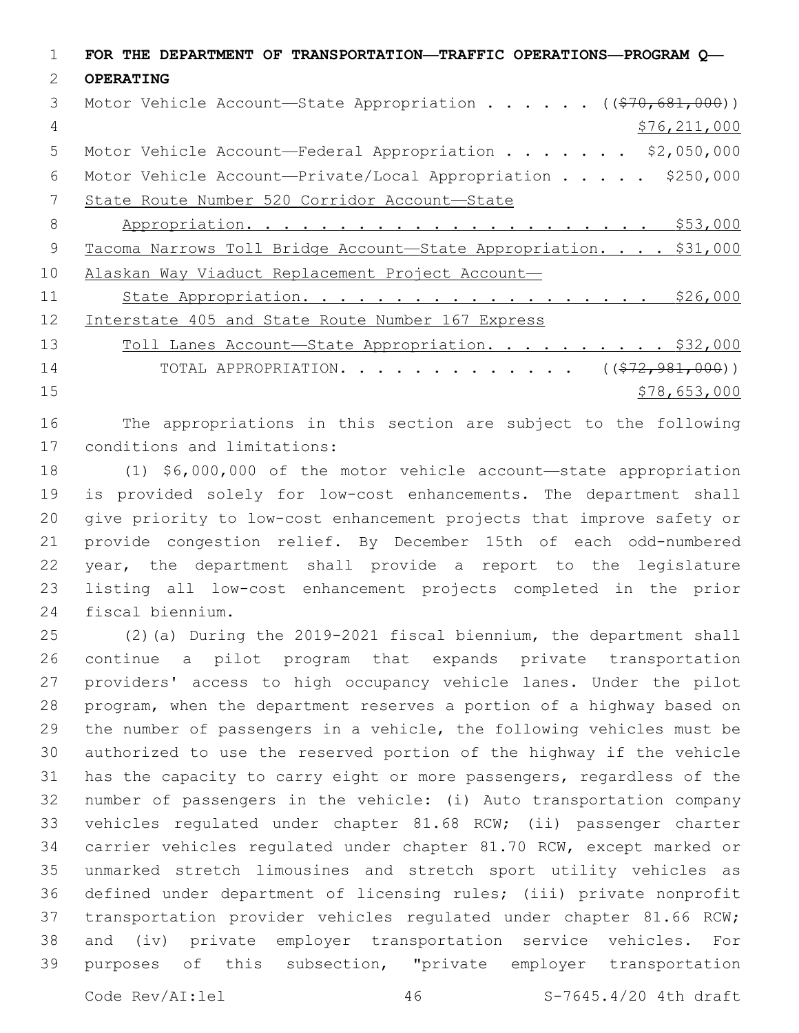**FOR THE DEPARTMENT OF TRANSPORTATION—TRAFFIC OPERATIONS—PROGRAM Q—OPERATING**

Motor Vehicle Account—State Appropriation . . . . . . ((~~$70,681,000~~))
<u>$76,211,000</u>

Motor Vehicle Account—Federal Appropriation . . . . . . . $2,050,000

Motor Vehicle Account—Private/Local Appropriation . . . . . $250,000

<u>State Route Number 520 Corridor Account—State Appropriation. . . . . . . . . . . . . . . . . . . . . . . . $53,000</u>

<u>Tacoma Narrows Toll Bridge Account—State Appropriation. . . . $31,000</u>

<u>Alaskan Way Viaduct Replacement Project Account—State Appropriation. . . . . . . . . . . . . . . . . . . $26,000</u>

<u>Interstate 405 and State Route Number 167 Express Toll Lanes Account—State Appropriation. . . . . . . . . . $32,000</u>

TOTAL APPROPRIATION. . . . . . . . . . . . . ((~~$72,981,000~~))
<u>$78,653,000</u>

The appropriations in this section are subject to the following conditions and limitations:

(1) $6,000,000 of the motor vehicle account—state appropriation is provided solely for low-cost enhancements. The department shall give priority to low-cost enhancement projects that improve safety or provide congestion relief. By December 15th of each odd-numbered year, the department shall provide a report to the legislature listing all low-cost enhancement projects completed in the prior fiscal biennium.

(2)(a) During the 2019-2021 fiscal biennium, the department shall continue a pilot program that expands private transportation providers' access to high occupancy vehicle lanes. Under the pilot program, when the department reserves a portion of a highway based on the number of passengers in a vehicle, the following vehicles must be authorized to use the reserved portion of the highway if the vehicle has the capacity to carry eight or more passengers, regardless of the number of passengers in the vehicle: (i) Auto transportation company vehicles regulated under chapter 81.68 RCW; (ii) passenger charter carrier vehicles regulated under chapter 81.70 RCW, except marked or unmarked stretch limousines and stretch sport utility vehicles as defined under department of licensing rules; (iii) private nonprofit transportation provider vehicles regulated under chapter 81.66 RCW; and (iv) private employer transportation service vehicles. For purposes of this subsection, "private employer transportation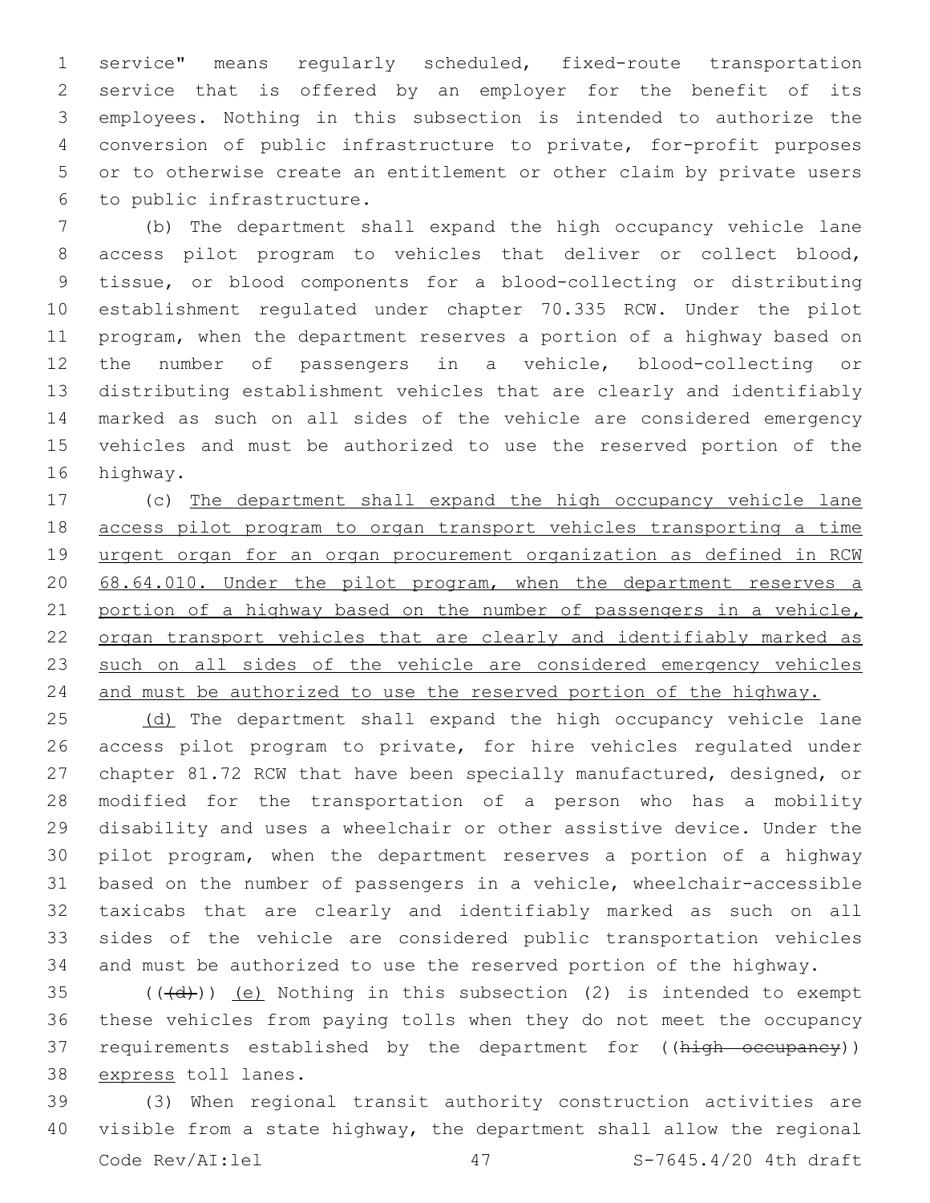service" means regularly scheduled, fixed-route transportation service that is offered by an employer for the benefit of its employees. Nothing in this subsection is intended to authorize the conversion of public infrastructure to private, for-profit purposes or to otherwise create an entitlement or other claim by private users to public infrastructure.

(b) The department shall expand the high occupancy vehicle lane access pilot program to vehicles that deliver or collect blood, tissue, or blood components for a blood-collecting or distributing establishment regulated under chapter 70.335 RCW. Under the pilot program, when the department reserves a portion of a highway based on the number of passengers in a vehicle, blood-collecting or distributing establishment vehicles that are clearly and identifiably marked as such on all sides of the vehicle are considered emergency vehicles and must be authorized to use the reserved portion of the highway.

(c) <u>The department shall expand the high occupancy vehicle lane access pilot program to organ transport vehicles transporting a time urgent organ for an organ procurement organization as defined in RCW 68.64.010. Under the pilot program, when the department reserves a portion of a highway based on the number of passengers in a vehicle, organ transport vehicles that are clearly and identifiably marked as such on all sides of the vehicle are considered emergency vehicles and must be authorized to use the reserved portion of the highway.</u>

<u>(d)</u> The department shall expand the high occupancy vehicle lane access pilot program to private, for hire vehicles regulated under chapter 81.72 RCW that have been specially manufactured, designed, or modified for the transportation of a person who has a mobility disability and uses a wheelchair or other assistive device. Under the pilot program, when the department reserves a portion of a highway based on the number of passengers in a vehicle, wheelchair-accessible taxicabs that are clearly and identifiably marked as such on all sides of the vehicle are considered public transportation vehicles and must be authorized to use the reserved portion of the highway.

((~~(d)~~)) <u>(e)</u> Nothing in this subsection (2) is intended to exempt these vehicles from paying tolls when they do not meet the occupancy requirements established by the department for ((~~high occupancy~~)) <u>express</u> toll lanes.

(3) When regional transit authority construction activities are visible from a state highway, the department shall allow the regional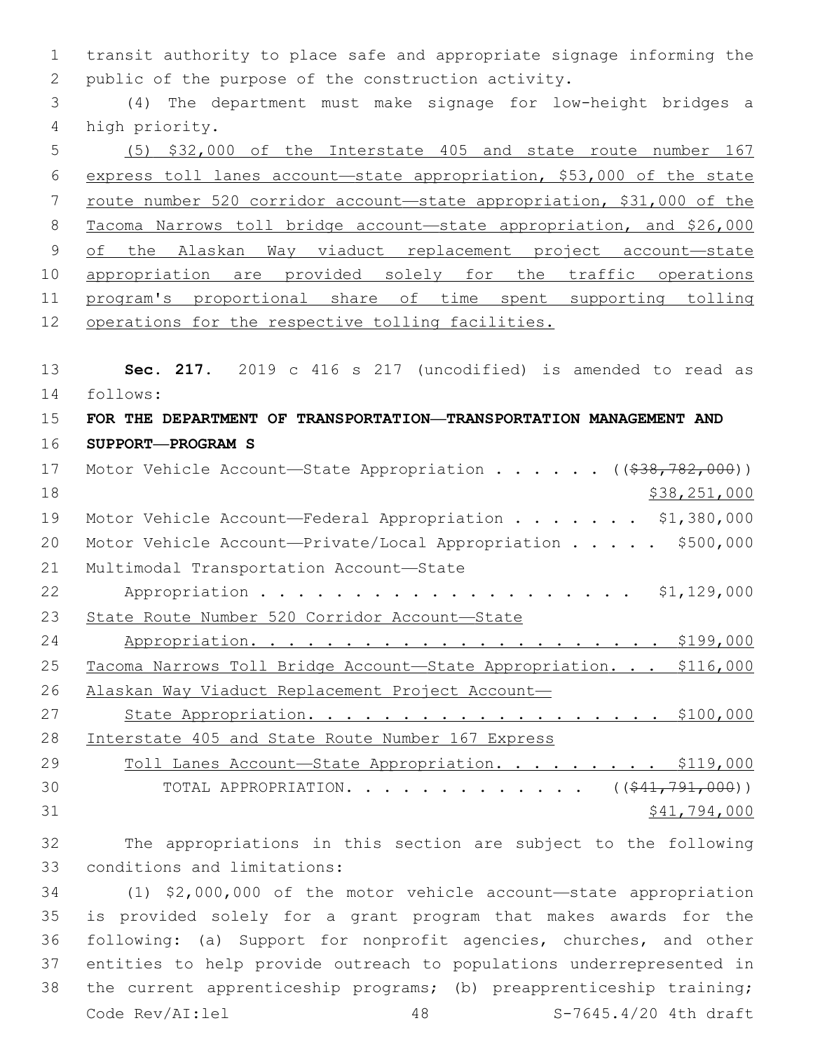transit authority to place safe and appropriate signage informing the public of the purpose of the construction activity.

(4) The department must make signage for low-height bridges a high priority.

(5) $32,000 of the Interstate 405 and state route number 167 express toll lanes account—state appropriation, $53,000 of the state route number 520 corridor account—state appropriation, $31,000 of the Tacoma Narrows toll bridge account—state appropriation, and $26,000 of the Alaskan Way viaduct replacement project account—state appropriation are provided solely for the traffic operations program's proportional share of time spent supporting tolling operations for the respective tolling facilities.

**Sec. 217.** 2019 c 416 s 217 (uncodified) is amended to read as follows:

**FOR THE DEPARTMENT OF TRANSPORTATION—TRANSPORTATION MANAGEMENT AND SUPPORT—PROGRAM S**

Motor Vehicle Account—State Appropriation . . . . . . ((~~$38,782,000~~)) $38,251,000

Motor Vehicle Account—Federal Appropriation . . . . . . . $1,380,000

Motor Vehicle Account—Private/Local Appropriation . . . . . $500,000

Multimodal Transportation Account—State Appropriation . . . . . . . . . . . . . . . . . . . . . $1,129,000

State Route Number 520 Corridor Account—State Appropriation. . . . . . . . . . . . . . . . . . . . . . $199,000

Tacoma Narrows Toll Bridge Account—State Appropriation. . . $116,000

Alaskan Way Viaduct Replacement Project Account—State Appropriation. . . . . . . . . . . . . . . . . . . $100,000

Interstate 405 and State Route Number 167 Express Toll Lanes Account—State Appropriation. . . . . . . . . $119,000

TOTAL APPROPRIATION. . . . . . . . . . . . . ((~~$41,791,000~~)) $41,794,000

The appropriations in this section are subject to the following conditions and limitations:

(1) $2,000,000 of the motor vehicle account—state appropriation is provided solely for a grant program that makes awards for the following: (a) Support for nonprofit agencies, churches, and other entities to help provide outreach to populations underrepresented in the current apprenticeship programs; (b) preapprenticeship training;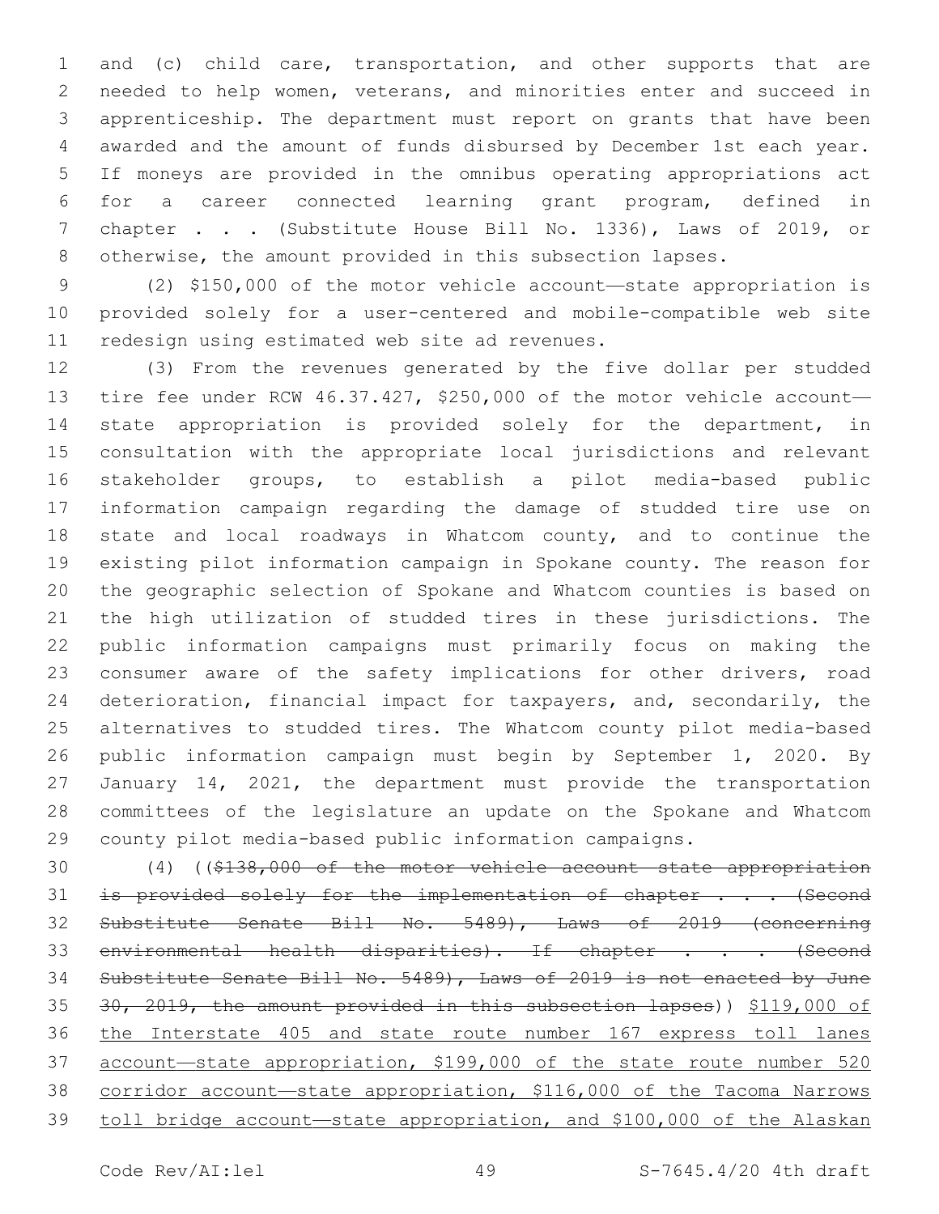and (c) child care, transportation, and other supports that are needed to help women, veterans, and minorities enter and succeed in apprenticeship. The department must report on grants that have been awarded and the amount of funds disbursed by December 1st each year. If moneys are provided in the omnibus operating appropriations act for a career connected learning grant program, defined in chapter . . . (Substitute House Bill No. 1336), Laws of 2019, or otherwise, the amount provided in this subsection lapses.

(2) $150,000 of the motor vehicle account—state appropriation is provided solely for a user-centered and mobile-compatible web site redesign using estimated web site ad revenues.

(3) From the revenues generated by the five dollar per studded tire fee under RCW 46.37.427, $250,000 of the motor vehicle account—state appropriation is provided solely for the department, in consultation with the appropriate local jurisdictions and relevant stakeholder groups, to establish a pilot media-based public information campaign regarding the damage of studded tire use on state and local roadways in Whatcom county, and to continue the existing pilot information campaign in Spokane county. The reason for the geographic selection of Spokane and Whatcom counties is based on the high utilization of studded tires in these jurisdictions. The public information campaigns must primarily focus on making the consumer aware of the safety implications for other drivers, road deterioration, financial impact for taxpayers, and, secondarily, the alternatives to studded tires. The Whatcom county pilot media-based public information campaign must begin by September 1, 2020. By January 14, 2021, the department must provide the transportation committees of the legislature an update on the Spokane and Whatcom county pilot media-based public information campaigns.

(4) ((~~$138,000 of the motor vehicle account—state appropriation is provided solely for the implementation of chapter . . . (Second Substitute Senate Bill No. 5489), Laws of 2019 (concerning environmental health disparities). If chapter . . . (Second Substitute Senate Bill No. 5489), Laws of 2019 is not enacted by June 30, 2019, the amount provided in this subsection lapses~~)) <u>$119,000 of the Interstate 405 and state route number 167 express toll lanes account—state appropriation, $199,000 of the state route number 520 corridor account—state appropriation, $116,000 of the Tacoma Narrows toll bridge account—state appropriation, and $100,000 of the Alaskan</u>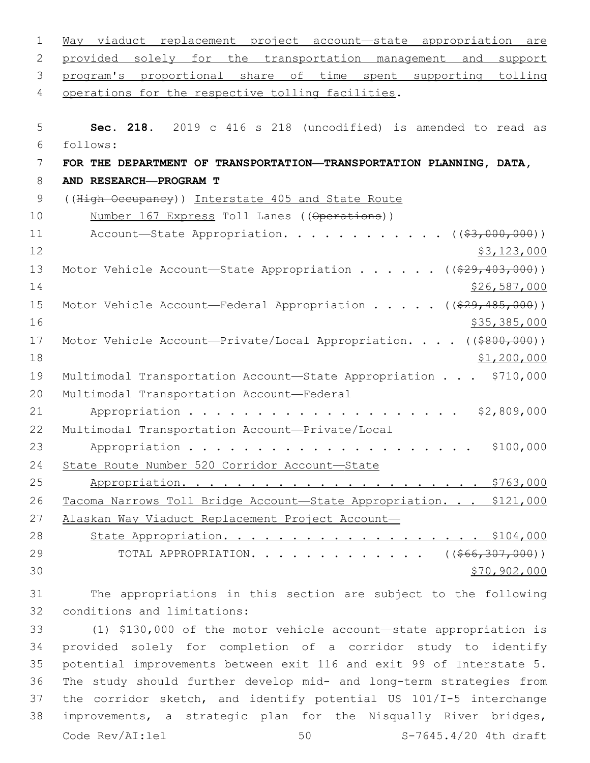Way viaduct replacement project account—state appropriation are provided solely for the transportation management and support program's proportional share of time spent supporting tolling operations for the respective tolling facilities.

**Sec. 218.** 2019 c 416 s 218 (uncodified) is amended to read as follows:

**FOR THE DEPARTMENT OF TRANSPORTATION—TRANSPORTATION PLANNING, DATA, AND RESEARCH—PROGRAM T**

((~~High Occupancy~~)) Interstate 405 and State Route Number 167 Express Toll Lanes ((~~Operations~~)) Account—State Appropriation. . . . . . . . . . . . ((~~$3,000,000~~)) $3,123,000

Motor Vehicle Account—State Appropriation . . . . . . ((~~$29,403,000~~)) $26,587,000

Motor Vehicle Account—Federal Appropriation . . . . . ((~~$29,485,000~~)) $35,385,000

Motor Vehicle Account—Private/Local Appropriation. . . . ((~~$800,000~~)) $1,200,000

Multimodal Transportation Account—State Appropriation . . . $710,000

Multimodal Transportation Account—Federal Appropriation . . . . . . . . . . . . . . . . . . . . . $2,809,000

Multimodal Transportation Account—Private/Local Appropriation . . . . . . . . . . . . . . . . . . . . . $100,000

State Route Number 520 Corridor Account—State Appropriation. . . . . . . . . . . . . . . . . . . . . . $763,000

Tacoma Narrows Toll Bridge Account—State Appropriation. . . $121,000

Alaskan Way Viaduct Replacement Project Account—State Appropriation. . . . . . . . . . . . . . . . . . . . $104,000

TOTAL APPROPRIATION. . . . . . . . . . . . . ((~~$66,307,000~~)) $70,902,000

The appropriations in this section are subject to the following conditions and limitations:

(1) $130,000 of the motor vehicle account—state appropriation is provided solely for completion of a corridor study to identify potential improvements between exit 116 and exit 99 of Interstate 5. The study should further develop mid- and long-term strategies from the corridor sketch, and identify potential US 101/I-5 interchange improvements, a strategic plan for the Nisqually River bridges,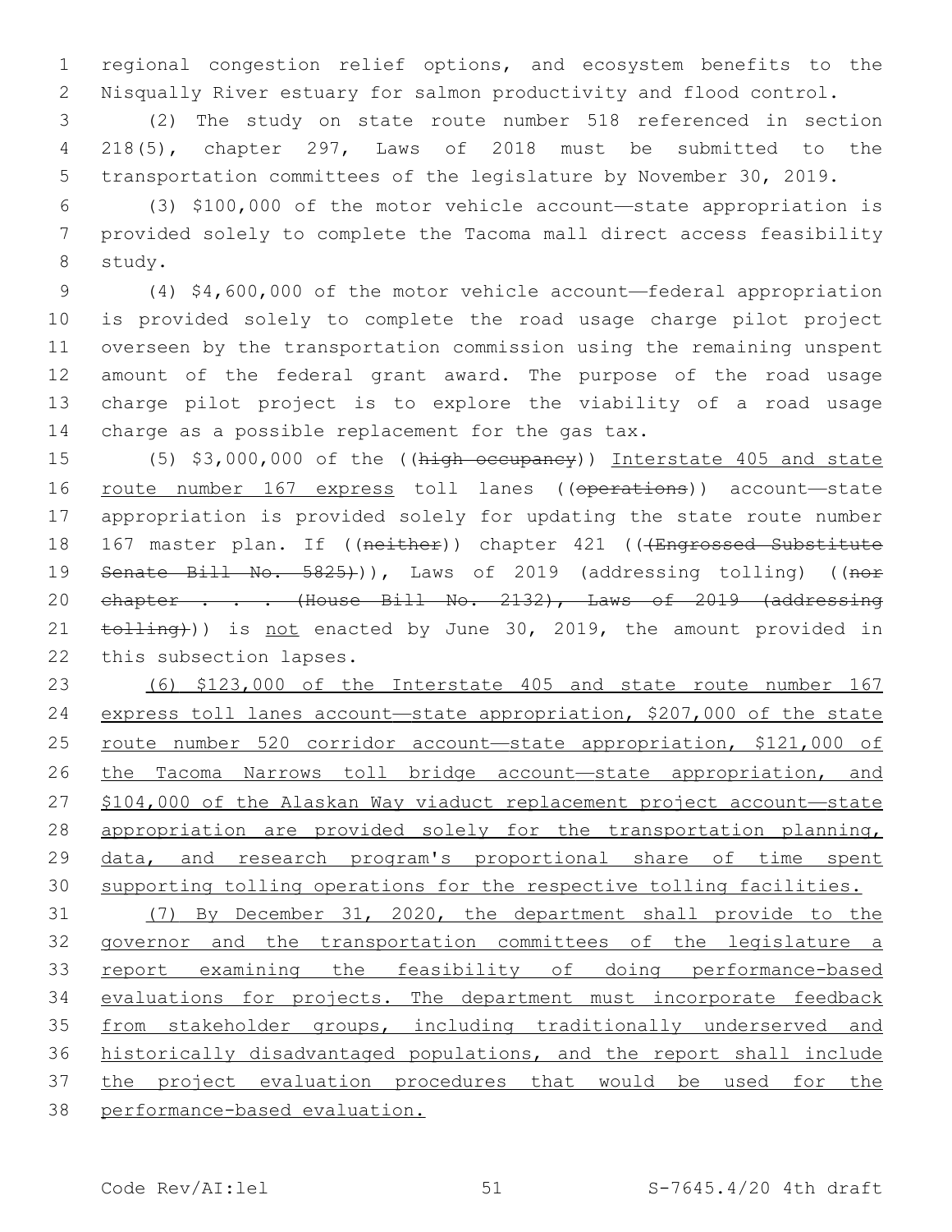regional congestion relief options, and ecosystem benefits to the Nisqually River estuary for salmon productivity and flood control.

(2) The study on state route number 518 referenced in section 218(5), chapter 297, Laws of 2018 must be submitted to the transportation committees of the legislature by November 30, 2019.

(3) $100,000 of the motor vehicle account—state appropriation is provided solely to complete the Tacoma mall direct access feasibility study.

(4) $4,600,000 of the motor vehicle account—federal appropriation is provided solely to complete the road usage charge pilot project overseen by the transportation commission using the remaining unspent amount of the federal grant award. The purpose of the road usage charge pilot project is to explore the viability of a road usage charge as a possible replacement for the gas tax.

(5) $3,000,000 of the ((~~high occupancy~~)) Interstate 405 and state route number 167 express toll lanes ((~~operations~~)) account—state appropriation is provided solely for updating the state route number 167 master plan. If ((~~neither~~)) chapter 421 ((~~(Engrossed Substitute Senate Bill No. 5825)~~)), Laws of 2019 (addressing tolling) ((~~nor chapter . . . (House Bill No. 2132), Laws of 2019 (addressing tolling)~~)) is not enacted by June 30, 2019, the amount provided in this subsection lapses.

(6) $123,000 of the Interstate 405 and state route number 167 express toll lanes account—state appropriation, $207,000 of the state route number 520 corridor account—state appropriation, $121,000 of the Tacoma Narrows toll bridge account—state appropriation, and $104,000 of the Alaskan Way viaduct replacement project account—state appropriation are provided solely for the transportation planning, data, and research program's proportional share of time spent supporting tolling operations for the respective tolling facilities.

(7) By December 31, 2020, the department shall provide to the governor and the transportation committees of the legislature a report examining the feasibility of doing performance-based evaluations for projects. The department must incorporate feedback from stakeholder groups, including traditionally underserved and historically disadvantaged populations, and the report shall include the project evaluation procedures that would be used for the performance-based evaluation.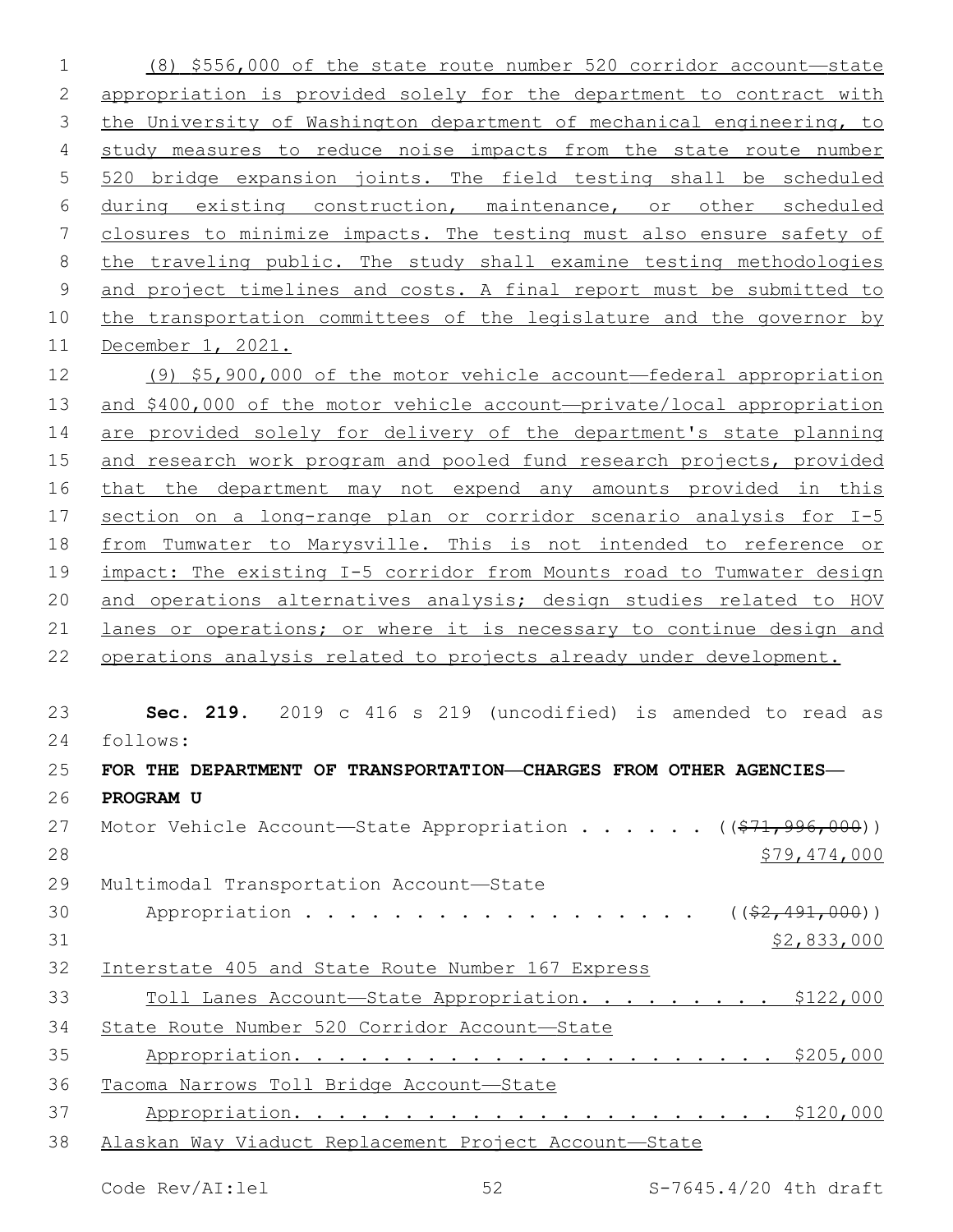(8) $556,000 of the state route number 520 corridor account—state appropriation is provided solely for the department to contract with the University of Washington department of mechanical engineering, to study measures to reduce noise impacts from the state route number 520 bridge expansion joints. The field testing shall be scheduled during existing construction, maintenance, or other scheduled closures to minimize impacts. The testing must also ensure safety of the traveling public. The study shall examine testing methodologies and project timelines and costs. A final report must be submitted to the transportation committees of the legislature and the governor by December 1, 2021.

(9) $5,900,000 of the motor vehicle account—federal appropriation and $400,000 of the motor vehicle account—private/local appropriation are provided solely for delivery of the department's state planning and research work program and pooled fund research projects, provided that the department may not expend any amounts provided in this section on a long-range plan or corridor scenario analysis for I-5 from Tumwater to Marysville. This is not intended to reference or impact: The existing I-5 corridor from Mounts road to Tumwater design and operations alternatives analysis; design studies related to HOV lanes or operations; or where it is necessary to continue design and operations analysis related to projects already under development.

**Sec. 219.** 2019 c 416 s 219 (uncodified) is amended to read as follows:

**FOR THE DEPARTMENT OF TRANSPORTATION—CHARGES FROM OTHER AGENCIES—PROGRAM U**

Motor Vehicle Account—State Appropriation . . . . . . ((~~$71,996,000~~))
$79,474,000

Multimodal Transportation Account—State
Appropriation . . . . . . . . . . . . . . . . . . . ((~~$2,491,000~~))
$2,833,000

Interstate 405 and State Route Number 167 Express
Toll Lanes Account—State Appropriation. . . . . . . . . . $122,000

State Route Number 520 Corridor Account—State
Appropriation. . . . . . . . . . . . . . . . . . . . . . . $205,000

Tacoma Narrows Toll Bridge Account—State
Appropriation. . . . . . . . . . . . . . . . . . . . . . . $120,000

Alaskan Way Viaduct Replacement Project Account—State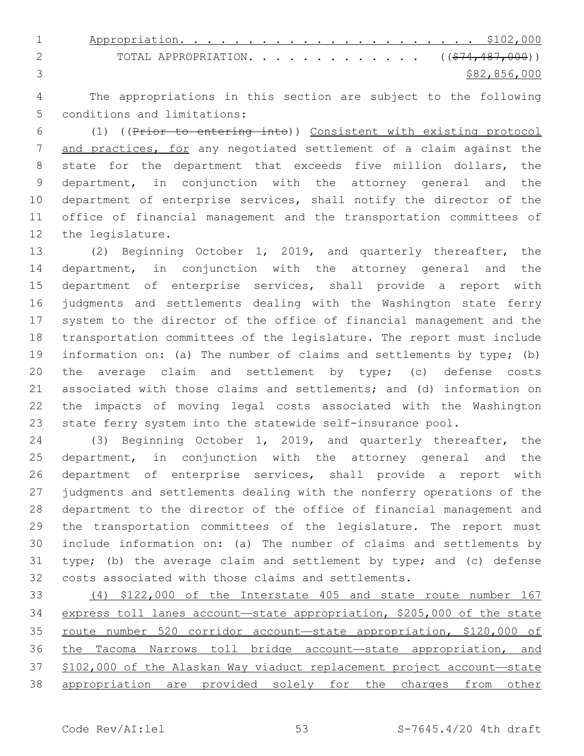Appropriation. . . . . . . . . . . . . . . . . . . . . . . $102,000

TOTAL APPROPRIATION. . . . . . . . . . . . . ~~(($74,487,000))~~ $82,856,000

The appropriations in this section are subject to the following conditions and limitations:

(1) ((~~Prior to entering into~~)) Consistent with existing protocol and practices, for any negotiated settlement of a claim against the state for the department that exceeds five million dollars, the department, in conjunction with the attorney general and the department of enterprise services, shall notify the director of the office of financial management and the transportation committees of the legislature.

(2) Beginning October 1, 2019, and quarterly thereafter, the department, in conjunction with the attorney general and the department of enterprise services, shall provide a report with judgments and settlements dealing with the Washington state ferry system to the director of the office of financial management and the transportation committees of the legislature. The report must include information on: (a) The number of claims and settlements by type; (b) the average claim and settlement by type; (c) defense costs associated with those claims and settlements; and (d) information on the impacts of moving legal costs associated with the Washington state ferry system into the statewide self-insurance pool.

(3) Beginning October 1, 2019, and quarterly thereafter, the department, in conjunction with the attorney general and the department of enterprise services, shall provide a report with judgments and settlements dealing with the nonferry operations of the department to the director of the office of financial management and the transportation committees of the legislature. The report must include information on: (a) The number of claims and settlements by type; (b) the average claim and settlement by type; and (c) defense costs associated with those claims and settlements.

(4) $122,000 of the Interstate 405 and state route number 167 express toll lanes account—state appropriation, $205,000 of the state route number 520 corridor account—state appropriation, $120,000 of the Tacoma Narrows toll bridge account—state appropriation, and $102,000 of the Alaskan Way viaduct replacement project account—state appropriation are provided solely for the charges from other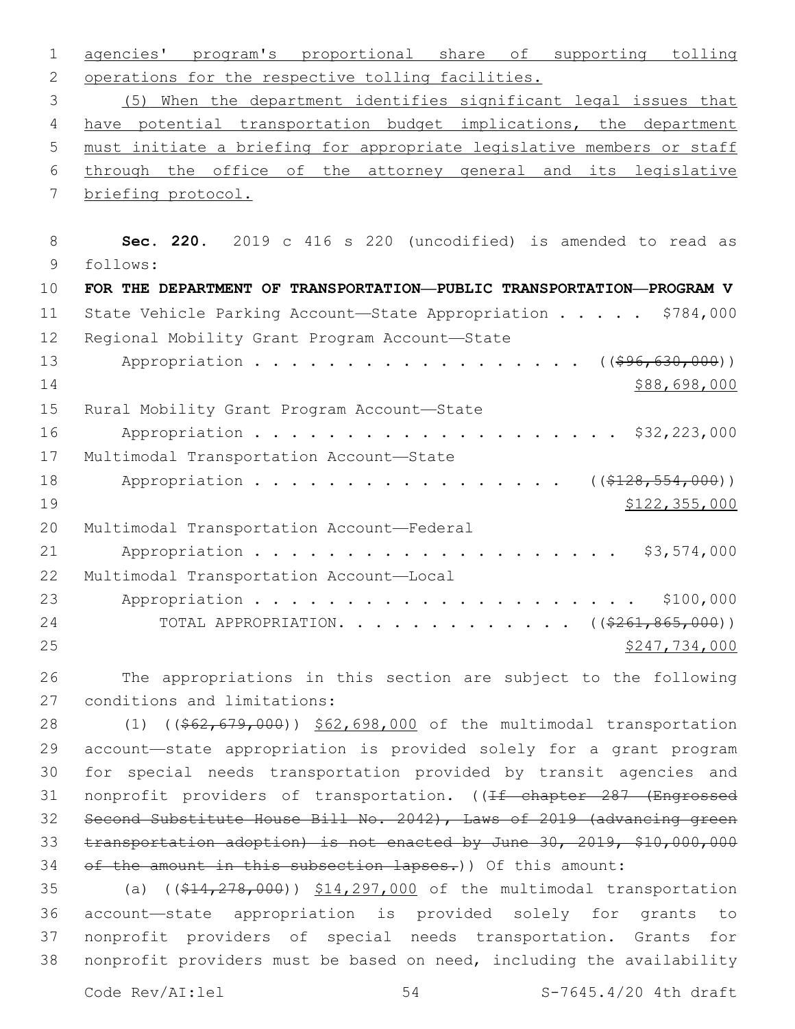agencies' program's proportional share of supporting tolling operations for the respective tolling facilities.

(5) When the department identifies significant legal issues that have potential transportation budget implications, the department must initiate a briefing for appropriate legislative members or staff through the office of the attorney general and its legislative briefing protocol.

**Sec. 220.** 2019 c 416 s 220 (uncodified) is amended to read as follows:

**FOR THE DEPARTMENT OF TRANSPORTATION—PUBLIC TRANSPORTATION—PROGRAM V**

State Vehicle Parking Account—State Appropriation . . . . . $784,000

Regional Mobility Grant Program Account—State Appropriation . . . . . . . . . . . . . . . . . . . . ((~~$96,630,000~~)) $88,698,000

Rural Mobility Grant Program Account—State Appropriation . . . . . . . . . . . . . . . . . . . . . $32,223,000

Multimodal Transportation Account—State Appropriation . . . . . . . . . . . . . . . . . . ((~~$128,554,000~~)) $122,355,000

Multimodal Transportation Account—Federal Appropriation . . . . . . . . . . . . . . . . . . . . . . $3,574,000

Multimodal Transportation Account—Local Appropriation . . . . . . . . . . . . . . . . . . . . . . . $100,000

TOTAL APPROPRIATION. . . . . . . . . . . . . ((~~$261,865,000~~)) $247,734,000

The appropriations in this section are subject to the following conditions and limitations:

(1) ((~~$62,679,000~~)) $62,698,000 of the multimodal transportation account—state appropriation is provided solely for a grant program for special needs transportation provided by transit agencies and nonprofit providers of transportation. ((~~If chapter 287 (Engrossed Second Substitute House Bill No. 2042), Laws of 2019 (advancing green transportation adoption) is not enacted by June 30, 2019, $10,000,000 of the amount in this subsection lapses.~~)) Of this amount:

(a) ((~~$14,278,000~~)) $14,297,000 of the multimodal transportation account—state appropriation is provided solely for grants to nonprofit providers of special needs transportation. Grants for nonprofit providers must be based on need, including the availability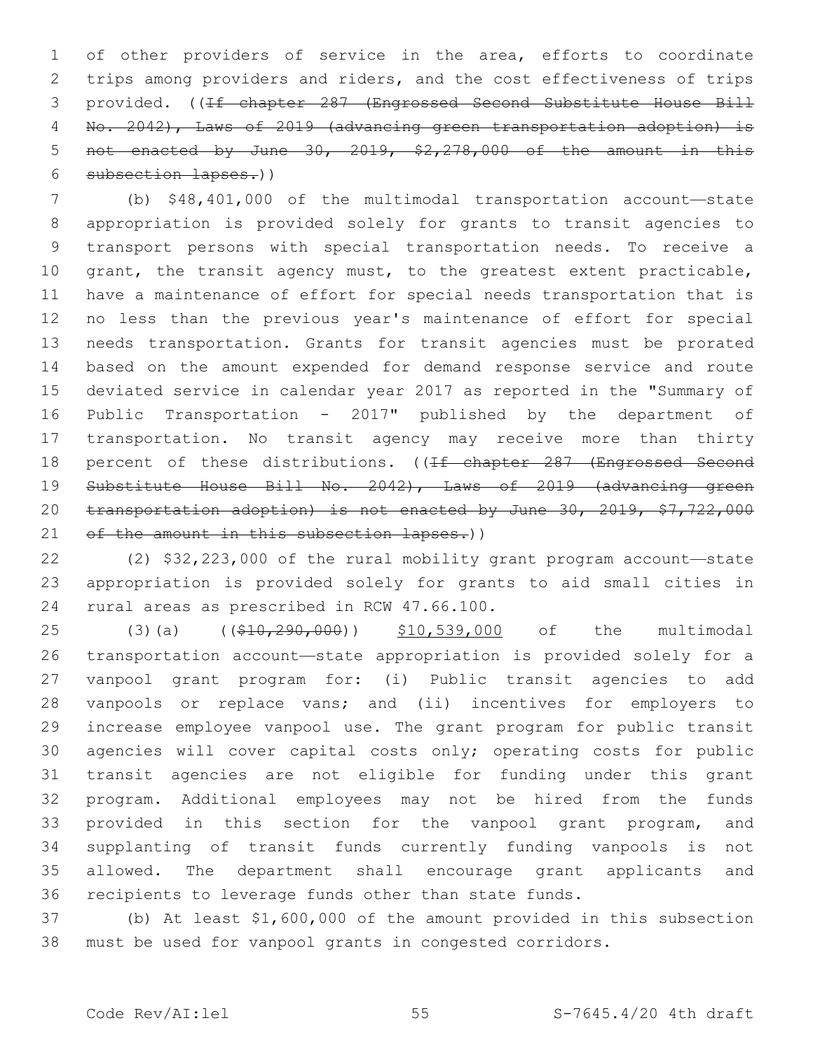of other providers of service in the area, efforts to coordinate trips among providers and riders, and the cost effectiveness of trips provided. ((~~If chapter 287 (Engrossed Second Substitute House Bill No. 2042), Laws of 2019 (advancing green transportation adoption) is not enacted by June 30, 2019, $2,278,000 of the amount in this subsection lapses.~~))

(b) $48,401,000 of the multimodal transportation account—state appropriation is provided solely for grants to transit agencies to transport persons with special transportation needs. To receive a grant, the transit agency must, to the greatest extent practicable, have a maintenance of effort for special needs transportation that is no less than the previous year's maintenance of effort for special needs transportation. Grants for transit agencies must be prorated based on the amount expended for demand response service and route deviated service in calendar year 2017 as reported in the "Summary of Public Transportation - 2017" published by the department of transportation. No transit agency may receive more than thirty percent of these distributions. ((~~If chapter 287 (Engrossed Second Substitute House Bill No. 2042), Laws of 2019 (advancing green transportation adoption) is not enacted by June 30, 2019, $7,722,000 of the amount in this subsection lapses.~~))

(2) $32,223,000 of the rural mobility grant program account—state appropriation is provided solely for grants to aid small cities in rural areas as prescribed in RCW 47.66.100.

(3)(a) ((~~$10,290,000~~)) <u>$10,539,000</u> of the multimodal transportation account—state appropriation is provided solely for a vanpool grant program for: (i) Public transit agencies to add vanpools or replace vans; and (ii) incentives for employers to increase employee vanpool use. The grant program for public transit agencies will cover capital costs only; operating costs for public transit agencies are not eligible for funding under this grant program. Additional employees may not be hired from the funds provided in this section for the vanpool grant program, and supplanting of transit funds currently funding vanpools is not allowed. The department shall encourage grant applicants and recipients to leverage funds other than state funds.

(b) At least $1,600,000 of the amount provided in this subsection must be used for vanpool grants in congested corridors.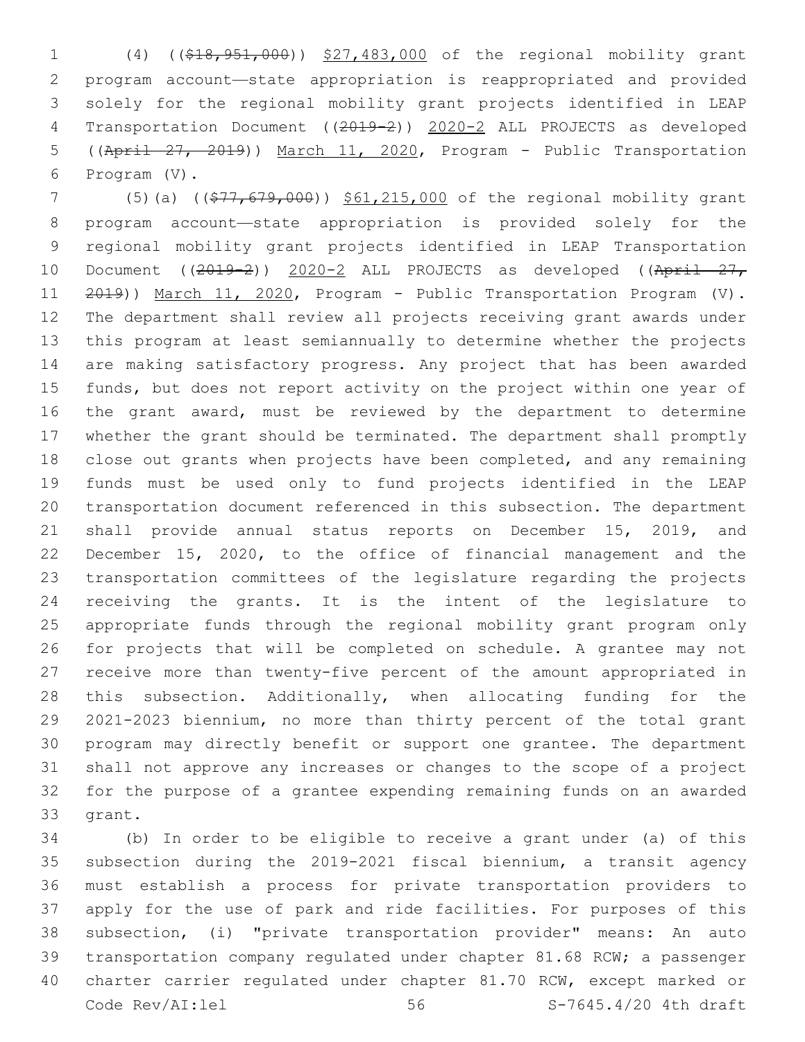(4) (($18,951,000)) $27,483,000 of the regional mobility grant program account—state appropriation is reappropriated and provided solely for the regional mobility grant projects identified in LEAP Transportation Document ((2019-2)) 2020-2 ALL PROJECTS as developed ((April 27, 2019)) March 11, 2020, Program - Public Transportation Program (V).

(5)(a) (($77,679,000)) $61,215,000 of the regional mobility grant program account—state appropriation is provided solely for the regional mobility grant projects identified in LEAP Transportation Document ((2019-2)) 2020-2 ALL PROJECTS as developed ((April 27, 2019)) March 11, 2020, Program - Public Transportation Program (V). The department shall review all projects receiving grant awards under this program at least semiannually to determine whether the projects are making satisfactory progress. Any project that has been awarded funds, but does not report activity on the project within one year of the grant award, must be reviewed by the department to determine whether the grant should be terminated. The department shall promptly close out grants when projects have been completed, and any remaining funds must be used only to fund projects identified in the LEAP transportation document referenced in this subsection. The department shall provide annual status reports on December 15, 2019, and December 15, 2020, to the office of financial management and the transportation committees of the legislature regarding the projects receiving the grants. It is the intent of the legislature to appropriate funds through the regional mobility grant program only for projects that will be completed on schedule. A grantee may not receive more than twenty-five percent of the amount appropriated in this subsection. Additionally, when allocating funding for the 2021-2023 biennium, no more than thirty percent of the total grant program may directly benefit or support one grantee. The department shall not approve any increases or changes to the scope of a project for the purpose of a grantee expending remaining funds on an awarded grant.

(b) In order to be eligible to receive a grant under (a) of this subsection during the 2019-2021 fiscal biennium, a transit agency must establish a process for private transportation providers to apply for the use of park and ride facilities. For purposes of this subsection, (i) "private transportation provider" means: An auto transportation company regulated under chapter 81.68 RCW; a passenger charter carrier regulated under chapter 81.70 RCW, except marked or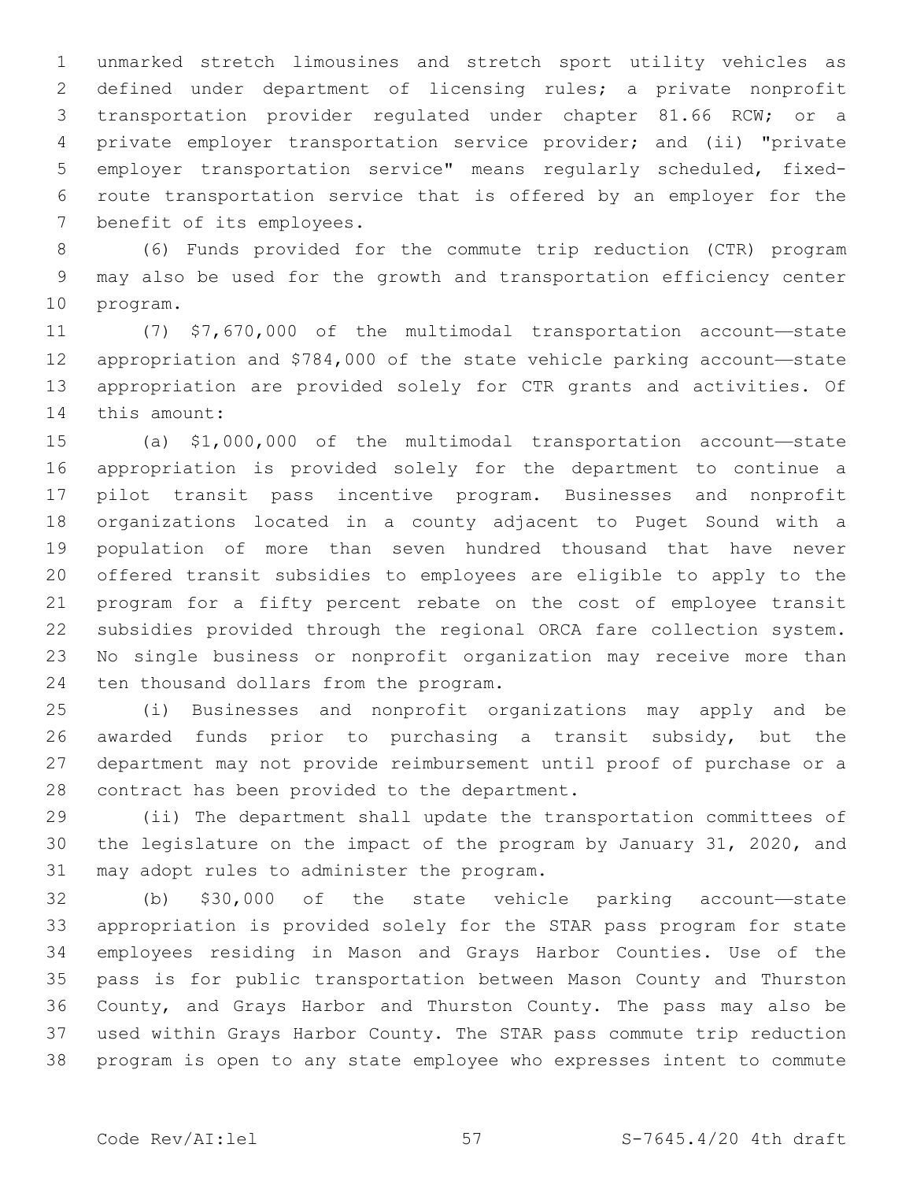unmarked stretch limousines and stretch sport utility vehicles as defined under department of licensing rules; a private nonprofit transportation provider regulated under chapter 81.66 RCW; or a private employer transportation service provider; and (ii) "private employer transportation service" means regularly scheduled, fixed-route transportation service that is offered by an employer for the benefit of its employees.

(6) Funds provided for the commute trip reduction (CTR) program may also be used for the growth and transportation efficiency center program.

(7) $7,670,000 of the multimodal transportation account—state appropriation and $784,000 of the state vehicle parking account—state appropriation are provided solely for CTR grants and activities. Of this amount:

(a) $1,000,000 of the multimodal transportation account—state appropriation is provided solely for the department to continue a pilot transit pass incentive program. Businesses and nonprofit organizations located in a county adjacent to Puget Sound with a population of more than seven hundred thousand that have never offered transit subsidies to employees are eligible to apply to the program for a fifty percent rebate on the cost of employee transit subsidies provided through the regional ORCA fare collection system. No single business or nonprofit organization may receive more than ten thousand dollars from the program.

(i) Businesses and nonprofit organizations may apply and be awarded funds prior to purchasing a transit subsidy, but the department may not provide reimbursement until proof of purchase or a contract has been provided to the department.

(ii) The department shall update the transportation committees of the legislature on the impact of the program by January 31, 2020, and may adopt rules to administer the program.

(b) $30,000 of the state vehicle parking account—state appropriation is provided solely for the STAR pass program for state employees residing in Mason and Grays Harbor Counties. Use of the pass is for public transportation between Mason County and Thurston County, and Grays Harbor and Thurston County. The pass may also be used within Grays Harbor County. The STAR pass commute trip reduction program is open to any state employee who expresses intent to commute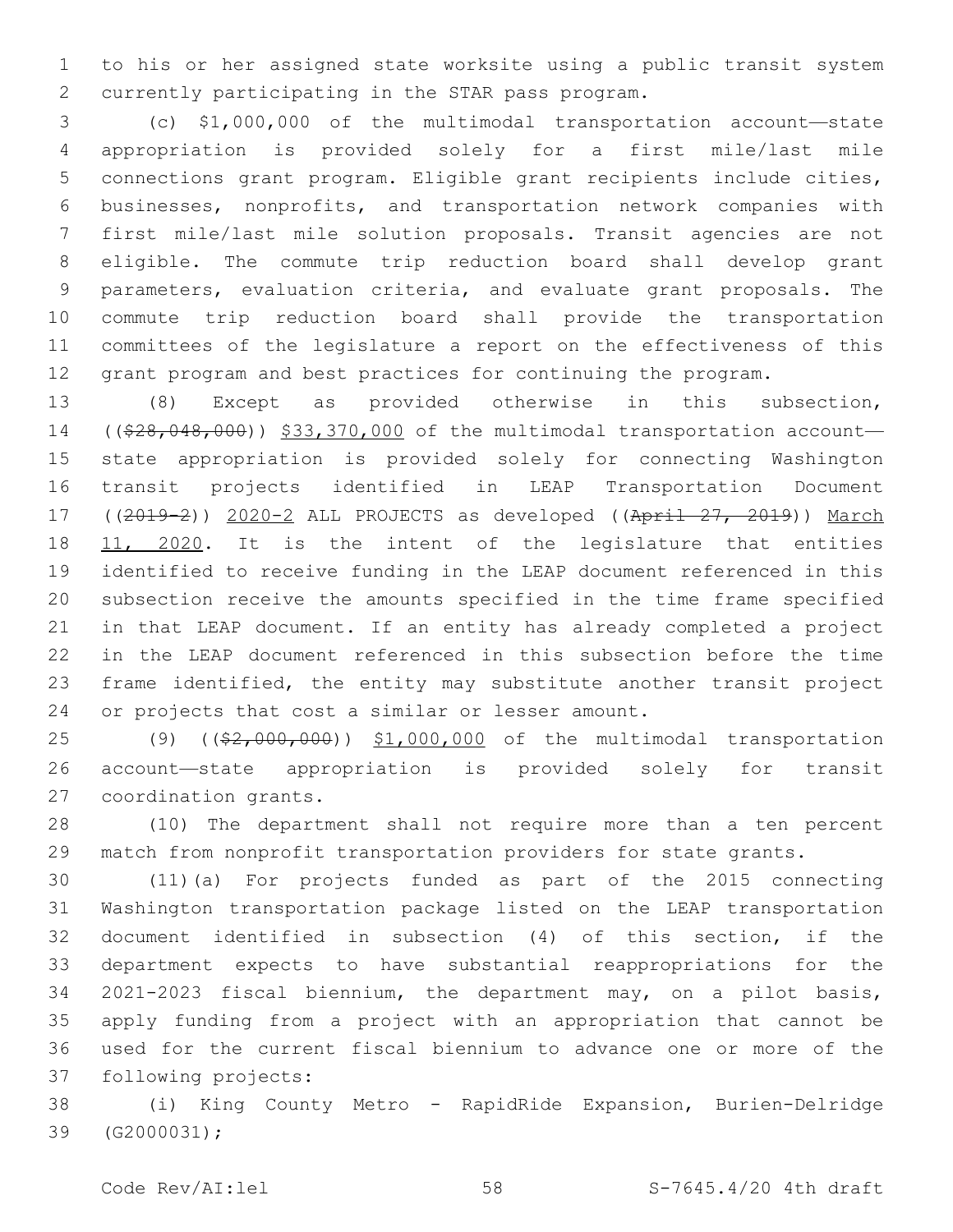to his or her assigned state worksite using a public transit system currently participating in the STAR pass program.

(c) $1,000,000 of the multimodal transportation account—state appropriation is provided solely for a first mile/last mile connections grant program. Eligible grant recipients include cities, businesses, nonprofits, and transportation network companies with first mile/last mile solution proposals. Transit agencies are not eligible. The commute trip reduction board shall develop grant parameters, evaluation criteria, and evaluate grant proposals. The commute trip reduction board shall provide the transportation committees of the legislature a report on the effectiveness of this grant program and best practices for continuing the program.

(8) Except as provided otherwise in this subsection, ((~~$28,048,000~~)) $33,370,000 of the multimodal transportation account—state appropriation is provided solely for connecting Washington transit projects identified in LEAP Transportation Document ((~~2019-2~~)) 2020-2 ALL PROJECTS as developed ((~~April 27, 2019~~)) March 11, 2020. It is the intent of the legislature that entities identified to receive funding in the LEAP document referenced in this subsection receive the amounts specified in the time frame specified in that LEAP document. If an entity has already completed a project in the LEAP document referenced in this subsection before the time frame identified, the entity may substitute another transit project or projects that cost a similar or lesser amount.

(9) ((~~$2,000,000~~)) $1,000,000 of the multimodal transportation account—state appropriation is provided solely for transit coordination grants.

(10) The department shall not require more than a ten percent match from nonprofit transportation providers for state grants.

(11)(a) For projects funded as part of the 2015 connecting Washington transportation package listed on the LEAP transportation document identified in subsection (4) of this section, if the department expects to have substantial reappropriations for the 2021-2023 fiscal biennium, the department may, on a pilot basis, apply funding from a project with an appropriation that cannot be used for the current fiscal biennium to advance one or more of the following projects:

(i) King County Metro - RapidRide Expansion, Burien-Delridge (G2000031);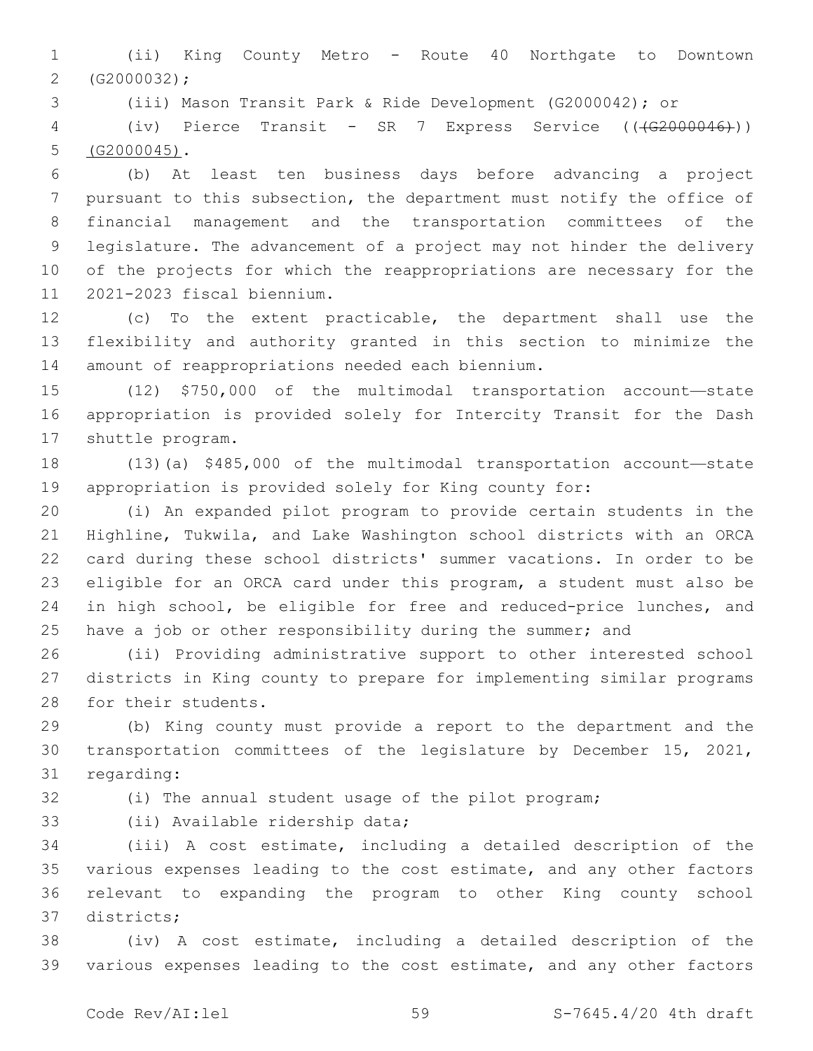(ii) King County Metro - Route 40 Northgate to Downtown (G2000032);

(iii) Mason Transit Park & Ride Development (G2000042); or

(iv) Pierce Transit - SR 7 Express Service ((~~(G2000046)~~)) (G2000045).

(b) At least ten business days before advancing a project pursuant to this subsection, the department must notify the office of financial management and the transportation committees of the legislature. The advancement of a project may not hinder the delivery of the projects for which the reappropriations are necessary for the 2021-2023 fiscal biennium.

(c) To the extent practicable, the department shall use the flexibility and authority granted in this section to minimize the amount of reappropriations needed each biennium.

(12) $750,000 of the multimodal transportation account—state appropriation is provided solely for Intercity Transit for the Dash shuttle program.

(13)(a) $485,000 of the multimodal transportation account—state appropriation is provided solely for King county for:

(i) An expanded pilot program to provide certain students in the Highline, Tukwila, and Lake Washington school districts with an ORCA card during these school districts' summer vacations. In order to be eligible for an ORCA card under this program, a student must also be in high school, be eligible for free and reduced-price lunches, and have a job or other responsibility during the summer; and

(ii) Providing administrative support to other interested school districts in King county to prepare for implementing similar programs for their students.

(b) King county must provide a report to the department and the transportation committees of the legislature by December 15, 2021, regarding:

(i) The annual student usage of the pilot program;

(ii) Available ridership data;

(iii) A cost estimate, including a detailed description of the various expenses leading to the cost estimate, and any other factors relevant to expanding the program to other King county school districts;

(iv) A cost estimate, including a detailed description of the various expenses leading to the cost estimate, and any other factors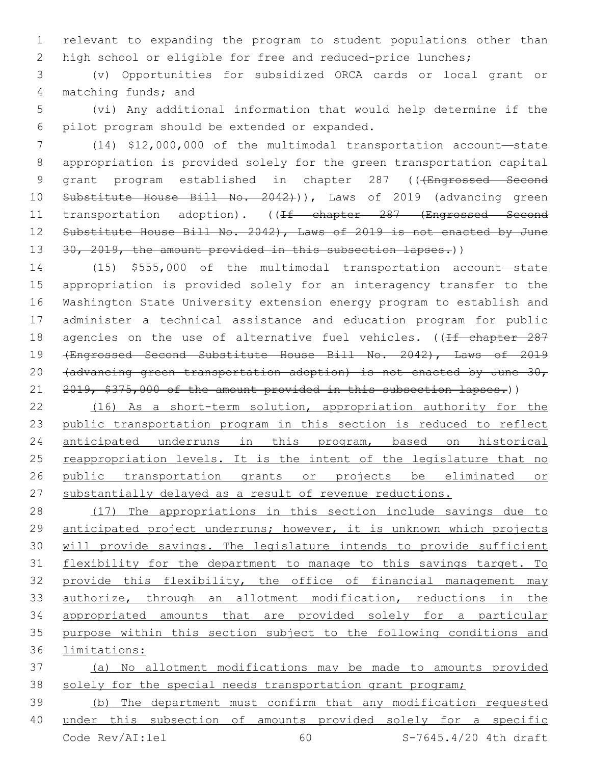relevant to expanding the program to student populations other than high school or eligible for free and reduced-price lunches;

(v) Opportunities for subsidized ORCA cards or local grant or matching funds; and

(vi) Any additional information that would help determine if the pilot program should be extended or expanded.

(14) $12,000,000 of the multimodal transportation account—state appropriation is provided solely for the green transportation capital grant program established in chapter 287 ((~~(Engrossed Second Substitute House Bill No. 2042)~~)), Laws of 2019 (advancing green transportation adoption). ((~~If chapter 287 (Engrossed Second Substitute House Bill No. 2042), Laws of 2019 is not enacted by June 30, 2019, the amount provided in this subsection lapses.~~))

(15) $555,000 of the multimodal transportation account—state appropriation is provided solely for an interagency transfer to the Washington State University extension energy program to establish and administer a technical assistance and education program for public agencies on the use of alternative fuel vehicles. ((~~If chapter 287 (Engrossed Second Substitute House Bill No. 2042), Laws of 2019 (advancing green transportation adoption) is not enacted by June 30, 2019, $375,000 of the amount provided in this subsection lapses.~~))

<u>(16) As a short-term solution, appropriation authority for the public transportation program in this section is reduced to reflect anticipated underruns in this program, based on historical reappropriation levels. It is the intent of the legislature that no public transportation grants or projects be eliminated or substantially delayed as a result of revenue reductions.</u>

<u>(17) The appropriations in this section include savings due to anticipated project underruns; however, it is unknown which projects will provide savings. The legislature intends to provide sufficient flexibility for the department to manage to this savings target. To provide this flexibility, the office of financial management may authorize, through an allotment modification, reductions in the appropriated amounts that are provided solely for a particular purpose within this section subject to the following conditions and limitations:</u>

<u>(a) No allotment modifications may be made to amounts provided solely for the special needs transportation grant program;</u>

<u>(b) The department must confirm that any modification requested under this subsection of amounts provided solely for a specific</u>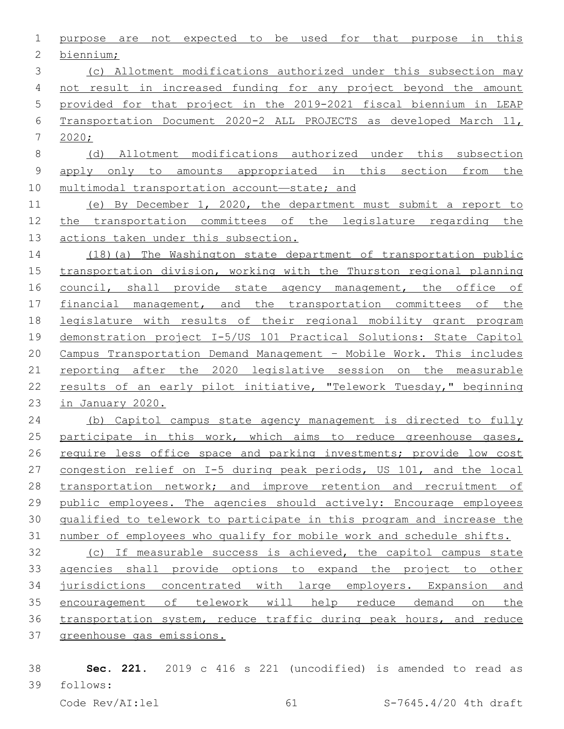purpose are not expected to be used for that purpose in this biennium;

(c) Allotment modifications authorized under this subsection may not result in increased funding for any project beyond the amount provided for that project in the 2019-2021 fiscal biennium in LEAP Transportation Document 2020-2 ALL PROJECTS as developed March 11, 2020;

(d) Allotment modifications authorized under this subsection apply only to amounts appropriated in this section from the multimodal transportation account—state; and

(e) By December 1, 2020, the department must submit a report to the transportation committees of the legislature regarding the actions taken under this subsection.

(18)(a) The Washington state department of transportation public transportation division, working with the Thurston regional planning council, shall provide state agency management, the office of financial management, and the transportation committees of the legislature with results of their regional mobility grant program demonstration project I-5/US 101 Practical Solutions: State Capitol Campus Transportation Demand Management - Mobile Work. This includes reporting after the 2020 legislative session on the measurable results of an early pilot initiative, "Telework Tuesday," beginning in January 2020.

(b) Capitol campus state agency management is directed to fully participate in this work, which aims to reduce greenhouse gases, require less office space and parking investments; provide low cost congestion relief on I-5 during peak periods, US 101, and the local transportation network; and improve retention and recruitment of public employees. The agencies should actively: Encourage employees qualified to telework to participate in this program and increase the number of employees who qualify for mobile work and schedule shifts.

(c) If measurable success is achieved, the capitol campus state agencies shall provide options to expand the project to other jurisdictions concentrated with large employers. Expansion and encouragement of telework will help reduce demand on the transportation system, reduce traffic during peak hours, and reduce greenhouse gas emissions.

**Sec. 221.** 2019 c 416 s 221 (uncodified) is amended to read as follows: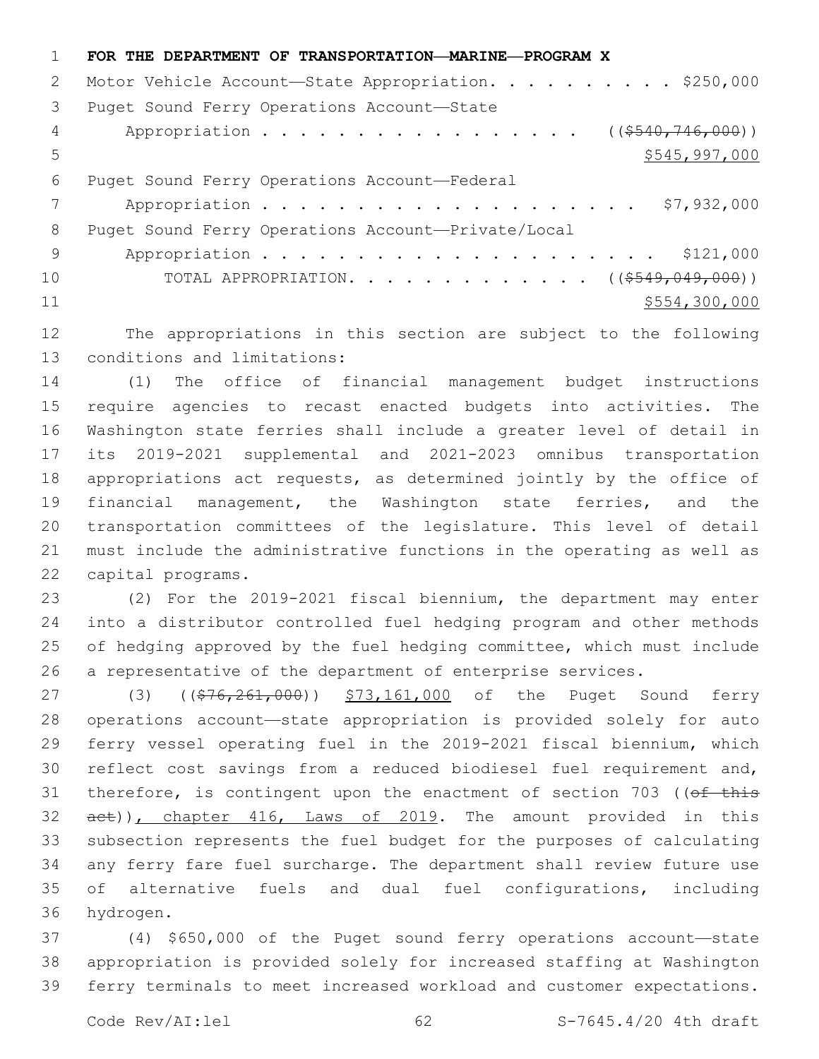**FOR THE DEPARTMENT OF TRANSPORTATION—MARINE—PROGRAM X**

Motor Vehicle Account—State Appropriation. . . . . . . . . . $250,000

Puget Sound Ferry Operations Account—State Appropriation . . . . . . . . . . . . . . . . . . (($540,746,000)) $545,997,000

Puget Sound Ferry Operations Account—Federal Appropriation . . . . . . . . . . . . . . . . . . . . . $7,932,000

Puget Sound Ferry Operations Account—Private/Local Appropriation . . . . . . . . . . . . . . . . . . . . . . $121,000

TOTAL APPROPRIATION. . . . . . . . . . . . . (($549,049,000)) $554,300,000

The appropriations in this section are subject to the following conditions and limitations:

(1) The office of financial management budget instructions require agencies to recast enacted budgets into activities. The Washington state ferries shall include a greater level of detail in its 2019-2021 supplemental and 2021-2023 omnibus transportation appropriations act requests, as determined jointly by the office of financial management, the Washington state ferries, and the transportation committees of the legislature. This level of detail must include the administrative functions in the operating as well as capital programs.

(2) For the 2019-2021 fiscal biennium, the department may enter into a distributor controlled fuel hedging program and other methods of hedging approved by the fuel hedging committee, which must include a representative of the department of enterprise services.

(3) (($76,261,000)) $73,161,000 of the Puget Sound ferry operations account—state appropriation is provided solely for auto ferry vessel operating fuel in the 2019-2021 fiscal biennium, which reflect cost savings from a reduced biodiesel fuel requirement and, therefore, is contingent upon the enactment of section 703 ((of this act)), chapter 416, Laws of 2019. The amount provided in this subsection represents the fuel budget for the purposes of calculating any ferry fare fuel surcharge. The department shall review future use of alternative fuels and dual fuel configurations, including hydrogen.

(4) $650,000 of the Puget sound ferry operations account—state appropriation is provided solely for increased staffing at Washington ferry terminals to meet increased workload and customer expectations.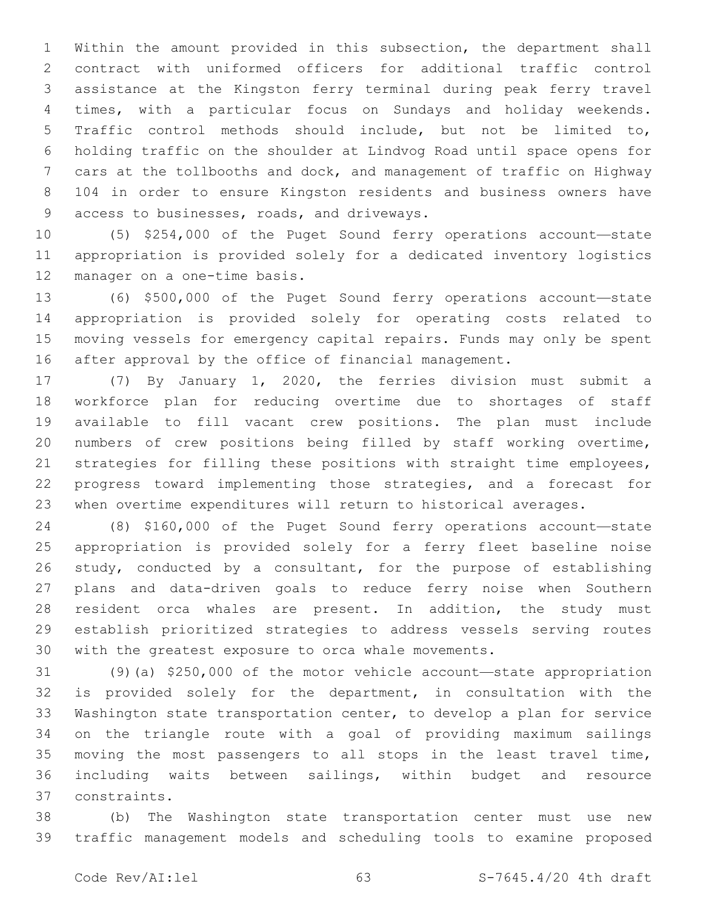Within the amount provided in this subsection, the department shall contract with uniformed officers for additional traffic control assistance at the Kingston ferry terminal during peak ferry travel times, with a particular focus on Sundays and holiday weekends. Traffic control methods should include, but not be limited to, holding traffic on the shoulder at Lindvog Road until space opens for cars at the tollbooths and dock, and management of traffic on Highway 104 in order to ensure Kingston residents and business owners have access to businesses, roads, and driveways.

(5) $254,000 of the Puget Sound ferry operations account—state appropriation is provided solely for a dedicated inventory logistics manager on a one-time basis.

(6) $500,000 of the Puget Sound ferry operations account—state appropriation is provided solely for operating costs related to moving vessels for emergency capital repairs. Funds may only be spent after approval by the office of financial management.

(7) By January 1, 2020, the ferries division must submit a workforce plan for reducing overtime due to shortages of staff available to fill vacant crew positions. The plan must include numbers of crew positions being filled by staff working overtime, strategies for filling these positions with straight time employees, progress toward implementing those strategies, and a forecast for when overtime expenditures will return to historical averages.

(8) $160,000 of the Puget Sound ferry operations account—state appropriation is provided solely for a ferry fleet baseline noise study, conducted by a consultant, for the purpose of establishing plans and data-driven goals to reduce ferry noise when Southern resident orca whales are present. In addition, the study must establish prioritized strategies to address vessels serving routes with the greatest exposure to orca whale movements.

(9)(a) $250,000 of the motor vehicle account—state appropriation is provided solely for the department, in consultation with the Washington state transportation center, to develop a plan for service on the triangle route with a goal of providing maximum sailings moving the most passengers to all stops in the least travel time, including waits between sailings, within budget and resource constraints.

(b) The Washington state transportation center must use new traffic management models and scheduling tools to examine proposed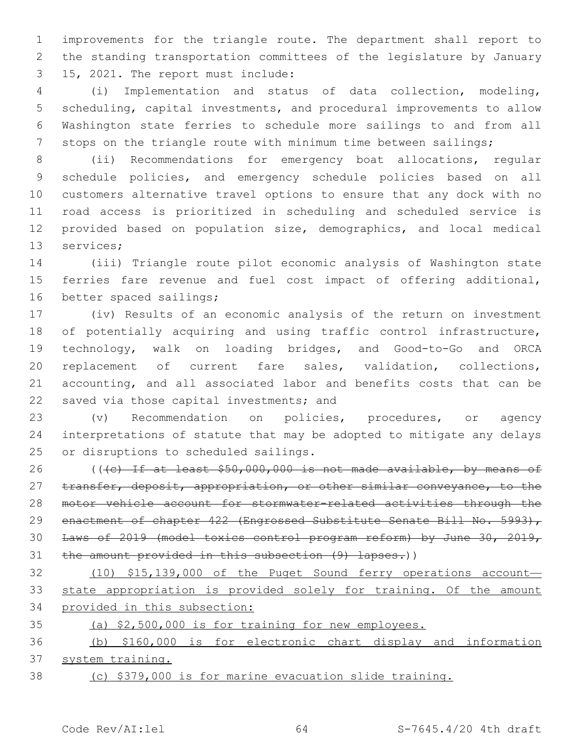improvements for the triangle route. The department shall report to the standing transportation committees of the legislature by January 15, 2021. The report must include:

(i) Implementation and status of data collection, modeling, scheduling, capital investments, and procedural improvements to allow Washington state ferries to schedule more sailings to and from all stops on the triangle route with minimum time between sailings;

(ii) Recommendations for emergency boat allocations, regular schedule policies, and emergency schedule policies based on all customers alternative travel options to ensure that any dock with no road access is prioritized in scheduling and scheduled service is provided based on population size, demographics, and local medical services;

(iii) Triangle route pilot economic analysis of Washington state ferries fare revenue and fuel cost impact of offering additional, better spaced sailings;

(iv) Results of an economic analysis of the return on investment of potentially acquiring and using traffic control infrastructure, technology, walk on loading bridges, and Good-to-Go and ORCA replacement of current fare sales, validation, collections, accounting, and all associated labor and benefits costs that can be saved via those capital investments; and

(v) Recommendation on policies, procedures, or agency interpretations of statute that may be adopted to mitigate any delays or disruptions to scheduled sailings.

~~((c) If at least $50,000,000 is not made available, by means of transfer, deposit, appropriation, or other similar conveyance, to the motor vehicle account for stormwater-related activities through the enactment of chapter 422 (Engrossed Substitute Senate Bill No. 5993), Laws of 2019 (model toxics control program reform) by June 30, 2019, the amount provided in this subsection (9) lapses.)~~)

<u>(10) $15,139,000 of the Puget Sound ferry operations account—state appropriation is provided solely for training. Of the amount provided in this subsection:</u>

<u>(a) $2,500,000 is for training for new employees.</u>

<u>(b) $160,000 is for electronic chart display and information system training.</u>

<u>(c) $379,000 is for marine evacuation slide training.</u>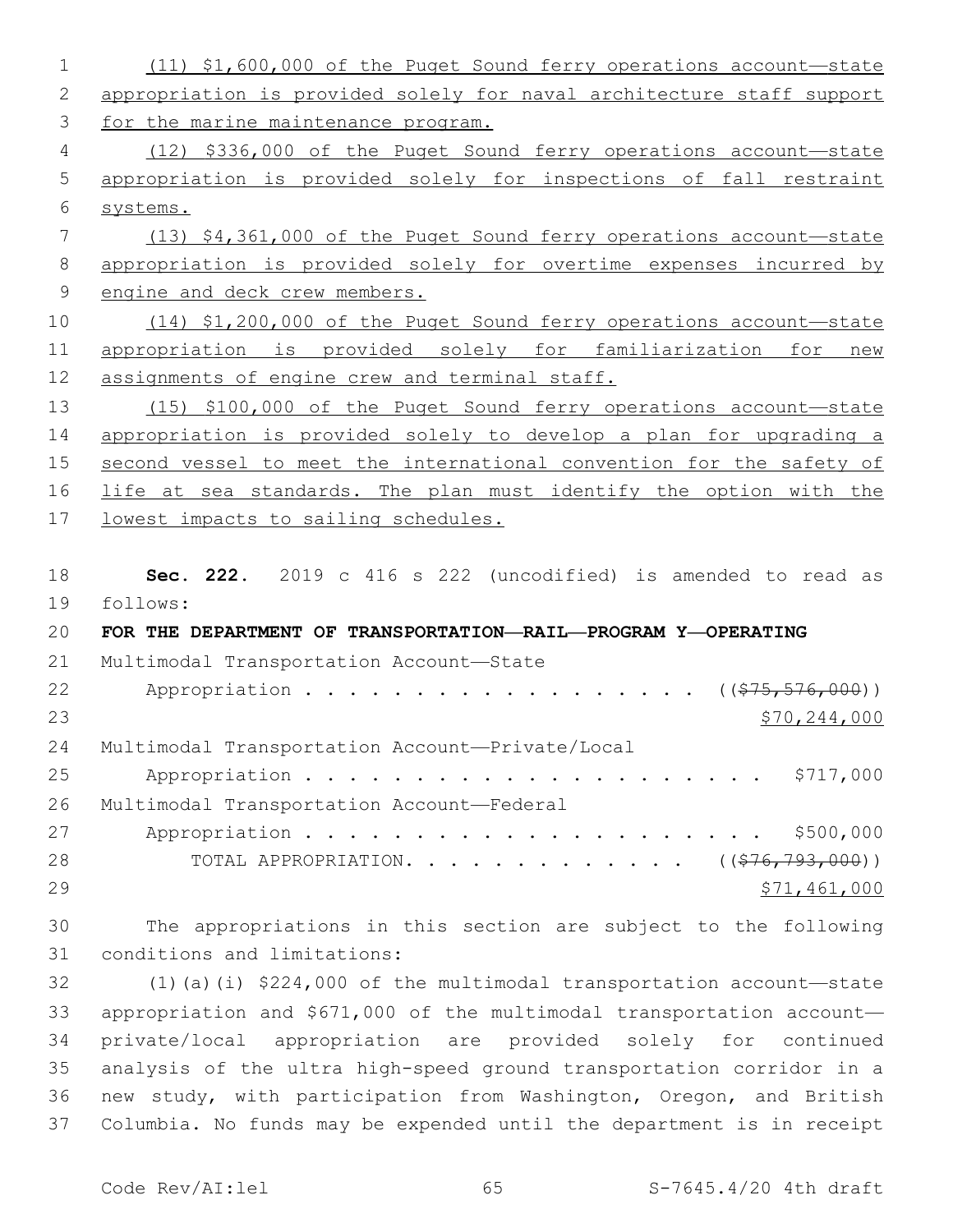(11) $1,600,000 of the Puget Sound ferry operations account—state appropriation is provided solely for naval architecture staff support for the marine maintenance program.

(12) $336,000 of the Puget Sound ferry operations account—state appropriation is provided solely for inspections of fall restraint systems.

(13) $4,361,000 of the Puget Sound ferry operations account—state appropriation is provided solely for overtime expenses incurred by engine and deck crew members.

(14) $1,200,000 of the Puget Sound ferry operations account—state appropriation is provided solely for familiarization for new assignments of engine crew and terminal staff.

(15) $100,000 of the Puget Sound ferry operations account—state appropriation is provided solely to develop a plan for upgrading a second vessel to meet the international convention for the safety of life at sea standards. The plan must identify the option with the lowest impacts to sailing schedules.

**Sec. 222.** 2019 c 416 s 222 (uncodified) is amended to read as follows:

**FOR THE DEPARTMENT OF TRANSPORTATION—RAIL—PROGRAM Y—OPERATING**

Multimodal Transportation Account—State Appropriation . . . . . . . . . . . . . . . . . . . (($75,576,000)) $70,244,000

Multimodal Transportation Account—Private/Local Appropriation . . . . . . . . . . . . . . . . . . . . . . $717,000

Multimodal Transportation Account—Federal Appropriation . . . . . . . . . . . . . . . . . . . . . . $500,000

TOTAL APPROPRIATION. . . . . . . . . . . . . (($76,793,000)) $71,461,000

The appropriations in this section are subject to the following conditions and limitations:

(1)(a)(i) $224,000 of the multimodal transportation account—state appropriation and $671,000 of the multimodal transportation account—private/local appropriation are provided solely for continued analysis of the ultra high-speed ground transportation corridor in a new study, with participation from Washington, Oregon, and British Columbia. No funds may be expended until the department is in receipt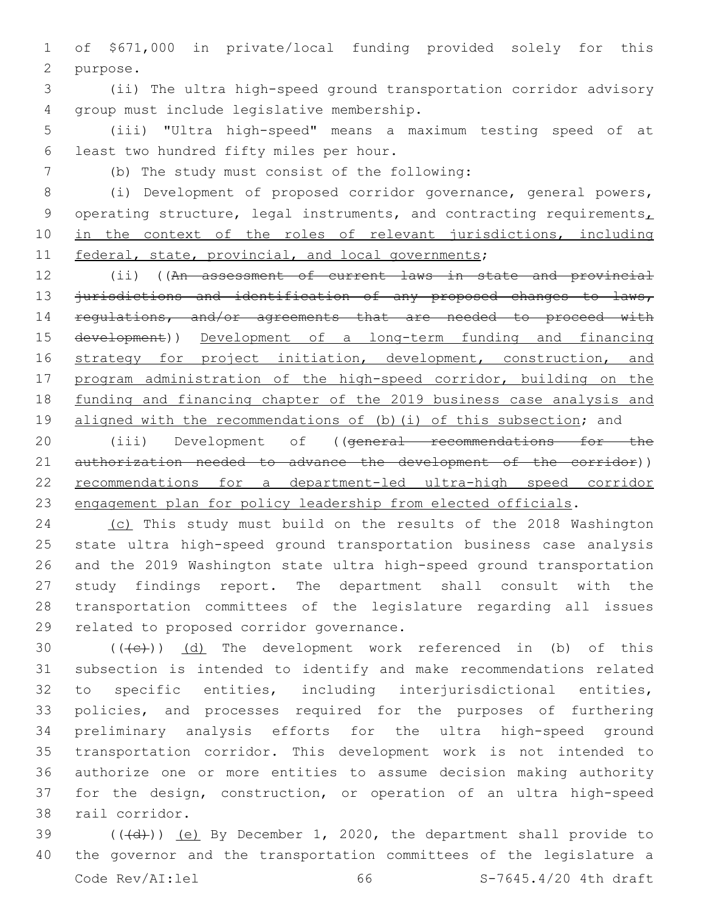of $671,000 in private/local funding provided solely for this purpose.

(ii) The ultra high-speed ground transportation corridor advisory group must include legislative membership.

(iii) "Ultra high-speed" means a maximum testing speed of at least two hundred fifty miles per hour.

(b) The study must consist of the following:

(i) Development of proposed corridor governance, general powers, operating structure, legal instruments, and contracting requirements, in the context of the roles of relevant jurisdictions, including federal, state, provincial, and local governments;

(ii) ((~~An assessment of current laws in state and provincial jurisdictions and identification of any proposed changes to laws, regulations, and/or agreements that are needed to proceed with development~~)) Development of a long-term funding and financing strategy for project initiation, development, construction, and program administration of the high-speed corridor, building on the funding and financing chapter of the 2019 business case analysis and aligned with the recommendations of (b)(i) of this subsection; and

(iii) Development of ((~~general recommendations for the authorization needed to advance the development of the corridor~~)) recommendations for a department-led ultra-high speed corridor engagement plan for policy leadership from elected officials.

(c) This study must build on the results of the 2018 Washington state ultra high-speed ground transportation business case analysis and the 2019 Washington state ultra high-speed ground transportation study findings report. The department shall consult with the transportation committees of the legislature regarding all issues related to proposed corridor governance.

((~~(c)~~)) (d) The development work referenced in (b) of this subsection is intended to identify and make recommendations related to specific entities, including interjurisdictional entities, policies, and processes required for the purposes of furthering preliminary analysis efforts for the ultra high-speed ground transportation corridor. This development work is not intended to authorize one or more entities to assume decision making authority for the design, construction, or operation of an ultra high-speed rail corridor.

((~~(d)~~)) (e) By December 1, 2020, the department shall provide to the governor and the transportation committees of the legislature a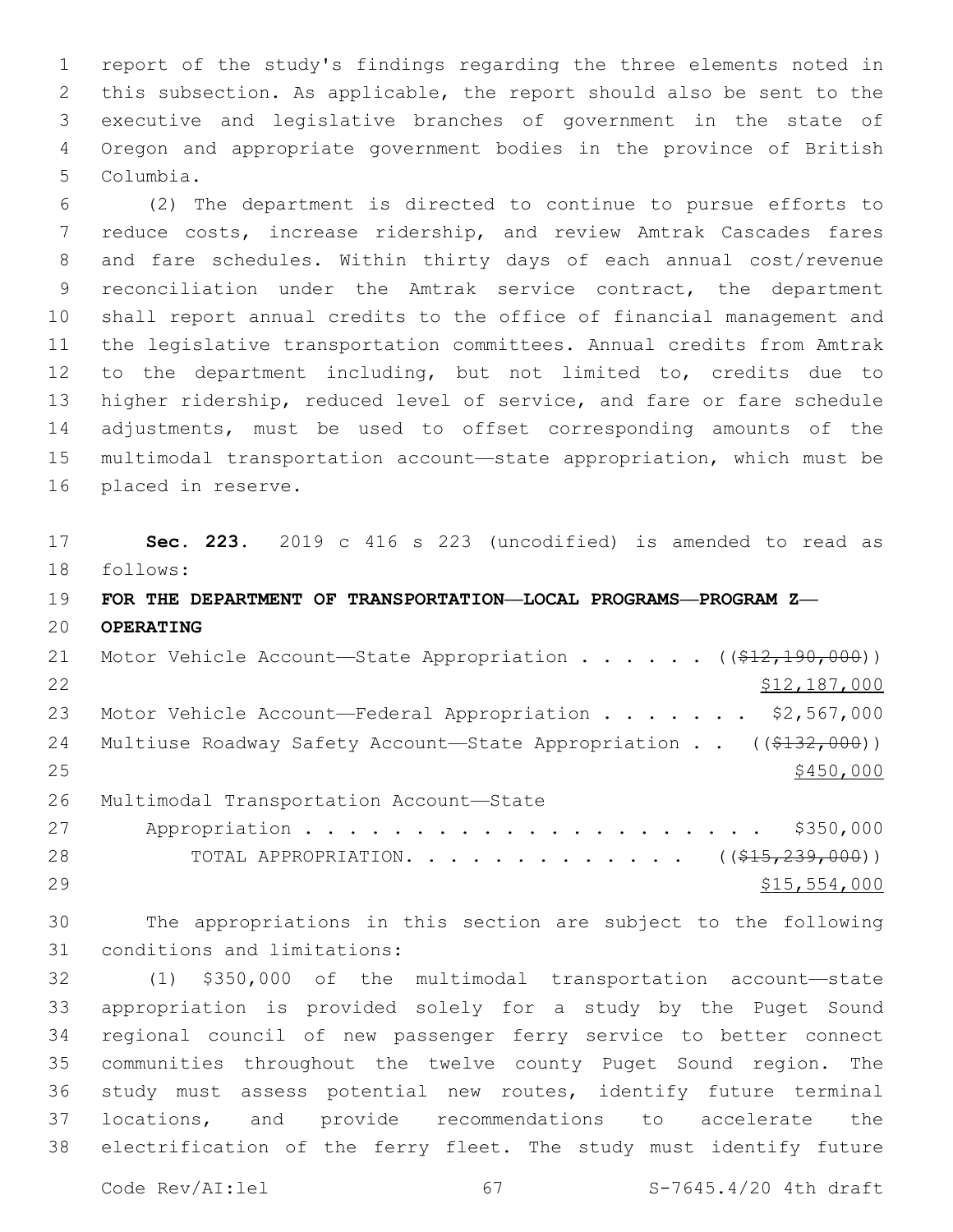report of the study's findings regarding the three elements noted in this subsection. As applicable, the report should also be sent to the executive and legislative branches of government in the state of Oregon and appropriate government bodies in the province of British Columbia.

(2) The department is directed to continue to pursue efforts to reduce costs, increase ridership, and review Amtrak Cascades fares and fare schedules. Within thirty days of each annual cost/revenue reconciliation under the Amtrak service contract, the department shall report annual credits to the office of financial management and the legislative transportation committees. Annual credits from Amtrak to the department including, but not limited to, credits due to higher ridership, reduced level of service, and fare or fare schedule adjustments, must be used to offset corresponding amounts of the multimodal transportation account—state appropriation, which must be placed in reserve.

**Sec. 223.** 2019 c 416 s 223 (uncodified) is amended to read as follows:

**FOR THE DEPARTMENT OF TRANSPORTATION—LOCAL PROGRAMS—PROGRAM Z—OPERATING**

Motor Vehicle Account—State Appropriation . . . . . . ((~~$12,190,000~~)) $12,187,000

Motor Vehicle Account—Federal Appropriation . . . . . . . $2,567,000

Multiuse Roadway Safety Account—State Appropriation . . ((~~$132,000~~)) $450,000

Multimodal Transportation Account—State Appropriation . . . . . . . . . . . . . . . . . . . . . . $350,000

TOTAL APPROPRIATION. . . . . . . . . . . . . ((~~$15,239,000~~)) $15,554,000

The appropriations in this section are subject to the following conditions and limitations:

(1) $350,000 of the multimodal transportation account—state appropriation is provided solely for a study by the Puget Sound regional council of new passenger ferry service to better connect communities throughout the twelve county Puget Sound region. The study must assess potential new routes, identify future terminal locations, and provide recommendations to accelerate the electrification of the ferry fleet. The study must identify future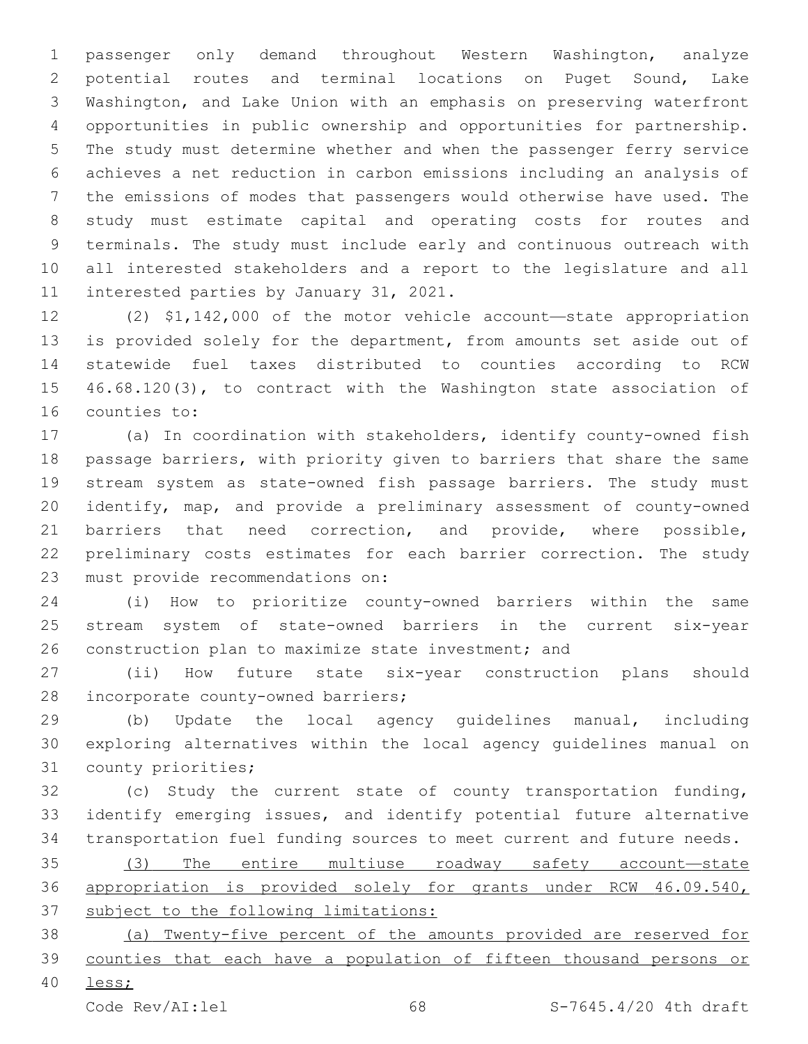passenger only demand throughout Western Washington, analyze potential routes and terminal locations on Puget Sound, Lake Washington, and Lake Union with an emphasis on preserving waterfront opportunities in public ownership and opportunities for partnership. The study must determine whether and when the passenger ferry service achieves a net reduction in carbon emissions including an analysis of the emissions of modes that passengers would otherwise have used. The study must estimate capital and operating costs for routes and terminals. The study must include early and continuous outreach with all interested stakeholders and a report to the legislature and all interested parties by January 31, 2021.

(2) $1,142,000 of the motor vehicle account—state appropriation is provided solely for the department, from amounts set aside out of statewide fuel taxes distributed to counties according to RCW 46.68.120(3), to contract with the Washington state association of counties to:

(a) In coordination with stakeholders, identify county-owned fish passage barriers, with priority given to barriers that share the same stream system as state-owned fish passage barriers. The study must identify, map, and provide a preliminary assessment of county-owned barriers that need correction, and provide, where possible, preliminary costs estimates for each barrier correction. The study must provide recommendations on:

(i) How to prioritize county-owned barriers within the same stream system of state-owned barriers in the current six-year construction plan to maximize state investment; and

(ii) How future state six-year construction plans should incorporate county-owned barriers;

(b) Update the local agency guidelines manual, including exploring alternatives within the local agency guidelines manual on county priorities;

(c) Study the current state of county transportation funding, identify emerging issues, and identify potential future alternative transportation fuel funding sources to meet current and future needs.

<u>(3) The entire multiuse roadway safety account—state appropriation is provided solely for grants under RCW 46.09.540, subject to the following limitations:</u>

<u>(a) Twenty-five percent of the amounts provided are reserved for counties that each have a population of fifteen thousand persons or less;</u>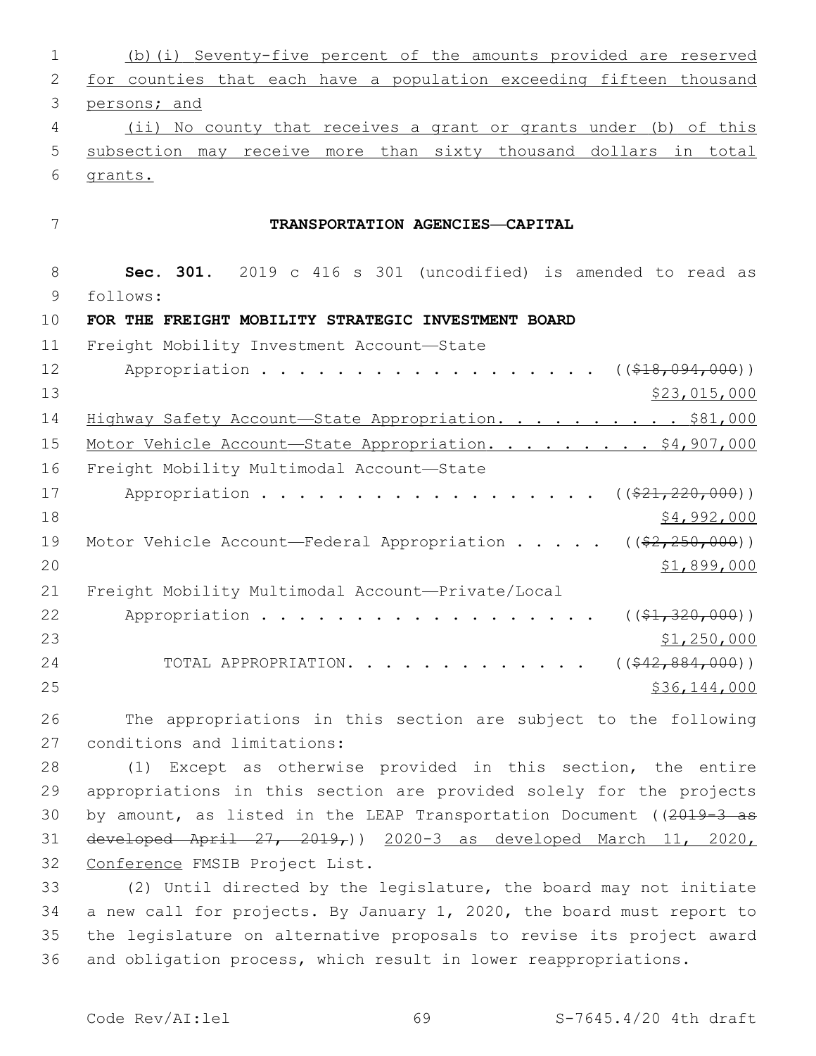(b)(i) Seventy-five percent of the amounts provided are reserved for counties that each have a population exceeding fifteen thousand persons; and

(ii) No county that receives a grant or grants under (b) of this subsection may receive more than sixty thousand dollars in total grants.

## TRANSPORTATION AGENCIES—CAPITAL

**Sec. 301.** 2019 c 416 s 301 (uncodified) is amended to read as follows:

**FOR THE FREIGHT MOBILITY STRATEGIC INVESTMENT BOARD**

Freight Mobility Investment Account—State Appropriation . . . . . . . . . . . . . . . . . . . ((~~$18,094,000~~)) $23,015,000

Highway Safety Account—State Appropriation. . . . . . . . . . . $81,000

Motor Vehicle Account—State Appropriation. . . . . . . . . . $4,907,000

Freight Mobility Multimodal Account—State Appropriation . . . . . . . . . . . . . . . . . . . ((~~$21,220,000~~)) $4,992,000

Motor Vehicle Account—Federal Appropriation . . . . . ((~~$2,250,000~~)) $1,899,000

Freight Mobility Multimodal Account—Private/Local Appropriation . . . . . . . . . . . . . . . . . . . ((~~$1,320,000~~)) $1,250,000

TOTAL APPROPRIATION. . . . . . . . . . . . . ((~~$42,884,000~~)) $36,144,000

The appropriations in this section are subject to the following conditions and limitations:

(1) Except as otherwise provided in this section, the entire appropriations in this section are provided solely for the projects by amount, as listed in the LEAP Transportation Document ((~~2019-3 as developed April 27, 2019,~~)) 2020-3 as developed March 11, 2020, Conference FMSIB Project List.

(2) Until directed by the legislature, the board may not initiate a new call for projects. By January 1, 2020, the board must report to the legislature on alternative proposals to revise its project award and obligation process, which result in lower reappropriations.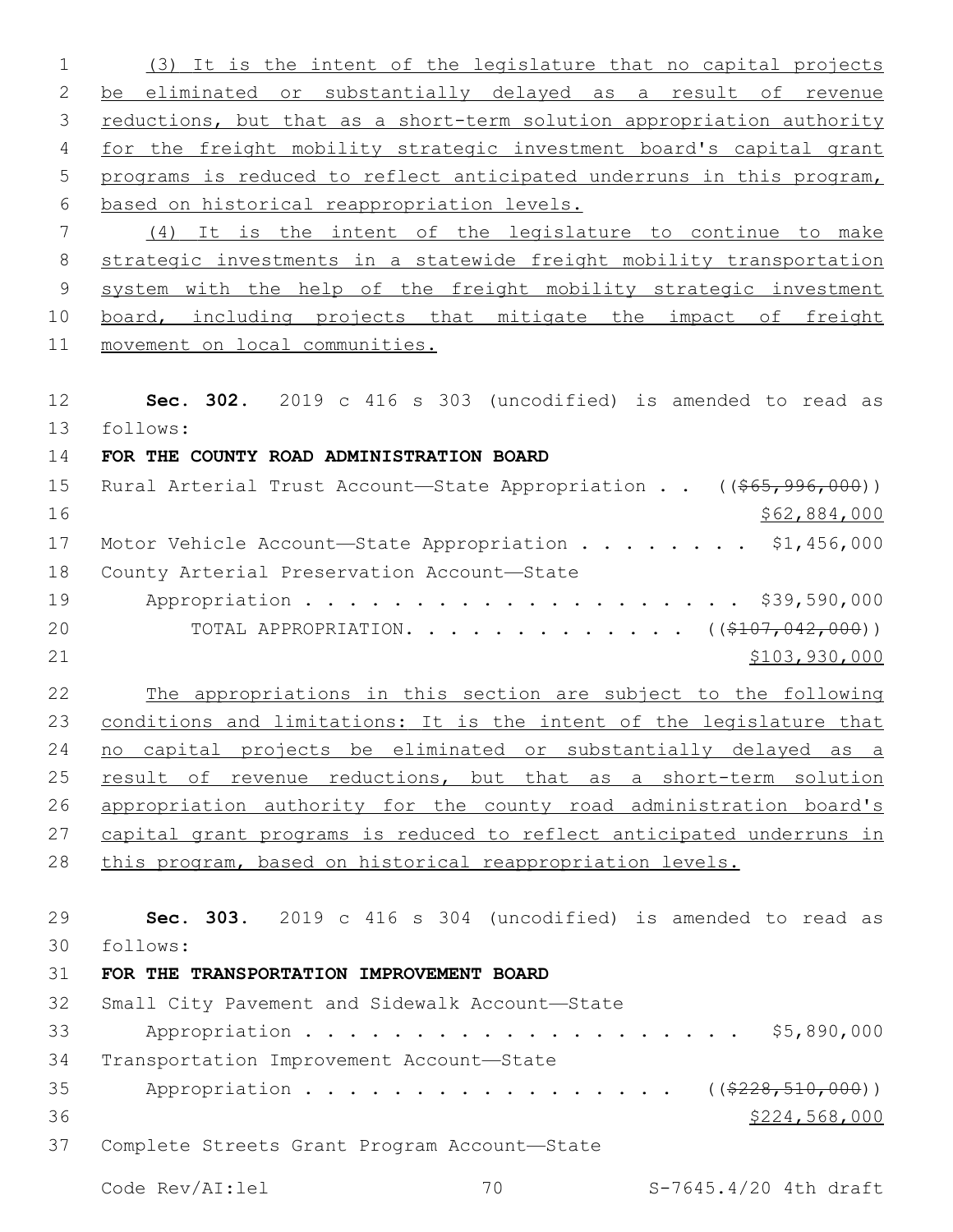(3) It is the intent of the legislature that no capital projects be eliminated or substantially delayed as a result of revenue reductions, but that as a short-term solution appropriation authority for the freight mobility strategic investment board's capital grant programs is reduced to reflect anticipated underruns in this program, based on historical reappropriation levels.

(4) It is the intent of the legislature to continue to make strategic investments in a statewide freight mobility transportation system with the help of the freight mobility strategic investment board, including projects that mitigate the impact of freight movement on local communities.

**Sec. 302.** 2019 c 416 s 303 (uncodified) is amended to read as follows:

**FOR THE COUNTY ROAD ADMINISTRATION BOARD**

Rural Arterial Trust Account—State Appropriation . . (($65,996,000)) $62,884,000

Motor Vehicle Account—State Appropriation . . . . . . . . $1,456,000

County Arterial Preservation Account—State Appropriation . . . . . . . . . . . . . . . . . . . . . $39,590,000

TOTAL APPROPRIATION. . . . . . . . . . . . . (($107,042,000)) $103,930,000

The appropriations in this section are subject to the following conditions and limitations: It is the intent of the legislature that no capital projects be eliminated or substantially delayed as a result of revenue reductions, but that as a short-term solution appropriation authority for the county road administration board's capital grant programs is reduced to reflect anticipated underruns in this program, based on historical reappropriation levels.

**Sec. 303.** 2019 c 416 s 304 (uncodified) is amended to read as follows:

**FOR THE TRANSPORTATION IMPROVEMENT BOARD**

Small City Pavement and Sidewalk Account—State Appropriation . . . . . . . . . . . . . . . . . . . . . $5,890,000

Transportation Improvement Account—State Appropriation . . . . . . . . . . . . . . . . . . (($228,510,000)) $224,568,000

Complete Streets Grant Program Account—State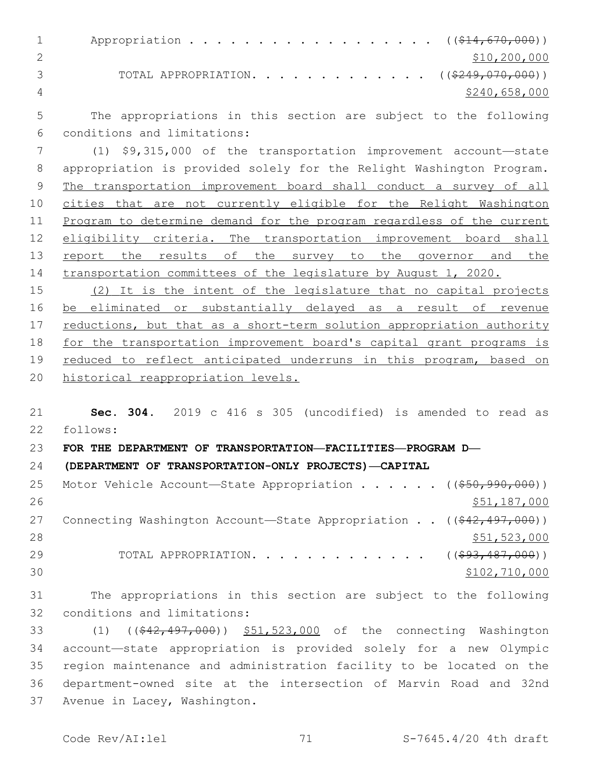Appropriation . . . . . . . . . . . . . . . . . . . ((~~$14,670,000~~))
$10,200,000

TOTAL APPROPRIATION. . . . . . . . . . . . . . ((~~$249,070,000~~))
$240,658,000

The appropriations in this section are subject to the following conditions and limitations:

(1) $9,315,000 of the transportation improvement account—state appropriation is provided solely for the Relight Washington Program. <u>The transportation improvement board shall conduct a survey of all cities that are not currently eligible for the Relight Washington Program to determine demand for the program regardless of the current eligibility criteria. The transportation improvement board shall report the results of the survey to the governor and the transportation committees of the legislature by August 1, 2020.</u>

<u>(2) It is the intent of the legislature that no capital projects be eliminated or substantially delayed as a result of revenue reductions, but that as a short-term solution appropriation authority for the transportation improvement board's capital grant programs is reduced to reflect anticipated underruns in this program, based on historical reappropriation levels.</u>

**Sec. 304.** 2019 c 416 s 305 (uncodified) is amended to read as follows:

**FOR THE DEPARTMENT OF TRANSPORTATION—FACILITIES—PROGRAM D—(DEPARTMENT OF TRANSPORTATION-ONLY PROJECTS)—CAPITAL**

Motor Vehicle Account—State Appropriation . . . . . . ((~~$50,990,000~~))
$51,187,000

Connecting Washington Account—State Appropriation . . ((~~$42,497,000~~))
$51,523,000

TOTAL APPROPRIATION. . . . . . . . . . . . . . ((~~$93,487,000~~))
$102,710,000

The appropriations in this section are subject to the following conditions and limitations:

(1) ((~~$42,497,000~~)) <u>$51,523,000</u> of the connecting Washington account—state appropriation is provided solely for a new Olympic region maintenance and administration facility to be located on the department-owned site at the intersection of Marvin Road and 32nd Avenue in Lacey, Washington.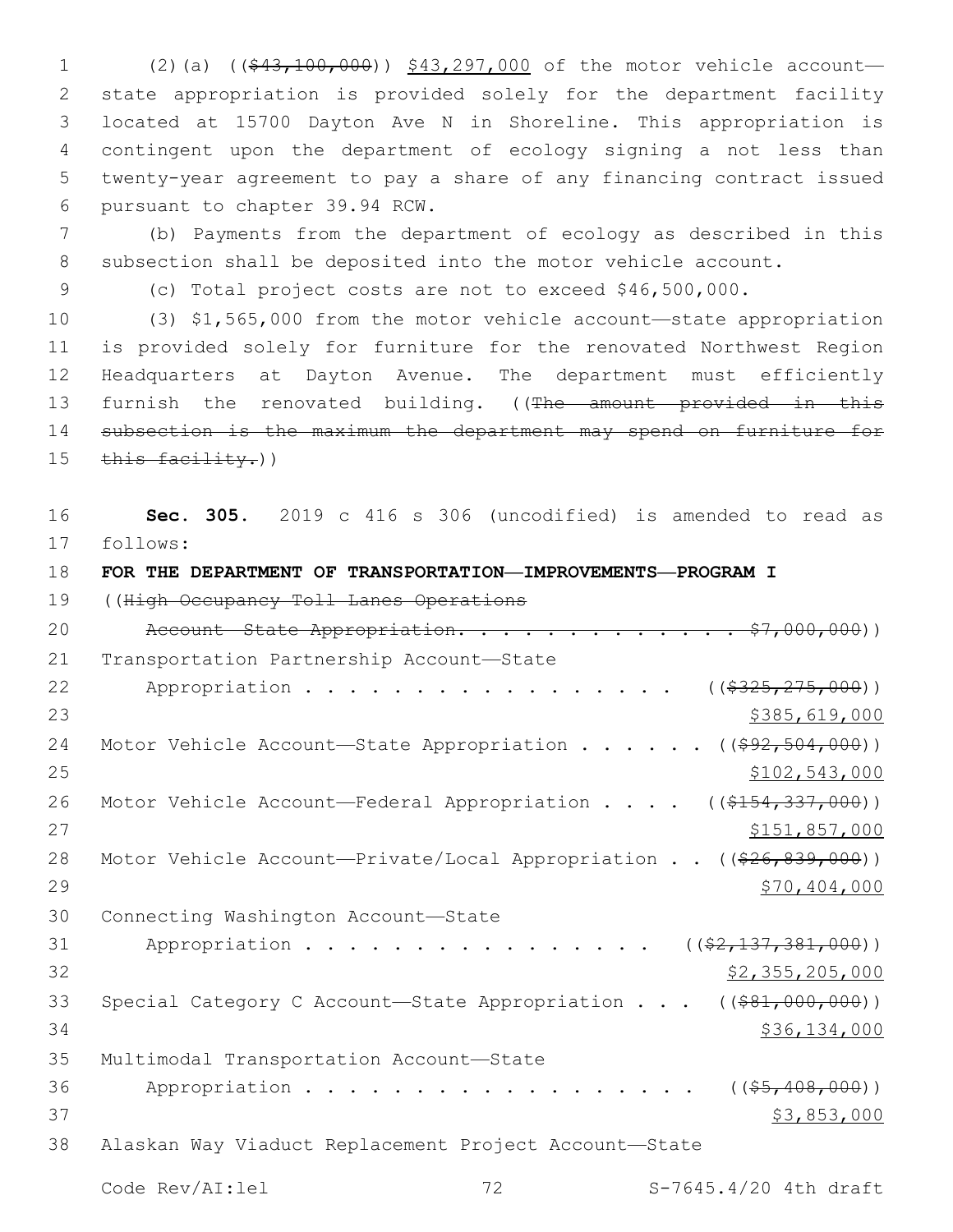(2)(a) (($43,100,000)) $43,297,000 of the motor vehicle account—state appropriation is provided solely for the department facility located at 15700 Dayton Ave N in Shoreline. This appropriation is contingent upon the department of ecology signing a not less than twenty-year agreement to pay a share of any financing contract issued pursuant to chapter 39.94 RCW.

(b) Payments from the department of ecology as described in this subsection shall be deposited into the motor vehicle account.

(c) Total project costs are not to exceed $46,500,000.

(3) $1,565,000 from the motor vehicle account—state appropriation is provided solely for furniture for the renovated Northwest Region Headquarters at Dayton Avenue. The department must efficiently furnish the renovated building. ((The amount provided in this subsection is the maximum the department may spend on furniture for this facility.))

**Sec. 305.** 2019 c 416 s 306 (uncodified) is amended to read as follows:

**FOR THE DEPARTMENT OF TRANSPORTATION—IMPROVEMENTS—PROGRAM I**

((High Occupancy Toll Lanes Operations Account—State Appropriation. . . . . . . . . . . . . . $7,000,000))

Transportation Partnership Account—State Appropriation . . . . . . . . . . . . . . . . . (($325,275,000)) $385,619,000

Motor Vehicle Account—State Appropriation . . . . . . (($92,504,000)) $102,543,000

Motor Vehicle Account—Federal Appropriation . . . . (($154,337,000)) $151,857,000

Motor Vehicle Account—Private/Local Appropriation . . (($26,839,000)) $70,404,000

Connecting Washington Account—State Appropriation . . . . . . . . . . . . . . . . . (($2,137,381,000)) $2,355,205,000

Special Category C Account—State Appropriation . . . (($81,000,000)) $36,134,000

Multimodal Transportation Account—State Appropriation . . . . . . . . . . . . . . . . . . (($5,408,000)) $3,853,000

Alaskan Way Viaduct Replacement Project Account—State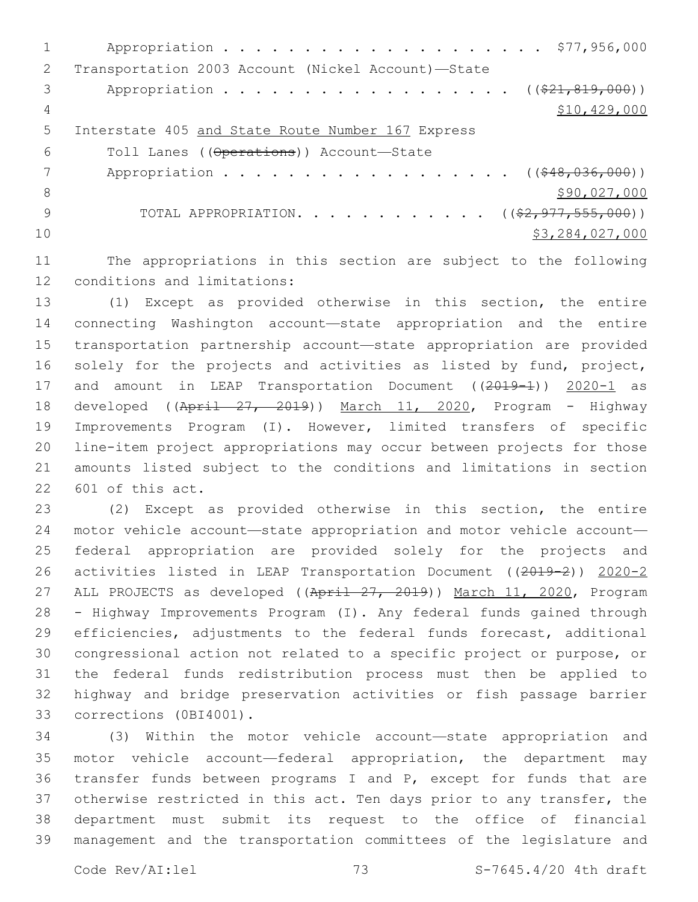Appropriation . . . . . . . . . . . . . . . . . . . . . $77,956,000

Transportation 2003 Account (Nickel Account)—State

Appropriation . . . . . . . . . . . . . . . . . . . . (( ~~$21,819,000~~ ))

$10,429,000

Interstate 405 and State Route Number 167 Express

Toll Lanes (( ~~Operations~~ )) Account—State

Appropriation . . . . . . . . . . . . . . . . . . . . (( ~~$48,036,000~~ ))

$90,027,000

TOTAL APPROPRIATION. . . . . . . . . . . . . (( ~~$2,977,555,000~~ ))

$3,284,027,000

The appropriations in this section are subject to the following conditions and limitations:

(1) Except as provided otherwise in this section, the entire connecting Washington account—state appropriation and the entire transportation partnership account—state appropriation are provided solely for the projects and activities as listed by fund, project, and amount in LEAP Transportation Document (( ~~2019-1~~ )) 2020-1 as developed (( ~~April 27, 2019~~ )) March 11, 2020, Program - Highway Improvements Program (I). However, limited transfers of specific line-item project appropriations may occur between projects for those amounts listed subject to the conditions and limitations in section 601 of this act.

(2) Except as provided otherwise in this section, the entire motor vehicle account—state appropriation and motor vehicle account—federal appropriation are provided solely for the projects and activities listed in LEAP Transportation Document (( ~~2019-2~~ )) 2020-2 ALL PROJECTS as developed (( ~~April 27, 2019~~ )) March 11, 2020, Program - Highway Improvements Program (I). Any federal funds gained through efficiencies, adjustments to the federal funds forecast, additional congressional action not related to a specific project or purpose, or the federal funds redistribution process must then be applied to highway and bridge preservation activities or fish passage barrier corrections (0BI4001).

(3) Within the motor vehicle account—state appropriation and motor vehicle account—federal appropriation, the department may transfer funds between programs I and P, except for funds that are otherwise restricted in this act. Ten days prior to any transfer, the department must submit its request to the office of financial management and the transportation committees of the legislature and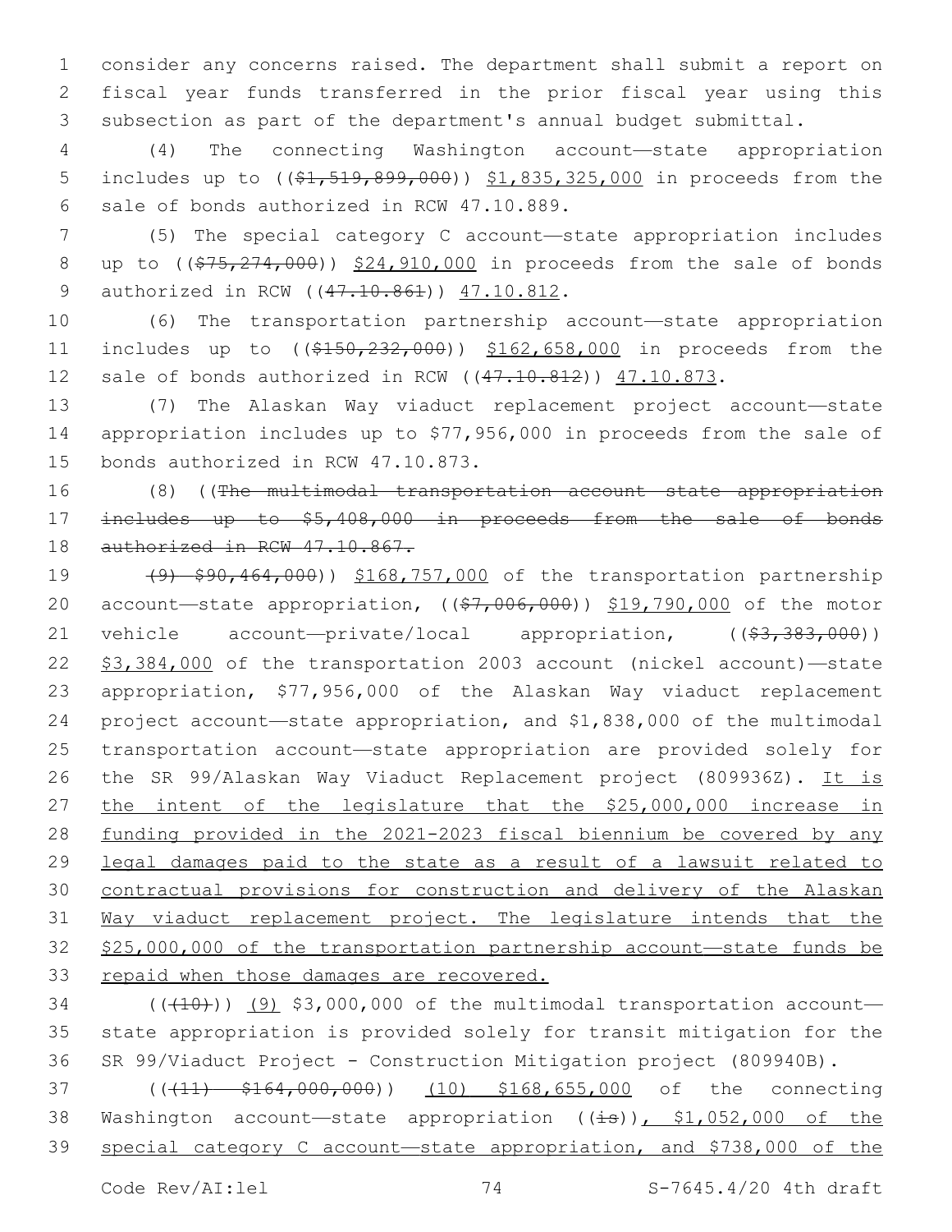consider any concerns raised. The department shall submit a report on fiscal year funds transferred in the prior fiscal year using this subsection as part of the department's annual budget submittal.

(4) The connecting Washington account—state appropriation includes up to ((~~$1,519,899,000~~)) <u>$1,835,325,000</u> in proceeds from the sale of bonds authorized in RCW 47.10.889.

(5) The special category C account—state appropriation includes up to ((~~$75,274,000~~)) <u>$24,910,000</u> in proceeds from the sale of bonds authorized in RCW ((~~47.10.861~~)) <u>47.10.812</u>.

(6) The transportation partnership account—state appropriation includes up to ((~~$150,232,000~~)) <u>$162,658,000</u> in proceeds from the sale of bonds authorized in RCW ((~~47.10.812~~)) <u>47.10.873</u>.

(7) The Alaskan Way viaduct replacement project account—state appropriation includes up to $77,956,000 in proceeds from the sale of bonds authorized in RCW 47.10.873.

(8) ((~~The multimodal transportation account—state appropriation includes up to $5,408,000 in proceeds from the sale of bonds authorized in RCW 47.10.867.~~

~~(9) $90,464,000~~)) <u>$168,757,000</u> of the transportation partnership account—state appropriation, ((~~$7,006,000~~)) <u>$19,790,000</u> of the motor vehicle account—private/local appropriation, ((~~$3,383,000~~)) <u>$3,384,000</u> of the transportation 2003 account (nickel account)—state appropriation, $77,956,000 of the Alaskan Way viaduct replacement project account—state appropriation, and $1,838,000 of the multimodal transportation account—state appropriation are provided solely for the SR 99/Alaskan Way Viaduct Replacement project (809936Z). <u>It is the intent of the legislature that the $25,000,000 increase in funding provided in the 2021-2023 fiscal biennium be covered by any legal damages paid to the state as a result of a lawsuit related to contractual provisions for construction and delivery of the Alaskan Way viaduct replacement project. The legislature intends that the $25,000,000 of the transportation partnership account—state funds be repaid when those damages are recovered.</u>

((~~(10)~~)) <u>(9)</u> $3,000,000 of the multimodal transportation account—state appropriation is provided solely for transit mitigation for the SR 99/Viaduct Project - Construction Mitigation project (809940B).

((~~(11) $164,000,000~~)) <u>(10) $168,655,000</u> of the connecting Washington account—state appropriation ((~~is~~))<u>, $1,052,000 of the special category C account—state appropriation, and $738,000 of the</u>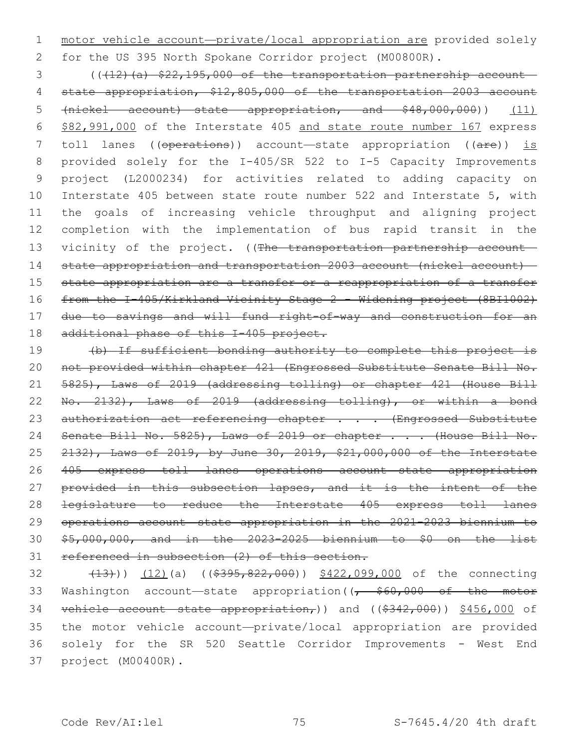motor vehicle account—private/local appropriation are provided solely for the US 395 North Spokane Corridor project (M00800R).

((~~(12)(a) $22,195,000 of the transportation partnership account—state appropriation, $12,805,000 of the transportation 2003 account (nickel account) state appropriation, and $48,000,000~~)) (11) $82,991,000 of the Interstate 405 and state route number 167 express toll lanes ((~~operations~~)) account—state appropriation ((~~are~~)) is provided solely for the I-405/SR 522 to I-5 Capacity Improvements project (L2000234) for activities related to adding capacity on Interstate 405 between state route number 522 and Interstate 5, with the goals of increasing vehicle throughput and aligning project completion with the implementation of bus rapid transit in the vicinity of the project. ((~~The transportation partnership account—state appropriation and transportation 2003 account (nickel account)—state appropriation are a transfer or a reappropriation of a transfer from the I-405/Kirkland Vicinity Stage 2 – Widening project (8BI1002) due to savings and will fund right-of-way and construction for an additional phase of this I-405 project.~~

~~(b) If sufficient bonding authority to complete this project is not provided within chapter 421 (Engrossed Substitute Senate Bill No. 5825), Laws of 2019 (addressing tolling) or chapter 421 (House Bill No. 2132), Laws of 2019 (addressing tolling), or within a bond authorization act referencing chapter . . . (Engrossed Substitute Senate Bill No. 5825), Laws of 2019 or chapter . . . (House Bill No. 2132), Laws of 2019, by June 30, 2019, $21,000,000 of the Interstate 405 express toll lanes operations account—state appropriation provided in this subsection lapses, and it is the intent of the legislature to reduce the Interstate 405 express toll lanes operations account—state appropriation in the 2021-2023 biennium to $5,000,000, and in the 2023-2025 biennium to $0 on the list referenced in subsection (2) of this section.~~

~~(13)~~)) (12)(a) ((~~$395,822,000~~)) $422,099,000 of the connecting Washington account—state appropriation((~~, $60,000 of the motor vehicle account—state appropriation,~~)) and ((~~$342,000~~)) $456,000 of the motor vehicle account—private/local appropriation are provided solely for the SR 520 Seattle Corridor Improvements - West End project (M00400R).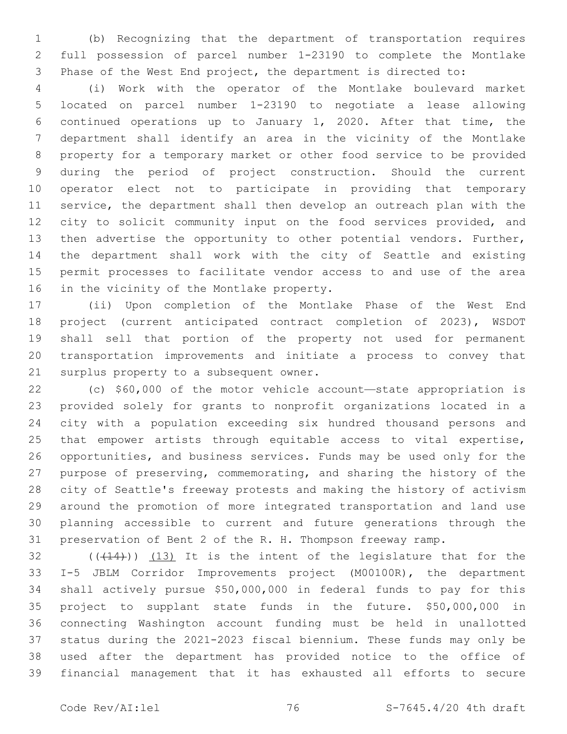(b) Recognizing that the department of transportation requires full possession of parcel number 1-23190 to complete the Montlake Phase of the West End project, the department is directed to:

(i) Work with the operator of the Montlake boulevard market located on parcel number 1-23190 to negotiate a lease allowing continued operations up to January 1, 2020. After that time, the department shall identify an area in the vicinity of the Montlake property for a temporary market or other food service to be provided during the period of project construction. Should the current operator elect not to participate in providing that temporary service, the department shall then develop an outreach plan with the city to solicit community input on the food services provided, and then advertise the opportunity to other potential vendors. Further, the department shall work with the city of Seattle and existing permit processes to facilitate vendor access to and use of the area in the vicinity of the Montlake property.

(ii) Upon completion of the Montlake Phase of the West End project (current anticipated contract completion of 2023), WSDOT shall sell that portion of the property not used for permanent transportation improvements and initiate a process to convey that surplus property to a subsequent owner.

(c) $60,000 of the motor vehicle account—state appropriation is provided solely for grants to nonprofit organizations located in a city with a population exceeding six hundred thousand persons and that empower artists through equitable access to vital expertise, opportunities, and business services. Funds may be used only for the purpose of preserving, commemorating, and sharing the history of the city of Seattle's freeway protests and making the history of activism around the promotion of more integrated transportation and land use planning accessible to current and future generations through the preservation of Bent 2 of the R. H. Thompson freeway ramp.

(((14))) (13) It is the intent of the legislature that for the I-5 JBLM Corridor Improvements project (M00100R), the department shall actively pursue $50,000,000 in federal funds to pay for this project to supplant state funds in the future. $50,000,000 in connecting Washington account funding must be held in unallotted status during the 2021-2023 fiscal biennium. These funds may only be used after the department has provided notice to the office of financial management that it has exhausted all efforts to secure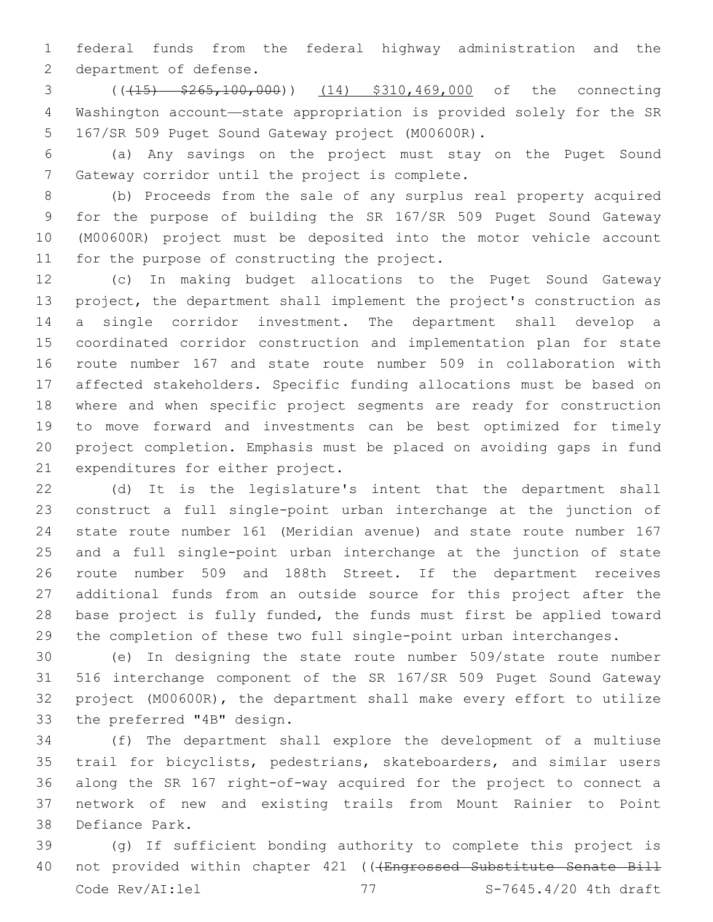federal funds from the federal highway administration and the department of defense.

(( ~~(15) $265,100,000~~ )) <u>(14) $310,469,000</u> of the connecting Washington account—state appropriation is provided solely for the SR 167/SR 509 Puget Sound Gateway project (M00600R).

(a) Any savings on the project must stay on the Puget Sound Gateway corridor until the project is complete.

(b) Proceeds from the sale of any surplus real property acquired for the purpose of building the SR 167/SR 509 Puget Sound Gateway (M00600R) project must be deposited into the motor vehicle account for the purpose of constructing the project.

(c) In making budget allocations to the Puget Sound Gateway project, the department shall implement the project's construction as a single corridor investment. The department shall develop a coordinated corridor construction and implementation plan for state route number 167 and state route number 509 in collaboration with affected stakeholders. Specific funding allocations must be based on where and when specific project segments are ready for construction to move forward and investments can be best optimized for timely project completion. Emphasis must be placed on avoiding gaps in fund expenditures for either project.

(d) It is the legislature's intent that the department shall construct a full single-point urban interchange at the junction of state route number 161 (Meridian avenue) and state route number 167 and a full single-point urban interchange at the junction of state route number 509 and 188th Street. If the department receives additional funds from an outside source for this project after the base project is fully funded, the funds must first be applied toward the completion of these two full single-point urban interchanges.

(e) In designing the state route number 509/state route number 516 interchange component of the SR 167/SR 509 Puget Sound Gateway project (M00600R), the department shall make every effort to utilize the preferred "4B" design.

(f) The department shall explore the development of a multiuse trail for bicyclists, pedestrians, skateboarders, and similar users along the SR 167 right-of-way acquired for the project to connect a network of new and existing trails from Mount Rainier to Point Defiance Park.

(g) If sufficient bonding authority to complete this project is not provided within chapter 421 (( ~~(Engrossed Substitute Senate Bill~~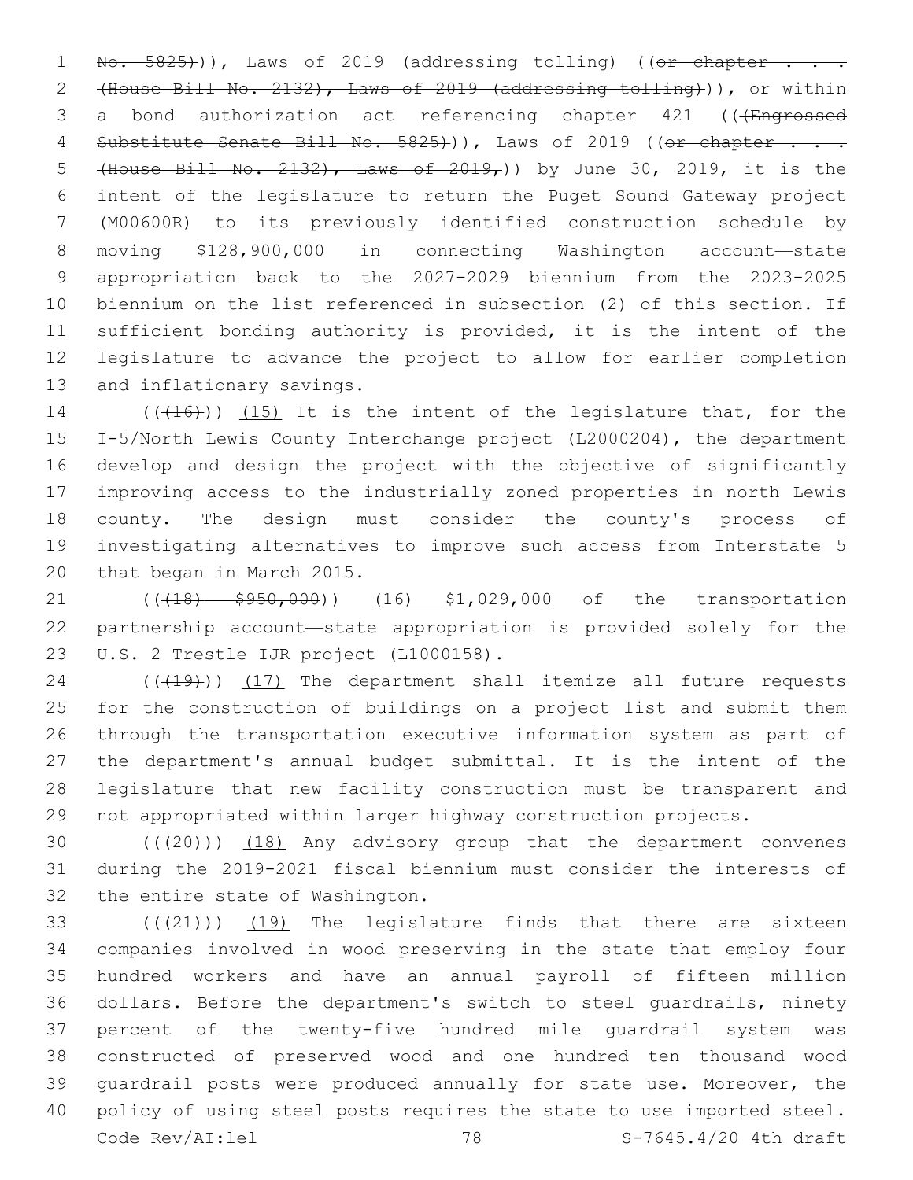No. 5825))), Laws of 2019 (addressing tolling) ((or chapter . . . (House Bill No. 2132), Laws of 2019 (addressing tolling))), or within a bond authorization act referencing chapter 421 (((Engrossed Substitute Senate Bill No. 5825))), Laws of 2019 ((or chapter . . . (House Bill No. 2132), Laws of 2019,)) by June 30, 2019, it is the intent of the legislature to return the Puget Sound Gateway project (M00600R) to its previously identified construction schedule by moving $128,900,000 in connecting Washington account—state appropriation back to the 2027-2029 biennium from the 2023-2025 biennium on the list referenced in subsection (2) of this section. If sufficient bonding authority is provided, it is the intent of the legislature to advance the project to allow for earlier completion and inflationary savings.

(((16))) (15) It is the intent of the legislature that, for the I-5/North Lewis County Interchange project (L2000204), the department develop and design the project with the objective of significantly improving access to the industrially zoned properties in north Lewis county. The design must consider the county's process of investigating alternatives to improve such access from Interstate 5 that began in March 2015.

(((18) $950,000)) (16) $1,029,000 of the transportation partnership account—state appropriation is provided solely for the U.S. 2 Trestle IJR project (L1000158).

(((19))) (17) The department shall itemize all future requests for the construction of buildings on a project list and submit them through the transportation executive information system as part of the department's annual budget submittal. It is the intent of the legislature that new facility construction must be transparent and not appropriated within larger highway construction projects.

(((20))) (18) Any advisory group that the department convenes during the 2019-2021 fiscal biennium must consider the interests of the entire state of Washington.

(((21))) (19) The legislature finds that there are sixteen companies involved in wood preserving in the state that employ four hundred workers and have an annual payroll of fifteen million dollars. Before the department's switch to steel guardrails, ninety percent of the twenty-five hundred mile guardrail system was constructed of preserved wood and one hundred ten thousand wood guardrail posts were produced annually for state use. Moreover, the policy of using steel posts requires the state to use imported steel.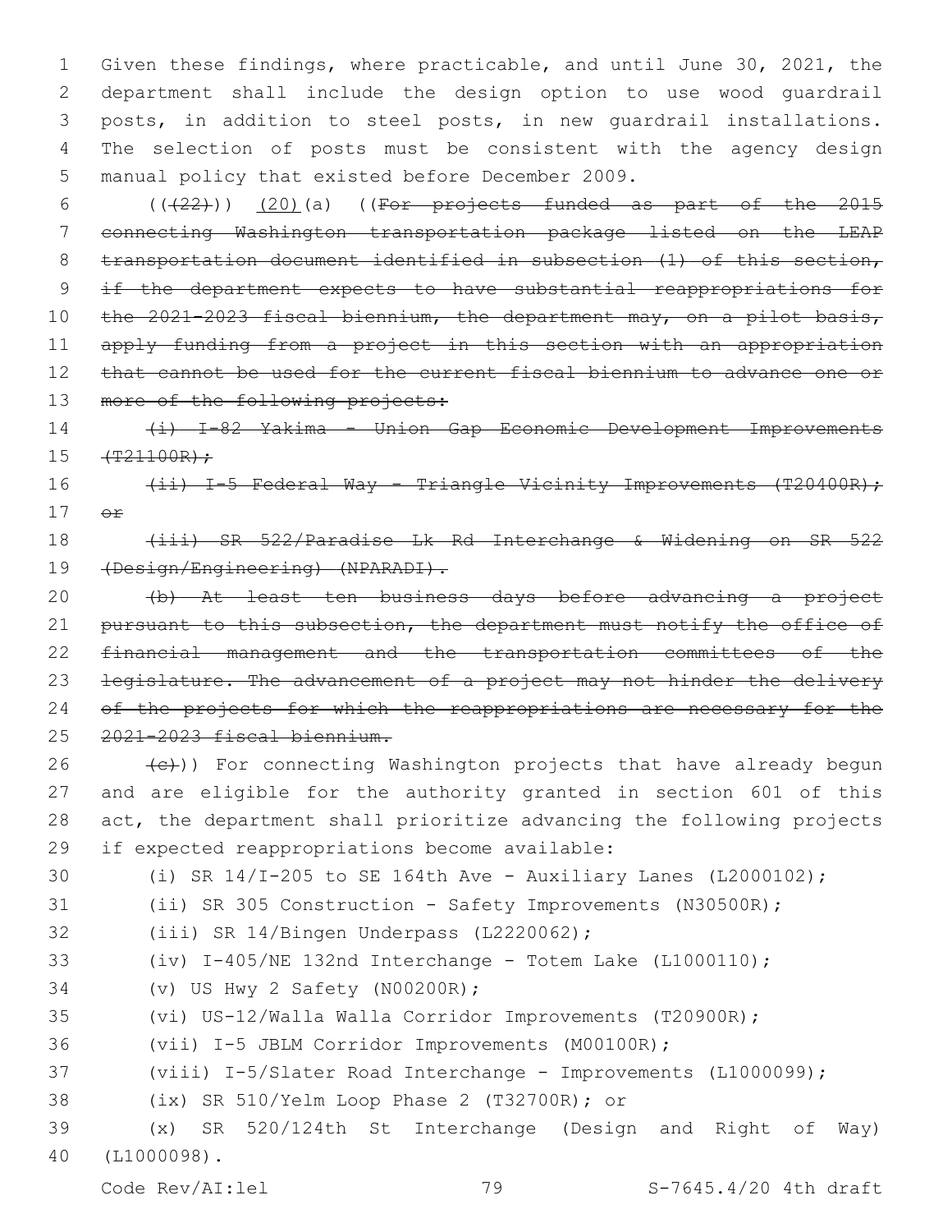Given these findings, where practicable, and until June 30, 2021, the department shall include the design option to use wood guardrail posts, in addition to steel posts, in new guardrail installations. The selection of posts must be consistent with the agency design manual policy that existed before December 2009.

((~~(22)~~)) (20)(a) ((~~For projects funded as part of the 2015 connecting Washington transportation package listed on the LEAP transportation document identified in subsection (1) of this section, if the department expects to have substantial reappropriations for the 2021-2023 fiscal biennium, the department may, on a pilot basis, apply funding from a project in this section with an appropriation that cannot be used for the current fiscal biennium to advance one or more of the following projects:~~

~~(i) I-82 Yakima - Union Gap Economic Development Improvements (T21100R);~~

~~(ii) I-5 Federal Way - Triangle Vicinity Improvements (T20400R); or~~

~~(iii) SR 522/Paradise Lk Rd Interchange & Widening on SR 522 (Design/Engineering) (NPARADI).~~

~~(b) At least ten business days before advancing a project pursuant to this subsection, the department must notify the office of financial management and the transportation committees of the legislature. The advancement of a project may not hinder the delivery of the projects for which the reappropriations are necessary for the 2021-2023 fiscal biennium.~~

~~(c)~~)) For connecting Washington projects that have already begun and are eligible for the authority granted in section 601 of this act, the department shall prioritize advancing the following projects if expected reappropriations become available:

(i) SR 14/I-205 to SE 164th Ave - Auxiliary Lanes (L2000102);

(ii) SR 305 Construction - Safety Improvements (N30500R);

(iii) SR 14/Bingen Underpass (L2220062);

(iv) I-405/NE 132nd Interchange - Totem Lake (L1000110);

(v) US Hwy 2 Safety (N00200R);

(vi) US-12/Walla Walla Corridor Improvements (T20900R);

(vii) I-5 JBLM Corridor Improvements (M00100R);

(viii) I-5/Slater Road Interchange - Improvements (L1000099);

(ix) SR 510/Yelm Loop Phase 2 (T32700R); or

(x) SR 520/124th St Interchange (Design and Right of Way) (L1000098).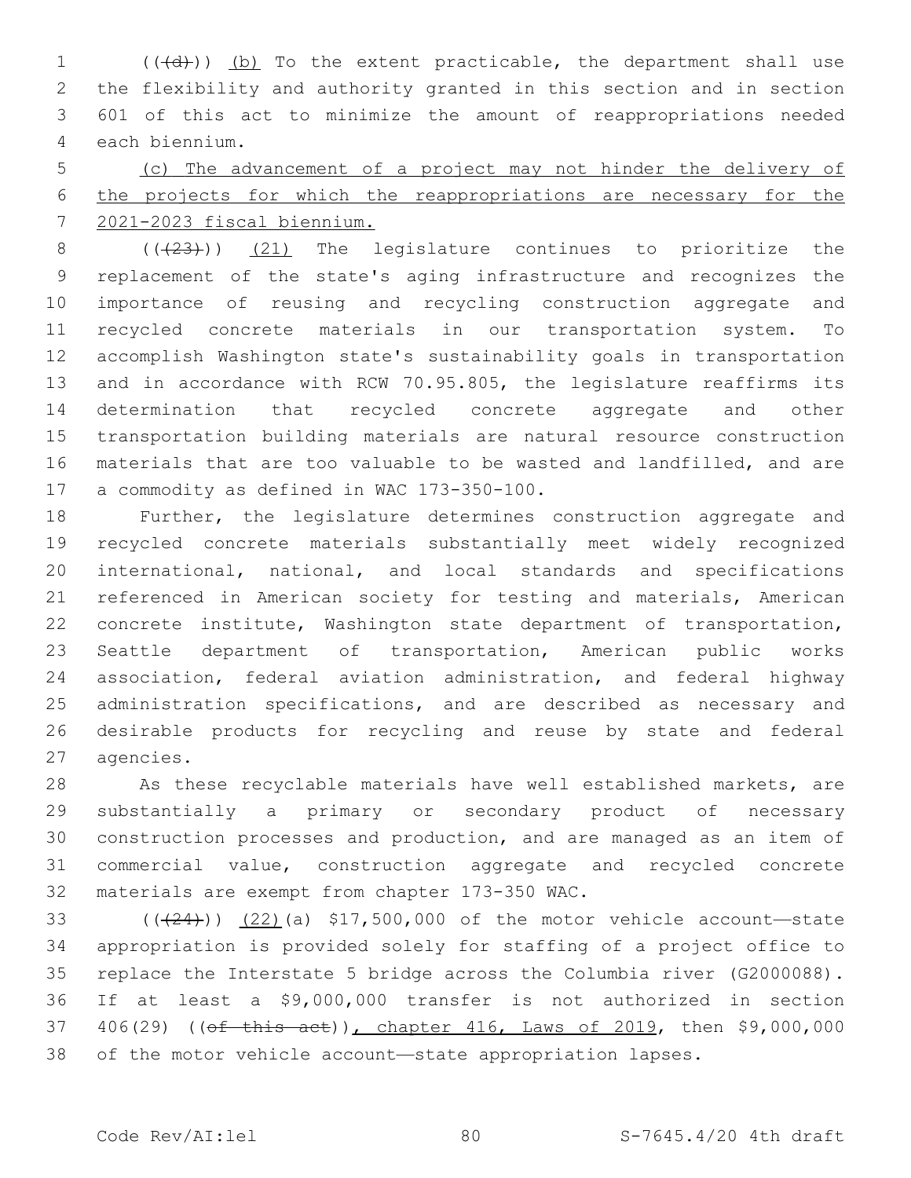((~~(d)~~)) (b) To the extent practicable, the department shall use the flexibility and authority granted in this section and in section 601 of this act to minimize the amount of reappropriations needed each biennium.

(c) The advancement of a project may not hinder the delivery of the projects for which the reappropriations are necessary for the 2021-2023 fiscal biennium.

((~~(23)~~)) (21) The legislature continues to prioritize the replacement of the state's aging infrastructure and recognizes the importance of reusing and recycling construction aggregate and recycled concrete materials in our transportation system. To accomplish Washington state's sustainability goals in transportation and in accordance with RCW 70.95.805, the legislature reaffirms its determination that recycled concrete aggregate and other transportation building materials are natural resource construction materials that are too valuable to be wasted and landfilled, and are a commodity as defined in WAC 173-350-100.

Further, the legislature determines construction aggregate and recycled concrete materials substantially meet widely recognized international, national, and local standards and specifications referenced in American society for testing and materials, American concrete institute, Washington state department of transportation, Seattle department of transportation, American public works association, federal aviation administration, and federal highway administration specifications, and are described as necessary and desirable products for recycling and reuse by state and federal agencies.

As these recyclable materials have well established markets, are substantially a primary or secondary product of necessary construction processes and production, and are managed as an item of commercial value, construction aggregate and recycled concrete materials are exempt from chapter 173-350 WAC.

((~~(24)~~)) (22)(a) $17,500,000 of the motor vehicle account—state appropriation is provided solely for staffing of a project office to replace the Interstate 5 bridge across the Columbia river (G2000088). If at least a $9,000,000 transfer is not authorized in section 406(29) ((~~of this act~~)), chapter 416, Laws of 2019, then $9,000,000 of the motor vehicle account—state appropriation lapses.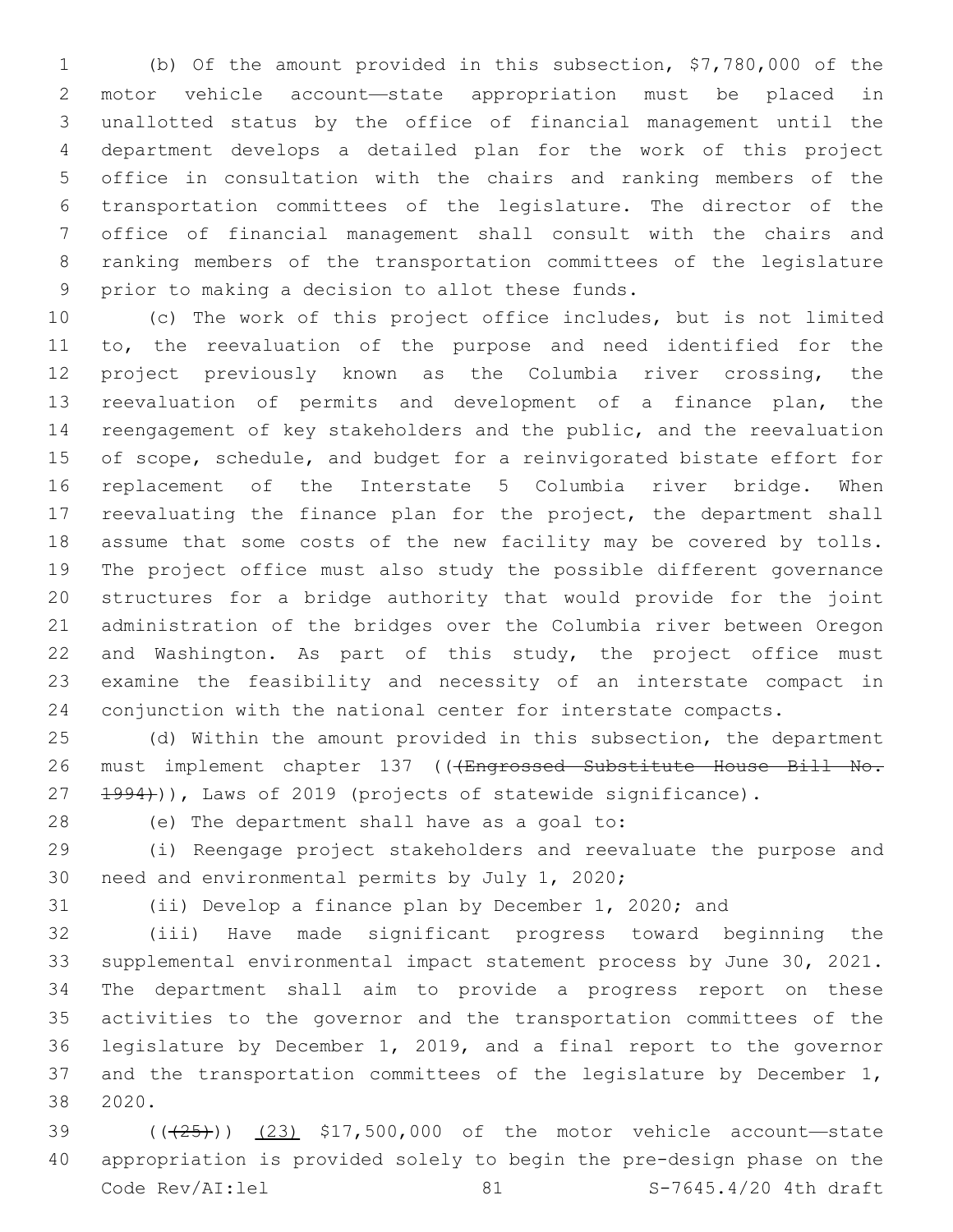(b) Of the amount provided in this subsection, $7,780,000 of the motor vehicle account—state appropriation must be placed in unallotted status by the office of financial management until the department develops a detailed plan for the work of this project office in consultation with the chairs and ranking members of the transportation committees of the legislature. The director of the office of financial management shall consult with the chairs and ranking members of the transportation committees of the legislature prior to making a decision to allot these funds.

(c) The work of this project office includes, but is not limited to, the reevaluation of the purpose and need identified for the project previously known as the Columbia river crossing, the reevaluation of permits and development of a finance plan, the reengagement of key stakeholders and the public, and the reevaluation of scope, schedule, and budget for a reinvigorated bistate effort for replacement of the Interstate 5 Columbia river bridge. When reevaluating the finance plan for the project, the department shall assume that some costs of the new facility may be covered by tolls. The project office must also study the possible different governance structures for a bridge authority that would provide for the joint administration of the bridges over the Columbia river between Oregon and Washington. As part of this study, the project office must examine the feasibility and necessity of an interstate compact in conjunction with the national center for interstate compacts.

(d) Within the amount provided in this subsection, the department must implement chapter 137 (~~(Engrossed Substitute House Bill No. 1994)~~), Laws of 2019 (projects of statewide significance).

(e) The department shall have as a goal to:

(i) Reengage project stakeholders and reevaluate the purpose and need and environmental permits by July 1, 2020;

(ii) Develop a finance plan by December 1, 2020; and

(iii) Have made significant progress toward beginning the supplemental environmental impact statement process by June 30, 2021. The department shall aim to provide a progress report on these activities to the governor and the transportation committees of the legislature by December 1, 2019, and a final report to the governor and the transportation committees of the legislature by December 1, 2020.

((~~(25)~~)) <u>(23)</u> $17,500,000 of the motor vehicle account—state appropriation is provided solely to begin the pre-design phase on the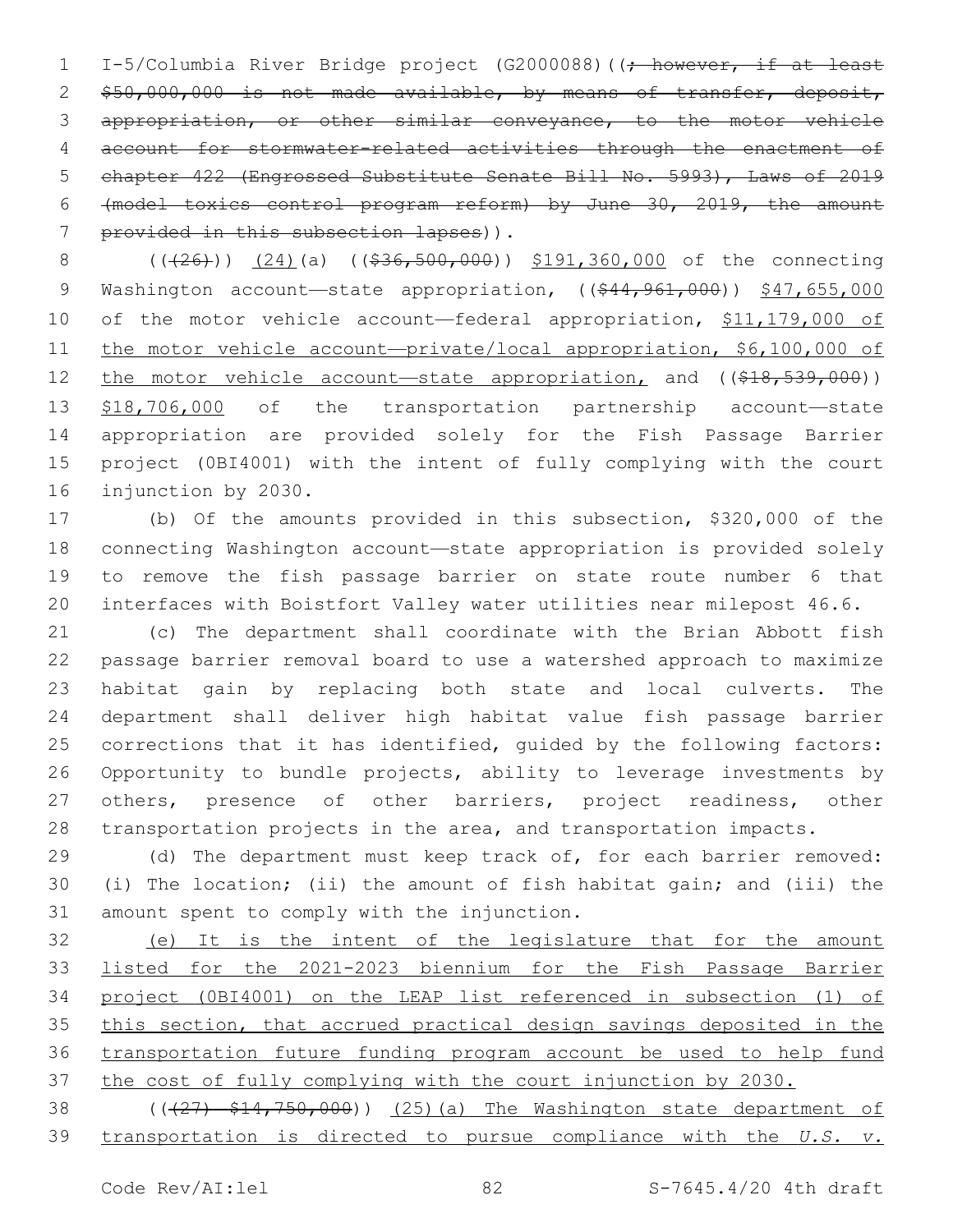I-5/Columbia River Bridge project (G2000088)((~~; however, if at least $50,000,000 is not made available, by means of transfer, deposit, appropriation, or other similar conveyance, to the motor vehicle account for stormwater-related activities through the enactment of chapter 422 (Engrossed Substitute Senate Bill No. 5993), Laws of 2019 (model toxics control program reform) by June 30, 2019, the amount provided in this subsection lapses~~)).

((~~(26)~~)) <u>(24)</u>(a) ((~~$36,500,000~~)) <u>$191,360,000</u> of the connecting Washington account—state appropriation, ((~~$44,961,000~~)) <u>$47,655,000</u> of the motor vehicle account—federal appropriation, <u>$11,179,000 of the motor vehicle account—private/local appropriation, $6,100,000 of the motor vehicle account—state appropriation,</u> and ((~~$18,539,000~~)) <u>$18,706,000</u> of the transportation partnership account—state appropriation are provided solely for the Fish Passage Barrier project (0BI4001) with the intent of fully complying with the court injunction by 2030.

(b) Of the amounts provided in this subsection, $320,000 of the connecting Washington account—state appropriation is provided solely to remove the fish passage barrier on state route number 6 that interfaces with Boistfort Valley water utilities near milepost 46.6.

(c) The department shall coordinate with the Brian Abbott fish passage barrier removal board to use a watershed approach to maximize habitat gain by replacing both state and local culverts. The department shall deliver high habitat value fish passage barrier corrections that it has identified, guided by the following factors: Opportunity to bundle projects, ability to leverage investments by others, presence of other barriers, project readiness, other transportation projects in the area, and transportation impacts.

(d) The department must keep track of, for each barrier removed: (i) The location; (ii) the amount of fish habitat gain; and (iii) the amount spent to comply with the injunction.

<u>(e) It is the intent of the legislature that for the amount listed for the 2021-2023 biennium for the Fish Passage Barrier project (0BI4001) on the LEAP list referenced in subsection (1) of this section, that accrued practical design savings deposited in the transportation future funding program account be used to help fund the cost of fully complying with the court injunction by 2030.</u>

((~~(27) $14,750,000~~)) <u>(25)(a) The Washington state department of transportation is directed to pursue compliance with the *U.S. v.*</u>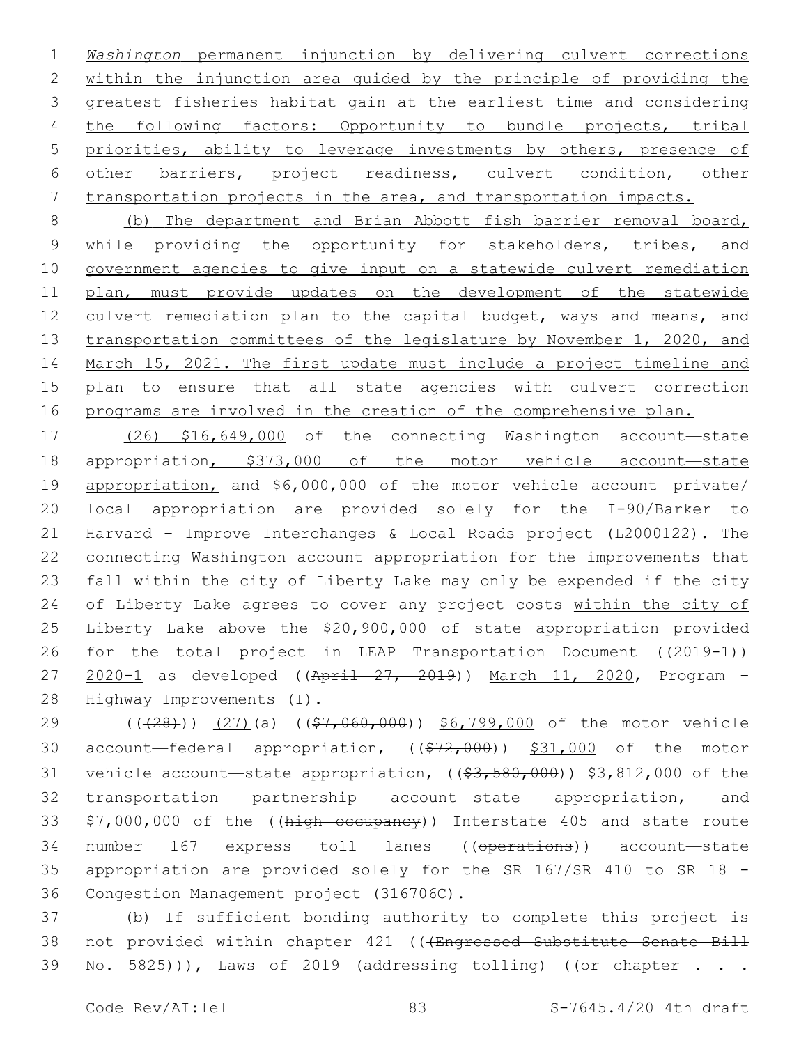*Washington* permanent injunction by delivering culvert corrections within the injunction area guided by the principle of providing the greatest fisheries habitat gain at the earliest time and considering the following factors: Opportunity to bundle projects, tribal priorities, ability to leverage investments by others, presence of other barriers, project readiness, culvert condition, other transportation projects in the area, and transportation impacts.

(b) The department and Brian Abbott fish barrier removal board, while providing the opportunity for stakeholders, tribes, and government agencies to give input on a statewide culvert remediation plan, must provide updates on the development of the statewide culvert remediation plan to the capital budget, ways and means, and transportation committees of the legislature by November 1, 2020, and March 15, 2021. The first update must include a project timeline and plan to ensure that all state agencies with culvert correction programs are involved in the creation of the comprehensive plan.

(26) $16,649,000 of the connecting Washington account—state appropriation, $373,000 of the motor vehicle account—state appropriation, and $6,000,000 of the motor vehicle account—private/local appropriation are provided solely for the I-90/Barker to Harvard - Improve Interchanges & Local Roads project (L2000122). The connecting Washington account appropriation for the improvements that fall within the city of Liberty Lake may only be expended if the city of Liberty Lake agrees to cover any project costs within the city of Liberty Lake above the $20,900,000 of state appropriation provided for the total project in LEAP Transportation Document ((~~2019-1~~)) 2020-1 as developed ((~~April 27, 2019~~)) March 11, 2020, Program - Highway Improvements (I).

((~~(28)~~)) (27)(a) ((~~$7,060,000~~)) $6,799,000 of the motor vehicle account—federal appropriation, ((~~$72,000~~)) $31,000 of the motor vehicle account—state appropriation, ((~~$3,580,000~~)) $3,812,000 of the transportation partnership account—state appropriation, and $7,000,000 of the ((~~high occupancy~~)) Interstate 405 and state route number 167 express toll lanes ((~~operations~~)) account—state appropriation are provided solely for the SR 167/SR 410 to SR 18 - Congestion Management project (316706C).

(b) If sufficient bonding authority to complete this project is not provided within chapter 421 ((~~(Engrossed Substitute Senate Bill No. 5825)~~)), Laws of 2019 (addressing tolling) ((~~or chapter . . .~~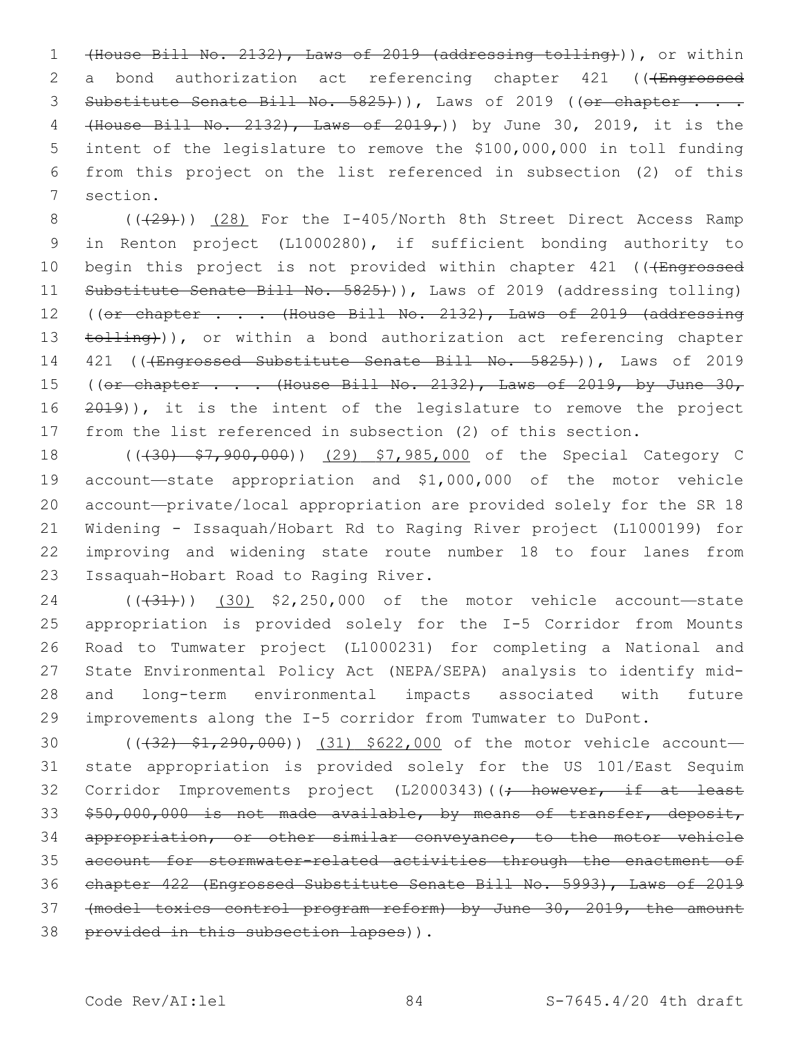(House Bill No. 2132), Laws of 2019 (addressing tolling))), or within a bond authorization act referencing chapter 421 (((Engrossed Substitute Senate Bill No. 5825))), Laws of 2019 ((or chapter . . . (House Bill No. 2132), Laws of 2019,)) by June 30, 2019, it is the intent of the legislature to remove the $100,000,000 in toll funding from this project on the list referenced in subsection (2) of this section.

(((29))) (28) For the I-405/North 8th Street Direct Access Ramp in Renton project (L1000280), if sufficient bonding authority to begin this project is not provided within chapter 421 (((Engrossed Substitute Senate Bill No. 5825))), Laws of 2019 (addressing tolling) ((or chapter . . . (House Bill No. 2132), Laws of 2019 (addressing tolling))), or within a bond authorization act referencing chapter 421 (((Engrossed Substitute Senate Bill No. 5825))), Laws of 2019 ((or chapter . . . (House Bill No. 2132), Laws of 2019, by June 30, 2019)), it is the intent of the legislature to remove the project from the list referenced in subsection (2) of this section.

(((30) $7,900,000)) (29) $7,985,000 of the Special Category C account—state appropriation and $1,000,000 of the motor vehicle account—private/local appropriation are provided solely for the SR 18 Widening - Issaquah/Hobart Rd to Raging River project (L1000199) for improving and widening state route number 18 to four lanes from Issaquah-Hobart Road to Raging River.

(((31))) (30) $2,250,000 of the motor vehicle account—state appropriation is provided solely for the I-5 Corridor from Mounts Road to Tumwater project (L1000231) for completing a National and State Environmental Policy Act (NEPA/SEPA) analysis to identify mid- and long-term environmental impacts associated with future improvements along the I-5 corridor from Tumwater to DuPont.

(((32) $1,290,000)) (31) $622,000 of the motor vehicle account—state appropriation is provided solely for the US 101/East Sequim Corridor Improvements project (L2000343)((; however, if at least $50,000,000 is not made available, by means of transfer, deposit, appropriation, or other similar conveyance, to the motor vehicle account for stormwater-related activities through the enactment of chapter 422 (Engrossed Substitute Senate Bill No. 5993), Laws of 2019 (model toxics control program reform) by June 30, 2019, the amount provided in this subsection lapses)).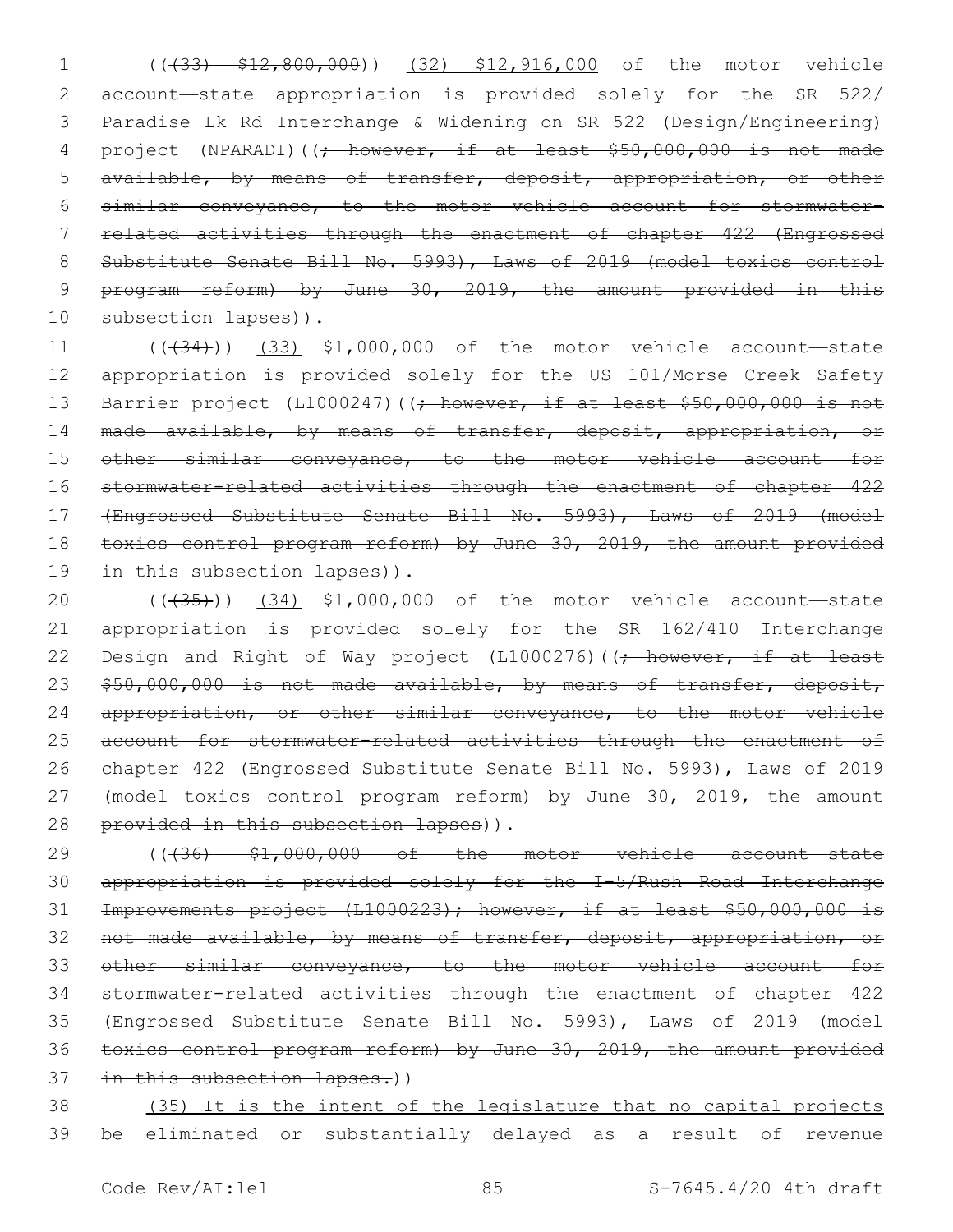((~~(33) $12,800,000~~)) <u>(32) $12,916,000</u> of the motor vehicle account—state appropriation is provided solely for the SR 522/ Paradise Lk Rd Interchange & Widening on SR 522 (Design/Engineering) project (NPARADI)((~~; however, if at least $50,000,000 is not made available, by means of transfer, deposit, appropriation, or other similar conveyance, to the motor vehicle account for stormwater-related activities through the enactment of chapter 422 (Engrossed Substitute Senate Bill No. 5993), Laws of 2019 (model toxics control program reform) by June 30, 2019, the amount provided in this subsection lapses~~)).

((~~(34)~~)) <u>(33)</u> $1,000,000 of the motor vehicle account—state appropriation is provided solely for the US 101/Morse Creek Safety Barrier project (L1000247)((~~; however, if at least $50,000,000 is not made available, by means of transfer, deposit, appropriation, or other similar conveyance, to the motor vehicle account for stormwater-related activities through the enactment of chapter 422 (Engrossed Substitute Senate Bill No. 5993), Laws of 2019 (model toxics control program reform) by June 30, 2019, the amount provided in this subsection lapses~~)).

((~~(35)~~)) <u>(34)</u> $1,000,000 of the motor vehicle account—state appropriation is provided solely for the SR 162/410 Interchange Design and Right of Way project (L1000276)((~~; however, if at least $50,000,000 is not made available, by means of transfer, deposit, appropriation, or other similar conveyance, to the motor vehicle account for stormwater-related activities through the enactment of chapter 422 (Engrossed Substitute Senate Bill No. 5993), Laws of 2019 (model toxics control program reform) by June 30, 2019, the amount provided in this subsection lapses~~)).

((~~(36) $1,000,000 of the motor vehicle account—state appropriation is provided solely for the I-5/Rush Road Interchange Improvements project (L1000223); however, if at least $50,000,000 is not made available, by means of transfer, deposit, appropriation, or other similar conveyance, to the motor vehicle account for stormwater-related activities through the enactment of chapter 422 (Engrossed Substitute Senate Bill No. 5993), Laws of 2019 (model toxics control program reform) by June 30, 2019, the amount provided in this subsection lapses.~~))

<u>(35) It is the intent of the legislature that no capital projects be eliminated or substantially delayed as a result of revenue</u>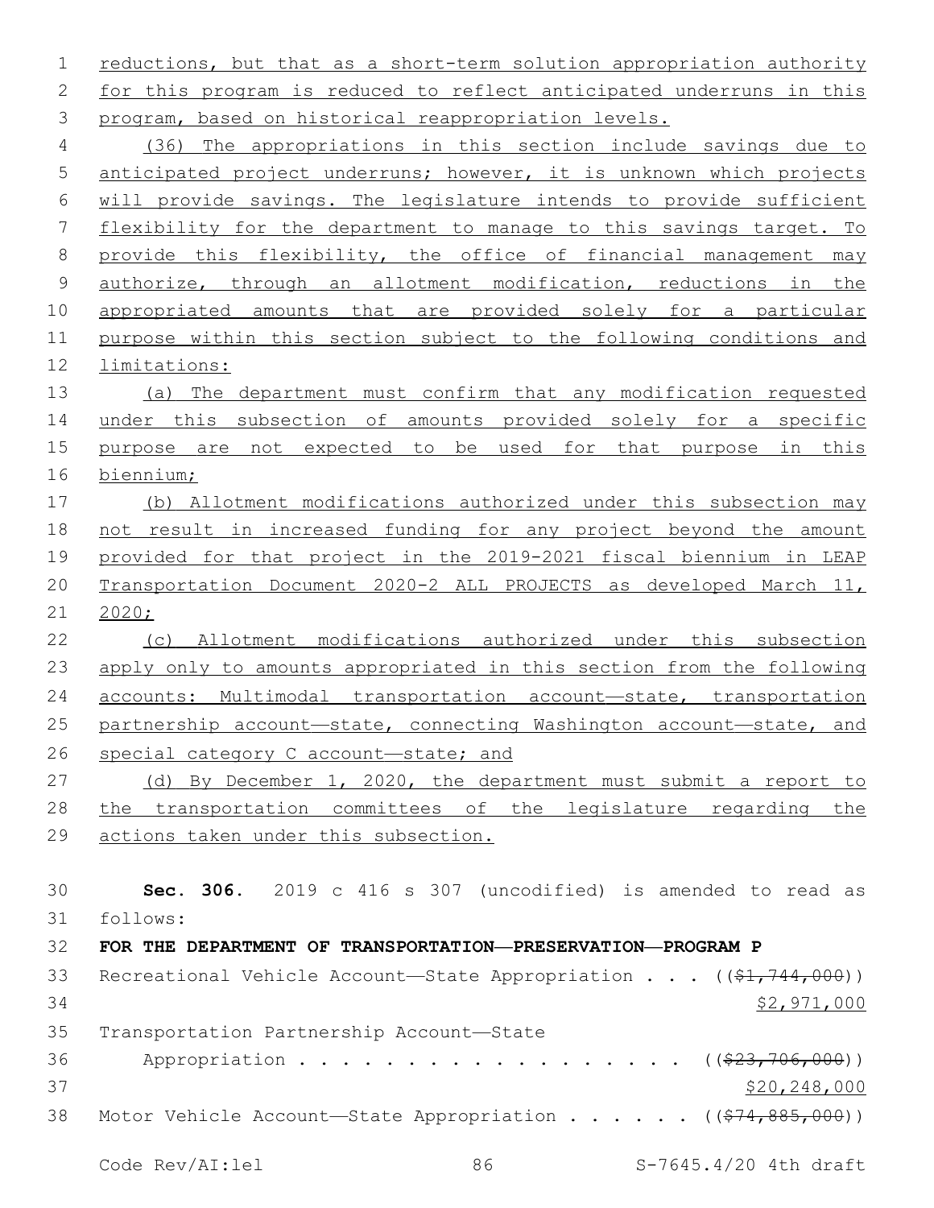reductions, but that as a short-term solution appropriation authority for this program is reduced to reflect anticipated underruns in this program, based on historical reappropriation levels.

(36) The appropriations in this section include savings due to anticipated project underruns; however, it is unknown which projects will provide savings. The legislature intends to provide sufficient flexibility for the department to manage to this savings target. To provide this flexibility, the office of financial management may authorize, through an allotment modification, reductions in the appropriated amounts that are provided solely for a particular purpose within this section subject to the following conditions and limitations:

(a) The department must confirm that any modification requested under this subsection of amounts provided solely for a specific purpose are not expected to be used for that purpose in this biennium;

(b) Allotment modifications authorized under this subsection may not result in increased funding for any project beyond the amount provided for that project in the 2019-2021 fiscal biennium in LEAP Transportation Document 2020-2 ALL PROJECTS as developed March 11, 2020;

(c) Allotment modifications authorized under this subsection apply only to amounts appropriated in this section from the following accounts: Multimodal transportation account—state, transportation partnership account—state, connecting Washington account—state, and special category C account—state; and

(d) By December 1, 2020, the department must submit a report to the transportation committees of the legislature regarding the actions taken under this subsection.

**Sec. 306.** 2019 c 416 s 307 (uncodified) is amended to read as follows:

**FOR THE DEPARTMENT OF TRANSPORTATION—PRESERVATION—PROGRAM P**

Recreational Vehicle Account—State Appropriation . . . ((~~$1,744,000~~))
$2,971,000

Transportation Partnership Account—State
Appropriation . . . . . . . . . . . . . . . . . . ((~~$23,706,000~~))
$20,248,000

Motor Vehicle Account—State Appropriation . . . . . . ((~~$74,885,000~~))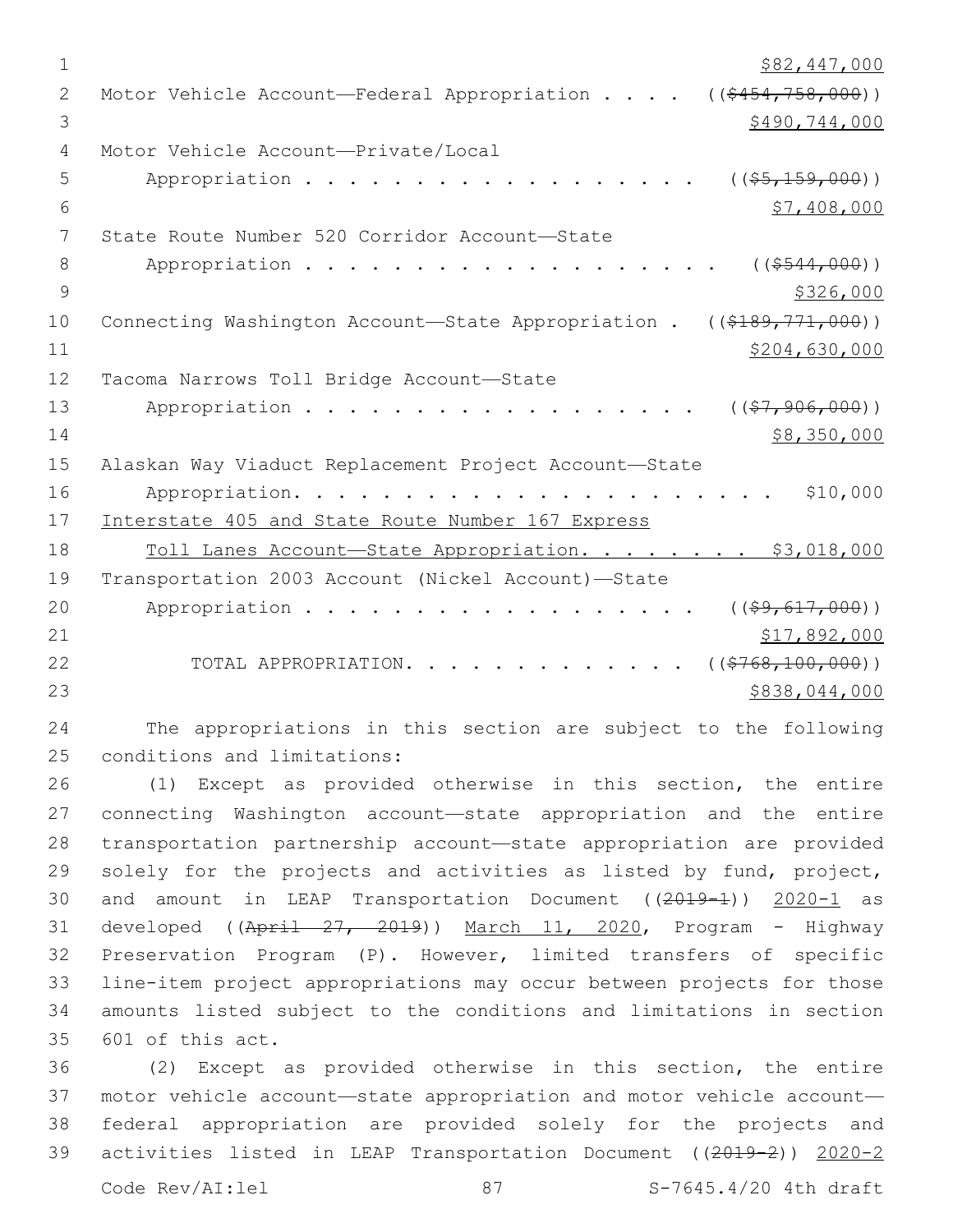$82,447,000

Motor Vehicle Account—Federal Appropriation . . . . ((~~$454,758,000~~))

$490,744,000

Motor Vehicle Account—Private/Local

Appropriation . . . . . . . . . . . . . . . . . . . ((~~$5,159,000~~))

$7,408,000

State Route Number 520 Corridor Account—State

Appropriation . . . . . . . . . . . . . . . . . . . ((~~$544,000~~))

$326,000

Connecting Washington Account—State Appropriation . ((~~$189,771,000~~))

$204,630,000

Tacoma Narrows Toll Bridge Account—State

Appropriation . . . . . . . . . . . . . . . . . . . ((~~$7,906,000~~))

$8,350,000

Alaskan Way Viaduct Replacement Project Account—State

Appropriation. . . . . . . . . . . . . . . . . . . . . . $10,000

<u>Interstate 405 and State Route Number 167 Express</u>

<u>Toll Lanes Account—State Appropriation. . . . . . . . $3,018,000</u>

Transportation 2003 Account (Nickel Account)—State

Appropriation . . . . . . . . . . . . . . . . . . . ((~~$9,617,000~~))

$17,892,000

TOTAL APPROPRIATION. . . . . . . . . . . . . ((~~$768,100,000~~))

$838,044,000

The appropriations in this section are subject to the following conditions and limitations:

(1) Except as provided otherwise in this section, the entire connecting Washington account—state appropriation and the entire transportation partnership account—state appropriation are provided solely for the projects and activities as listed by fund, project, and amount in LEAP Transportation Document ((~~2019-1~~)) <u>2020-1</u> as developed ((~~April 27, 2019~~)) <u>March 11, 2020</u>, Program - Highway Preservation Program (P). However, limited transfers of specific line-item project appropriations may occur between projects for those amounts listed subject to the conditions and limitations in section 601 of this act.

(2) Except as provided otherwise in this section, the entire motor vehicle account—state appropriation and motor vehicle account—federal appropriation are provided solely for the projects and activities listed in LEAP Transportation Document ((~~2019-2~~)) <u>2020-2</u>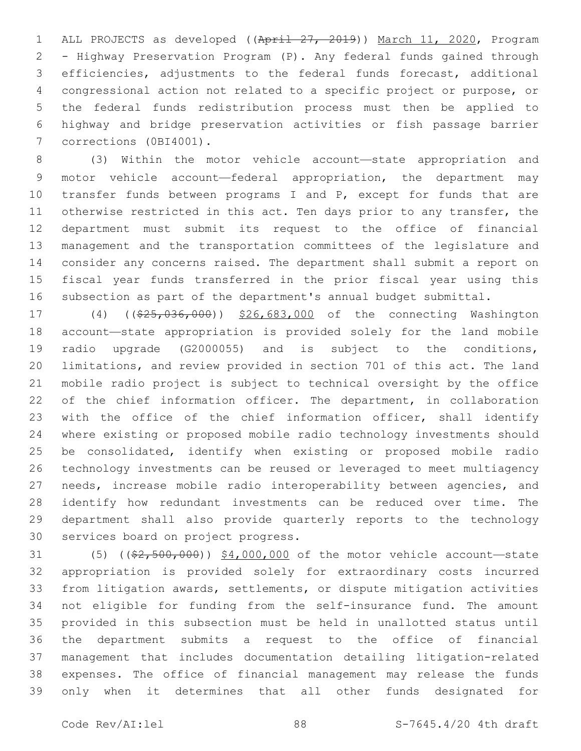ALL PROJECTS as developed ((~~April 27, 2019~~)) <u>March 11, 2020</u>, Program - Highway Preservation Program (P). Any federal funds gained through efficiencies, adjustments to the federal funds forecast, additional congressional action not related to a specific project or purpose, or the federal funds redistribution process must then be applied to highway and bridge preservation activities or fish passage barrier corrections (0BI4001).

(3) Within the motor vehicle account—state appropriation and motor vehicle account—federal appropriation, the department may transfer funds between programs I and P, except for funds that are otherwise restricted in this act. Ten days prior to any transfer, the department must submit its request to the office of financial management and the transportation committees of the legislature and consider any concerns raised. The department shall submit a report on fiscal year funds transferred in the prior fiscal year using this subsection as part of the department's annual budget submittal.

(4) ((~~$25,036,000~~)) <u>$26,683,000</u> of the connecting Washington account—state appropriation is provided solely for the land mobile radio upgrade (G2000055) and is subject to the conditions, limitations, and review provided in section 701 of this act. The land mobile radio project is subject to technical oversight by the office of the chief information officer. The department, in collaboration with the office of the chief information officer, shall identify where existing or proposed mobile radio technology investments should be consolidated, identify when existing or proposed mobile radio technology investments can be reused or leveraged to meet multiagency needs, increase mobile radio interoperability between agencies, and identify how redundant investments can be reduced over time. The department shall also provide quarterly reports to the technology services board on project progress.

(5) ((~~$2,500,000~~)) <u>$4,000,000</u> of the motor vehicle account—state appropriation is provided solely for extraordinary costs incurred from litigation awards, settlements, or dispute mitigation activities not eligible for funding from the self-insurance fund. The amount provided in this subsection must be held in unallotted status until the department submits a request to the office of financial management that includes documentation detailing litigation-related expenses. The office of financial management may release the funds only when it determines that all other funds designated for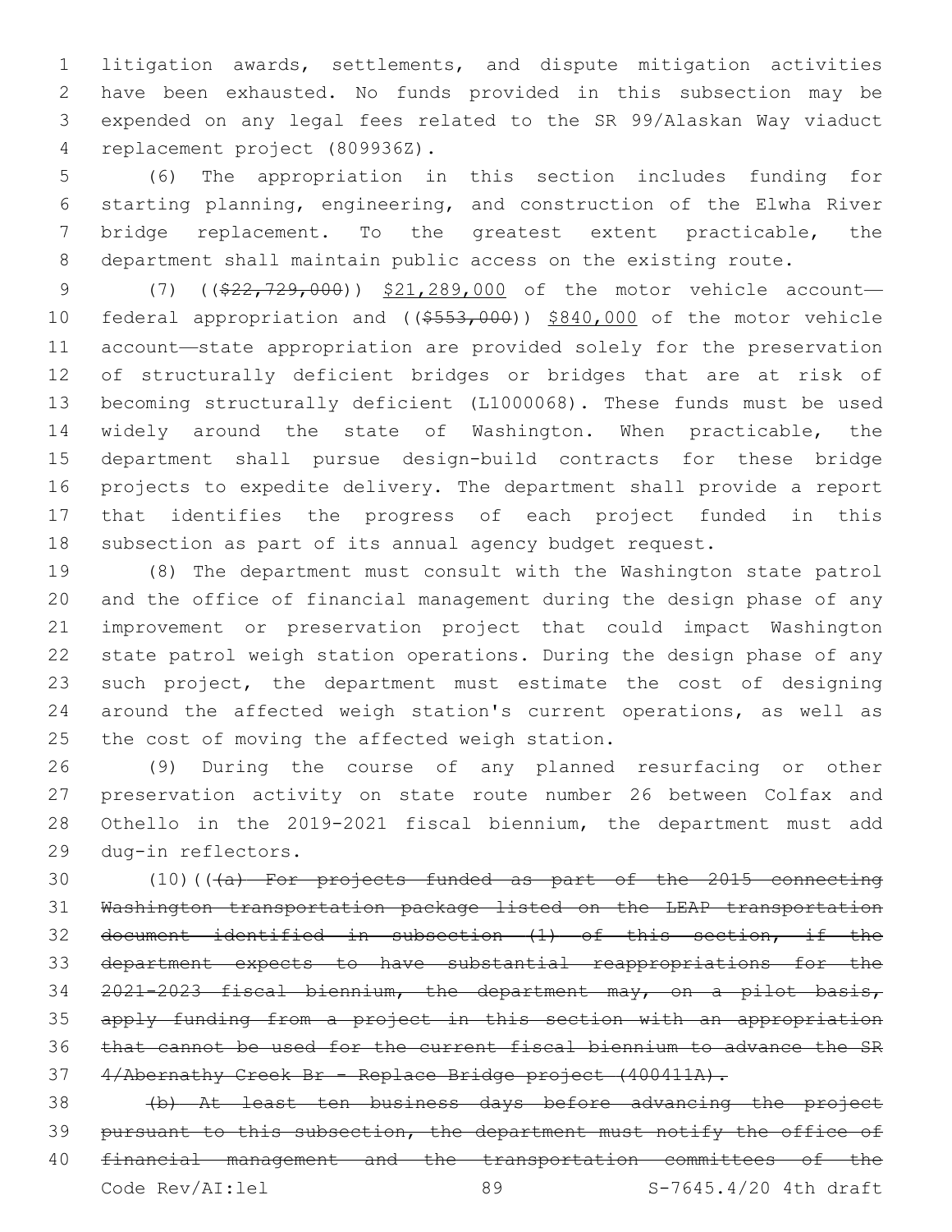litigation awards, settlements, and dispute mitigation activities have been exhausted. No funds provided in this subsection may be expended on any legal fees related to the SR 99/Alaskan Way viaduct replacement project (809936Z).

(6) The appropriation in this section includes funding for starting planning, engineering, and construction of the Elwha River bridge replacement. To the greatest extent practicable, the department shall maintain public access on the existing route.

(7) ((~~$22,729,000~~)) <u>$21,289,000</u> of the motor vehicle account—federal appropriation and ((~~$553,000~~)) <u>$840,000</u> of the motor vehicle account—state appropriation are provided solely for the preservation of structurally deficient bridges or bridges that are at risk of becoming structurally deficient (L1000068). These funds must be used widely around the state of Washington. When practicable, the department shall pursue design-build contracts for these bridge projects to expedite delivery. The department shall provide a report that identifies the progress of each project funded in this subsection as part of its annual agency budget request.

(8) The department must consult with the Washington state patrol and the office of financial management during the design phase of any improvement or preservation project that could impact Washington state patrol weigh station operations. During the design phase of any such project, the department must estimate the cost of designing around the affected weigh station's current operations, as well as the cost of moving the affected weigh station.

(9) During the course of any planned resurfacing or other preservation activity on state route number 26 between Colfax and Othello in the 2019-2021 fiscal biennium, the department must add dug-in reflectors.

(10)((~~(a) For projects funded as part of the 2015 connecting Washington transportation package listed on the LEAP transportation document identified in subsection (1) of this section, if the department expects to have substantial reappropriations for the 2021-2023 fiscal biennium, the department may, on a pilot basis, apply funding from a project in this section with an appropriation that cannot be used for the current fiscal biennium to advance the SR 4/Abernathy Creek Br - Replace Bridge project (400411A).~~

~~(b) At least ten business days before advancing the project pursuant to this subsection, the department must notify the office of financial management and the transportation committees of the~~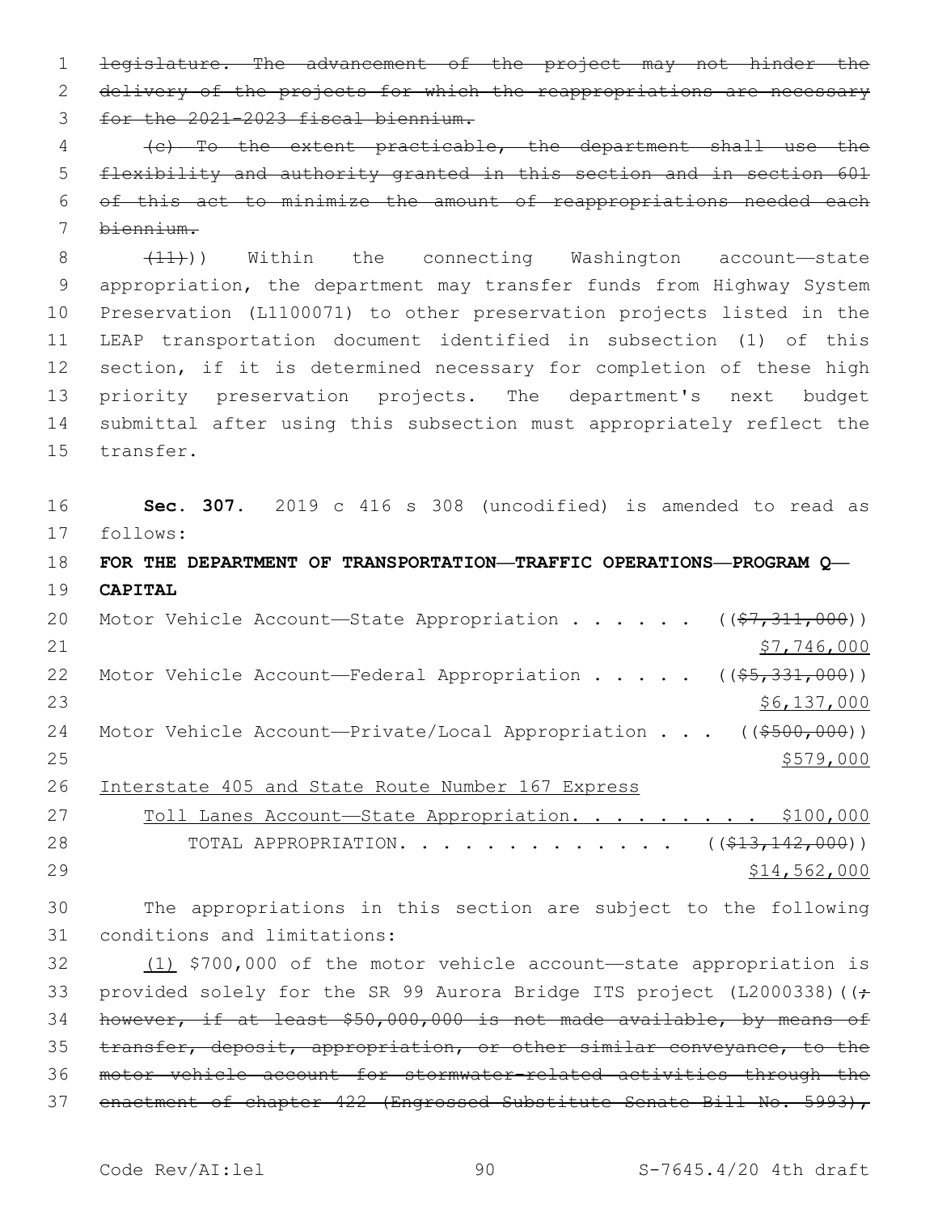~~legislature. The advancement of the project may not hinder the delivery of the projects for which the reappropriations are necessary for the 2021-2023 fiscal biennium.~~

~~(c) To the extent practicable, the department shall use the flexibility and authority granted in this section and in section 601 of this act to minimize the amount of reappropriations needed each biennium.~~

~~(11)~~)) Within the connecting Washington account—state appropriation, the department may transfer funds from Highway System Preservation (L1100071) to other preservation projects listed in the LEAP transportation document identified in subsection (1) of this section, if it is determined necessary for completion of these high priority preservation projects. The department's next budget submittal after using this subsection must appropriately reflect the transfer.

**Sec. 307.** 2019 c 416 s 308 (uncodified) is amended to read as follows:

**FOR THE DEPARTMENT OF TRANSPORTATION—TRAFFIC OPERATIONS—PROGRAM Q—CAPITAL**

Motor Vehicle Account—State Appropriation . . . . . . ((~~$7,311,000~~)) <u>$7,746,000</u>

Motor Vehicle Account—Federal Appropriation . . . . . ((~~$5,331,000~~)) <u>$6,137,000</u>

Motor Vehicle Account—Private/Local Appropriation . . . ((~~$500,000~~)) <u>$579,000</u>

<u>Interstate 405 and State Route Number 167 Express Toll Lanes Account—State Appropriation. . . . . . . . . $100,000</u>

TOTAL APPROPRIATION. . . . . . . . . . . . . ((~~$13,142,000~~)) <u>$14,562,000</u>

The appropriations in this section are subject to the following conditions and limitations:

<u>(1)</u> $700,000 of the motor vehicle account—state appropriation is provided solely for the SR 99 Aurora Bridge ITS project (L2000338)((~~; however, if at least $50,000,000 is not made available, by means of transfer, deposit, appropriation, or other similar conveyance, to the motor vehicle account for stormwater-related activities through the enactment of chapter 422 (Engrossed Substitute Senate Bill No. 5993),~~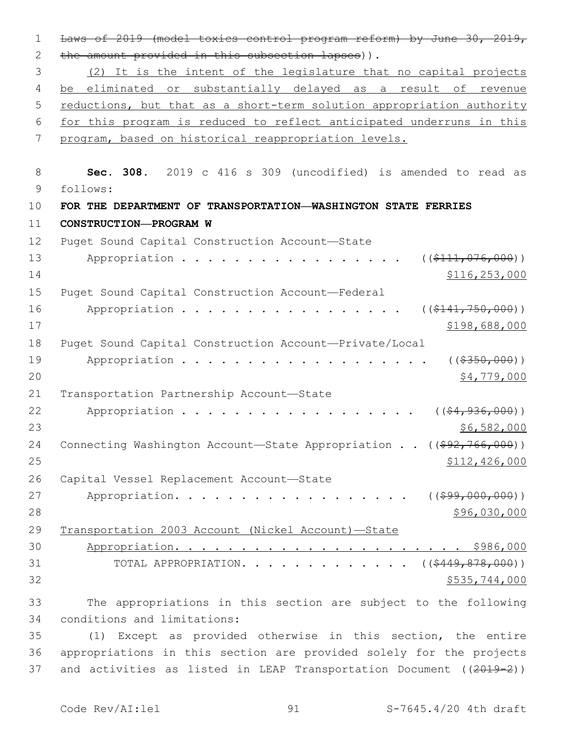~~Laws of 2019 (model toxics control program reform) by June 30, 2019, the amount provided in this subsection lapses~~)).

(2) It is the intent of the legislature that no capital projects be eliminated or substantially delayed as a result of revenue reductions, but that as a short-term solution appropriation authority for this program is reduced to reflect anticipated underruns in this program, based on historical reappropriation levels.

**Sec. 308.** 2019 c 416 s 309 (uncodified) is amended to read as follows:

**FOR THE DEPARTMENT OF TRANSPORTATION—WASHINGTON STATE FERRIES CONSTRUCTION—PROGRAM W**

| | |
|---|---|
| Puget Sound Capital Construction Account—State Appropriation | ((~~$111,076,000~~)) $116,253,000 |
| Puget Sound Capital Construction Account—Federal Appropriation | ((~~$141,750,000~~)) $198,688,000 |
| Puget Sound Capital Construction Account—Private/Local Appropriation | ((~~$350,000~~)) $4,779,000 |
| Transportation Partnership Account—State Appropriation | ((~~$4,936,000~~)) $6,582,000 |
| Connecting Washington Account—State Appropriation | ((~~$92,766,000~~)) $112,426,000 |
| Capital Vessel Replacement Account—State Appropriation | ((~~$99,000,000~~)) $96,030,000 |
| Transportation 2003 Account (Nickel Account)—State Appropriation | $986,000 |
| TOTAL APPROPRIATION | ((~~$449,878,000~~)) $535,744,000 |

The appropriations in this section are subject to the following conditions and limitations:

(1) Except as provided otherwise in this section, the entire appropriations in this section are provided solely for the projects and activities as listed in LEAP Transportation Document ((~~2019-2~~))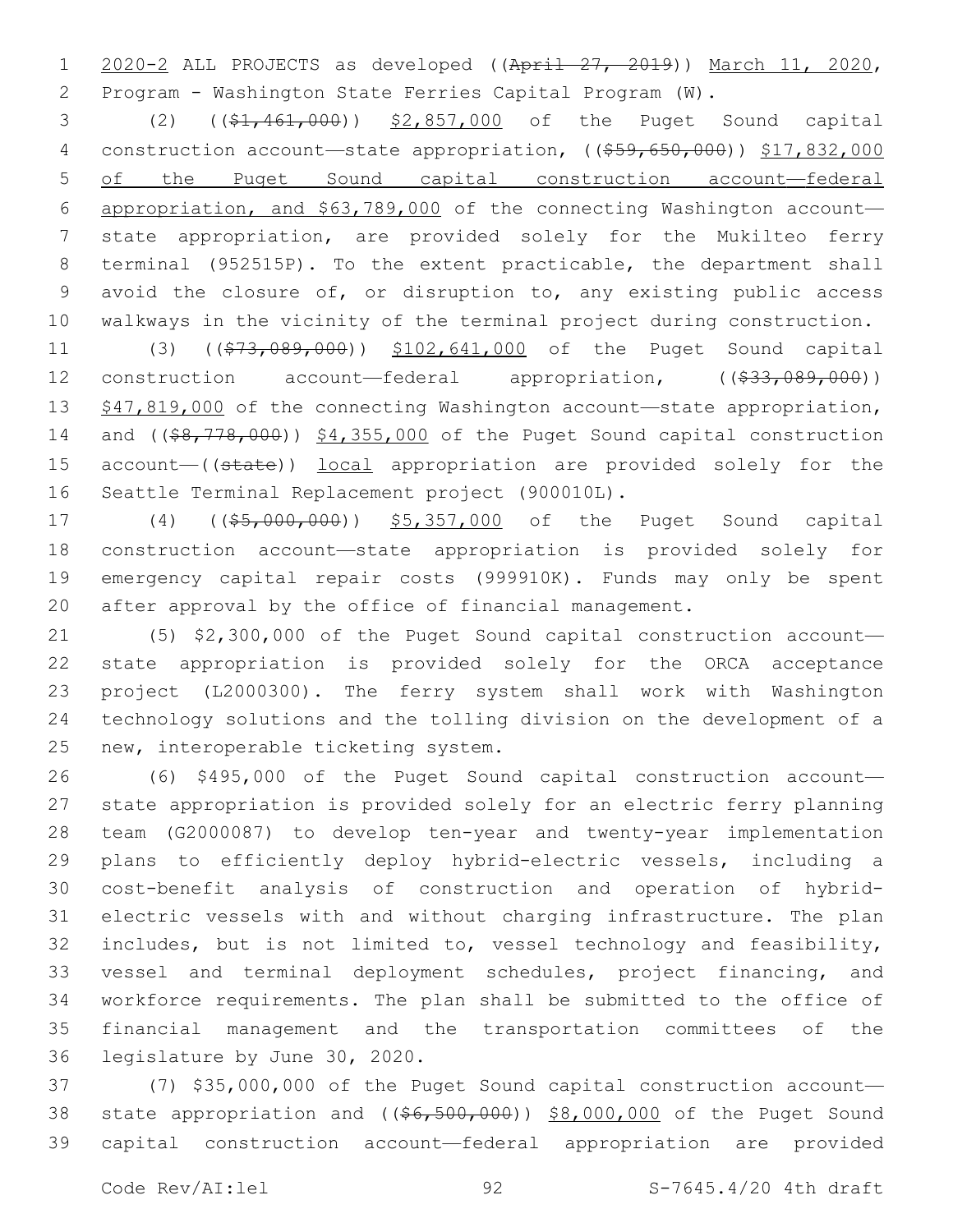2020-2 ALL PROJECTS as developed ((~~April 27, 2019~~)) March 11, 2020, Program - Washington State Ferries Capital Program (W).

(2) ((~~$1,461,000~~)) $2,857,000 of the Puget Sound capital construction account—state appropriation, ((~~$59,650,000~~)) $17,832,000 of the Puget Sound capital construction account—federal appropriation, and $63,789,000 of the connecting Washington account—state appropriation, are provided solely for the Mukilteo ferry terminal (952515P). To the extent practicable, the department shall avoid the closure of, or disruption to, any existing public access walkways in the vicinity of the terminal project during construction.

(3) ((~~$73,089,000~~)) $102,641,000 of the Puget Sound capital construction account—federal appropriation, ((~~$33,089,000~~)) $47,819,000 of the connecting Washington account—state appropriation, and ((~~$8,778,000~~)) $4,355,000 of the Puget Sound capital construction account—((~~state~~)) local appropriation are provided solely for the Seattle Terminal Replacement project (900010L).

(4) ((~~$5,000,000~~)) $5,357,000 of the Puget Sound capital construction account—state appropriation is provided solely for emergency capital repair costs (999910K). Funds may only be spent after approval by the office of financial management.

(5) $2,300,000 of the Puget Sound capital construction account—state appropriation is provided solely for the ORCA acceptance project (L2000300). The ferry system shall work with Washington technology solutions and the tolling division on the development of a new, interoperable ticketing system.

(6) $495,000 of the Puget Sound capital construction account—state appropriation is provided solely for an electric ferry planning team (G2000087) to develop ten-year and twenty-year implementation plans to efficiently deploy hybrid-electric vessels, including a cost-benefit analysis of construction and operation of hybrid-electric vessels with and without charging infrastructure. The plan includes, but is not limited to, vessel technology and feasibility, vessel and terminal deployment schedules, project financing, and workforce requirements. The plan shall be submitted to the office of financial management and the transportation committees of the legislature by June 30, 2020.

(7) $35,000,000 of the Puget Sound capital construction account—state appropriation and ((~~$6,500,000~~)) $8,000,000 of the Puget Sound capital construction account—federal appropriation are provided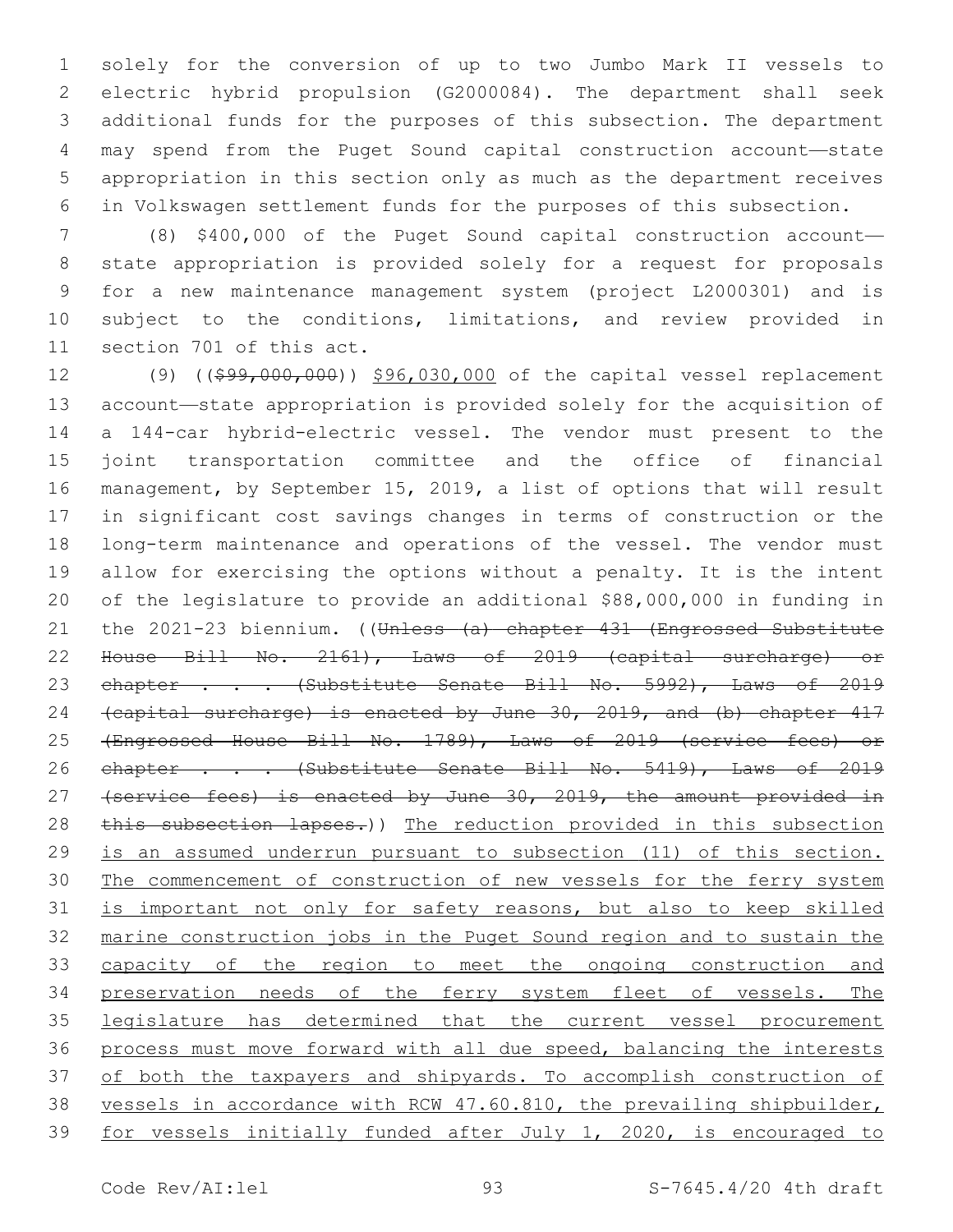solely for the conversion of up to two Jumbo Mark II vessels to electric hybrid propulsion (G2000084). The department shall seek additional funds for the purposes of this subsection. The department may spend from the Puget Sound capital construction account—state appropriation in this section only as much as the department receives in Volkswagen settlement funds for the purposes of this subsection.

(8) $400,000 of the Puget Sound capital construction account—state appropriation is provided solely for a request for proposals for a new maintenance management system (project L2000301) and is subject to the conditions, limitations, and review provided in section 701 of this act.

(9) ((~~$99,000,000~~)) <u>$96,030,000</u> of the capital vessel replacement account—state appropriation is provided solely for the acquisition of a 144-car hybrid-electric vessel. The vendor must present to the joint transportation committee and the office of financial management, by September 15, 2019, a list of options that will result in significant cost savings changes in terms of construction or the long-term maintenance and operations of the vessel. The vendor must allow for exercising the options without a penalty. It is the intent of the legislature to provide an additional $88,000,000 in funding in the 2021-23 biennium. ((~~Unless (a) chapter 431 (Engrossed Substitute House Bill No. 2161), Laws of 2019 (capital surcharge) or chapter . . . (Substitute Senate Bill No. 5992), Laws of 2019 (capital surcharge) is enacted by June 30, 2019, and (b) chapter 417 (Engrossed House Bill No. 1789), Laws of 2019 (service fees) or chapter . . . (Substitute Senate Bill No. 5419), Laws of 2019 (service fees) is enacted by June 30, 2019, the amount provided in this subsection lapses.~~)) <u>The reduction provided in this subsection is an assumed underrun pursuant to subsection (11) of this section. The commencement of construction of new vessels for the ferry system is important not only for safety reasons, but also to keep skilled marine construction jobs in the Puget Sound region and to sustain the capacity of the region to meet the ongoing construction and preservation needs of the ferry system fleet of vessels. The legislature has determined that the current vessel procurement process must move forward with all due speed, balancing the interests of both the taxpayers and shipyards. To accomplish construction of vessels in accordance with RCW 47.60.810, the prevailing shipbuilder, for vessels initially funded after July 1, 2020, is encouraged to</u>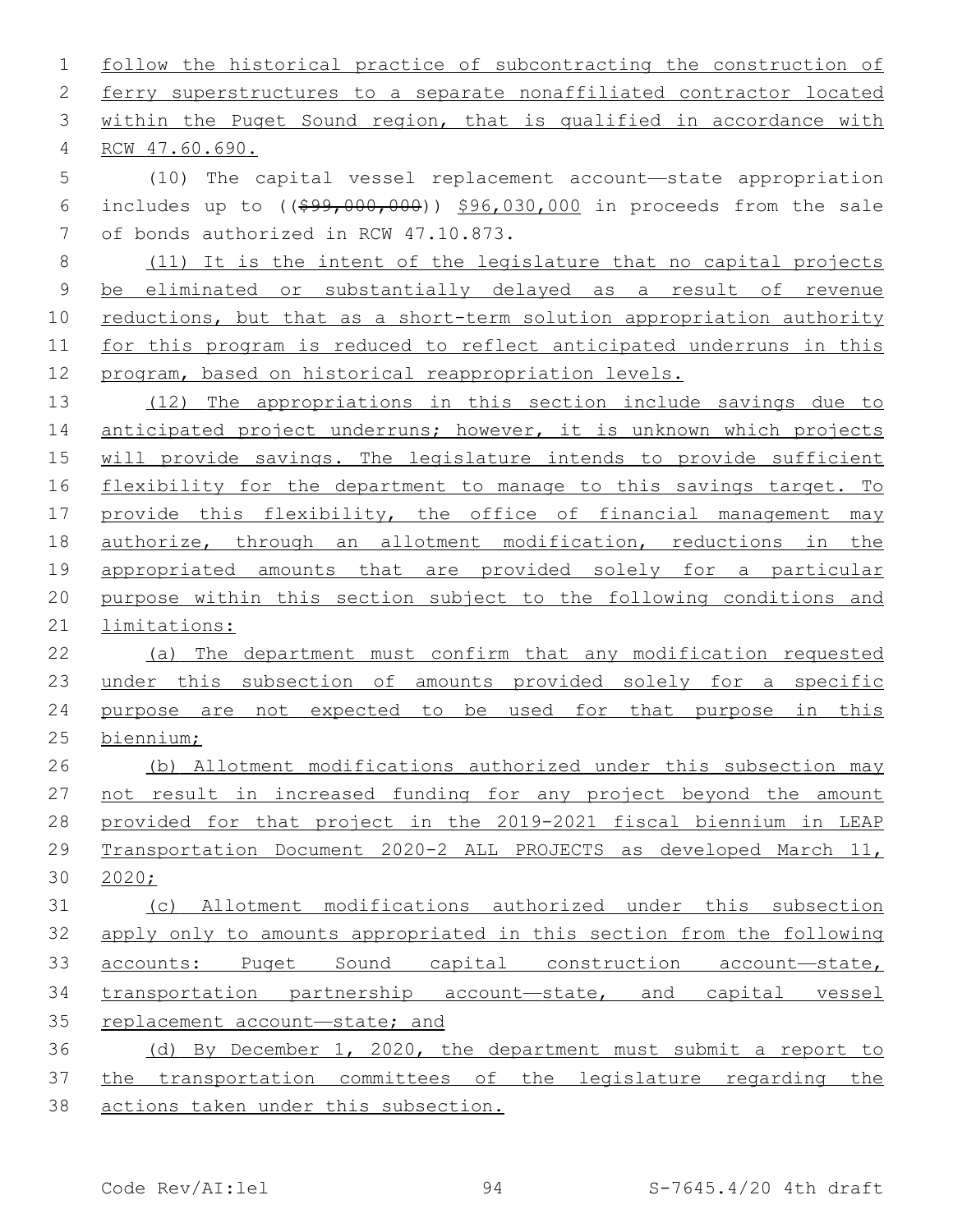follow the historical practice of subcontracting the construction of ferry superstructures to a separate nonaffiliated contractor located within the Puget Sound region, that is qualified in accordance with RCW 47.60.690.

(10) The capital vessel replacement account—state appropriation includes up to (($99,000,000)) $96,030,000 in proceeds from the sale of bonds authorized in RCW 47.10.873.

(11) It is the intent of the legislature that no capital projects be eliminated or substantially delayed as a result of revenue reductions, but that as a short-term solution appropriation authority for this program is reduced to reflect anticipated underruns in this program, based on historical reappropriation levels.

(12) The appropriations in this section include savings due to anticipated project underruns; however, it is unknown which projects will provide savings. The legislature intends to provide sufficient flexibility for the department to manage to this savings target. To provide this flexibility, the office of financial management may authorize, through an allotment modification, reductions in the appropriated amounts that are provided solely for a particular purpose within this section subject to the following conditions and limitations:

(a) The department must confirm that any modification requested under this subsection of amounts provided solely for a specific purpose are not expected to be used for that purpose in this biennium;

(b) Allotment modifications authorized under this subsection may not result in increased funding for any project beyond the amount provided for that project in the 2019-2021 fiscal biennium in LEAP Transportation Document 2020-2 ALL PROJECTS as developed March 11, 2020;

(c) Allotment modifications authorized under this subsection apply only to amounts appropriated in this section from the following accounts: Puget Sound capital construction account—state, transportation partnership account—state, and capital vessel replacement account—state; and

(d) By December 1, 2020, the department must submit a report to the transportation committees of the legislature regarding the actions taken under this subsection.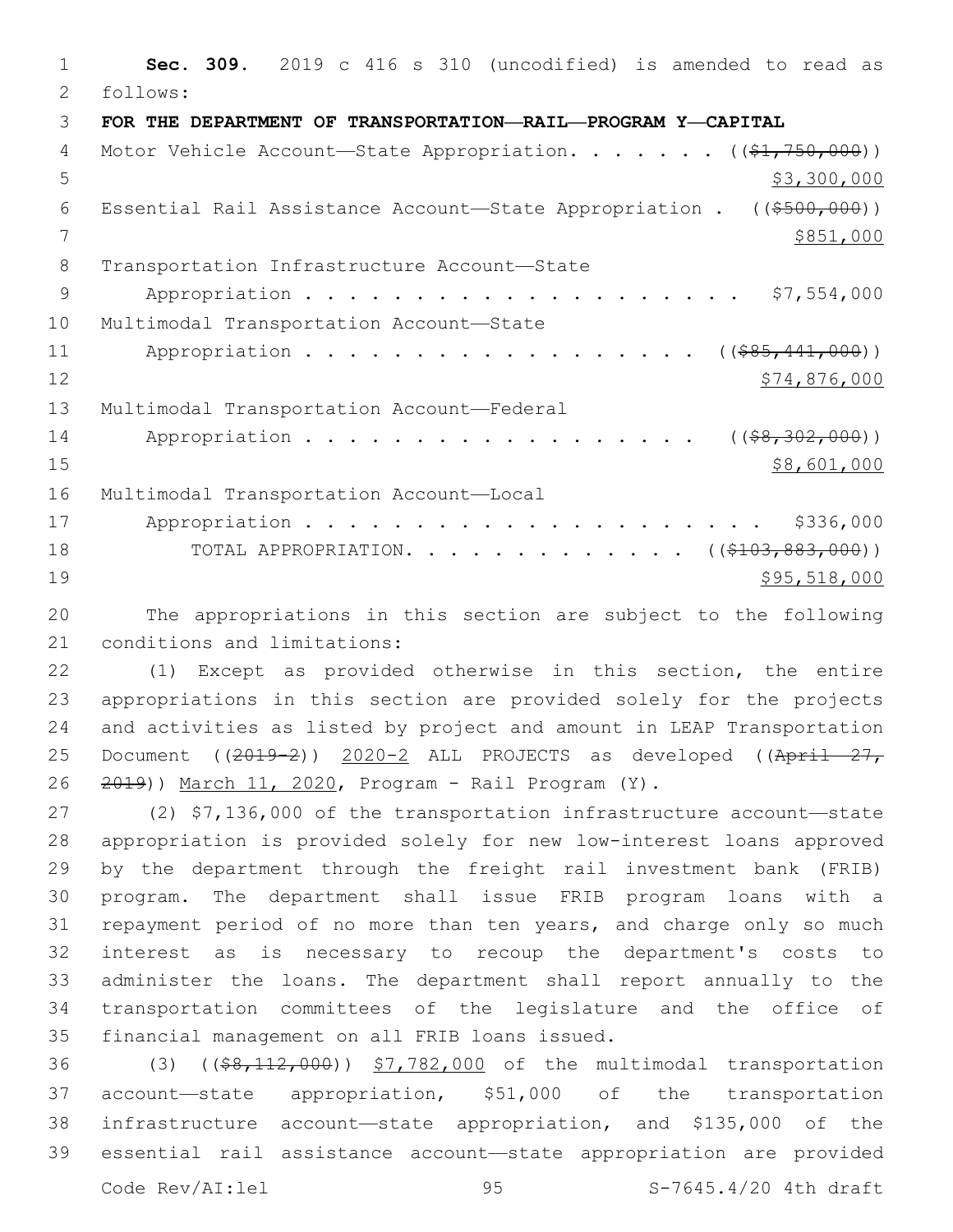**Sec. 309.** 2019 c 416 s 310 (uncodified) is amended to read as follows:

**FOR THE DEPARTMENT OF TRANSPORTATION—RAIL—PROGRAM Y—CAPITAL**

Motor Vehicle Account—State Appropriation. . . . . . . ((~~$1,750,000~~)) $3,300,000

Essential Rail Assistance Account—State Appropriation . ((~~$500,000~~)) $851,000

Transportation Infrastructure Account—State Appropriation . . . . . . . . . . . . . . . . . . . . . $7,554,000

Multimodal Transportation Account—State Appropriation . . . . . . . . . . . . . . . . . . ((~~$85,441,000~~)) $74,876,000

Multimodal Transportation Account—Federal Appropriation . . . . . . . . . . . . . . . . . . ((~~$8,302,000~~)) $8,601,000

Multimodal Transportation Account—Local Appropriation . . . . . . . . . . . . . . . . . . . . . $336,000

TOTAL APPROPRIATION. . . . . . . . . . . . . ((~~$103,883,000~~)) $95,518,000

The appropriations in this section are subject to the following conditions and limitations:

(1) Except as provided otherwise in this section, the entire appropriations in this section are provided solely for the projects and activities as listed by project and amount in LEAP Transportation Document ((~~2019-2~~)) 2020-2 ALL PROJECTS as developed ((~~April 27, 2019~~)) March 11, 2020, Program - Rail Program (Y).

(2) $7,136,000 of the transportation infrastructure account—state appropriation is provided solely for new low-interest loans approved by the department through the freight rail investment bank (FRIB) program. The department shall issue FRIB program loans with a repayment period of no more than ten years, and charge only so much interest as is necessary to recoup the department's costs to administer the loans. The department shall report annually to the transportation committees of the legislature and the office of financial management on all FRIB loans issued.

(3) ((~~$8,112,000~~)) $7,782,000 of the multimodal transportation account—state appropriation, $51,000 of the transportation infrastructure account—state appropriation, and $135,000 of the essential rail assistance account—state appropriation are provided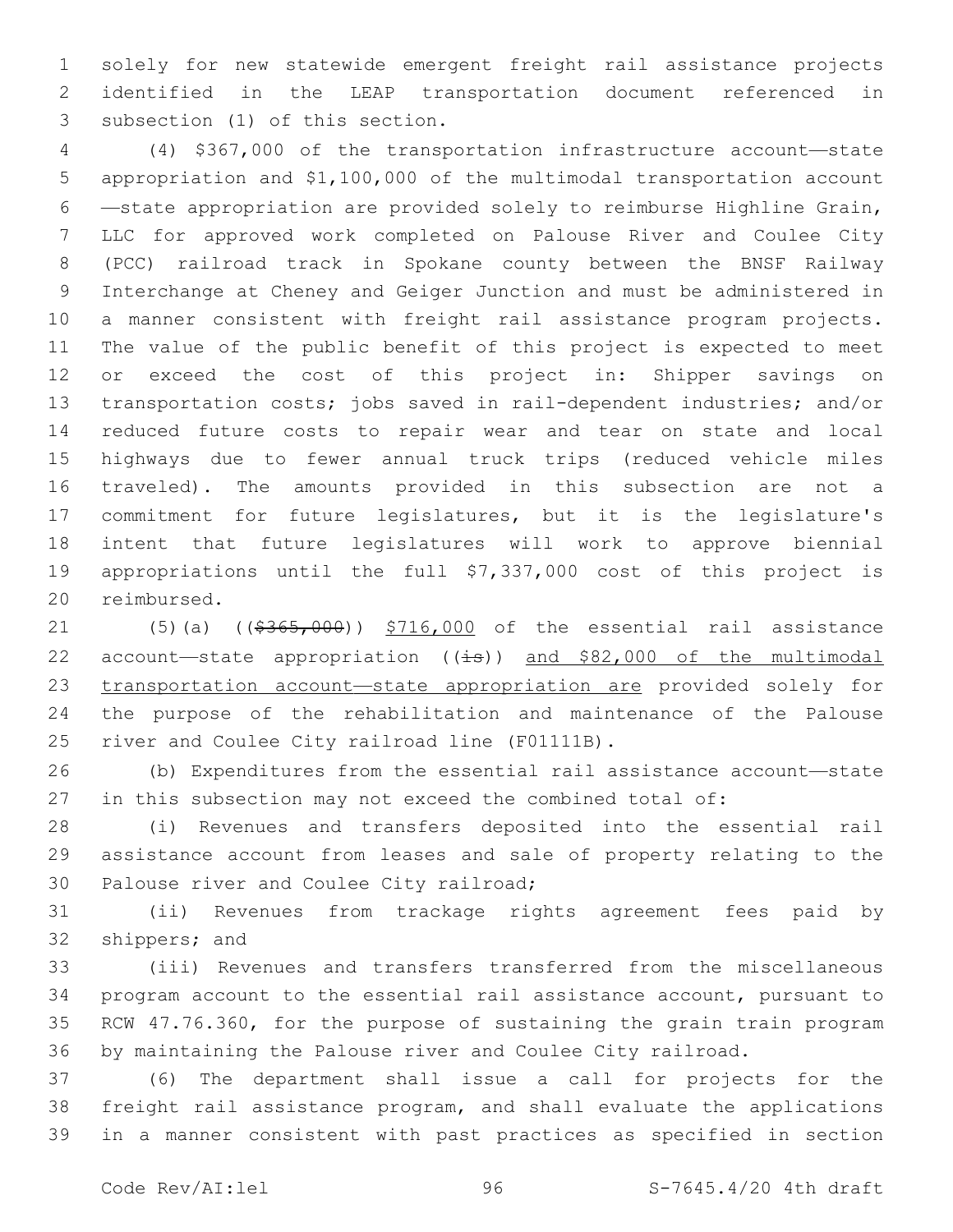solely for new statewide emergent freight rail assistance projects identified in the LEAP transportation document referenced in subsection (1) of this section.

(4) $367,000 of the transportation infrastructure account—state appropriation and $1,100,000 of the multimodal transportation account—state appropriation are provided solely to reimburse Highline Grain, LLC for approved work completed on Palouse River and Coulee City (PCC) railroad track in Spokane county between the BNSF Railway Interchange at Cheney and Geiger Junction and must be administered in a manner consistent with freight rail assistance program projects. The value of the public benefit of this project is expected to meet or exceed the cost of this project in: Shipper savings on transportation costs; jobs saved in rail-dependent industries; and/or reduced future costs to repair wear and tear on state and local highways due to fewer annual truck trips (reduced vehicle miles traveled). The amounts provided in this subsection are not a commitment for future legislatures, but it is the legislature's intent that future legislatures will work to approve biennial appropriations until the full $7,337,000 cost of this project is reimbursed.

(5)(a) ((~~$365,000~~)) <u>$716,000</u> of the essential rail assistance account—state appropriation ((~~is~~)) <u>and $82,000 of the multimodal transportation account—state appropriation are</u> provided solely for the purpose of the rehabilitation and maintenance of the Palouse river and Coulee City railroad line (F01111B).

(b) Expenditures from the essential rail assistance account—state in this subsection may not exceed the combined total of:

(i) Revenues and transfers deposited into the essential rail assistance account from leases and sale of property relating to the Palouse river and Coulee City railroad;

(ii) Revenues from trackage rights agreement fees paid by shippers; and

(iii) Revenues and transfers transferred from the miscellaneous program account to the essential rail assistance account, pursuant to RCW 47.76.360, for the purpose of sustaining the grain train program by maintaining the Palouse river and Coulee City railroad.

(6) The department shall issue a call for projects for the freight rail assistance program, and shall evaluate the applications in a manner consistent with past practices as specified in section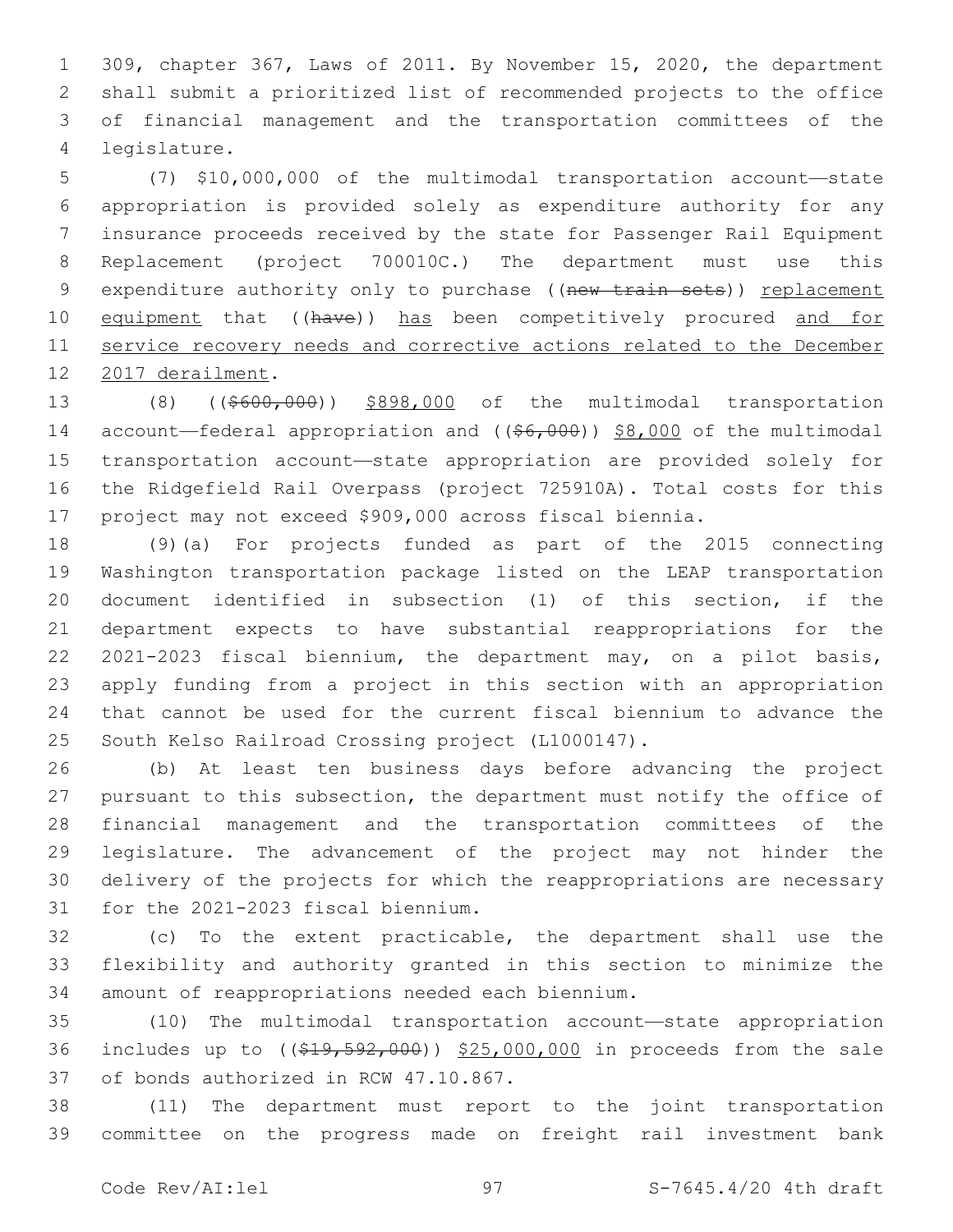309, chapter 367, Laws of 2011. By November 15, 2020, the department shall submit a prioritized list of recommended projects to the office of financial management and the transportation committees of the legislature.

(7) $10,000,000 of the multimodal transportation account—state appropriation is provided solely as expenditure authority for any insurance proceeds received by the state for Passenger Rail Equipment Replacement (project 700010C.) The department must use this expenditure authority only to purchase ((~~new train sets~~)) <u>replacement equipment</u> that ((~~have~~)) <u>has</u> been competitively procured <u>and for service recovery needs and corrective actions related to the December 2017 derailment</u>.

(8) ((~~$600,000~~)) <u>$898,000</u> of the multimodal transportation account—federal appropriation and ((~~$6,000~~)) <u>$8,000</u> of the multimodal transportation account—state appropriation are provided solely for the Ridgefield Rail Overpass (project 725910A). Total costs for this project may not exceed $909,000 across fiscal biennia.

(9)(a) For projects funded as part of the 2015 connecting Washington transportation package listed on the LEAP transportation document identified in subsection (1) of this section, if the department expects to have substantial reappropriations for the 2021-2023 fiscal biennium, the department may, on a pilot basis, apply funding from a project in this section with an appropriation that cannot be used for the current fiscal biennium to advance the South Kelso Railroad Crossing project (L1000147).

(b) At least ten business days before advancing the project pursuant to this subsection, the department must notify the office of financial management and the transportation committees of the legislature. The advancement of the project may not hinder the delivery of the projects for which the reappropriations are necessary for the 2021-2023 fiscal biennium.

(c) To the extent practicable, the department shall use the flexibility and authority granted in this section to minimize the amount of reappropriations needed each biennium.

(10) The multimodal transportation account—state appropriation includes up to ((~~$19,592,000~~)) <u>$25,000,000</u> in proceeds from the sale of bonds authorized in RCW 47.10.867.

(11) The department must report to the joint transportation committee on the progress made on freight rail investment bank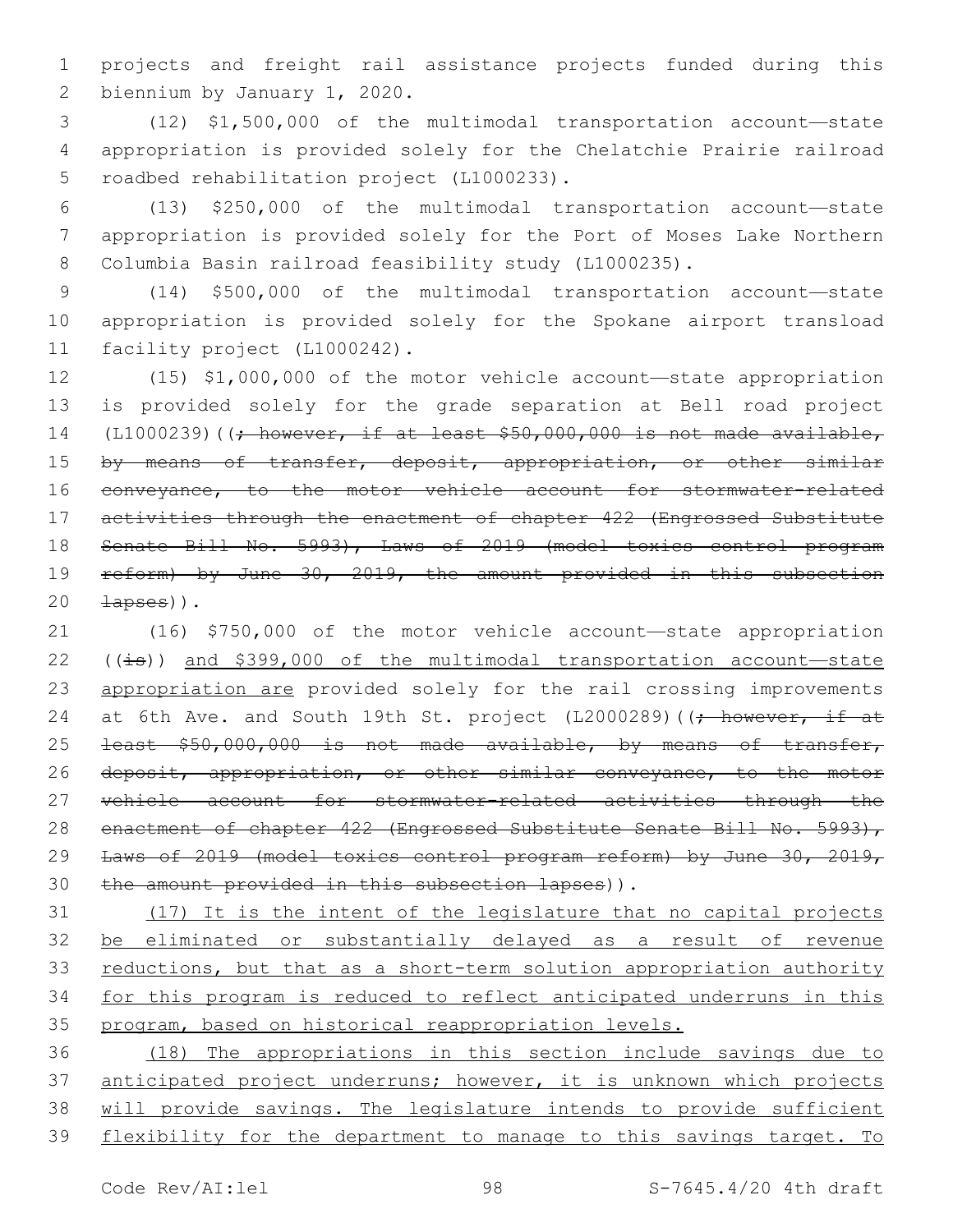projects and freight rail assistance projects funded during this biennium by January 1, 2020.

(12) $1,500,000 of the multimodal transportation account—state appropriation is provided solely for the Chelatchie Prairie railroad roadbed rehabilitation project (L1000233).

(13) $250,000 of the multimodal transportation account—state appropriation is provided solely for the Port of Moses Lake Northern Columbia Basin railroad feasibility study (L1000235).

(14) $500,000 of the multimodal transportation account—state appropriation is provided solely for the Spokane airport transload facility project (L1000242).

(15) $1,000,000 of the motor vehicle account—state appropriation is provided solely for the grade separation at Bell road project (L1000239)((~~; however, if at least $50,000,000 is not made available, by means of transfer, deposit, appropriation, or other similar conveyance, to the motor vehicle account for stormwater-related activities through the enactment of chapter 422 (Engrossed Substitute Senate Bill No. 5993), Laws of 2019 (model toxics control program reform) by June 30, 2019, the amount provided in this subsection lapses~~)).

(16) $750,000 of the motor vehicle account—state appropriation ((~~is~~)) <u>and $399,000 of the multimodal transportation account—state appropriation are</u> provided solely for the rail crossing improvements at 6th Ave. and South 19th St. project (L2000289)((~~; however, if at least $50,000,000 is not made available, by means of transfer, deposit, appropriation, or other similar conveyance, to the motor vehicle account for stormwater-related activities through the enactment of chapter 422 (Engrossed Substitute Senate Bill No. 5993), Laws of 2019 (model toxics control program reform) by June 30, 2019, the amount provided in this subsection lapses~~)).

<u>(17) It is the intent of the legislature that no capital projects be eliminated or substantially delayed as a result of revenue reductions, but that as a short-term solution appropriation authority for this program is reduced to reflect anticipated underruns in this program, based on historical reappropriation levels.</u>

<u>(18) The appropriations in this section include savings due to anticipated project underruns; however, it is unknown which projects will provide savings. The legislature intends to provide sufficient flexibility for the department to manage to this savings target. To</u>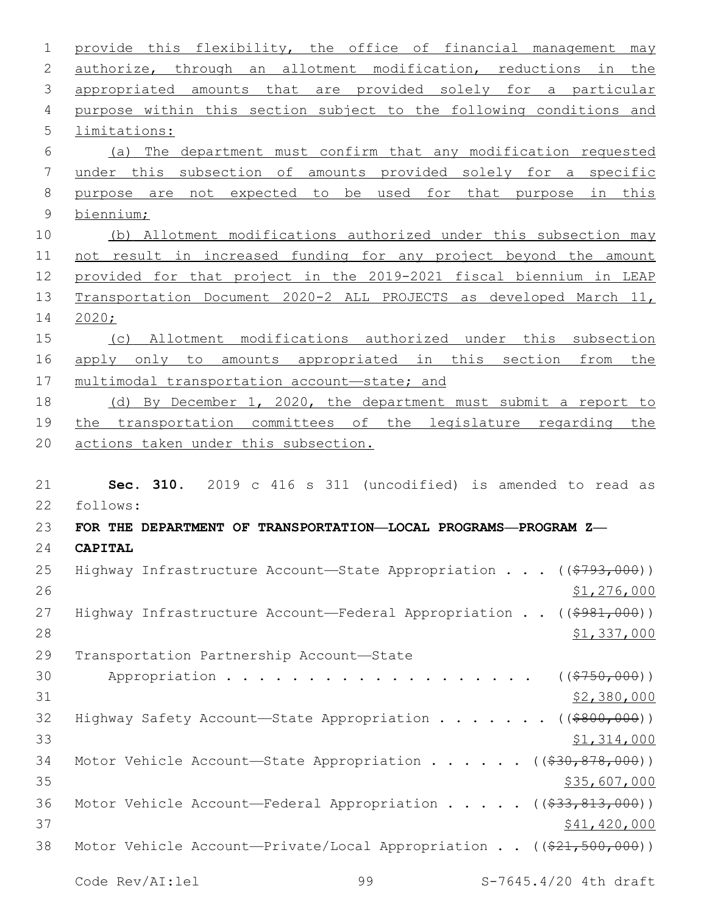provide this flexibility, the office of financial management may authorize, through an allotment modification, reductions in the appropriated amounts that are provided solely for a particular purpose within this section subject to the following conditions and limitations:

(a) The department must confirm that any modification requested under this subsection of amounts provided solely for a specific purpose are not expected to be used for that purpose in this biennium;

(b) Allotment modifications authorized under this subsection may not result in increased funding for any project beyond the amount provided for that project in the 2019-2021 fiscal biennium in LEAP Transportation Document 2020-2 ALL PROJECTS as developed March 11, 2020;

(c) Allotment modifications authorized under this subsection apply only to amounts appropriated in this section from the multimodal transportation account—state; and

(d) By December 1, 2020, the department must submit a report to the transportation committees of the legislature regarding the actions taken under this subsection.

**Sec. 310.** 2019 c 416 s 311 (uncodified) is amended to read as follows:

**FOR THE DEPARTMENT OF TRANSPORTATION—LOCAL PROGRAMS—PROGRAM Z—CAPITAL**

Highway Infrastructure Account—State Appropriation . . . ((~~$793,000~~))
$1,276,000

Highway Infrastructure Account—Federal Appropriation . . ((~~$981,000~~))
$1,337,000

Transportation Partnership Account—State
Appropriation . . . . . . . . . . . . . . . . . . . . ((~~$750,000~~))
$2,380,000

Highway Safety Account—State Appropriation . . . . . . . ((~~$800,000~~))
$1,314,000

Motor Vehicle Account—State Appropriation . . . . . . ((~~$30,878,000~~))
$35,607,000

Motor Vehicle Account—Federal Appropriation . . . . . ((~~$33,813,000~~))
$41,420,000

Motor Vehicle Account—Private/Local Appropriation . . ((~~$21,500,000~~))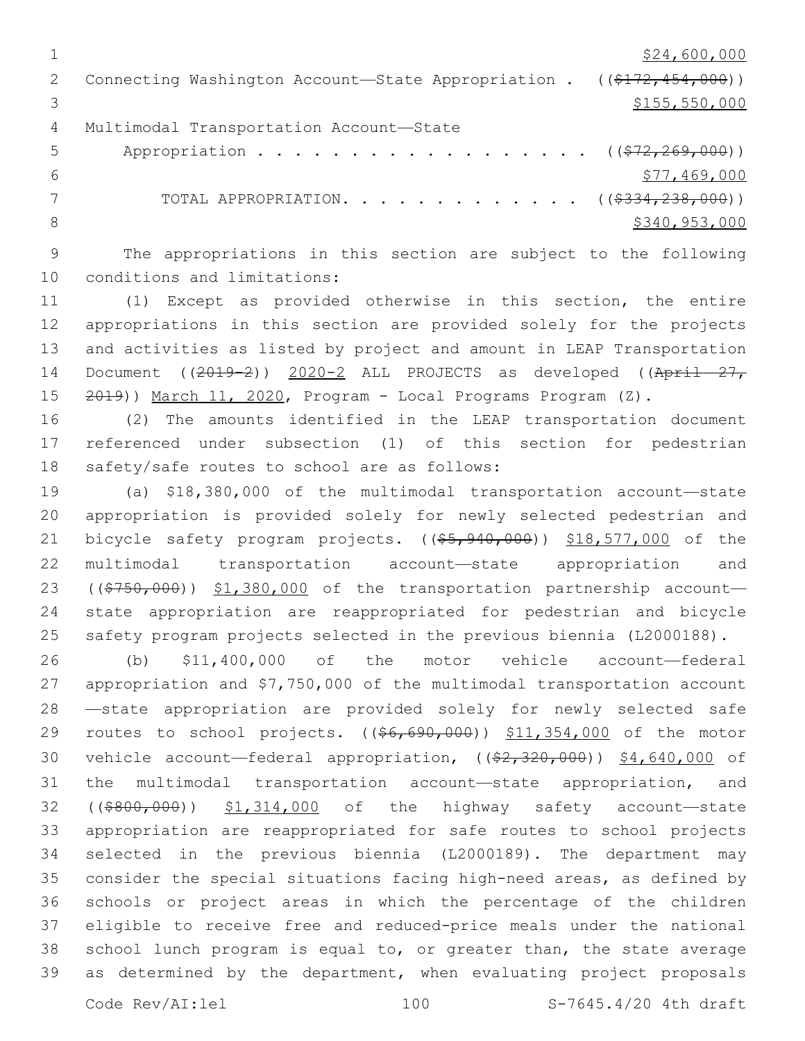$24,600,000

Connecting Washington Account—State Appropriation . ((~~$172,454,000~~))

$155,550,000

Multimodal Transportation Account—State

Appropriation . . . . . . . . . . . . . . . . . . . ((~~$72,269,000~~))

$77,469,000

TOTAL APPROPRIATION. . . . . . . . . . . . . ((~~$334,238,000~~))

$340,953,000

The appropriations in this section are subject to the following conditions and limitations:

(1) Except as provided otherwise in this section, the entire appropriations in this section are provided solely for the projects and activities as listed by project and amount in LEAP Transportation Document ((~~2019-2~~)) 2020-2 ALL PROJECTS as developed ((~~April 27, 2019~~)) March 11, 2020, Program - Local Programs Program (Z).

(2) The amounts identified in the LEAP transportation document referenced under subsection (1) of this section for pedestrian safety/safe routes to school are as follows:

(a) $18,380,000 of the multimodal transportation account—state appropriation is provided solely for newly selected pedestrian and bicycle safety program projects. ((~~$5,940,000~~)) $18,577,000 of the multimodal transportation account—state appropriation and ((~~$750,000~~)) $1,380,000 of the transportation partnership account—state appropriation are reappropriated for pedestrian and bicycle safety program projects selected in the previous biennia (L2000188).

(b) $11,400,000 of the motor vehicle account—federal appropriation and $7,750,000 of the multimodal transportation account—state appropriation are provided solely for newly selected safe routes to school projects. ((~~$6,690,000~~)) $11,354,000 of the motor vehicle account—federal appropriation, ((~~$2,320,000~~)) $4,640,000 of the multimodal transportation account—state appropriation, and ((~~$800,000~~)) $1,314,000 of the highway safety account—state appropriation are reappropriated for safe routes to school projects selected in the previous biennia (L2000189). The department may consider the special situations facing high-need areas, as defined by schools or project areas in which the percentage of the children eligible to receive free and reduced-price meals under the national school lunch program is equal to, or greater than, the state average as determined by the department, when evaluating project proposals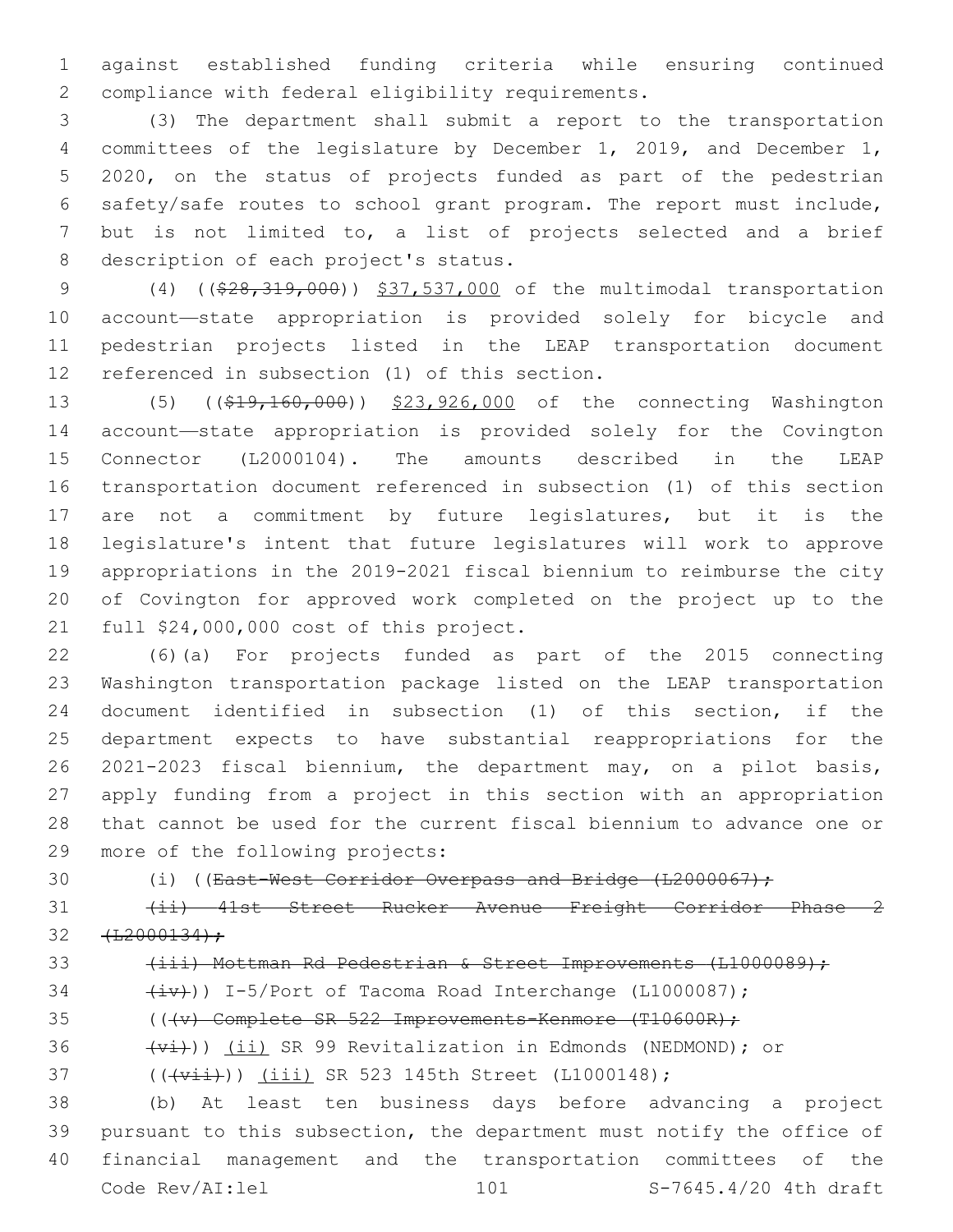against established funding criteria while ensuring continued compliance with federal eligibility requirements.

(3) The department shall submit a report to the transportation committees of the legislature by December 1, 2019, and December 1, 2020, on the status of projects funded as part of the pedestrian safety/safe routes to school grant program. The report must include, but is not limited to, a list of projects selected and a brief description of each project's status.

(4) ((~~$28,319,000~~)) $37,537,000 of the multimodal transportation account—state appropriation is provided solely for bicycle and pedestrian projects listed in the LEAP transportation document referenced in subsection (1) of this section.

(5) ((~~$19,160,000~~)) $23,926,000 of the connecting Washington account—state appropriation is provided solely for the Covington Connector (L2000104). The amounts described in the LEAP transportation document referenced in subsection (1) of this section are not a commitment by future legislatures, but it is the legislature's intent that future legislatures will work to approve appropriations in the 2019-2021 fiscal biennium to reimburse the city of Covington for approved work completed on the project up to the full $24,000,000 cost of this project.

(6)(a) For projects funded as part of the 2015 connecting Washington transportation package listed on the LEAP transportation document identified in subsection (1) of this section, if the department expects to have substantial reappropriations for the 2021-2023 fiscal biennium, the department may, on a pilot basis, apply funding from a project in this section with an appropriation that cannot be used for the current fiscal biennium to advance one or more of the following projects:

(i) ((~~East-West Corridor Overpass and Bridge (L2000067);~~

~~(ii) 41st Street Rucker Avenue Freight Corridor Phase 2 (L2000134);~~

~~(iii) Mottman Rd Pedestrian & Street Improvements (L1000089);~~

~~(iv)~~)) I-5/Port of Tacoma Road Interchange (L1000087);

((~~(v) Complete SR 522 Improvements-Kenmore (T10600R);~~

~~(vi)~~)) (ii) SR 99 Revitalization in Edmonds (NEDMOND); or

((~~(vii)~~)) (iii) SR 523 145th Street (L1000148);

(b) At least ten business days before advancing a project pursuant to this subsection, the department must notify the office of financial management and the transportation committees of the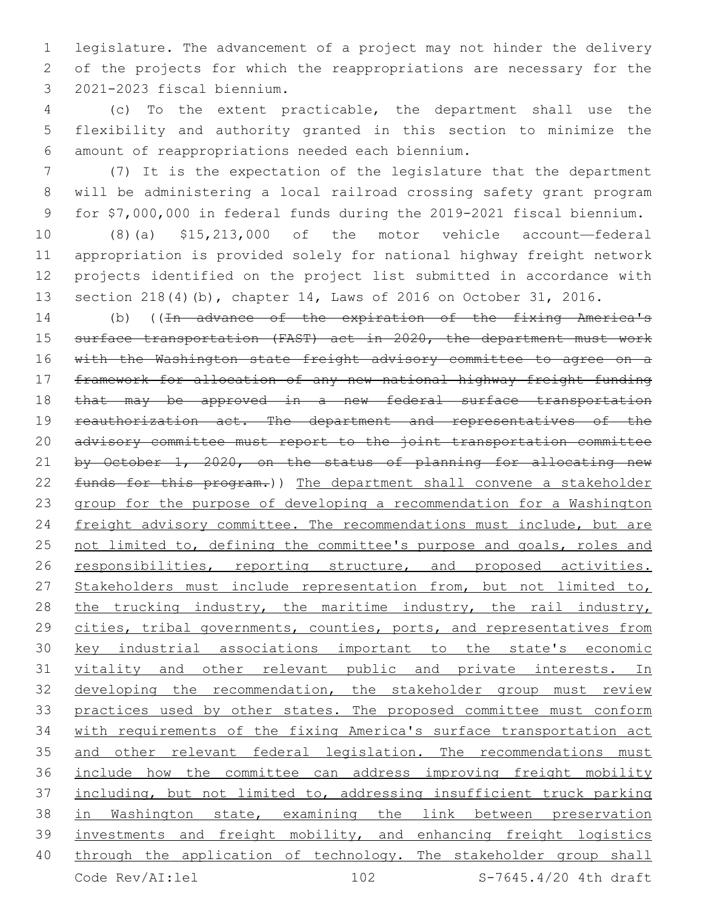legislature. The advancement of a project may not hinder the delivery of the projects for which the reappropriations are necessary for the 2021-2023 fiscal biennium.

(c) To the extent practicable, the department shall use the flexibility and authority granted in this section to minimize the amount of reappropriations needed each biennium.

(7) It is the expectation of the legislature that the department will be administering a local railroad crossing safety grant program for $7,000,000 in federal funds during the 2019-2021 fiscal biennium.

(8)(a) $15,213,000 of the motor vehicle account—federal appropriation is provided solely for national highway freight network projects identified on the project list submitted in accordance with section 218(4)(b), chapter 14, Laws of 2016 on October 31, 2016.

(b) ((~~In advance of the expiration of the fixing America's surface transportation (FAST) act in 2020, the department must work with the Washington state freight advisory committee to agree on a framework for allocation of any new national highway freight funding that may be approved in a new federal surface transportation reauthorization act. The department and representatives of the advisory committee must report to the joint transportation committee by October 1, 2020, on the status of planning for allocating new funds for this program.~~)) <u>The department shall convene a stakeholder group for the purpose of developing a recommendation for a Washington freight advisory committee. The recommendations must include, but are not limited to, defining the committee's purpose and goals, roles and responsibilities, reporting structure, and proposed activities. Stakeholders must include representation from, but not limited to, the trucking industry, the maritime industry, the rail industry, cities, tribal governments, counties, ports, and representatives from key industrial associations important to the state's economic vitality and other relevant public and private interests. In developing the recommendation, the stakeholder group must review practices used by other states. The proposed committee must conform with requirements of the fixing America's surface transportation act and other relevant federal legislation. The recommendations must include how the committee can address improving freight mobility including, but not limited to, addressing insufficient truck parking in Washington state, examining the link between preservation investments and freight mobility, and enhancing freight logistics through the application of technology. The stakeholder group shall</u>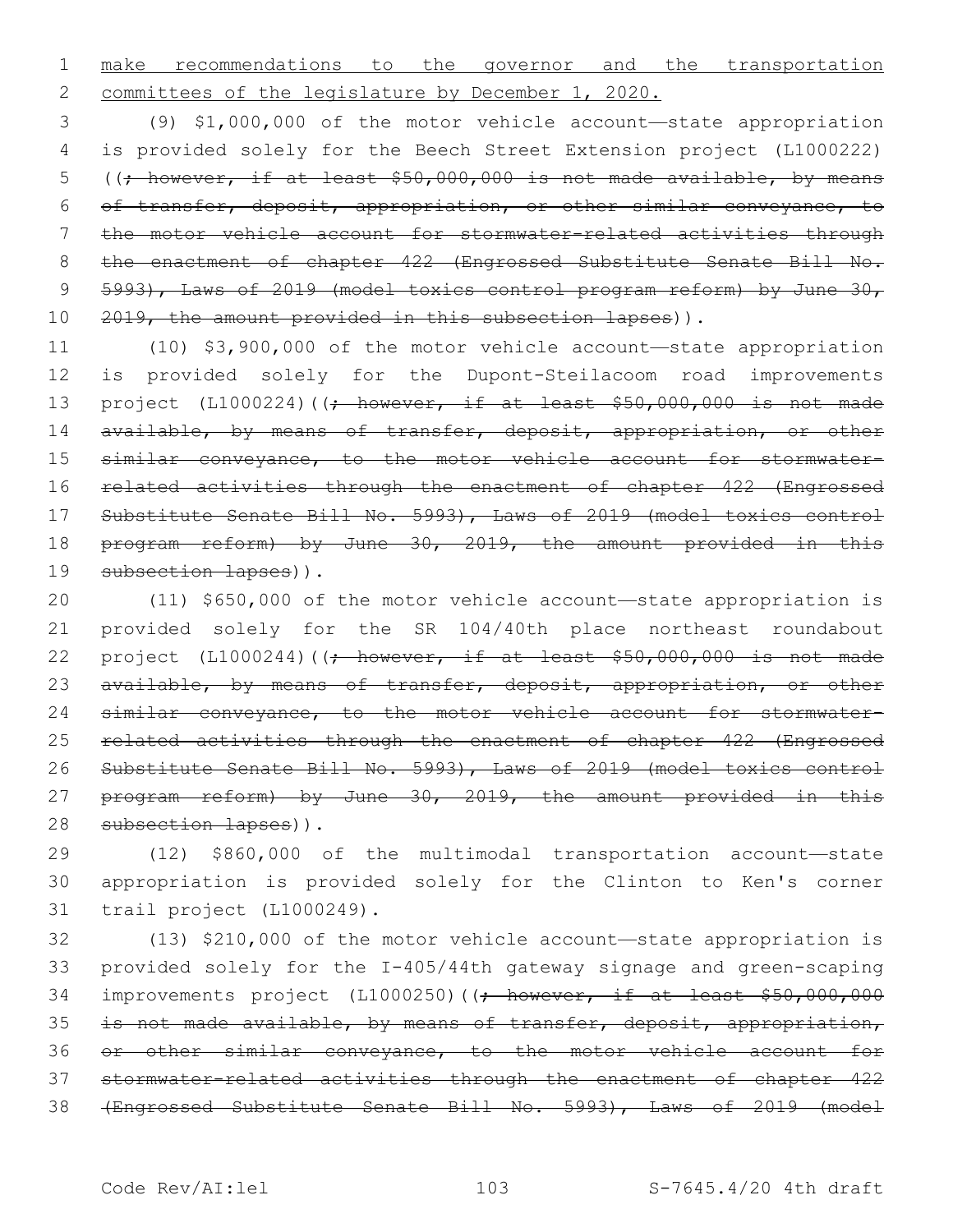make recommendations to the governor and the transportation committees of the legislature by December 1, 2020.

(9) $1,000,000 of the motor vehicle account—state appropriation is provided solely for the Beech Street Extension project (L1000222) ((~~; however, if at least $50,000,000 is not made available, by means of transfer, deposit, appropriation, or other similar conveyance, to the motor vehicle account for stormwater-related activities through the enactment of chapter 422 (Engrossed Substitute Senate Bill No. 5993), Laws of 2019 (model toxics control program reform) by June 30, 2019, the amount provided in this subsection lapses~~)).

(10) $3,900,000 of the motor vehicle account—state appropriation is provided solely for the Dupont-Steilacoom road improvements project (L1000224)((~~; however, if at least $50,000,000 is not made available, by means of transfer, deposit, appropriation, or other similar conveyance, to the motor vehicle account for stormwater-related activities through the enactment of chapter 422 (Engrossed Substitute Senate Bill No. 5993), Laws of 2019 (model toxics control program reform) by June 30, 2019, the amount provided in this subsection lapses~~)).

(11) $650,000 of the motor vehicle account—state appropriation is provided solely for the SR 104/40th place northeast roundabout project (L1000244)((~~; however, if at least $50,000,000 is not made available, by means of transfer, deposit, appropriation, or other similar conveyance, to the motor vehicle account for stormwater-related activities through the enactment of chapter 422 (Engrossed Substitute Senate Bill No. 5993), Laws of 2019 (model toxics control program reform) by June 30, 2019, the amount provided in this subsection lapses~~)).

(12) $860,000 of the multimodal transportation account—state appropriation is provided solely for the Clinton to Ken's corner trail project (L1000249).

(13) $210,000 of the motor vehicle account—state appropriation is provided solely for the I-405/44th gateway signage and green-scaping improvements project (L1000250)((~~; however, if at least $50,000,000 is not made available, by means of transfer, deposit, appropriation, or other similar conveyance, to the motor vehicle account for stormwater-related activities through the enactment of chapter 422 (Engrossed Substitute Senate Bill No. 5993), Laws of 2019 (model~~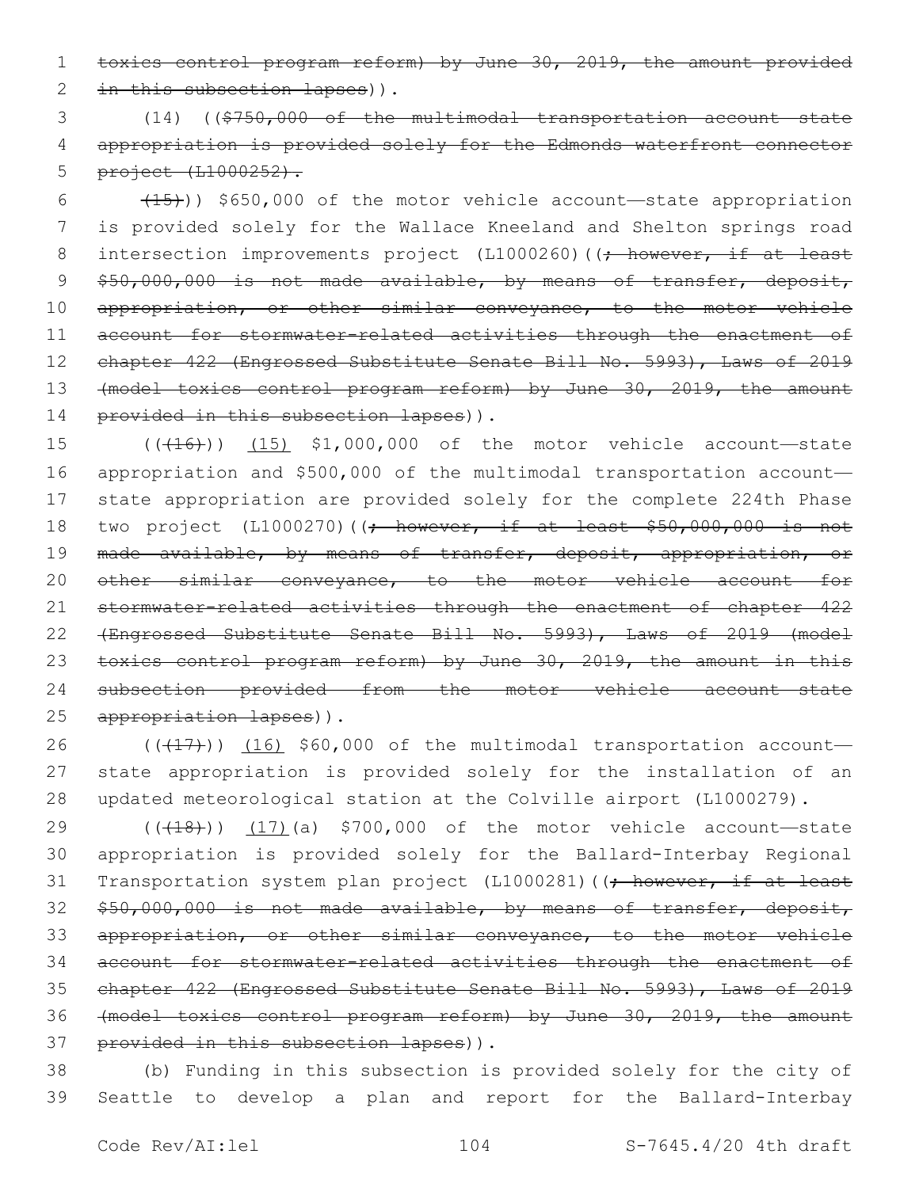toxics control program reform) by June 30, 2019, the amount provided in this subsection lapses)).

(14) (($750,000 of the multimodal transportation account—state appropriation is provided solely for the Edmonds waterfront connector project (L1000252).

(15))) $650,000 of the motor vehicle account—state appropriation is provided solely for the Wallace Kneeland and Shelton springs road intersection improvements project (L1000260)((; however, if at least $50,000,000 is not made available, by means of transfer, deposit, appropriation, or other similar conveyance, to the motor vehicle account for stormwater-related activities through the enactment of chapter 422 (Engrossed Substitute Senate Bill No. 5993), Laws of 2019 (model toxics control program reform) by June 30, 2019, the amount provided in this subsection lapses)).

(((16))) (15) $1,000,000 of the motor vehicle account—state appropriation and $500,000 of the multimodal transportation account—state appropriation are provided solely for the complete 224th Phase two project (L1000270)((; however, if at least $50,000,000 is not made available, by means of transfer, deposit, appropriation, or other similar conveyance, to the motor vehicle account for stormwater-related activities through the enactment of chapter 422 (Engrossed Substitute Senate Bill No. 5993), Laws of 2019 (model toxics control program reform) by June 30, 2019, the amount in this subsection provided from the motor vehicle account—state appropriation lapses)).

(((17))) (16) $60,000 of the multimodal transportation account—state appropriation is provided solely for the installation of an updated meteorological station at the Colville airport (L1000279).

(((18))) (17)(a) $700,000 of the motor vehicle account—state appropriation is provided solely for the Ballard-Interbay Regional Transportation system plan project (L1000281)((; however, if at least $50,000,000 is not made available, by means of transfer, deposit, appropriation, or other similar conveyance, to the motor vehicle account for stormwater-related activities through the enactment of chapter 422 (Engrossed Substitute Senate Bill No. 5993), Laws of 2019 (model toxics control program reform) by June 30, 2019, the amount provided in this subsection lapses)).

(b) Funding in this subsection is provided solely for the city of Seattle to develop a plan and report for the Ballard-Interbay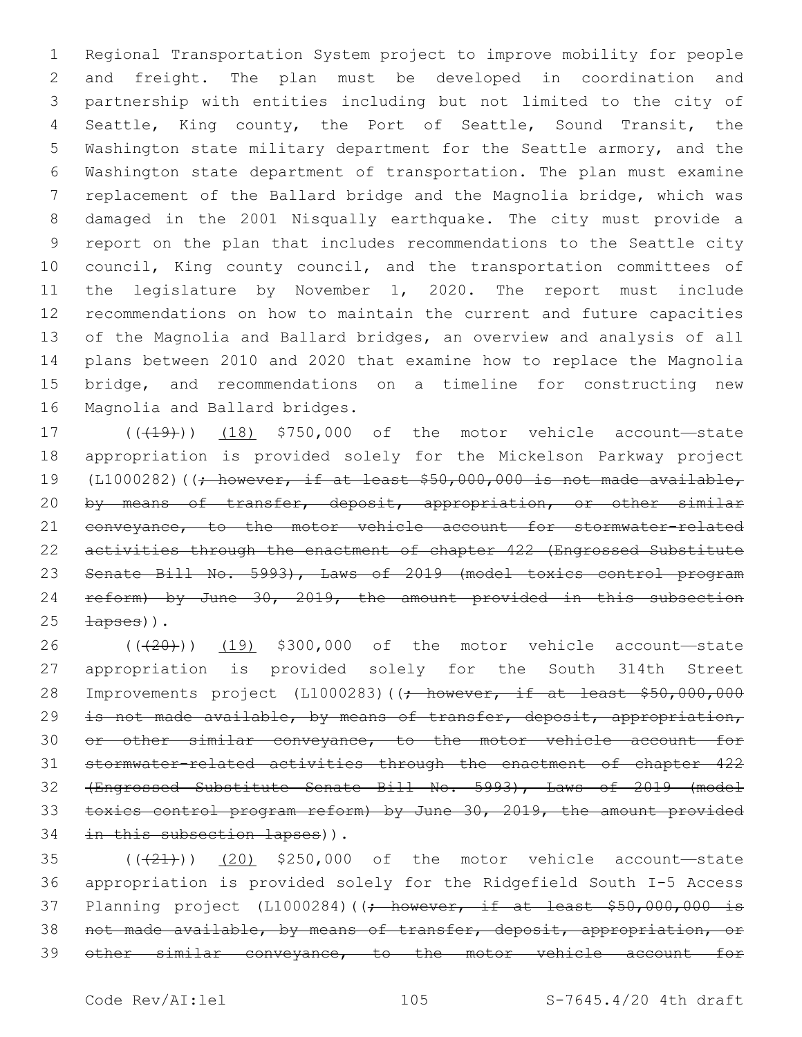Regional Transportation System project to improve mobility for people and freight. The plan must be developed in coordination and partnership with entities including but not limited to the city of Seattle, King county, the Port of Seattle, Sound Transit, the Washington state military department for the Seattle armory, and the Washington state department of transportation. The plan must examine replacement of the Ballard bridge and the Magnolia bridge, which was damaged in the 2001 Nisqually earthquake. The city must provide a report on the plan that includes recommendations to the Seattle city council, King county council, and the transportation committees of the legislature by November 1, 2020. The report must include recommendations on how to maintain the current and future capacities of the Magnolia and Ballard bridges, an overview and analysis of all plans between 2010 and 2020 that examine how to replace the Magnolia bridge, and recommendations on a timeline for constructing new Magnolia and Ballard bridges.

(((19))) (18) $750,000 of the motor vehicle account—state appropriation is provided solely for the Mickelson Parkway project (L1000282)((; however, if at least $50,000,000 is not made available, by means of transfer, deposit, appropriation, or other similar conveyance, to the motor vehicle account for stormwater-related activities through the enactment of chapter 422 (Engrossed Substitute Senate Bill No. 5993), Laws of 2019 (model toxics control program reform) by June 30, 2019, the amount provided in this subsection lapses)).

(((20))) (19) $300,000 of the motor vehicle account—state appropriation is provided solely for the South 314th Street Improvements project (L1000283)((; however, if at least $50,000,000 is not made available, by means of transfer, deposit, appropriation, or other similar conveyance, to the motor vehicle account for stormwater-related activities through the enactment of chapter 422 (Engrossed Substitute Senate Bill No. 5993), Laws of 2019 (model toxics control program reform) by June 30, 2019, the amount provided in this subsection lapses)).

(((21))) (20) $250,000 of the motor vehicle account—state appropriation is provided solely for the Ridgefield South I-5 Access Planning project (L1000284)((; however, if at least $50,000,000 is not made available, by means of transfer, deposit, appropriation, or other similar conveyance, to the motor vehicle account for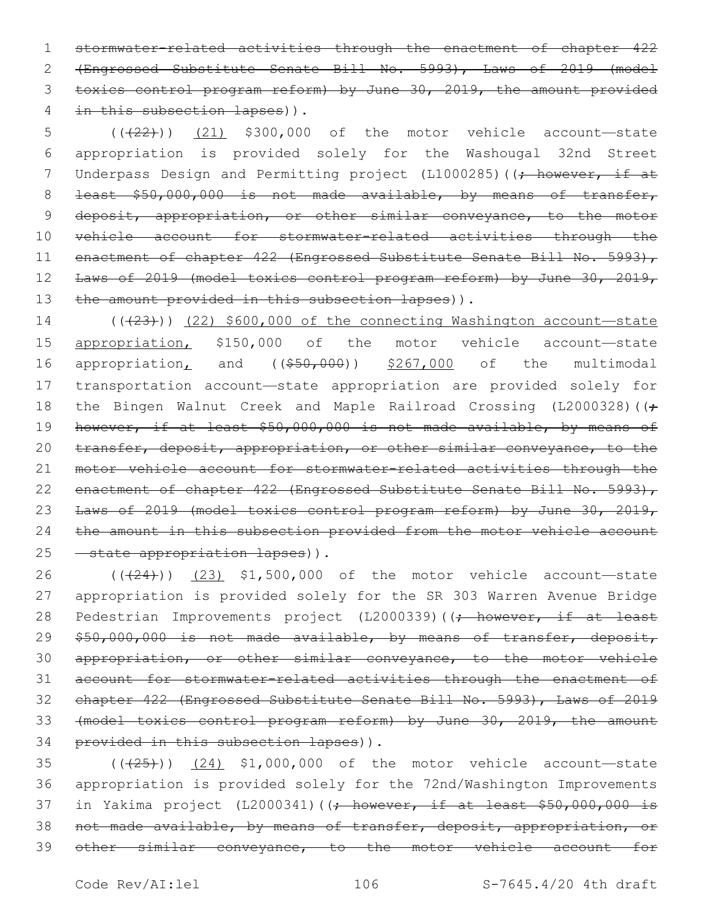stormwater-related activities through the enactment of chapter 422 (Engrossed Substitute Senate Bill No. 5993), Laws of 2019 (model toxics control program reform) by June 30, 2019, the amount provided in this subsection lapses)).

(((22))) (21) $300,000 of the motor vehicle account—state appropriation is provided solely for the Washougal 32nd Street Underpass Design and Permitting project (L1000285)((; however, if at least $50,000,000 is not made available, by means of transfer, deposit, appropriation, or other similar conveyance, to the motor vehicle account for stormwater-related activities through the enactment of chapter 422 (Engrossed Substitute Senate Bill No. 5993), Laws of 2019 (model toxics control program reform) by June 30, 2019, the amount provided in this subsection lapses)).

(((23))) (22) $600,000 of the connecting Washington account—state appropriation, $150,000 of the motor vehicle account—state appropriation, and (($50,000)) $267,000 of the multimodal transportation account—state appropriation are provided solely for the Bingen Walnut Creek and Maple Railroad Crossing (L2000328)((; however, if at least $50,000,000 is not made available, by means of transfer, deposit, appropriation, or other similar conveyance, to the motor vehicle account for stormwater-related activities through the enactment of chapter 422 (Engrossed Substitute Senate Bill No. 5993), Laws of 2019 (model toxics control program reform) by June 30, 2019, the amount in this subsection provided from the motor vehicle account —state appropriation lapses)).

(((24))) (23) $1,500,000 of the motor vehicle account—state appropriation is provided solely for the SR 303 Warren Avenue Bridge Pedestrian Improvements project (L2000339)((; however, if at least $50,000,000 is not made available, by means of transfer, deposit, appropriation, or other similar conveyance, to the motor vehicle account for stormwater-related activities through the enactment of chapter 422 (Engrossed Substitute Senate Bill No. 5993), Laws of 2019 (model toxics control program reform) by June 30, 2019, the amount provided in this subsection lapses)).

(((25))) (24) $1,000,000 of the motor vehicle account—state appropriation is provided solely for the 72nd/Washington Improvements in Yakima project (L2000341)((; however, if at least $50,000,000 is not made available, by means of transfer, deposit, appropriation, or other similar conveyance, to the motor vehicle account for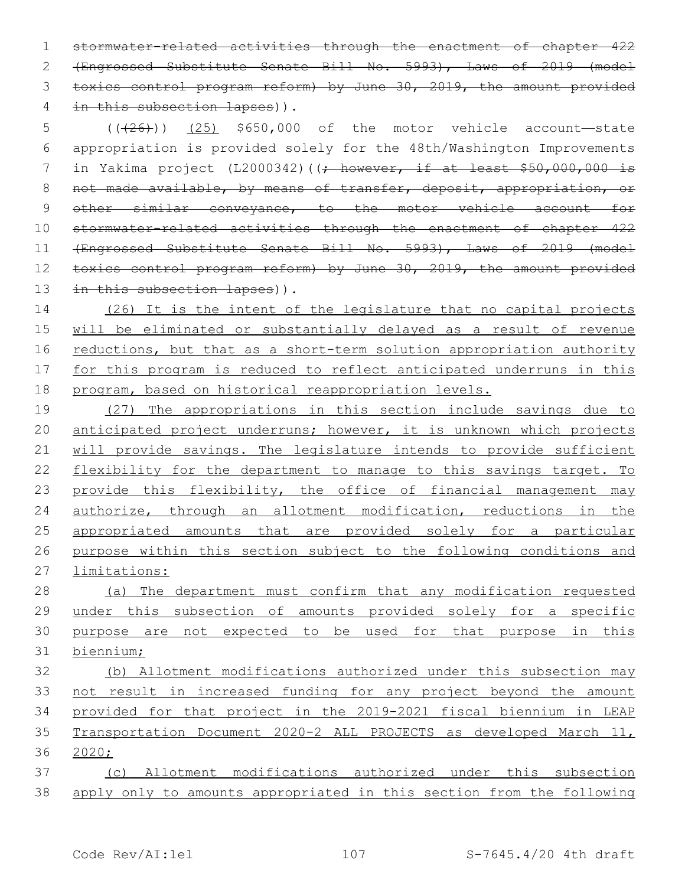~~stormwater-related activities through the enactment of chapter 422 (Engrossed Substitute Senate Bill No. 5993), Laws of 2019 (model toxics control program reform) by June 30, 2019, the amount provided in this subsection lapses~~)).

((~~(26)~~)) (25) $650,000 of the motor vehicle account—state appropriation is provided solely for the 48th/Washington Improvements in Yakima project (L2000342)((~~; however, if at least $50,000,000 is not made available, by means of transfer, deposit, appropriation, or other similar conveyance, to the motor vehicle account for stormwater-related activities through the enactment of chapter 422 (Engrossed Substitute Senate Bill No. 5993), Laws of 2019 (model toxics control program reform) by June 30, 2019, the amount provided in this subsection lapses~~)).

(26) It is the intent of the legislature that no capital projects will be eliminated or substantially delayed as a result of revenue reductions, but that as a short-term solution appropriation authority for this program is reduced to reflect anticipated underruns in this program, based on historical reappropriation levels.

(27) The appropriations in this section include savings due to anticipated project underruns; however, it is unknown which projects will provide savings. The legislature intends to provide sufficient flexibility for the department to manage to this savings target. To provide this flexibility, the office of financial management may authorize, through an allotment modification, reductions in the appropriated amounts that are provided solely for a particular purpose within this section subject to the following conditions and limitations:

(a) The department must confirm that any modification requested under this subsection of amounts provided solely for a specific purpose are not expected to be used for that purpose in this biennium;

(b) Allotment modifications authorized under this subsection may not result in increased funding for any project beyond the amount provided for that project in the 2019-2021 fiscal biennium in LEAP Transportation Document 2020-2 ALL PROJECTS as developed March 11, 2020;

(c) Allotment modifications authorized under this subsection apply only to amounts appropriated in this section from the following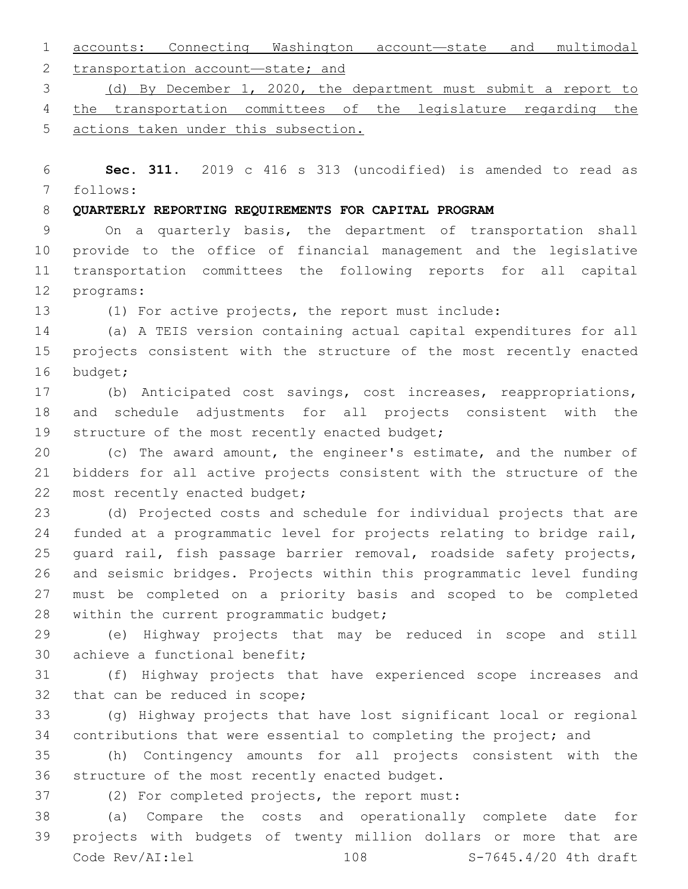accounts: Connecting Washington account—state and multimodal transportation account—state; and

(d) By December 1, 2020, the department must submit a report to the transportation committees of the legislature regarding the actions taken under this subsection.

**Sec. 311.** 2019 c 416 s 313 (uncodified) is amended to read as follows:

**QUARTERLY REPORTING REQUIREMENTS FOR CAPITAL PROGRAM**

On a quarterly basis, the department of transportation shall provide to the office of financial management and the legislative transportation committees the following reports for all capital programs:

(1) For active projects, the report must include:

(a) A TEIS version containing actual capital expenditures for all projects consistent with the structure of the most recently enacted budget;

(b) Anticipated cost savings, cost increases, reappropriations, and schedule adjustments for all projects consistent with the structure of the most recently enacted budget;

(c) The award amount, the engineer's estimate, and the number of bidders for all active projects consistent with the structure of the most recently enacted budget;

(d) Projected costs and schedule for individual projects that are funded at a programmatic level for projects relating to bridge rail, guard rail, fish passage barrier removal, roadside safety projects, and seismic bridges. Projects within this programmatic level funding must be completed on a priority basis and scoped to be completed within the current programmatic budget;

(e) Highway projects that may be reduced in scope and still achieve a functional benefit;

(f) Highway projects that have experienced scope increases and that can be reduced in scope;

(g) Highway projects that have lost significant local or regional contributions that were essential to completing the project; and

(h) Contingency amounts for all projects consistent with the structure of the most recently enacted budget.

(2) For completed projects, the report must:

(a) Compare the costs and operationally complete date for projects with budgets of twenty million dollars or more that are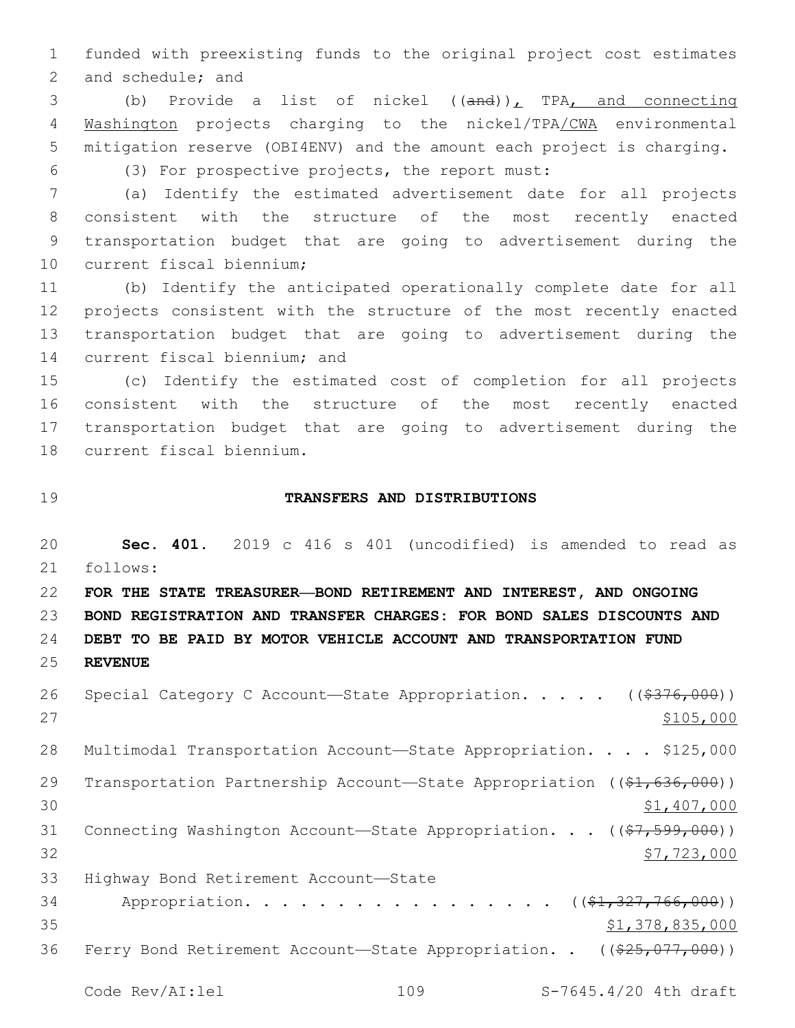funded with preexisting funds to the original project cost estimates and schedule; and

(b) Provide a list of nickel ((~~and~~)), TPA, and connecting Washington projects charging to the nickel/TPA/CWA environmental mitigation reserve (OBI4ENV) and the amount each project is charging.

(3) For prospective projects, the report must:

(a) Identify the estimated advertisement date for all projects consistent with the structure of the most recently enacted transportation budget that are going to advertisement during the current fiscal biennium;

(b) Identify the anticipated operationally complete date for all projects consistent with the structure of the most recently enacted transportation budget that are going to advertisement during the current fiscal biennium; and

(c) Identify the estimated cost of completion for all projects consistent with the structure of the most recently enacted transportation budget that are going to advertisement during the current fiscal biennium.

## TRANSFERS AND DISTRIBUTIONS

**Sec. 401.** 2019 c 416 s 401 (uncodified) is amended to read as follows:

**FOR THE STATE TREASURER—BOND RETIREMENT AND INTEREST, AND ONGOING BOND REGISTRATION AND TRANSFER CHARGES: FOR BOND SALES DISCOUNTS AND DEBT TO BE PAID BY MOTOR VEHICLE ACCOUNT AND TRANSPORTATION FUND REVENUE**

Special Category C Account—State Appropriation. . . . . ((~~$376,000~~)) $105,000

Multimodal Transportation Account—State Appropriation. . . . $125,000

Transportation Partnership Account—State Appropriation ((~~$1,636,000~~)) $1,407,000

Connecting Washington Account—State Appropriation. . . ((~~$7,599,000~~)) $7,723,000

Highway Bond Retirement Account—State Appropriation. . . . . . . . . . . . . . . . . ((~~$1,327,766,000~~)) $1,378,835,000

Ferry Bond Retirement Account—State Appropriation. . ((~~$25,077,000~~))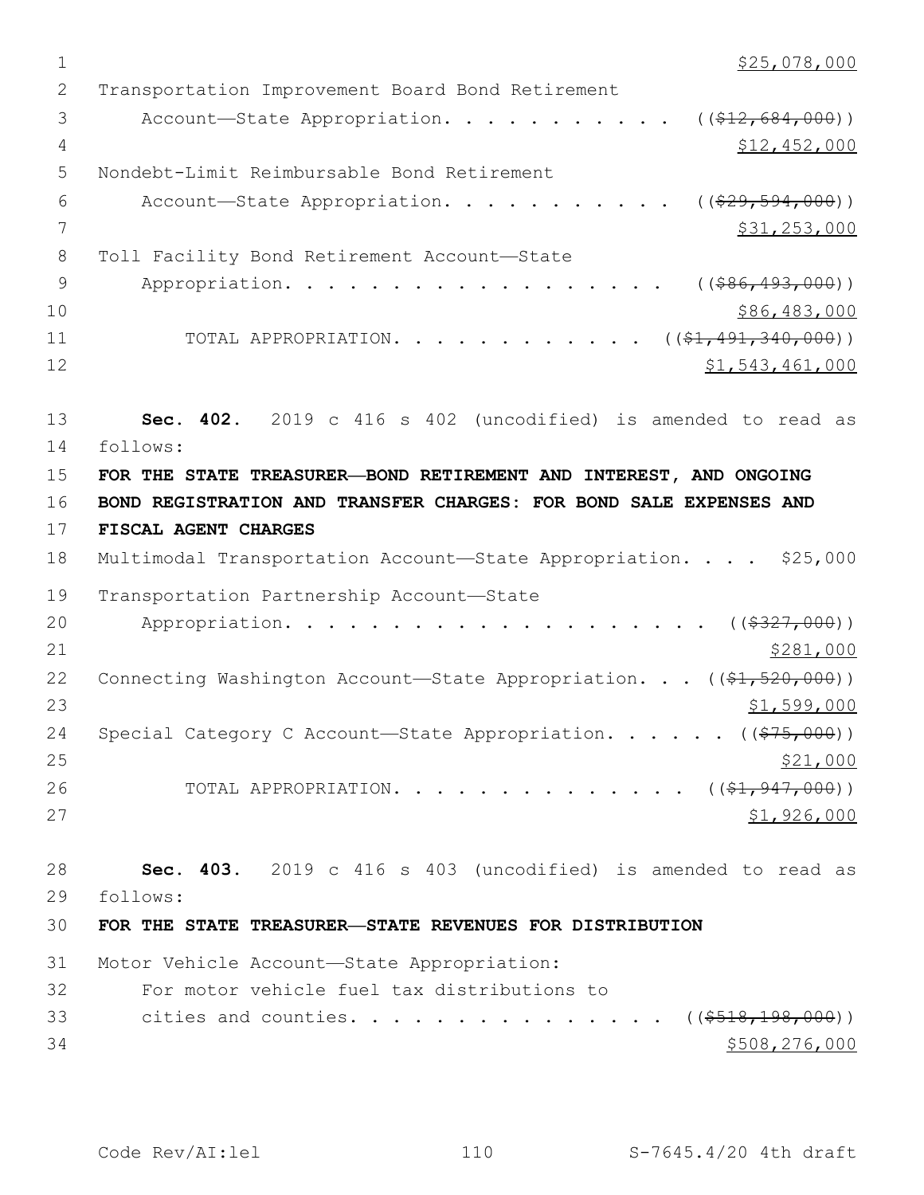$25,078,000

Transportation Improvement Board Bond Retirement Account—State Appropriation. . . . . . . . . . . ((~~$12,684,000~~))
$12,452,000

Nondebt-Limit Reimbursable Bond Retirement Account—State Appropriation. . . . . . . . . . . ((~~$29,594,000~~))
$31,253,000

Toll Facility Bond Retirement Account—State Appropriation. . . . . . . . . . . . . . . . . . ((~~$86,493,000~~))
$86,483,000

TOTAL APPROPRIATION. . . . . . . . . . . . ((~~$1,491,340,000~~))
$1,543,461,000

**Sec. 402.** 2019 c 416 s 402 (uncodified) is amended to read as follows:

**FOR THE STATE TREASURER—BOND RETIREMENT AND INTEREST, AND ONGOING BOND REGISTRATION AND TRANSFER CHARGES: FOR BOND SALE EXPENSES AND FISCAL AGENT CHARGES**

Multimodal Transportation Account—State Appropriation. . . . $25,000

Transportation Partnership Account—State Appropriation. . . . . . . . . . . . . . . . . . . . ((~~$327,000~~))
$281,000

Connecting Washington Account—State Appropriation. . . ((~~$1,520,000~~))
$1,599,000

Special Category C Account—State Appropriation. . . . . . ((~~$75,000~~))
$21,000

TOTAL APPROPRIATION. . . . . . . . . . . . . . ((~~$1,947,000~~))
$1,926,000

**Sec. 403.** 2019 c 416 s 403 (uncodified) is amended to read as follows:

**FOR THE STATE TREASURER—STATE REVENUES FOR DISTRIBUTION**

Motor Vehicle Account—State Appropriation:
For motor vehicle fuel tax distributions to cities and counties. . . . . . . . . . . . . . . . ((~~$518,198,000~~))
$508,276,000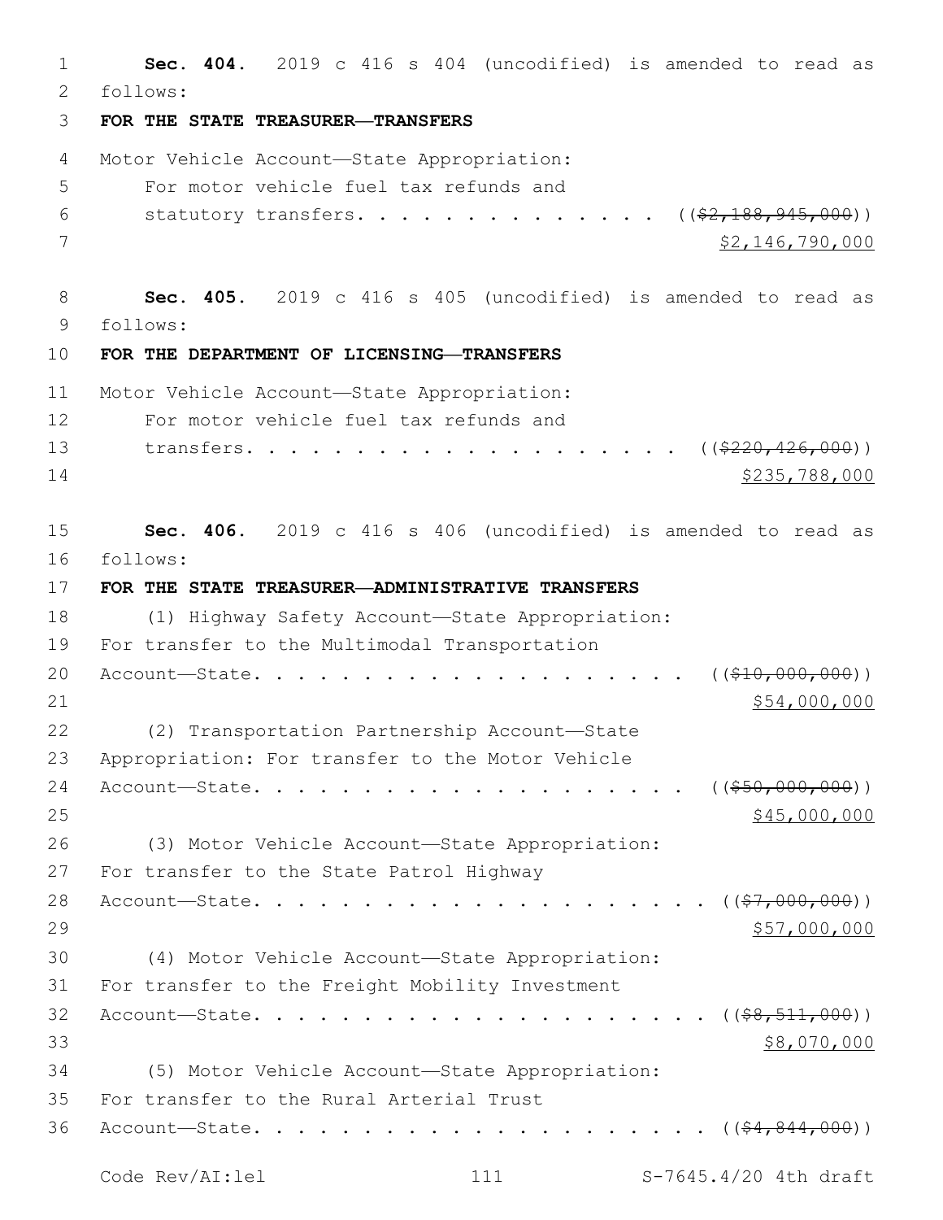**Sec. 404.** 2019 c 416 s 404 (uncodified) is amended to read as follows:

**FOR THE STATE TREASURER—TRANSFERS**

Motor Vehicle Account—State Appropriation:
For motor vehicle fuel tax refunds and statutory transfers. . . . . . . . . . . . . . ((~~$2,188,945,000~~))
$2,146,790,000

**Sec. 405.** 2019 c 416 s 405 (uncodified) is amended to read as follows:

**FOR THE DEPARTMENT OF LICENSING—TRANSFERS**

Motor Vehicle Account—State Appropriation:
For motor vehicle fuel tax refunds and transfers. . . . . . . . . . . . . . . . . . . . . ((~~$220,426,000~~))
$235,788,000

**Sec. 406.** 2019 c 416 s 406 (uncodified) is amended to read as follows:

**FOR THE STATE TREASURER—ADMINISTRATIVE TRANSFERS**

(1) Highway Safety Account—State Appropriation:
For transfer to the Multimodal Transportation Account—State. . . . . . . . . . . . . . . . . . . . . ((~~$10,000,000~~))
$54,000,000

(2) Transportation Partnership Account—State Appropriation: For transfer to the Motor Vehicle Account—State. . . . . . . . . . . . . . . . . . . . . ((~~$50,000,000~~))
$45,000,000

(3) Motor Vehicle Account—State Appropriation:
For transfer to the State Patrol Highway Account—State. . . . . . . . . . . . . . . . . . . . . . ((~~$7,000,000~~))
$57,000,000

(4) Motor Vehicle Account—State Appropriation:
For transfer to the Freight Mobility Investment Account—State. . . . . . . . . . . . . . . . . . . . . . ((~~$8,511,000~~))
$8,070,000

(5) Motor Vehicle Account—State Appropriation:
For transfer to the Rural Arterial Trust Account—State. . . . . . . . . . . . . . . . . . . . . . ((~~$4,844,000~~))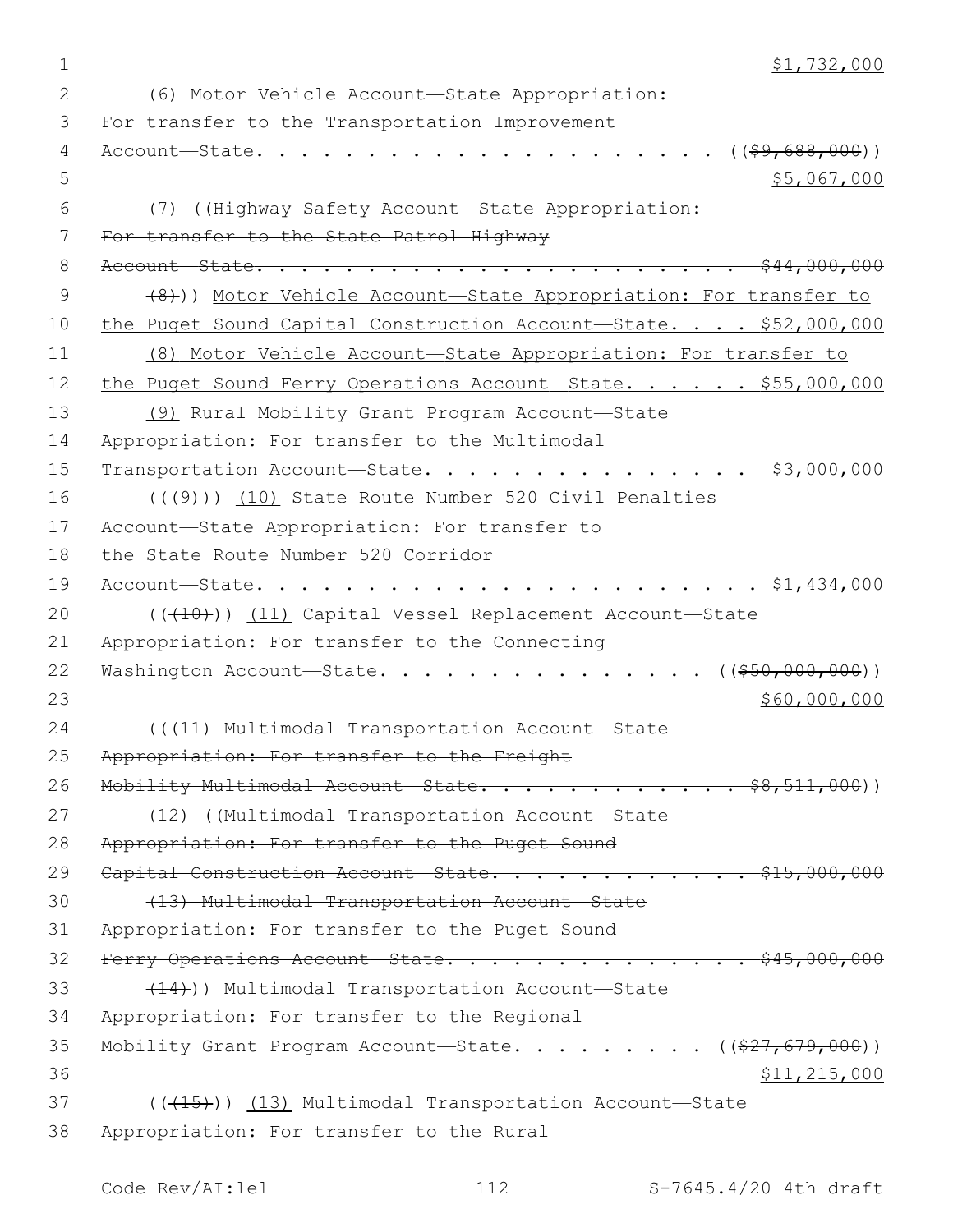$1,732,000

(6) Motor Vehicle Account—State Appropriation: For transfer to the Transportation Improvement Account—State. . . . . . . . . . . . . . . . . . . . . (($9,688,000))

$5,067,000

(7) ((~~Highway Safety Account—State Appropriation: For transfer to the State Patrol Highway Account—State. . . . . . . . . . . . . . . . . . . . . . . $44,000,000~~

~~(8)~~)) Motor Vehicle Account—State Appropriation: For transfer to the Puget Sound Capital Construction Account—State. . . . $52,000,000

(8) Motor Vehicle Account—State Appropriation: For transfer to the Puget Sound Ferry Operations Account—State. . . . . . $55,000,000

(9) Rural Mobility Grant Program Account—State Appropriation: For transfer to the Multimodal Transportation Account—State. . . . . . . . . . . . . . . . $3,000,000

((~~(9)~~)) (10) State Route Number 520 Civil Penalties Account—State Appropriation: For transfer to the State Route Number 520 Corridor Account—State. . . . . . . . . . . . . . . . . . . . . . . $1,434,000

((~~(10)~~)) (11) Capital Vessel Replacement Account—State Appropriation: For transfer to the Connecting Washington Account—State. . . . . . . . . . . . . . . . ((~~$50,000,000~~))

$60,000,000

((~~(11) Multimodal Transportation Account—State Appropriation: For transfer to the Freight Mobility Multimodal Account—State. . . . . . . . . . . . $8,511,000~~))

(12) ((~~Multimodal Transportation Account—State Appropriation: For transfer to the Puget Sound Capital Construction Account—State. . . . . . . . . . . . . $15,000,000~~

~~(13) Multimodal Transportation Account—State Appropriation: For transfer to the Puget Sound Ferry Operations Account—State. . . . . . . . . . . . . . . $45,000,000~~

~~(14)~~)) Multimodal Transportation Account—State Appropriation: For transfer to the Regional Mobility Grant Program Account—State. . . . . . . . . . ((~~$27,679,000~~))

$11,215,000

((~~(15)~~)) (13) Multimodal Transportation Account—State Appropriation: For transfer to the Rural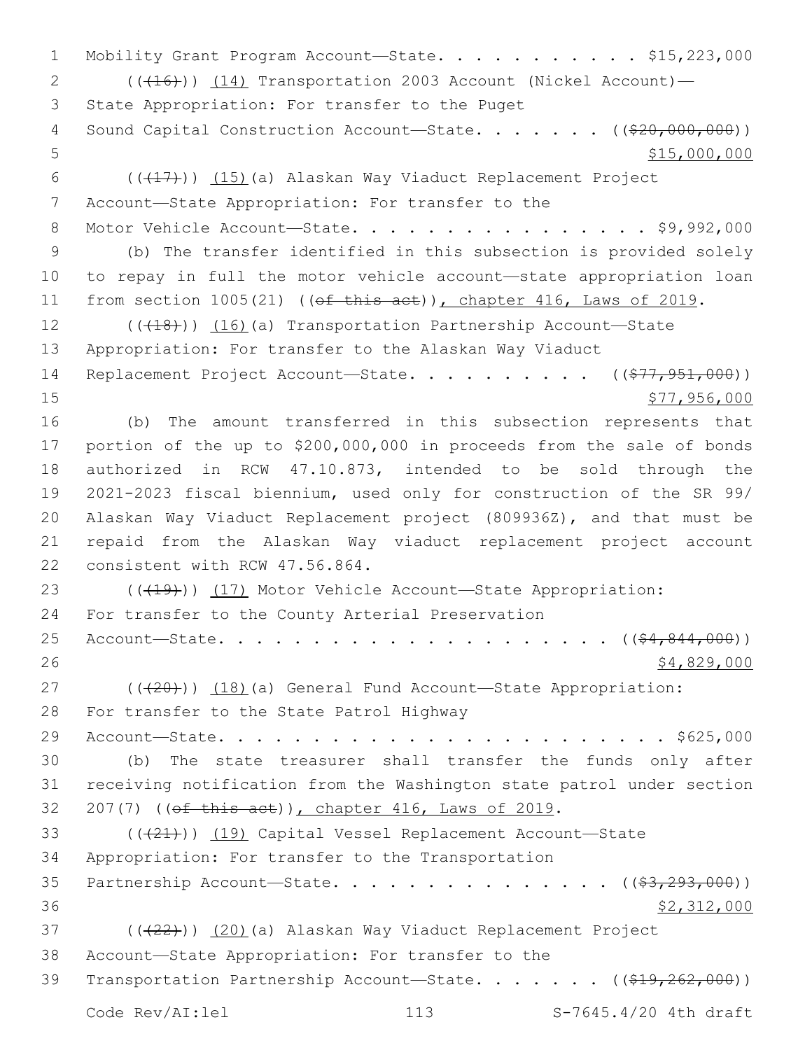Mobility Grant Program Account—State. . . . . . . . . . . . $15,223,000

((~~(16)~~)) <u>(14)</u> Transportation 2003 Account (Nickel Account)— State Appropriation: For transfer to the Puget Sound Capital Construction Account—State. . . . . . . ((~~$20,000,000~~)) <u>$15,000,000</u>

((~~(17)~~)) <u>(15)</u>(a) Alaskan Way Viaduct Replacement Project Account—State Appropriation: For transfer to the Motor Vehicle Account—State. . . . . . . . . . . . . . . . . $9,992,000

(b) The transfer identified in this subsection is provided solely to repay in full the motor vehicle account—state appropriation loan from section 1005(21) ((~~of this act~~))<u>, chapter 416, Laws of 2019</u>.

((~~(18)~~)) <u>(16)</u>(a) Transportation Partnership Account—State Appropriation: For transfer to the Alaskan Way Viaduct Replacement Project Account—State. . . . . . . . . . ((~~$77,951,000~~)) <u>$77,956,000</u>

(b) The amount transferred in this subsection represents that portion of the up to $200,000,000 in proceeds from the sale of bonds authorized in RCW 47.10.873, intended to be sold through the 2021-2023 fiscal biennium, used only for construction of the SR 99/ Alaskan Way Viaduct Replacement project (809936Z), and that must be repaid from the Alaskan Way viaduct replacement project account consistent with RCW 47.56.864.

((~~(19)~~)) <u>(17)</u> Motor Vehicle Account—State Appropriation: For transfer to the County Arterial Preservation Account—State. . . . . . . . . . . . . . . . . . . . . . ((~~$4,844,000~~)) <u>$4,829,000</u>

((~~(20)~~)) <u>(18)</u>(a) General Fund Account—State Appropriation: For transfer to the State Patrol Highway Account—State. . . . . . . . . . . . . . . . . . . . . . . . . $625,000

(b) The state treasurer shall transfer the funds only after receiving notification from the Washington state patrol under section 207(7) ((~~of this act~~))<u>, chapter 416, Laws of 2019</u>.

((~~(21)~~)) <u>(19)</u> Capital Vessel Replacement Account—State Appropriation: For transfer to the Transportation Partnership Account—State. . . . . . . . . . . . . . . ((~~$3,293,000~~)) <u>$2,312,000</u>

((~~(22)~~)) <u>(20)</u>(a) Alaskan Way Viaduct Replacement Project Account—State Appropriation: For transfer to the Transportation Partnership Account—State. . . . . . . ((~~$19,262,000~~))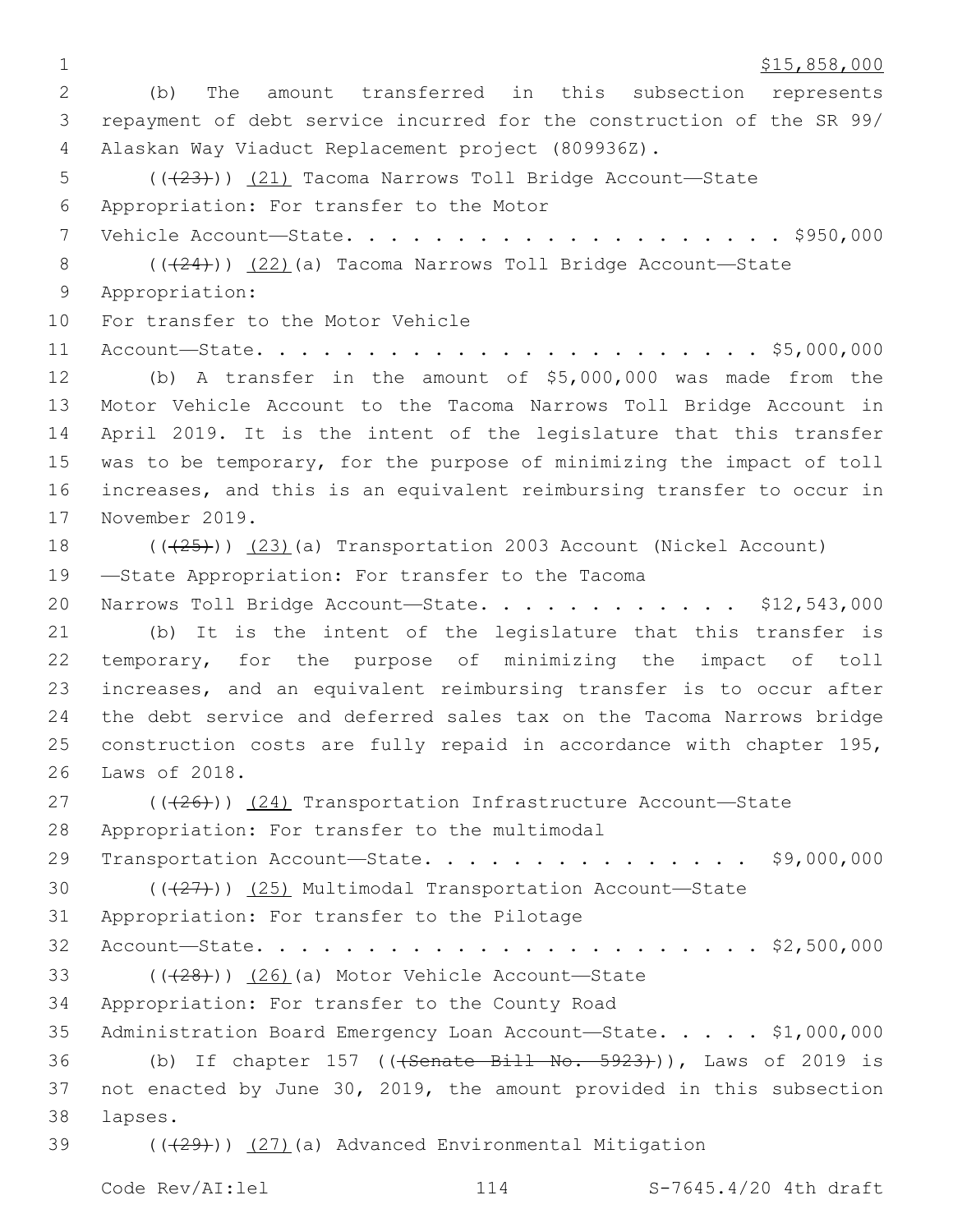$15,858,000

(b) The amount transferred in this subsection represents repayment of debt service incurred for the construction of the SR 99/ Alaskan Way Viaduct Replacement project (809936Z).

(((23))) (21) Tacoma Narrows Toll Bridge Account—State Appropriation: For transfer to the Motor Vehicle Account—State. . . . . . . . . . . . . . . . . . . . . . $950,000

(((24))) (22)(a) Tacoma Narrows Toll Bridge Account—State Appropriation:

For transfer to the Motor Vehicle Account—State. . . . . . . . . . . . . . . . . . . . . . . . $5,000,000

(b) A transfer in the amount of $5,000,000 was made from the Motor Vehicle Account to the Tacoma Narrows Toll Bridge Account in April 2019. It is the intent of the legislature that this transfer was to be temporary, for the purpose of minimizing the impact of toll increases, and this is an equivalent reimbursing transfer to occur in November 2019.

(((25))) (23)(a) Transportation 2003 Account (Nickel Account) —State Appropriation: For transfer to the Tacoma Narrows Toll Bridge Account—State. . . . . . . . . . . . $12,543,000

(b) It is the intent of the legislature that this transfer is temporary, for the purpose of minimizing the impact of toll increases, and an equivalent reimbursing transfer is to occur after the debt service and deferred sales tax on the Tacoma Narrows bridge construction costs are fully repaid in accordance with chapter 195, Laws of 2018.

(((26))) (24) Transportation Infrastructure Account—State Appropriation: For transfer to the multimodal Transportation Account—State. . . . . . . . . . . . . . . . $9,000,000

(((27))) (25) Multimodal Transportation Account—State Appropriation: For transfer to the Pilotage Account—State. . . . . . . . . . . . . . . . . . . . . . . . $2,500,000

(((28))) (26)(a) Motor Vehicle Account—State Appropriation: For transfer to the County Road Administration Board Emergency Loan Account—State. . . . . $1,000,000

(b) If chapter 157 (((Senate Bill No. 5923))), Laws of 2019 is not enacted by June 30, 2019, the amount provided in this subsection lapses.

(((29))) (27)(a) Advanced Environmental Mitigation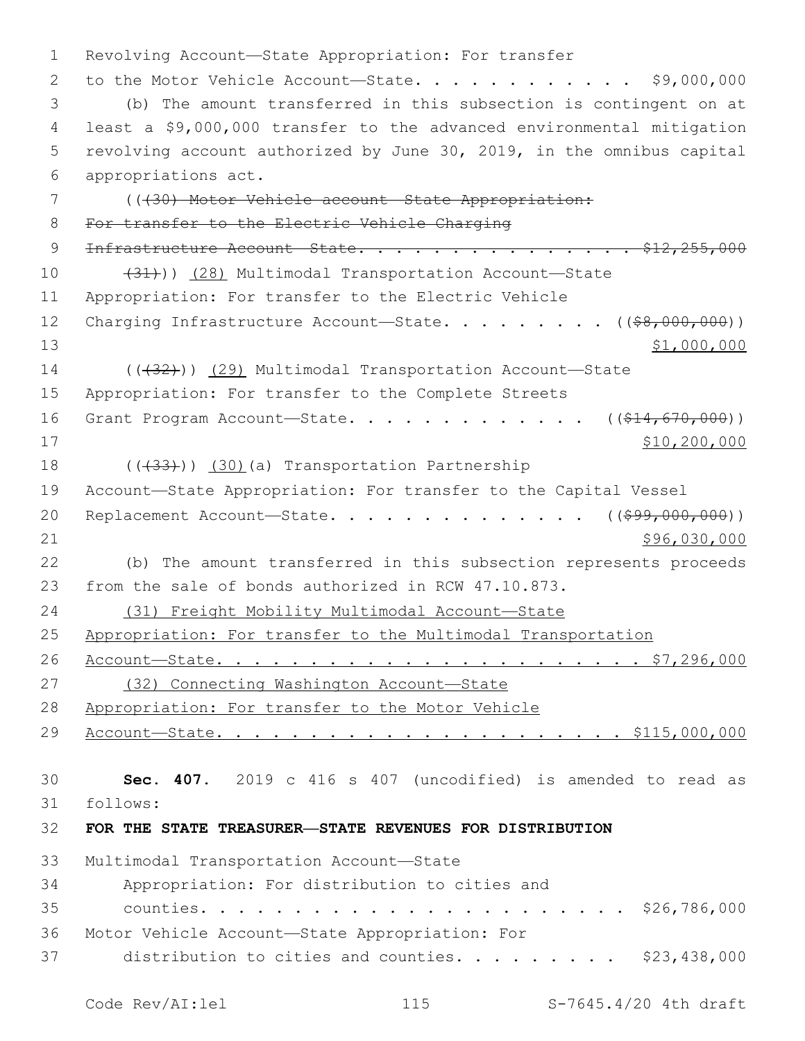Revolving Account—State Appropriation: For transfer to the Motor Vehicle Account—State. . . . . . . . . . . . . $9,000,000

(b) The amount transferred in this subsection is contingent on at least a $9,000,000 transfer to the advanced environmental mitigation revolving account authorized by June 30, 2019, in the omnibus capital appropriations act.

((~~(30) Motor Vehicle account—State Appropriation: For transfer to the Electric Vehicle Charging Infrastructure Account—State. . . . . . . . . . . . . . . . $12,255,000~~

~~(31)~~)) <u>(28)</u> Multimodal Transportation Account—State Appropriation: For transfer to the Electric Vehicle Charging Infrastructure Account—State. . . . . . . . . ((~~$8,000,000~~)) <u>$1,000,000</u>

((~~(32)~~)) <u>(29)</u> Multimodal Transportation Account—State Appropriation: For transfer to the Complete Streets Grant Program Account—State. . . . . . . . . . . . . ((~~$14,670,000~~)) <u>$10,200,000</u>

((~~(33)~~)) <u>(30)</u>(a) Transportation Partnership Account—State Appropriation: For transfer to the Capital Vessel Replacement Account—State. . . . . . . . . . . . . . . ((~~$99,000,000~~)) <u>$96,030,000</u>

(b) The amount transferred in this subsection represents proceeds from the sale of bonds authorized in RCW 47.10.873.

<u>(31) Freight Mobility Multimodal Account—State Appropriation: For transfer to the Multimodal Transportation Account—State. . . . . . . . . . . . . . . . . . . . . . . . $7,296,000</u>

<u>(32) Connecting Washington Account—State Appropriation: For transfer to the Motor Vehicle Account—State. . . . . . . . . . . . . . . . . . . . . . . $115,000,000</u>

**Sec. 407.** 2019 c 416 s 407 (uncodified) is amended to read as follows:

**FOR THE STATE TREASURER—STATE REVENUES FOR DISTRIBUTION**

Multimodal Transportation Account—State Appropriation: For distribution to cities and counties. . . . . . . . . . . . . . . . . . . . . . . . $26,786,000

Motor Vehicle Account—State Appropriation: For distribution to cities and counties. . . . . . . . . $23,438,000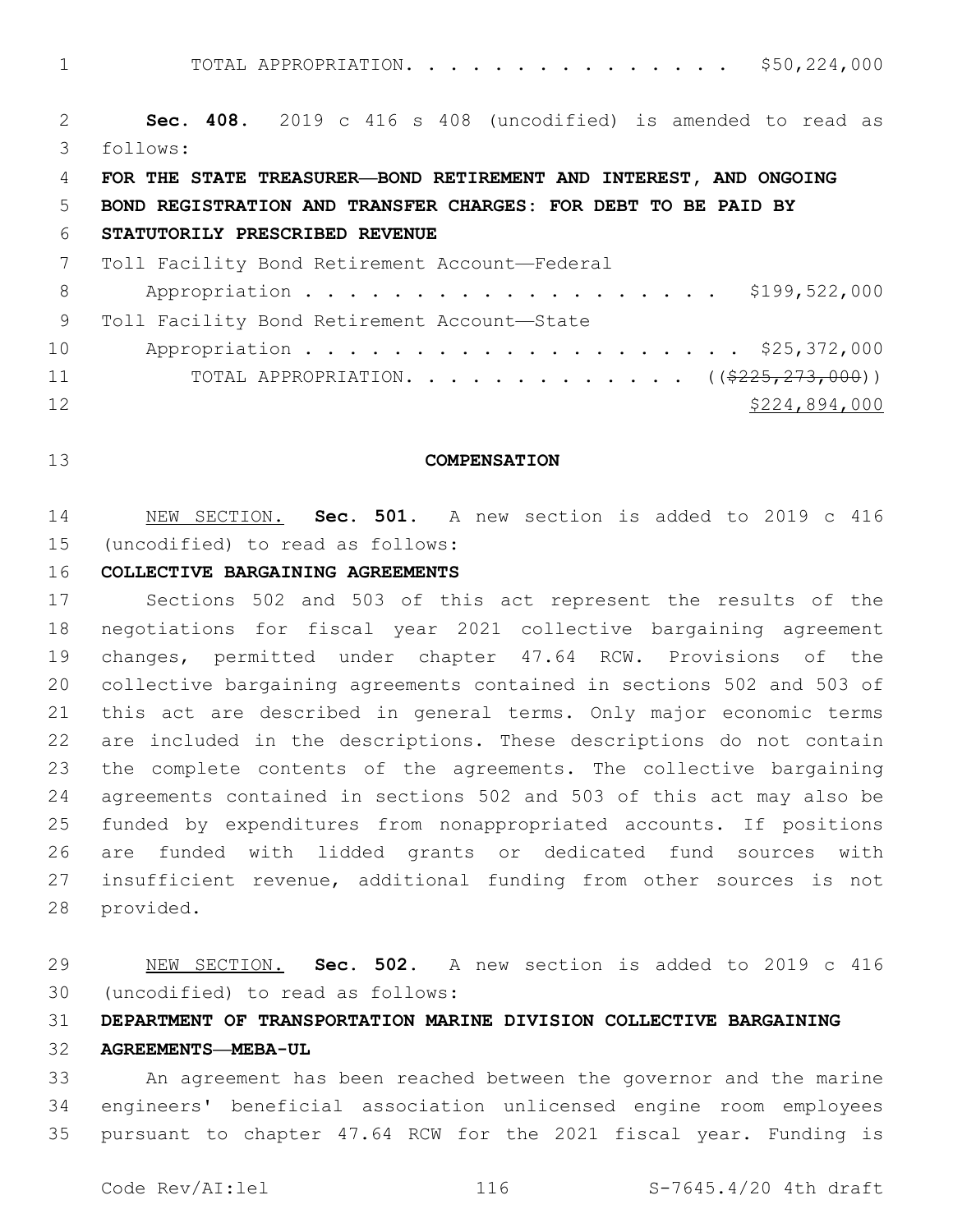TOTAL APPROPRIATION. . . . . . . . . . . . . . . . $50,224,000

**Sec. 408.** 2019 c 416 s 408 (uncodified) is amended to read as follows:

**FOR THE STATE TREASURER—BOND RETIREMENT AND INTEREST, AND ONGOING BOND REGISTRATION AND TRANSFER CHARGES: FOR DEBT TO BE PAID BY STATUTORILY PRESCRIBED REVENUE**

Toll Facility Bond Retirement Account—Federal Appropriation . . . . . . . . . . . . . . . . . . . . . $199,522,000

Toll Facility Bond Retirement Account—State Appropriation . . . . . . . . . . . . . . . . . . . . . $25,372,000

TOTAL APPROPRIATION. . . . . . . . . . . . . . ((~~$225,273,000~~))
<u>$224,894,000</u>

**COMPENSATION**

<u>NEW SECTION.</u> **Sec. 501.** A new section is added to 2019 c 416 (uncodified) to read as follows:

**COLLECTIVE BARGAINING AGREEMENTS**

Sections 502 and 503 of this act represent the results of the negotiations for fiscal year 2021 collective bargaining agreement changes, permitted under chapter 47.64 RCW. Provisions of the collective bargaining agreements contained in sections 502 and 503 of this act are described in general terms. Only major economic terms are included in the descriptions. These descriptions do not contain the complete contents of the agreements. The collective bargaining agreements contained in sections 502 and 503 of this act may also be funded by expenditures from nonappropriated accounts. If positions are funded with lidded grants or dedicated fund sources with insufficient revenue, additional funding from other sources is not provided.

<u>NEW SECTION.</u> **Sec. 502.** A new section is added to 2019 c 416 (uncodified) to read as follows:

**DEPARTMENT OF TRANSPORTATION MARINE DIVISION COLLECTIVE BARGAINING AGREEMENTS—MEBA-UL**

An agreement has been reached between the governor and the marine engineers' beneficial association unlicensed engine room employees pursuant to chapter 47.64 RCW for the 2021 fiscal year. Funding is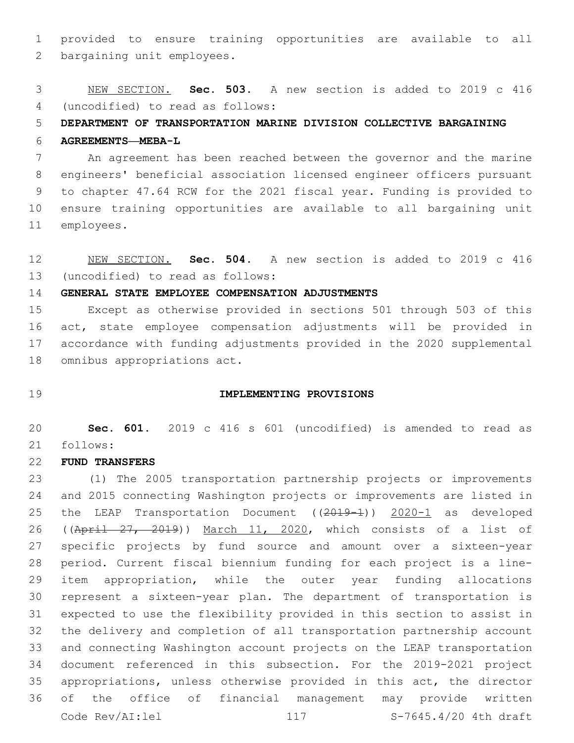provided to ensure training opportunities are available to all bargaining unit employees.

NEW SECTION. **Sec. 503.** A new section is added to 2019 c 416 (uncodified) to read as follows:

**DEPARTMENT OF TRANSPORTATION MARINE DIVISION COLLECTIVE BARGAINING AGREEMENTS—MEBA-L**

An agreement has been reached between the governor and the marine engineers' beneficial association licensed engineer officers pursuant to chapter 47.64 RCW for the 2021 fiscal year. Funding is provided to ensure training opportunities are available to all bargaining unit employees.

NEW SECTION. **Sec. 504.** A new section is added to 2019 c 416 (uncodified) to read as follows:

**GENERAL STATE EMPLOYEE COMPENSATION ADJUSTMENTS**

Except as otherwise provided in sections 501 through 503 of this act, state employee compensation adjustments will be provided in accordance with funding adjustments provided in the 2020 supplemental omnibus appropriations act.

**IMPLEMENTING PROVISIONS**

**Sec. 601.** 2019 c 416 s 601 (uncodified) is amended to read as follows:

**FUND TRANSFERS**

(1) The 2005 transportation partnership projects or improvements and 2015 connecting Washington projects or improvements are listed in the LEAP Transportation Document ((~~2019-1~~)) 2020-1 as developed ((~~April 27, 2019~~)) March 11, 2020, which consists of a list of specific projects by fund source and amount over a sixteen-year period. Current fiscal biennium funding for each project is a line-item appropriation, while the outer year funding allocations represent a sixteen-year plan. The department of transportation is expected to use the flexibility provided in this section to assist in the delivery and completion of all transportation partnership account and connecting Washington account projects on the LEAP transportation document referenced in this subsection. For the 2019-2021 project appropriations, unless otherwise provided in this act, the director of the office of financial management may provide written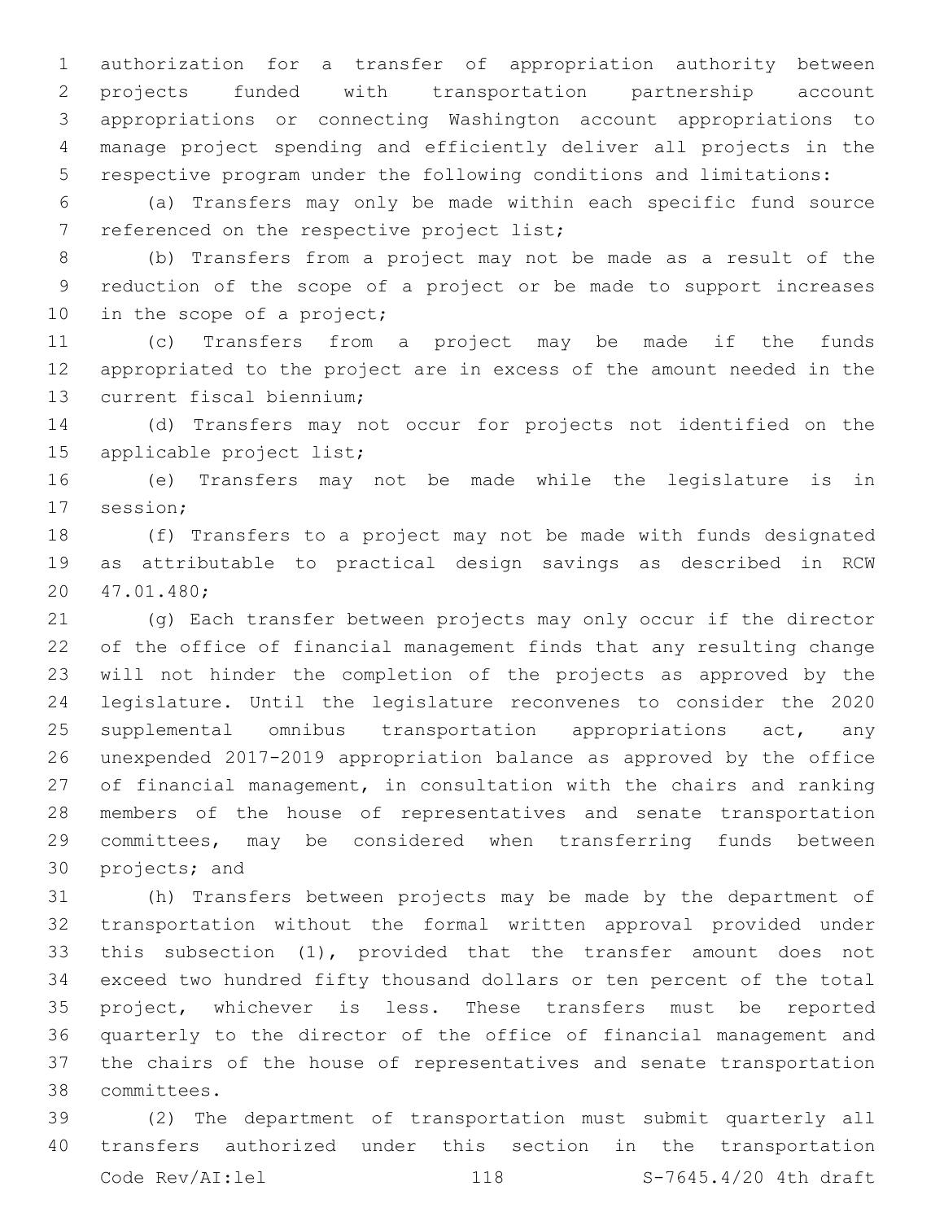authorization for a transfer of appropriation authority between projects funded with transportation partnership account appropriations or connecting Washington account appropriations to manage project spending and efficiently deliver all projects in the respective program under the following conditions and limitations:

(a) Transfers may only be made within each specific fund source referenced on the respective project list;

(b) Transfers from a project may not be made as a result of the reduction of the scope of a project or be made to support increases in the scope of a project;

(c) Transfers from a project may be made if the funds appropriated to the project are in excess of the amount needed in the current fiscal biennium;

(d) Transfers may not occur for projects not identified on the applicable project list;

(e) Transfers may not be made while the legislature is in session;

(f) Transfers to a project may not be made with funds designated as attributable to practical design savings as described in RCW 47.01.480;

(g) Each transfer between projects may only occur if the director of the office of financial management finds that any resulting change will not hinder the completion of the projects as approved by the legislature. Until the legislature reconvenes to consider the 2020 supplemental omnibus transportation appropriations act, any unexpended 2017-2019 appropriation balance as approved by the office of financial management, in consultation with the chairs and ranking members of the house of representatives and senate transportation committees, may be considered when transferring funds between projects; and

(h) Transfers between projects may be made by the department of transportation without the formal written approval provided under this subsection (1), provided that the transfer amount does not exceed two hundred fifty thousand dollars or ten percent of the total project, whichever is less. These transfers must be reported quarterly to the director of the office of financial management and the chairs of the house of representatives and senate transportation committees.

(2) The department of transportation must submit quarterly all transfers authorized under this section in the transportation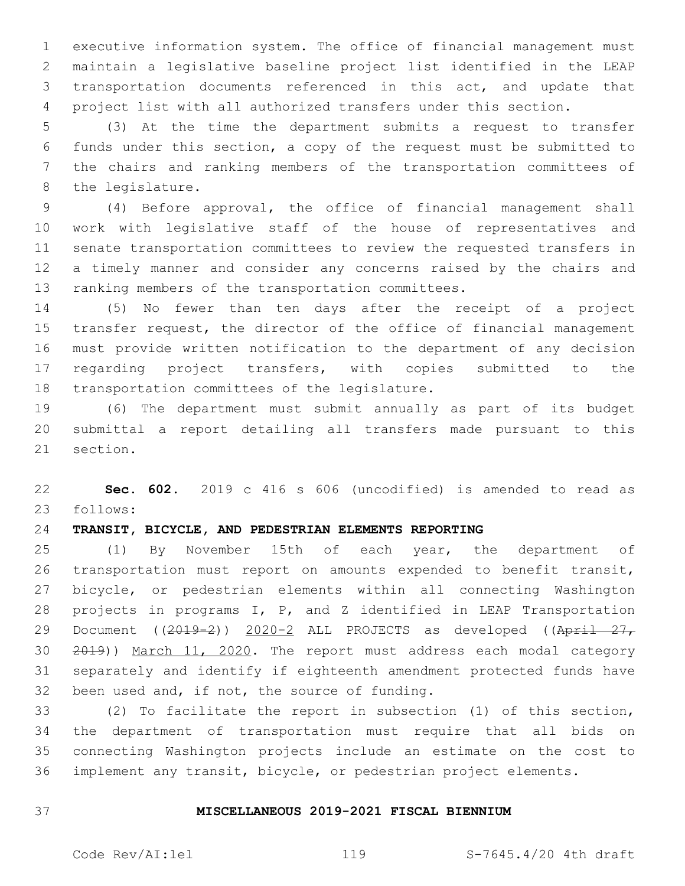executive information system. The office of financial management must maintain a legislative baseline project list identified in the LEAP transportation documents referenced in this act, and update that project list with all authorized transfers under this section.

(3) At the time the department submits a request to transfer funds under this section, a copy of the request must be submitted to the chairs and ranking members of the transportation committees of the legislature.

(4) Before approval, the office of financial management shall work with legislative staff of the house of representatives and senate transportation committees to review the requested transfers in a timely manner and consider any concerns raised by the chairs and ranking members of the transportation committees.

(5) No fewer than ten days after the receipt of a project transfer request, the director of the office of financial management must provide written notification to the department of any decision regarding project transfers, with copies submitted to the transportation committees of the legislature.

(6) The department must submit annually as part of its budget submittal a report detailing all transfers made pursuant to this section.

**Sec. 602.** 2019 c 416 s 606 (uncodified) is amended to read as follows:

**TRANSIT, BICYCLE, AND PEDESTRIAN ELEMENTS REPORTING**

(1) By November 15th of each year, the department of transportation must report on amounts expended to benefit transit, bicycle, or pedestrian elements within all connecting Washington projects in programs I, P, and Z identified in LEAP Transportation Document ((~~2019-2~~)) <u>2020-2</u> ALL PROJECTS as developed ((~~April 27, 2019~~)) <u>March 11, 2020</u>. The report must address each modal category separately and identify if eighteenth amendment protected funds have been used and, if not, the source of funding.

(2) To facilitate the report in subsection (1) of this section, the department of transportation must require that all bids on connecting Washington projects include an estimate on the cost to implement any transit, bicycle, or pedestrian project elements.

**MISCELLANEOUS 2019-2021 FISCAL BIENNIUM**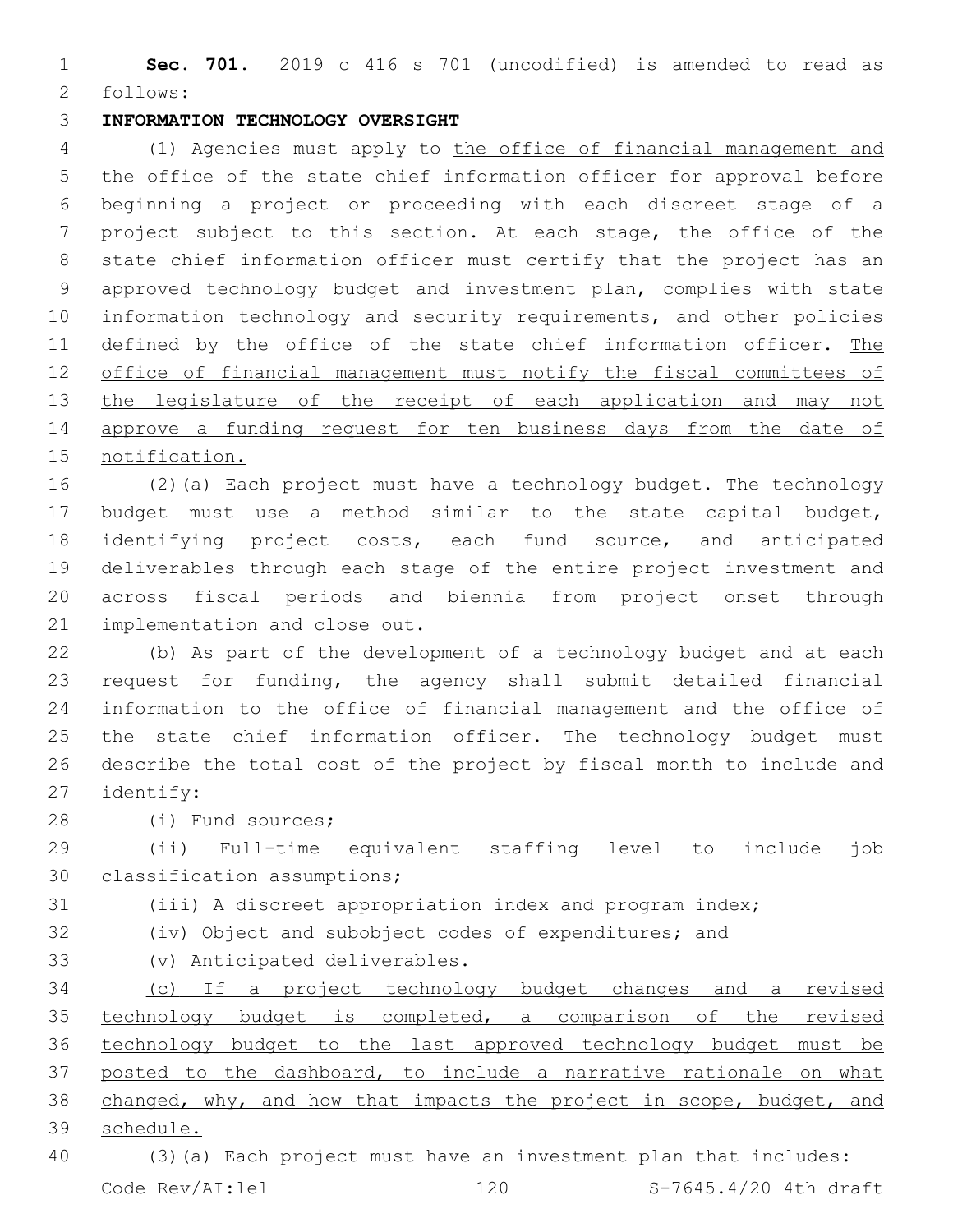**Sec. 701.** 2019 c 416 s 701 (uncodified) is amended to read as follows:

**INFORMATION TECHNOLOGY OVERSIGHT**

(1) Agencies must apply to the office of financial management and the office of the state chief information officer for approval before beginning a project or proceeding with each discreet stage of a project subject to this section. At each stage, the office of the state chief information officer must certify that the project has an approved technology budget and investment plan, complies with state information technology and security requirements, and other policies defined by the office of the state chief information officer. The office of financial management must notify the fiscal committees of the legislature of the receipt of each application and may not approve a funding request for ten business days from the date of notification.

(2)(a) Each project must have a technology budget. The technology budget must use a method similar to the state capital budget, identifying project costs, each fund source, and anticipated deliverables through each stage of the entire project investment and across fiscal periods and biennia from project onset through implementation and close out.

(b) As part of the development of a technology budget and at each request for funding, the agency shall submit detailed financial information to the office of financial management and the office of the state chief information officer. The technology budget must describe the total cost of the project by fiscal month to include and identify:

(i) Fund sources;

(ii) Full-time equivalent staffing level to include job classification assumptions;

(iii) A discreet appropriation index and program index;

(iv) Object and subobject codes of expenditures; and

(v) Anticipated deliverables.

(c) If a project technology budget changes and a revised technology budget is completed, a comparison of the revised technology budget to the last approved technology budget must be posted to the dashboard, to include a narrative rationale on what changed, why, and how that impacts the project in scope, budget, and schedule.

(3)(a) Each project must have an investment plan that includes: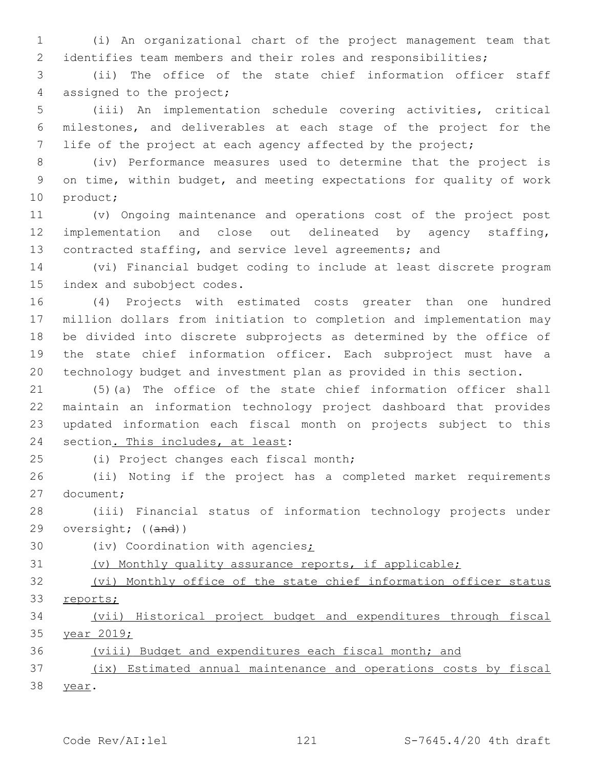(i) An organizational chart of the project management team that identifies team members and their roles and responsibilities;

(ii) The office of the state chief information officer staff assigned to the project;

(iii) An implementation schedule covering activities, critical milestones, and deliverables at each stage of the project for the life of the project at each agency affected by the project;

(iv) Performance measures used to determine that the project is on time, within budget, and meeting expectations for quality of work product;

(v) Ongoing maintenance and operations cost of the project post implementation and close out delineated by agency staffing, contracted staffing, and service level agreements; and

(vi) Financial budget coding to include at least discrete program index and subobject codes.

(4) Projects with estimated costs greater than one hundred million dollars from initiation to completion and implementation may be divided into discrete subprojects as determined by the office of the state chief information officer. Each subproject must have a technology budget and investment plan as provided in this section.

(5)(a) The office of the state chief information officer shall maintain an information technology project dashboard that provides updated information each fiscal month on projects subject to this section. This includes, at least:

(i) Project changes each fiscal month;

(ii) Noting if the project has a completed market requirements document;

(iii) Financial status of information technology projects under oversight; ((and))

(iv) Coordination with agencies;

(v) Monthly quality assurance reports, if applicable;

(vi) Monthly office of the state chief information officer status reports;

(vii) Historical project budget and expenditures through fiscal year 2019;

(viii) Budget and expenditures each fiscal month; and

(ix) Estimated annual maintenance and operations costs by fiscal year.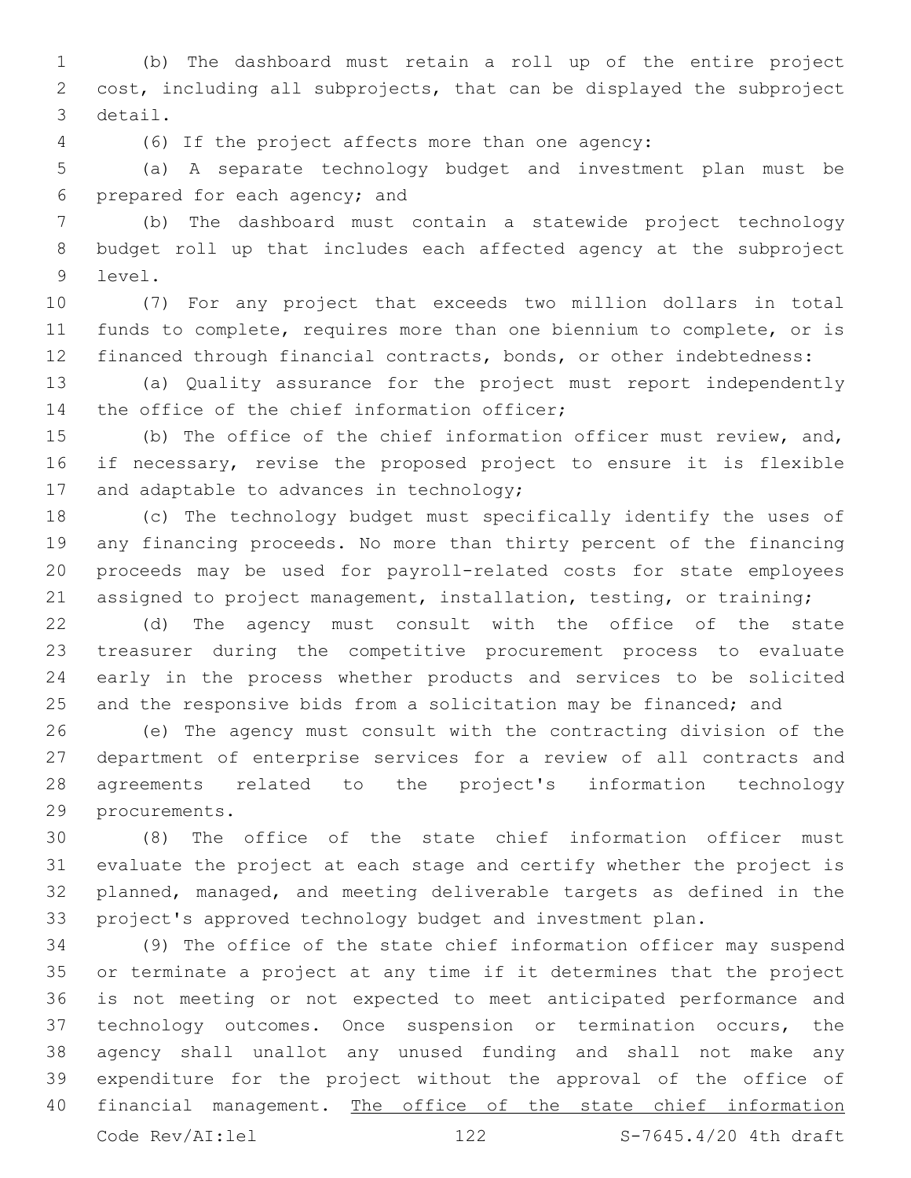(b) The dashboard must retain a roll up of the entire project cost, including all subprojects, that can be displayed the subproject detail.

(6) If the project affects more than one agency:

(a) A separate technology budget and investment plan must be prepared for each agency; and

(b) The dashboard must contain a statewide project technology budget roll up that includes each affected agency at the subproject level.

(7) For any project that exceeds two million dollars in total funds to complete, requires more than one biennium to complete, or is financed through financial contracts, bonds, or other indebtedness:

(a) Quality assurance for the project must report independently the office of the chief information officer;

(b) The office of the chief information officer must review, and, if necessary, revise the proposed project to ensure it is flexible and adaptable to advances in technology;

(c) The technology budget must specifically identify the uses of any financing proceeds. No more than thirty percent of the financing proceeds may be used for payroll-related costs for state employees assigned to project management, installation, testing, or training;

(d) The agency must consult with the office of the state treasurer during the competitive procurement process to evaluate early in the process whether products and services to be solicited and the responsive bids from a solicitation may be financed; and

(e) The agency must consult with the contracting division of the department of enterprise services for a review of all contracts and agreements related to the project's information technology procurements.

(8) The office of the state chief information officer must evaluate the project at each stage and certify whether the project is planned, managed, and meeting deliverable targets as defined in the project's approved technology budget and investment plan.

(9) The office of the state chief information officer may suspend or terminate a project at any time if it determines that the project is not meeting or not expected to meet anticipated performance and technology outcomes. Once suspension or termination occurs, the agency shall unallot any unused funding and shall not make any expenditure for the project without the approval of the office of financial management. <u>The office of the state chief information</u>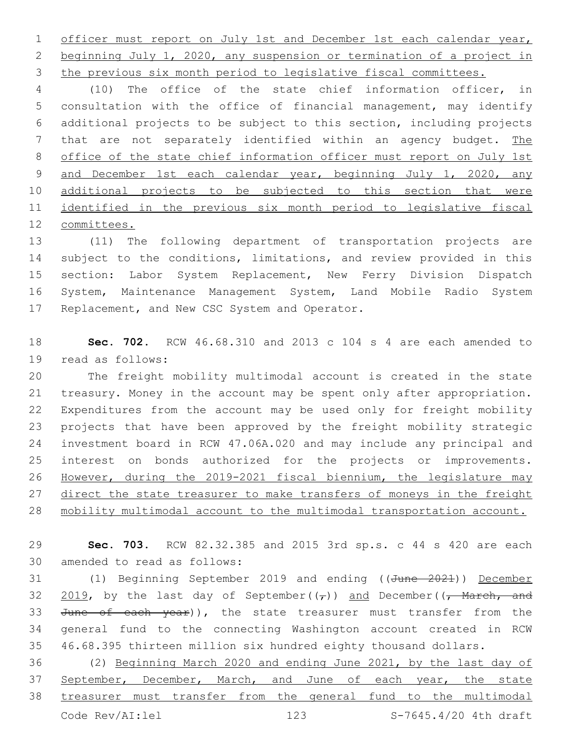officer must report on July 1st and December 1st each calendar year, beginning July 1, 2020, any suspension or termination of a project in the previous six month period to legislative fiscal committees.

(10) The office of the state chief information officer, in consultation with the office of financial management, may identify additional projects to be subject to this section, including projects that are not separately identified within an agency budget. The office of the state chief information officer must report on July 1st and December 1st each calendar year, beginning July 1, 2020, any additional projects to be subjected to this section that were identified in the previous six month period to legislative fiscal committees.

(11) The following department of transportation projects are subject to the conditions, limitations, and review provided in this section: Labor System Replacement, New Ferry Division Dispatch System, Maintenance Management System, Land Mobile Radio System Replacement, and New CSC System and Operator.

**Sec. 702.** RCW 46.68.310 and 2013 c 104 s 4 are each amended to read as follows:

The freight mobility multimodal account is created in the state treasury. Money in the account may be spent only after appropriation. Expenditures from the account may be used only for freight mobility projects that have been approved by the freight mobility strategic investment board in RCW 47.06A.020 and may include any principal and interest on bonds authorized for the projects or improvements. However, during the 2019-2021 fiscal biennium, the legislature may direct the state treasurer to make transfers of moneys in the freight mobility multimodal account to the multimodal transportation account.

**Sec. 703.** RCW 82.32.385 and 2015 3rd sp.s. c 44 s 420 are each amended to read as follows:

(1) Beginning September 2019 and ending ((~~June 2021~~)) December 2019, by the last day of September((~~,~~)) and December((~~, March, and June of each year~~)), the state treasurer must transfer from the general fund to the connecting Washington account created in RCW 46.68.395 thirteen million six hundred eighty thousand dollars.

(2) Beginning March 2020 and ending June 2021, by the last day of September, December, March, and June of each year, the state treasurer must transfer from the general fund to the multimodal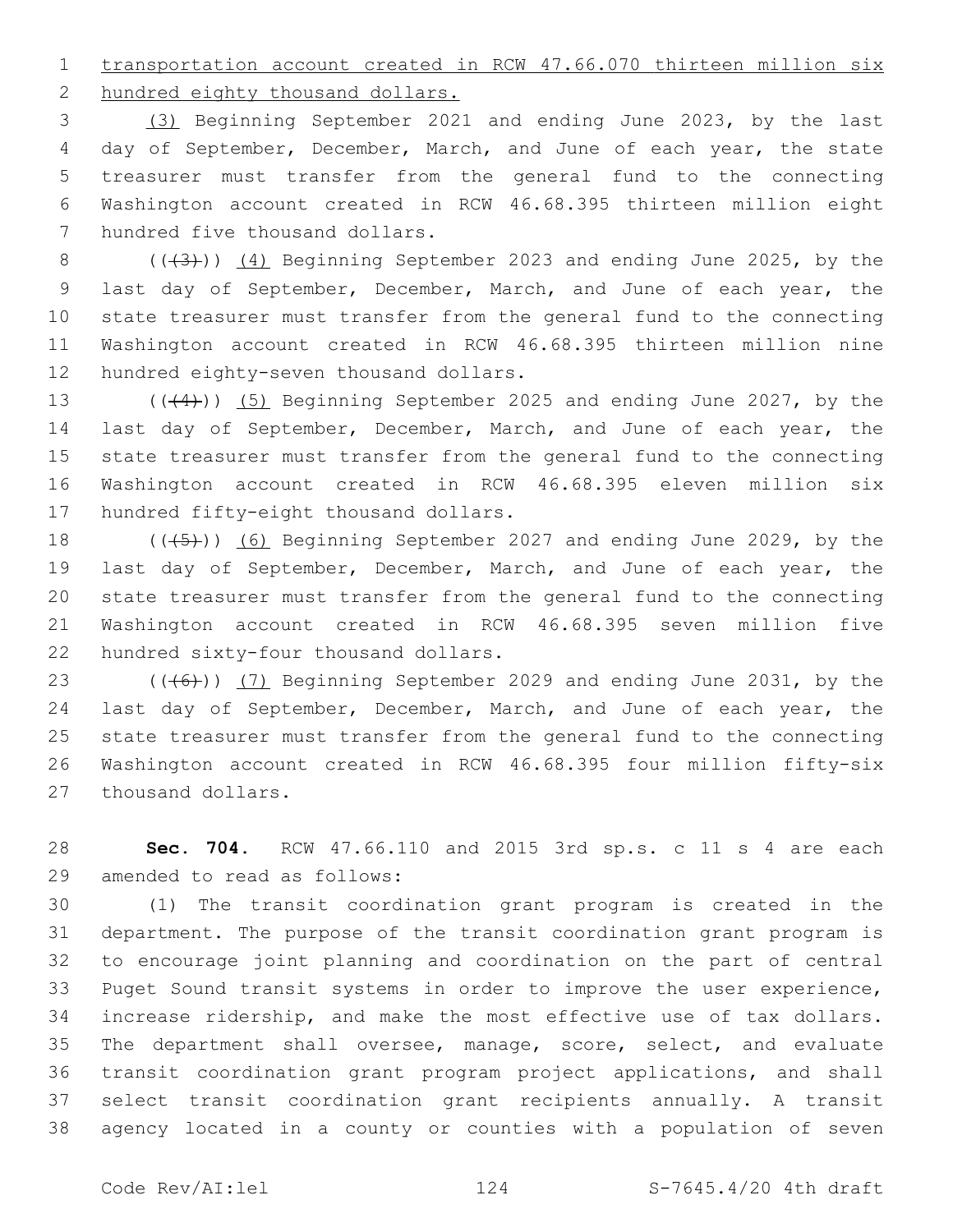transportation account created in RCW 47.66.070 thirteen million six hundred eighty thousand dollars.

(3) Beginning September 2021 and ending June 2023, by the last day of September, December, March, and June of each year, the state treasurer must transfer from the general fund to the connecting Washington account created in RCW 46.68.395 thirteen million eight hundred five thousand dollars.

(((3))) (4) Beginning September 2023 and ending June 2025, by the last day of September, December, March, and June of each year, the state treasurer must transfer from the general fund to the connecting Washington account created in RCW 46.68.395 thirteen million nine hundred eighty-seven thousand dollars.

(((4))) (5) Beginning September 2025 and ending June 2027, by the last day of September, December, March, and June of each year, the state treasurer must transfer from the general fund to the connecting Washington account created in RCW 46.68.395 eleven million six hundred fifty-eight thousand dollars.

(((5))) (6) Beginning September 2027 and ending June 2029, by the last day of September, December, March, and June of each year, the state treasurer must transfer from the general fund to the connecting Washington account created in RCW 46.68.395 seven million five hundred sixty-four thousand dollars.

(((6))) (7) Beginning September 2029 and ending June 2031, by the last day of September, December, March, and June of each year, the state treasurer must transfer from the general fund to the connecting Washington account created in RCW 46.68.395 four million fifty-six thousand dollars.

**Sec. 704.** RCW 47.66.110 and 2015 3rd sp.s. c 11 s 4 are each amended to read as follows:

(1) The transit coordination grant program is created in the department. The purpose of the transit coordination grant program is to encourage joint planning and coordination on the part of central Puget Sound transit systems in order to improve the user experience, increase ridership, and make the most effective use of tax dollars. The department shall oversee, manage, score, select, and evaluate transit coordination grant program project applications, and shall select transit coordination grant recipients annually. A transit agency located in a county or counties with a population of seven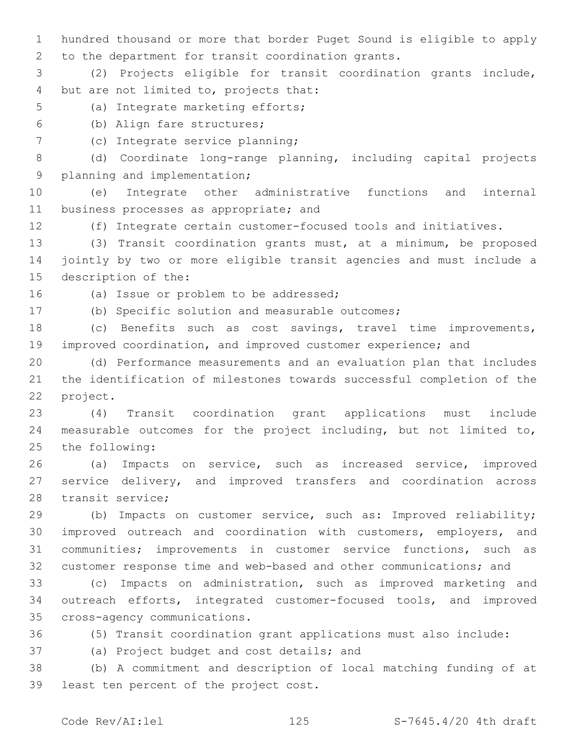hundred thousand or more that border Puget Sound is eligible to apply to the department for transit coordination grants.

(2) Projects eligible for transit coordination grants include, but are not limited to, projects that:

(a) Integrate marketing efforts;

(b) Align fare structures;

(c) Integrate service planning;

(d) Coordinate long-range planning, including capital projects planning and implementation;

(e) Integrate other administrative functions and internal business processes as appropriate; and

(f) Integrate certain customer-focused tools and initiatives.

(3) Transit coordination grants must, at a minimum, be proposed jointly by two or more eligible transit agencies and must include a description of the:

(a) Issue or problem to be addressed;

(b) Specific solution and measurable outcomes;

(c) Benefits such as cost savings, travel time improvements, improved coordination, and improved customer experience; and

(d) Performance measurements and an evaluation plan that includes the identification of milestones towards successful completion of the project.

(4) Transit coordination grant applications must include measurable outcomes for the project including, but not limited to, the following:

(a) Impacts on service, such as increased service, improved service delivery, and improved transfers and coordination across transit service;

(b) Impacts on customer service, such as: Improved reliability; improved outreach and coordination with customers, employers, and communities; improvements in customer service functions, such as customer response time and web-based and other communications; and

(c) Impacts on administration, such as improved marketing and outreach efforts, integrated customer-focused tools, and improved cross-agency communications.

(5) Transit coordination grant applications must also include:

(a) Project budget and cost details; and

(b) A commitment and description of local matching funding of at least ten percent of the project cost.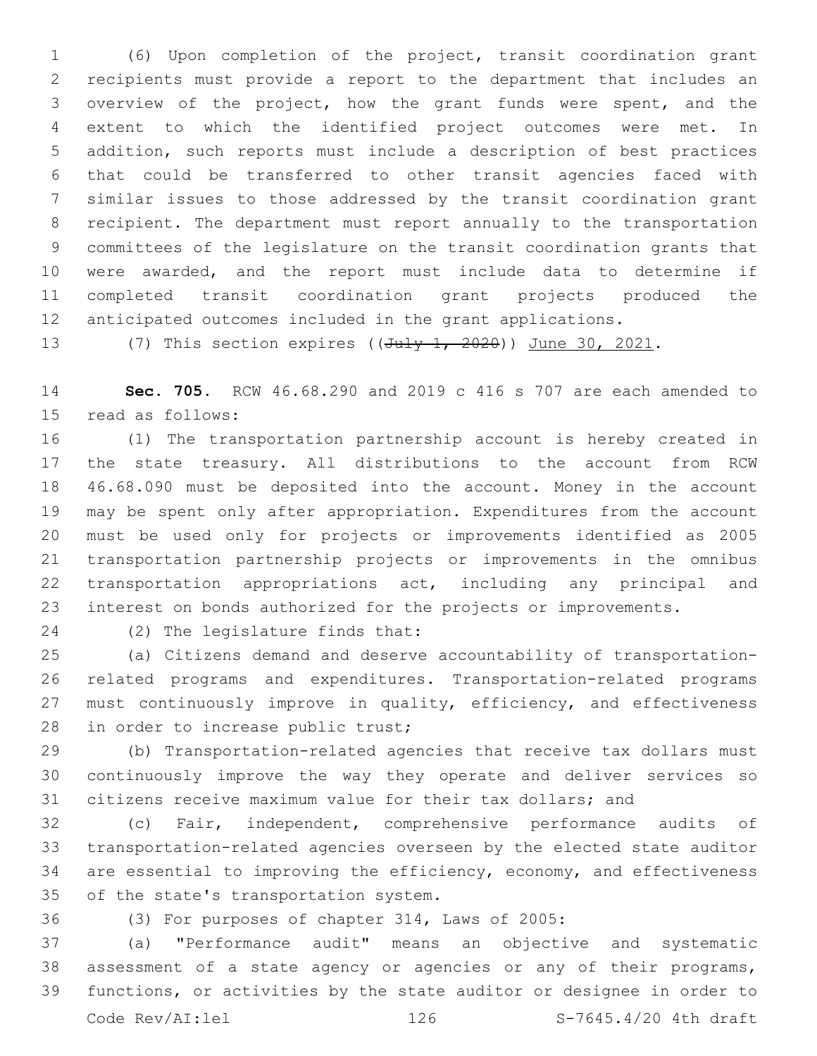(6) Upon completion of the project, transit coordination grant recipients must provide a report to the department that includes an overview of the project, how the grant funds were spent, and the extent to which the identified project outcomes were met. In addition, such reports must include a description of best practices that could be transferred to other transit agencies faced with similar issues to those addressed by the transit coordination grant recipient. The department must report annually to the transportation committees of the legislature on the transit coordination grants that were awarded, and the report must include data to determine if completed transit coordination grant projects produced the anticipated outcomes included in the grant applications.

(7) This section expires ((~~July 1, 2020~~)) <u>June 30, 2021</u>.

**Sec. 705.** RCW 46.68.290 and 2019 c 416 s 707 are each amended to read as follows:

(1) The transportation partnership account is hereby created in the state treasury. All distributions to the account from RCW 46.68.090 must be deposited into the account. Money in the account may be spent only after appropriation. Expenditures from the account must be used only for projects or improvements identified as 2005 transportation partnership projects or improvements in the omnibus transportation appropriations act, including any principal and interest on bonds authorized for the projects or improvements.

(2) The legislature finds that:

(a) Citizens demand and deserve accountability of transportation-related programs and expenditures. Transportation-related programs must continuously improve in quality, efficiency, and effectiveness in order to increase public trust;

(b) Transportation-related agencies that receive tax dollars must continuously improve the way they operate and deliver services so citizens receive maximum value for their tax dollars; and

(c) Fair, independent, comprehensive performance audits of transportation-related agencies overseen by the elected state auditor are essential to improving the efficiency, economy, and effectiveness of the state's transportation system.

(3) For purposes of chapter 314, Laws of 2005:

(a) "Performance audit" means an objective and systematic assessment of a state agency or agencies or any of their programs, functions, or activities by the state auditor or designee in order to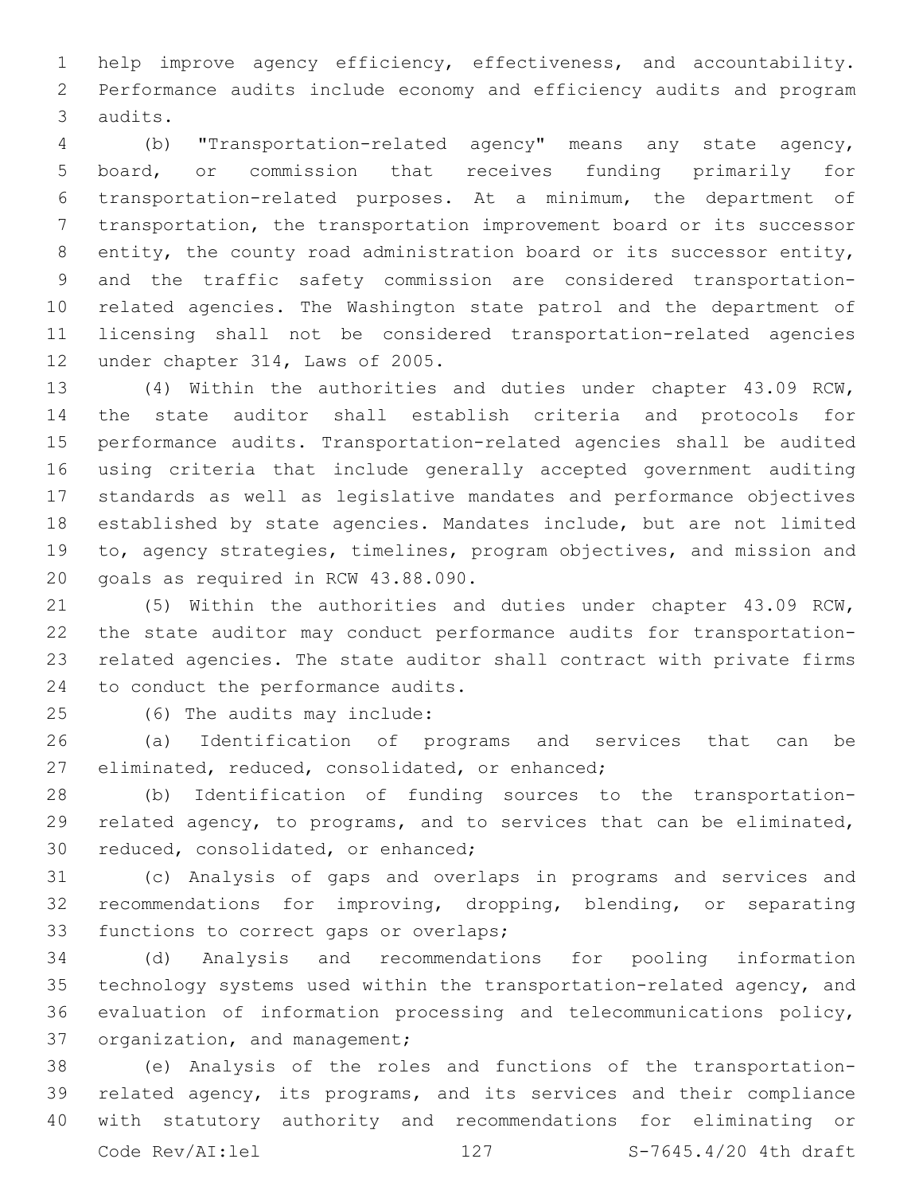help improve agency efficiency, effectiveness, and accountability. Performance audits include economy and efficiency audits and program audits.

(b) "Transportation-related agency" means any state agency, board, or commission that receives funding primarily for transportation-related purposes. At a minimum, the department of transportation, the transportation improvement board or its successor entity, the county road administration board or its successor entity, and the traffic safety commission are considered transportation-related agencies. The Washington state patrol and the department of licensing shall not be considered transportation-related agencies under chapter 314, Laws of 2005.

(4) Within the authorities and duties under chapter 43.09 RCW, the state auditor shall establish criteria and protocols for performance audits. Transportation-related agencies shall be audited using criteria that include generally accepted government auditing standards as well as legislative mandates and performance objectives established by state agencies. Mandates include, but are not limited to, agency strategies, timelines, program objectives, and mission and goals as required in RCW 43.88.090.

(5) Within the authorities and duties under chapter 43.09 RCW, the state auditor may conduct performance audits for transportation-related agencies. The state auditor shall contract with private firms to conduct the performance audits.

(6) The audits may include:

(a) Identification of programs and services that can be eliminated, reduced, consolidated, or enhanced;

(b) Identification of funding sources to the transportation-related agency, to programs, and to services that can be eliminated, reduced, consolidated, or enhanced;

(c) Analysis of gaps and overlaps in programs and services and recommendations for improving, dropping, blending, or separating functions to correct gaps or overlaps;

(d) Analysis and recommendations for pooling information technology systems used within the transportation-related agency, and evaluation of information processing and telecommunications policy, organization, and management;

(e) Analysis of the roles and functions of the transportation-related agency, its programs, and its services and their compliance with statutory authority and recommendations for eliminating or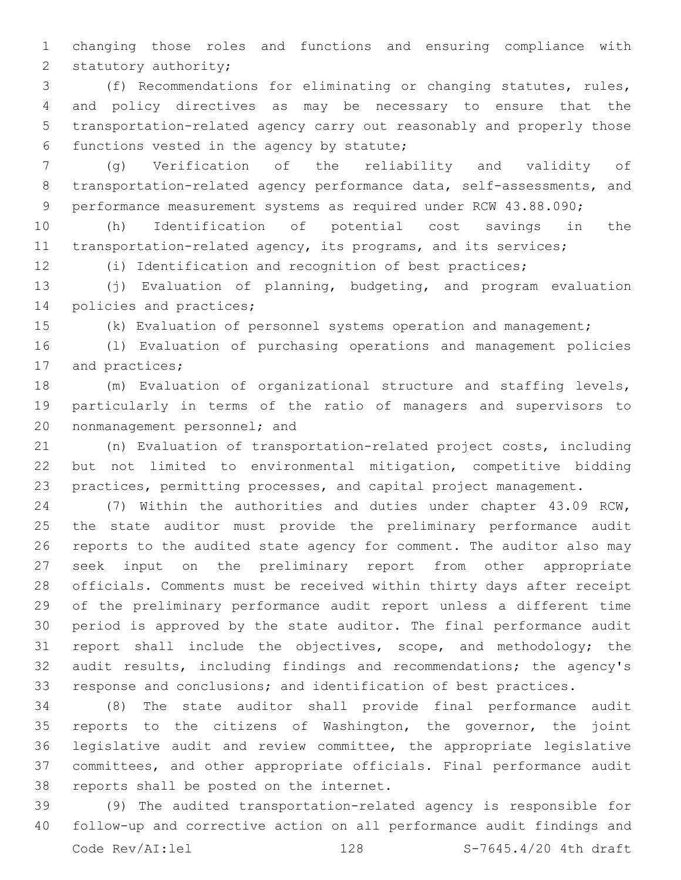changing those roles and functions and ensuring compliance with statutory authority;

(f) Recommendations for eliminating or changing statutes, rules, and policy directives as may be necessary to ensure that the transportation-related agency carry out reasonably and properly those functions vested in the agency by statute;

(g) Verification of the reliability and validity of transportation-related agency performance data, self-assessments, and performance measurement systems as required under RCW 43.88.090;

(h) Identification of potential cost savings in the transportation-related agency, its programs, and its services;

(i) Identification and recognition of best practices;

(j) Evaluation of planning, budgeting, and program evaluation policies and practices;

(k) Evaluation of personnel systems operation and management;

(l) Evaluation of purchasing operations and management policies and practices;

(m) Evaluation of organizational structure and staffing levels, particularly in terms of the ratio of managers and supervisors to nonmanagement personnel; and

(n) Evaluation of transportation-related project costs, including but not limited to environmental mitigation, competitive bidding practices, permitting processes, and capital project management.

(7) Within the authorities and duties under chapter 43.09 RCW, the state auditor must provide the preliminary performance audit reports to the audited state agency for comment. The auditor also may seek input on the preliminary report from other appropriate officials. Comments must be received within thirty days after receipt of the preliminary performance audit report unless a different time period is approved by the state auditor. The final performance audit report shall include the objectives, scope, and methodology; the audit results, including findings and recommendations; the agency's response and conclusions; and identification of best practices.

(8) The state auditor shall provide final performance audit reports to the citizens of Washington, the governor, the joint legislative audit and review committee, the appropriate legislative committees, and other appropriate officials. Final performance audit reports shall be posted on the internet.

(9) The audited transportation-related agency is responsible for follow-up and corrective action on all performance audit findings and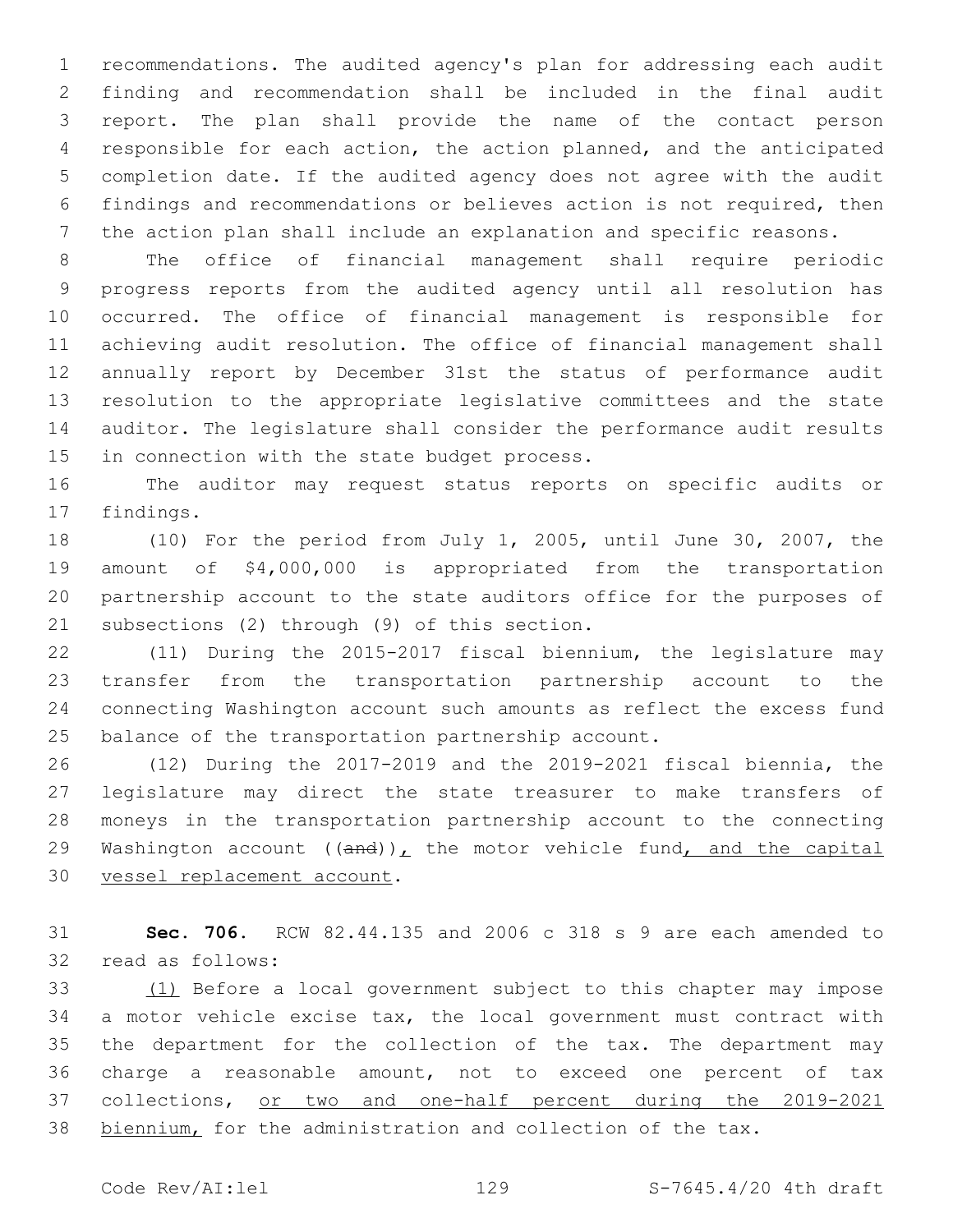recommendations. The audited agency's plan for addressing each audit finding and recommendation shall be included in the final audit report. The plan shall provide the name of the contact person responsible for each action, the action planned, and the anticipated completion date. If the audited agency does not agree with the audit findings and recommendations or believes action is not required, then the action plan shall include an explanation and specific reasons.

The office of financial management shall require periodic progress reports from the audited agency until all resolution has occurred. The office of financial management is responsible for achieving audit resolution. The office of financial management shall annually report by December 31st the status of performance audit resolution to the appropriate legislative committees and the state auditor. The legislature shall consider the performance audit results in connection with the state budget process.

The auditor may request status reports on specific audits or findings.

(10) For the period from July 1, 2005, until June 30, 2007, the amount of $4,000,000 is appropriated from the transportation partnership account to the state auditors office for the purposes of subsections (2) through (9) of this section.

(11) During the 2015-2017 fiscal biennium, the legislature may transfer from the transportation partnership account to the connecting Washington account such amounts as reflect the excess fund balance of the transportation partnership account.

(12) During the 2017-2019 and the 2019-2021 fiscal biennia, the legislature may direct the state treasurer to make transfers of moneys in the transportation partnership account to the connecting Washington account ((~~and~~)), the motor vehicle fund, and the capital vessel replacement account.

**Sec. 706.** RCW 82.44.135 and 2006 c 318 s 9 are each amended to read as follows:

(1) Before a local government subject to this chapter may impose a motor vehicle excise tax, the local government must contract with the department for the collection of the tax. The department may charge a reasonable amount, not to exceed one percent of tax collections, or two and one-half percent during the 2019-2021 biennium, for the administration and collection of the tax.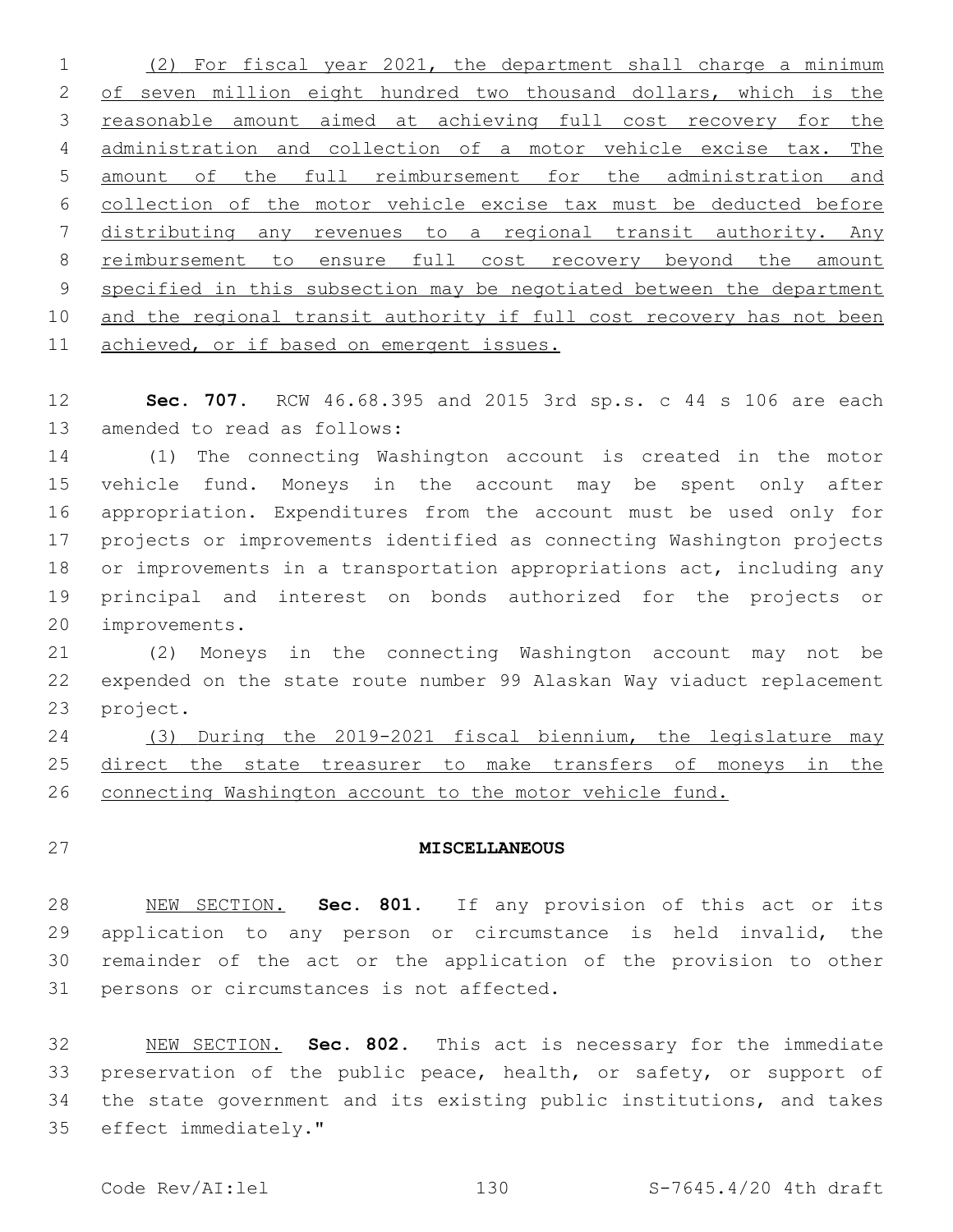(2) For fiscal year 2021, the department shall charge a minimum of seven million eight hundred two thousand dollars, which is the reasonable amount aimed at achieving full cost recovery for the administration and collection of a motor vehicle excise tax. The amount of the full reimbursement for the administration and collection of the motor vehicle excise tax must be deducted before distributing any revenues to a regional transit authority. Any reimbursement to ensure full cost recovery beyond the amount specified in this subsection may be negotiated between the department and the regional transit authority if full cost recovery has not been achieved, or if based on emergent issues.

**Sec. 707.** RCW 46.68.395 and 2015 3rd sp.s. c 44 s 106 are each amended to read as follows:

(1) The connecting Washington account is created in the motor vehicle fund. Moneys in the account may be spent only after appropriation. Expenditures from the account must be used only for projects or improvements identified as connecting Washington projects or improvements in a transportation appropriations act, including any principal and interest on bonds authorized for the projects or improvements.

(2) Moneys in the connecting Washington account may not be expended on the state route number 99 Alaskan Way viaduct replacement project.

(3) During the 2019-2021 fiscal biennium, the legislature may direct the state treasurer to make transfers of moneys in the connecting Washington account to the motor vehicle fund.

## MISCELLANEOUS

NEW SECTION. **Sec. 801.** If any provision of this act or its application to any person or circumstance is held invalid, the remainder of the act or the application of the provision to other persons or circumstances is not affected.

NEW SECTION. **Sec. 802.** This act is necessary for the immediate preservation of the public peace, health, or safety, or support of the state government and its existing public institutions, and takes effect immediately."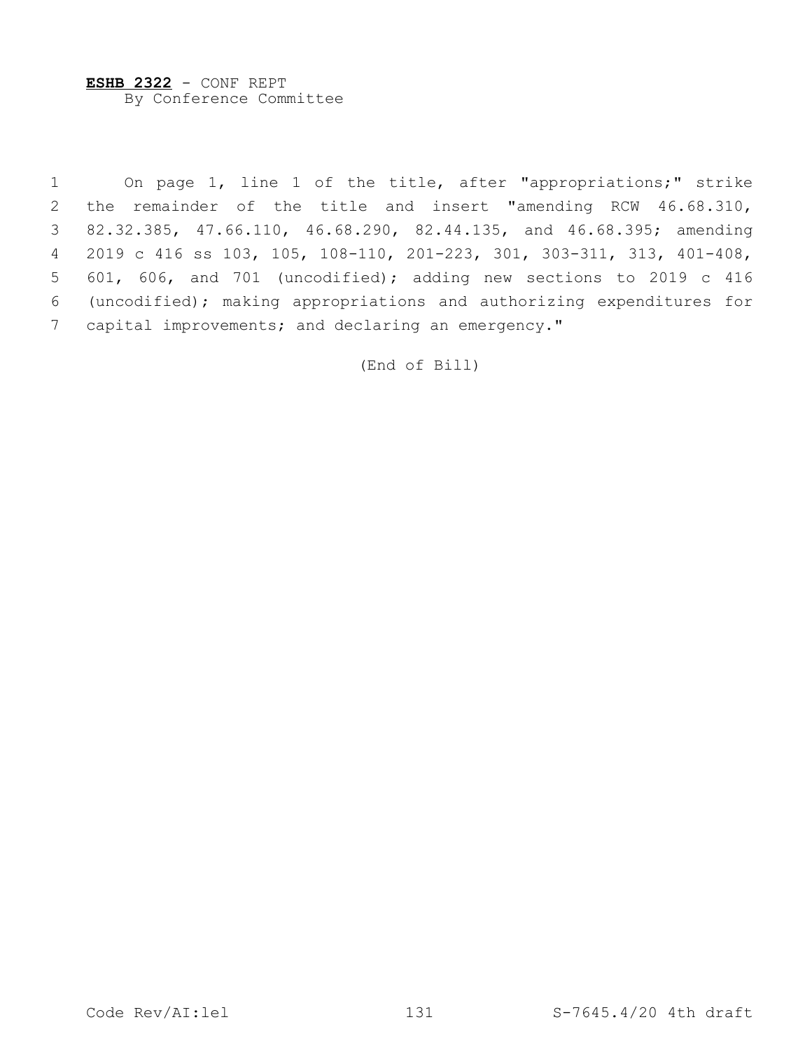**ESHB 2322** - CONF REPT
By Conference Committee

1 On page 1, line 1 of the title, after "appropriations;" strike
2 the remainder of the title and insert "amending RCW 46.68.310,
3 82.32.385, 47.66.110, 46.68.290, 82.44.135, and 46.68.395; amending
4 2019 c 416 ss 103, 105, 108-110, 201-223, 301, 303-311, 313, 401-408,
5 601, 606, and 701 (uncodified); adding new sections to 2019 c 416
6 (uncodified); making appropriations and authorizing expenditures for
7 capital improvements; and declaring an emergency."

(End of Bill)

Code Rev/AI:lel S-7645.4/20 4th draft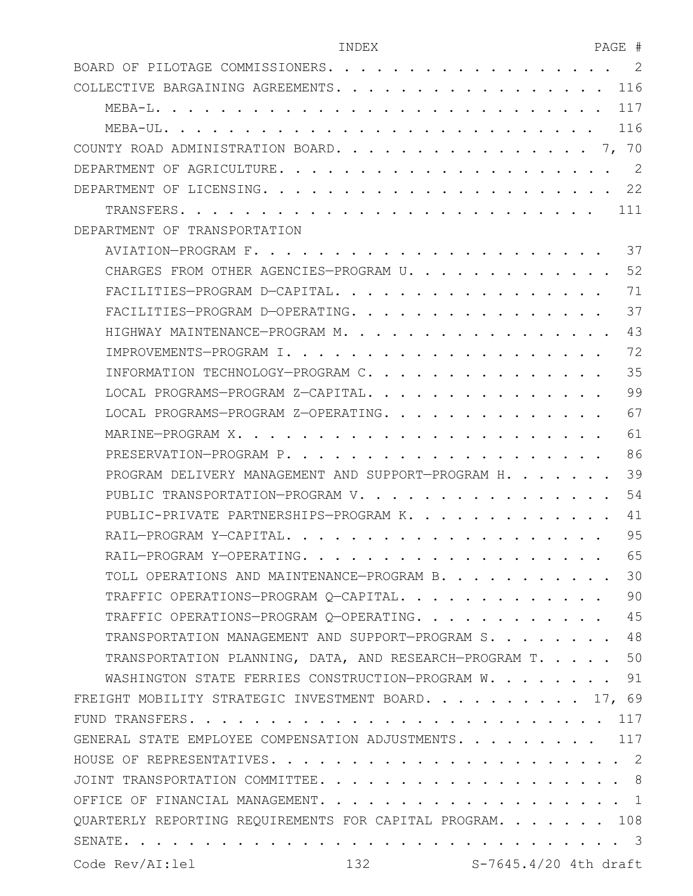| INDEX | PAGE # |
|---|---|
| BOARD OF PILOTAGE COMMISSIONERS | 2 |
| COLLECTIVE BARGAINING AGREEMENTS | 116 |
| MEBA-L | 117 |
| MEBA-UL | 116 |
| COUNTY ROAD ADMINISTRATION BOARD | 7, 70 |
| DEPARTMENT OF AGRICULTURE | 2 |
| DEPARTMENT OF LICENSING | 22 |
| TRANSFERS | 111 |
| DEPARTMENT OF TRANSPORTATION | |
| AVIATION—PROGRAM F | 37 |
| CHARGES FROM OTHER AGENCIES—PROGRAM U | 52 |
| FACILITIES—PROGRAM D—CAPITAL | 71 |
| FACILITIES—PROGRAM D—OPERATING | 37 |
| HIGHWAY MAINTENANCE—PROGRAM M | 43 |
| IMPROVEMENTS—PROGRAM I | 72 |
| INFORMATION TECHNOLOGY—PROGRAM C | 35 |
| LOCAL PROGRAMS—PROGRAM Z—CAPITAL | 99 |
| LOCAL PROGRAMS—PROGRAM Z—OPERATING | 67 |
| MARINE—PROGRAM X | 61 |
| PRESERVATION—PROGRAM P | 86 |
| PROGRAM DELIVERY MANAGEMENT AND SUPPORT—PROGRAM H | 39 |
| PUBLIC TRANSPORTATION—PROGRAM V | 54 |
| PUBLIC-PRIVATE PARTNERSHIPS—PROGRAM K | 41 |
| RAIL—PROGRAM Y—CAPITAL | 95 |
| RAIL—PROGRAM Y—OPERATING | 65 |
| TOLL OPERATIONS AND MAINTENANCE—PROGRAM B | 30 |
| TRAFFIC OPERATIONS—PROGRAM Q—CAPITAL | 90 |
| TRAFFIC OPERATIONS—PROGRAM Q—OPERATING | 45 |
| TRANSPORTATION MANAGEMENT AND SUPPORT—PROGRAM S | 48 |
| TRANSPORTATION PLANNING, DATA, AND RESEARCH—PROGRAM T | 50 |
| WASHINGTON STATE FERRIES CONSTRUCTION—PROGRAM W | 91 |
| FREIGHT MOBILITY STRATEGIC INVESTMENT BOARD | 17, 69 |
| FUND TRANSFERS | 117 |
| GENERAL STATE EMPLOYEE COMPENSATION ADJUSTMENTS | 117 |
| HOUSE OF REPRESENTATIVES | 2 |
| JOINT TRANSPORTATION COMMITTEE | 8 |
| OFFICE OF FINANCIAL MANAGEMENT | 1 |
| QUARTERLY REPORTING REQUIREMENTS FOR CAPITAL PROGRAM | 108 |
| SENATE | 3 |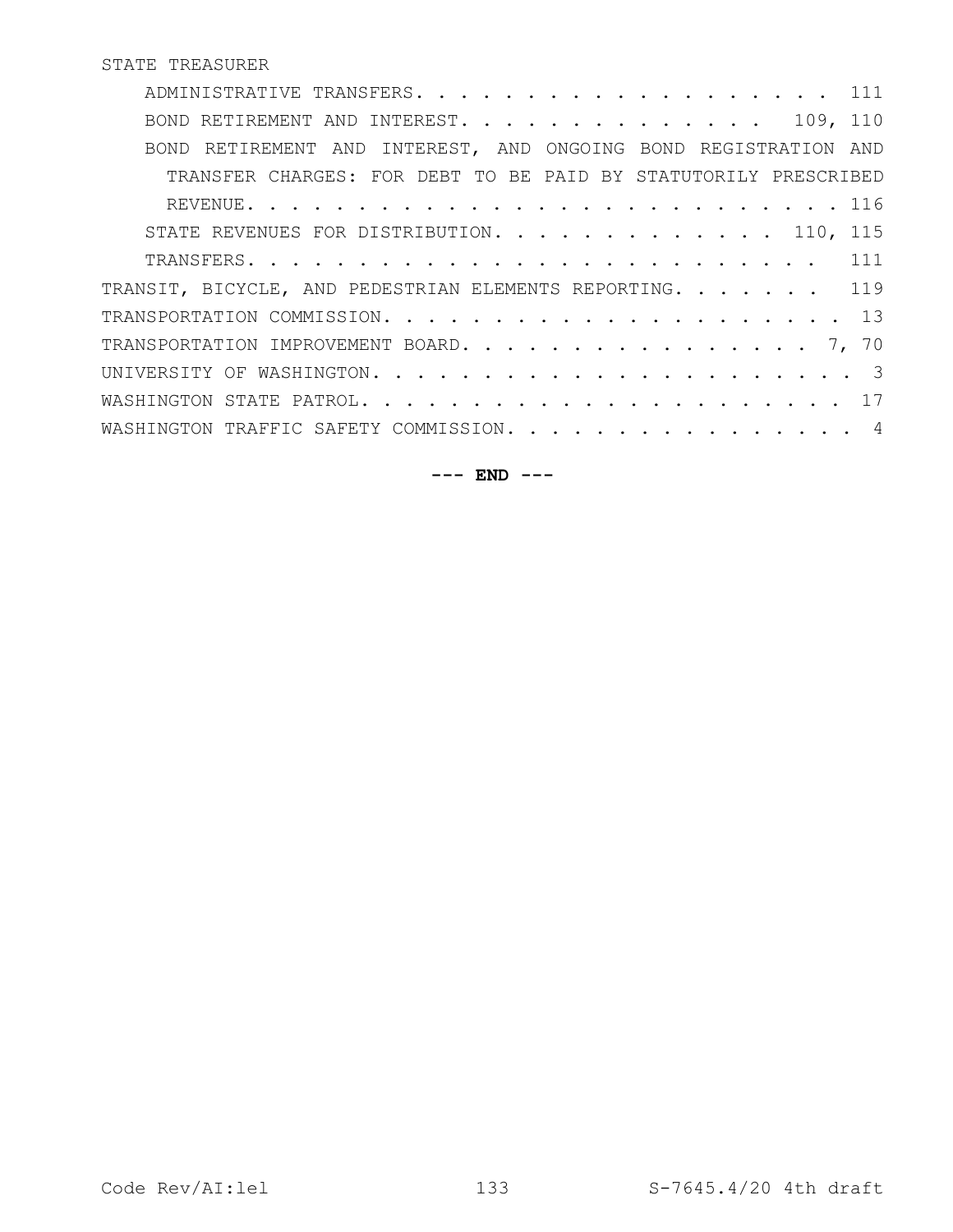STATE TREASURER

ADMINISTRATIVE TRANSFERS. . . . . . . . . . . . . . . . . . . . 111

BOND RETIREMENT AND INTEREST. . . . . . . . . . . . . . . 109, 110

BOND RETIREMENT AND INTEREST, AND ONGOING BOND REGISTRATION AND TRANSFER CHARGES: FOR DEBT TO BE PAID BY STATUTORILY PRESCRIBED REVENUE. . . . . . . . . . . . . . . . . . . . . . . . . . 116

STATE REVENUES FOR DISTRIBUTION. . . . . . . . . . . . . 110, 115

TRANSFERS. . . . . . . . . . . . . . . . . . . . . . . . . . 111

TRANSIT, BICYCLE, AND PEDESTRIAN ELEMENTS REPORTING. . . . . . . 119

TRANSPORTATION COMMISSION. . . . . . . . . . . . . . . . . . . . . 13

TRANSPORTATION IMPROVEMENT BOARD. . . . . . . . . . . . . . . . 7, 70

UNIVERSITY OF WASHINGTON. . . . . . . . . . . . . . . . . . . . . . 3

WASHINGTON STATE PATROL. . . . . . . . . . . . . . . . . . . . . . 17

WASHINGTON TRAFFIC SAFETY COMMISSION. . . . . . . . . . . . . . . . 4

**--- END ---**